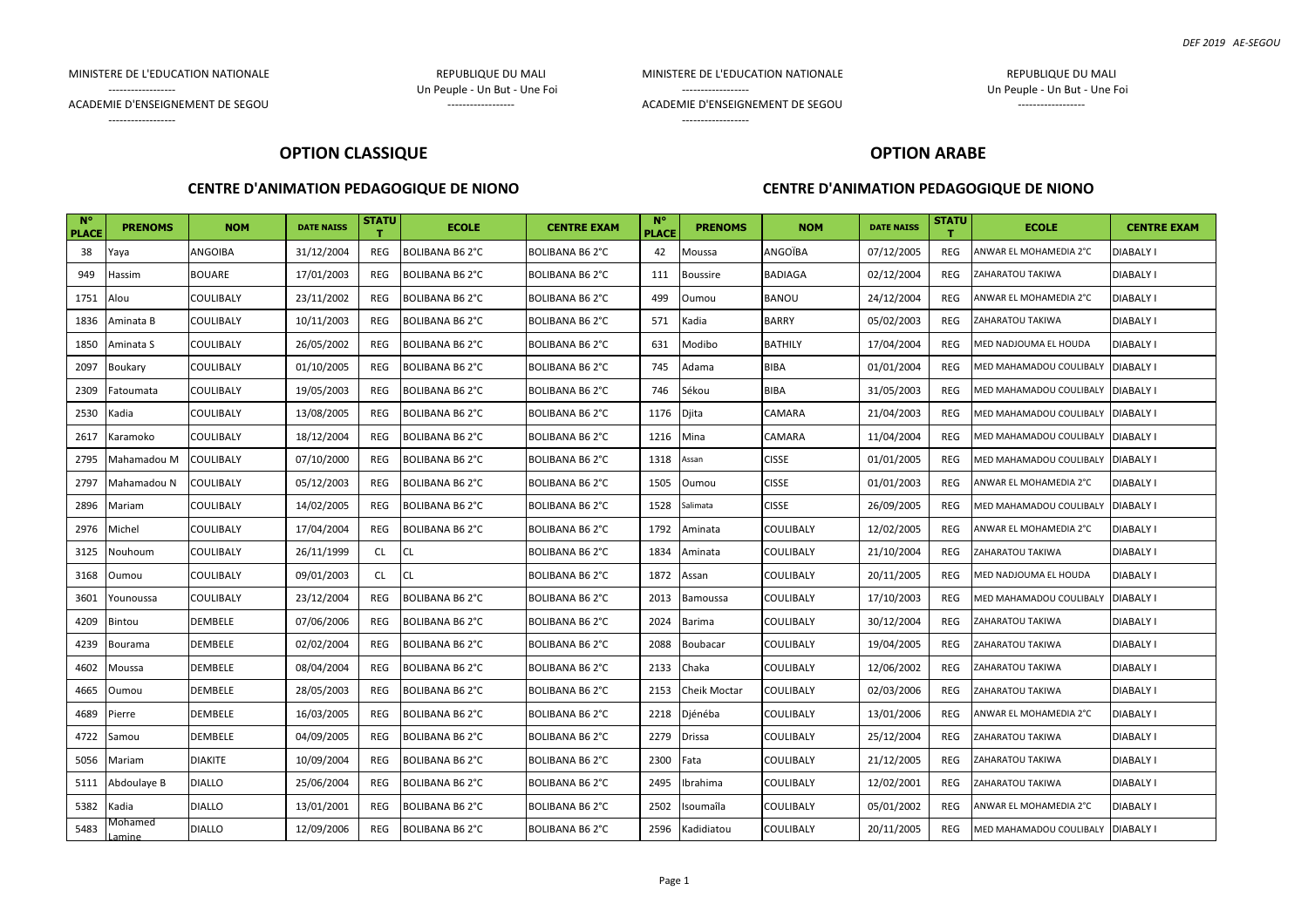MINISTERE DE L'EDUCATION NATIONALE
------------------
ACADEMIE D'ENSEIGNEMENT DE SEGOU
------------------

REPUBLIQUE DU MALI
Un Peuple - Un But - Une Foi
------------------

MINISTERE DE L'EDUCATION NATIONALE
------------------
ACADEMIE D'ENSEIGNEMENT DE SEGOU
------------------

REPUBLIQUE DU MALI
Un Peuple - Un But - Une Foi
------------------

## OPTION CLASSIQUE

### CENTRE D'ANIMATION PEDAGOGIQUE DE NIONO

## OPTION ARABE

### CENTRE D'ANIMATION PEDAGOGIQUE DE NIONO

| N° PLACE | PRENOMS | NOM | DATE NAISS | STATUT | ECOLE | CENTRE EXAM | N° PLACE | PRENOMS | NOM | DATE NAISS | STATUT | ECOLE | CENTRE EXAM |
|---|---|---|---|---|---|---|---|---|---|---|---|---|---|
| 38 | Yaya | ANGOIBA | 31/12/2004 | REG | BOLIBANA B6 2°C | BOLIBANA B6 2°C | 42 | Moussa | ANGOÏBA | 07/12/2005 | REG | ANWAR EL MOHAMEDIA 2°C | DIABALY I |
| 949 | Hassim | BOUARE | 17/01/2003 | REG | BOLIBANA B6 2°C | BOLIBANA B6 2°C | 111 | Boussire | BADIAGA | 02/12/2004 | REG | ZAHARATOU TAKIWA | DIABALY I |
| 1751 | Alou | COULIBALY | 23/11/2002 | REG | BOLIBANA B6 2°C | BOLIBANA B6 2°C | 499 | Oumou | BANOU | 24/12/2004 | REG | ANWAR EL MOHAMEDIA 2°C | DIABALY I |
| 1836 | Aminata B | COULIBALY | 10/11/2003 | REG | BOLIBANA B6 2°C | BOLIBANA B6 2°C | 571 | Kadia | BARRY | 05/02/2003 | REG | ZAHARATOU TAKIWA | DIABALY I |
| 1850 | Aminata S | COULIBALY | 26/05/2002 | REG | BOLIBANA B6 2°C | BOLIBANA B6 2°C | 631 | Modibo | BATHILY | 17/04/2004 | REG | MED NADJOUMA EL HOUDA | DIABALY I |
| 2097 | Boukary | COULIBALY | 01/10/2005 | REG | BOLIBANA B6 2°C | BOLIBANA B6 2°C | 745 | Adama | BIBA | 01/01/2004 | REG | MED MAHAMADOU COULIBALY | DIABALY I |
| 2309 | Fatoumata | COULIBALY | 19/05/2003 | REG | BOLIBANA B6 2°C | BOLIBANA B6 2°C | 746 | Sékou | BIBA | 31/05/2003 | REG | MED MAHAMADOU COULIBALY | DIABALY I |
| 2530 | Kadia | COULIBALY | 13/08/2005 | REG | BOLIBANA B6 2°C | BOLIBANA B6 2°C | 1176 | Djita | CAMARA | 21/04/2003 | REG | MED MAHAMADOU COULIBALY | DIABALY I |
| 2617 | Karamoko | COULIBALY | 18/12/2004 | REG | BOLIBANA B6 2°C | BOLIBANA B6 2°C | 1216 | Mina | CAMARA | 11/04/2004 | REG | MED MAHAMADOU COULIBALY | DIABALY I |
| 2795 | Mahamadou M | COULIBALY | 07/10/2000 | REG | BOLIBANA B6 2°C | BOLIBANA B6 2°C | 1318 | Assan | CISSE | 01/01/2005 | REG | MED MAHAMADOU COULIBALY | DIABALY I |
| 2797 | Mahamadou N | COULIBALY | 05/12/2003 | REG | BOLIBANA B6 2°C | BOLIBANA B6 2°C | 1505 | Oumou | CISSE | 01/01/2003 | REG | ANWAR EL MOHAMEDIA 2°C | DIABALY I |
| 2896 | Mariam | COULIBALY | 14/02/2005 | REG | BOLIBANA B6 2°C | BOLIBANA B6 2°C | 1528 | Salimata | CISSE | 26/09/2005 | REG | MED MAHAMADOU COULIBALY | DIABALY I |
| 2976 | Michel | COULIBALY | 17/04/2004 | REG | BOLIBANA B6 2°C | BOLIBANA B6 2°C | 1792 | Aminata | COULIBALY | 12/02/2005 | REG | ANWAR EL MOHAMEDIA 2°C | DIABALY I |
| 3125 | Nouhoum | COULIBALY | 26/11/1999 | CL | CL | BOLIBANA B6 2°C | 1834 | Aminata | COULIBALY | 21/10/2004 | REG | ZAHARATOU TAKIWA | DIABALY I |
| 3168 | Oumou | COULIBALY | 09/01/2003 | CL | CL | BOLIBANA B6 2°C | 1872 | Assan | COULIBALY | 20/11/2005 | REG | MED NADJOUMA EL HOUDA | DIABALY I |
| 3601 | Younoussa | COULIBALY | 23/12/2004 | REG | BOLIBANA B6 2°C | BOLIBANA B6 2°C | 2013 | Bamoussa | COULIBALY | 17/10/2003 | REG | MED MAHAMADOU COULIBALY | DIABALY I |
| 4209 | Bintou | DEMBELE | 07/06/2006 | REG | BOLIBANA B6 2°C | BOLIBANA B6 2°C | 2024 | Barima | COULIBALY | 30/12/2004 | REG | ZAHARATOU TAKIWA | DIABALY I |
| 4239 | Bourama | DEMBELE | 02/02/2004 | REG | BOLIBANA B6 2°C | BOLIBANA B6 2°C | 2088 | Boubacar | COULIBALY | 19/04/2005 | REG | ZAHARATOU TAKIWA | DIABALY I |
| 4602 | Moussa | DEMBELE | 08/04/2004 | REG | BOLIBANA B6 2°C | BOLIBANA B6 2°C | 2133 | Chaka | COULIBALY | 12/06/2002 | REG | ZAHARATOU TAKIWA | DIABALY I |
| 4665 | Oumou | DEMBELE | 28/05/2003 | REG | BOLIBANA B6 2°C | BOLIBANA B6 2°C | 2153 | Cheik Moctar | COULIBALY | 02/03/2006 | REG | ZAHARATOU TAKIWA | DIABALY I |
| 4689 | Pierre | DEMBELE | 16/03/2005 | REG | BOLIBANA B6 2°C | BOLIBANA B6 2°C | 2218 | Djénéba | COULIBALY | 13/01/2006 | REG | ANWAR EL MOHAMEDIA 2°C | DIABALY I |
| 4722 | Samou | DEMBELE | 04/09/2005 | REG | BOLIBANA B6 2°C | BOLIBANA B6 2°C | 2279 | Drissa | COULIBALY | 25/12/2004 | REG | ZAHARATOU TAKIWA | DIABALY I |
| 5056 | Mariam | DIAKITE | 10/09/2004 | REG | BOLIBANA B6 2°C | BOLIBANA B6 2°C | 2300 | Fata | COULIBALY | 21/12/2005 | REG | ZAHARATOU TAKIWA | DIABALY I |
| 5111 | Abdoulaye B | DIALLO | 25/06/2004 | REG | BOLIBANA B6 2°C | BOLIBANA B6 2°C | 2495 | Ibrahima | COULIBALY | 12/02/2001 | REG | ZAHARATOU TAKIWA | DIABALY I |
| 5382 | Kadia | DIALLO | 13/01/2001 | REG | BOLIBANA B6 2°C | BOLIBANA B6 2°C | 2502 | Isoumaïla | COULIBALY | 05/01/2002 | REG | ANWAR EL MOHAMEDIA 2°C | DIABALY I |
| 5483 | Mohamed Lamine | DIALLO | 12/09/2006 | REG | BOLIBANA B6 2°C | BOLIBANA B6 2°C | 2596 | Kadidiatou | COULIBALY | 20/11/2005 | REG | MED MAHAMADOU COULIBALY | DIABALY I |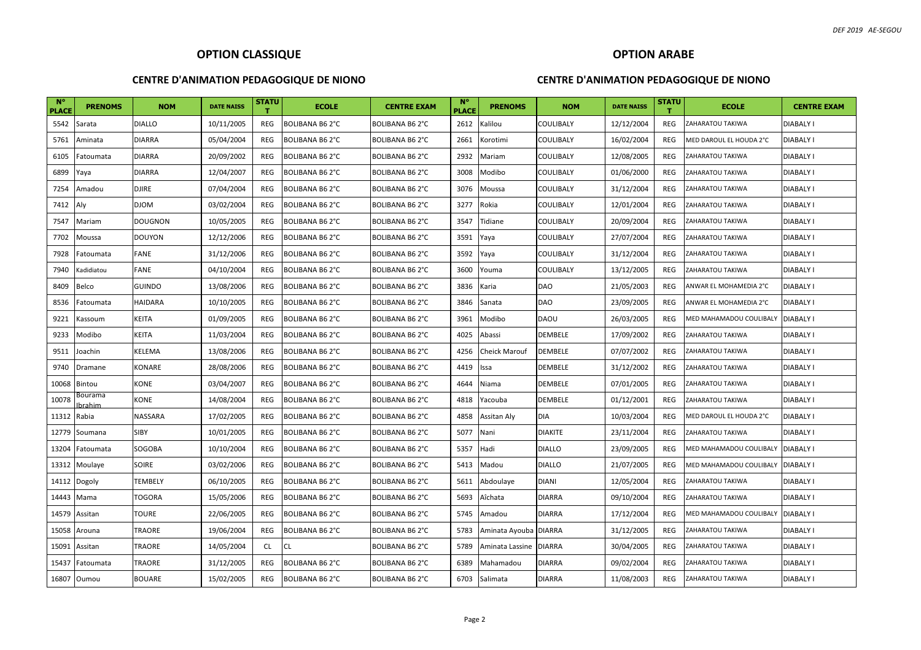*DEF 2019 AE-SEGOU*

## OPTION CLASSIQUE

### CENTRE D'ANIMATION PEDAGOGIQUE DE NIONO

| N° PLACE | PRENOMS | NOM | DATE NAISS | STATUT | ECOLE | CENTRE EXAM |
|---|---|---|---|---|---|---|
| 5542 | Sarata | DIALLO | 10/11/2005 | REG | BOLIBANA B6 2°C | BOLIBANA B6 2°C |
| 5761 | Aminata | DIARRA | 05/04/2004 | REG | BOLIBANA B6 2°C | BOLIBANA B6 2°C |
| 6105 | Fatoumata | DIARRA | 20/09/2002 | REG | BOLIBANA B6 2°C | BOLIBANA B6 2°C |
| 6899 | Yaya | DIARRA | 12/04/2007 | REG | BOLIBANA B6 2°C | BOLIBANA B6 2°C |
| 7254 | Amadou | DJIRE | 07/04/2004 | REG | BOLIBANA B6 2°C | BOLIBANA B6 2°C |
| 7412 | Aly | DJOM | 03/02/2004 | REG | BOLIBANA B6 2°C | BOLIBANA B6 2°C |
| 7547 | Mariam | DOUGNON | 10/05/2005 | REG | BOLIBANA B6 2°C | BOLIBANA B6 2°C |
| 7702 | Moussa | DOUYON | 12/12/2006 | REG | BOLIBANA B6 2°C | BOLIBANA B6 2°C |
| 7928 | Fatoumata | FANE | 31/12/2006 | REG | BOLIBANA B6 2°C | BOLIBANA B6 2°C |
| 7940 | Kadidiatou | FANE | 04/10/2004 | REG | BOLIBANA B6 2°C | BOLIBANA B6 2°C |
| 8409 | Belco | GUINDO | 13/08/2006 | REG | BOLIBANA B6 2°C | BOLIBANA B6 2°C |
| 8536 | Fatoumata | HAIDARA | 10/10/2005 | REG | BOLIBANA B6 2°C | BOLIBANA B6 2°C |
| 9221 | Kassoum | KEITA | 01/09/2005 | REG | BOLIBANA B6 2°C | BOLIBANA B6 2°C |
| 9233 | Modibo | KEITA | 11/03/2004 | REG | BOLIBANA B6 2°C | BOLIBANA B6 2°C |
| 9511 | Joachin | KELEMA | 13/08/2006 | REG | BOLIBANA B6 2°C | BOLIBANA B6 2°C |
| 9740 | Dramane | KONARE | 28/08/2006 | REG | BOLIBANA B6 2°C | BOLIBANA B6 2°C |
| 10068 | Bintou | KONE | 03/04/2007 | REG | BOLIBANA B6 2°C | BOLIBANA B6 2°C |
| 10078 | Bourama Ibrahim | KONE | 14/08/2004 | REG | BOLIBANA B6 2°C | BOLIBANA B6 2°C |
| 11312 | Rabia | NASSARA | 17/02/2005 | REG | BOLIBANA B6 2°C | BOLIBANA B6 2°C |
| 12779 | Soumana | SIBY | 10/01/2005 | REG | BOLIBANA B6 2°C | BOLIBANA B6 2°C |
| 13204 | Fatoumata | SOGOBA | 10/10/2004 | REG | BOLIBANA B6 2°C | BOLIBANA B6 2°C |
| 13312 | Moulaye | SOIRE | 03/02/2006 | REG | BOLIBANA B6 2°C | BOLIBANA B6 2°C |
| 14112 | Dogoly | TEMBELY | 06/10/2005 | REG | BOLIBANA B6 2°C | BOLIBANA B6 2°C |
| 14443 | Mama | TOGORA | 15/05/2006 | REG | BOLIBANA B6 2°C | BOLIBANA B6 2°C |
| 14579 | Assitan | TOURE | 22/06/2005 | REG | BOLIBANA B6 2°C | BOLIBANA B6 2°C |
| 15058 | Arouna | TRAORE | 19/06/2004 | REG | BOLIBANA B6 2°C | BOLIBANA B6 2°C |
| 15091 | Assitan | TRAORE | 14/05/2004 | CL | CL | BOLIBANA B6 2°C |
| 15437 | Fatoumata | TRAORE | 31/12/2005 | REG | BOLIBANA B6 2°C | BOLIBANA B6 2°C |
| 16807 | Oumou | BOUARE | 15/02/2005 | REG | BOLIBANA B6 2°C | BOLIBANA B6 2°C |

## OPTION ARABE

### CENTRE D'ANIMATION PEDAGOGIQUE DE NIONO

| N° PLACE | PRENOMS | NOM | DATE NAISS | STATUT | ECOLE | CENTRE EXAM |
|---|---|---|---|---|---|---|
| 2612 | Kalilou | COULIBALY | 12/12/2004 | REG | ZAHARATOU TAKIWA | DIABALY I |
| 2661 | Korotimi | COULIBALY | 16/02/2004 | REG | MED DAROUL EL HOUDA 2°C | DIABALY I |
| 2932 | Mariam | COULIBALY | 12/08/2005 | REG | ZAHARATOU TAKIWA | DIABALY I |
| 3008 | Modibo | COULIBALY | 01/06/2000 | REG | ZAHARATOU TAKIWA | DIABALY I |
| 3076 | Moussa | COULIBALY | 31/12/2004 | REG | ZAHARATOU TAKIWA | DIABALY I |
| 3277 | Rokia | COULIBALY | 12/01/2004 | REG | ZAHARATOU TAKIWA | DIABALY I |
| 3547 | Tidiane | COULIBALY | 20/09/2004 | REG | ZAHARATOU TAKIWA | DIABALY I |
| 3591 | Yaya | COULIBALY | 27/07/2004 | REG | ZAHARATOU TAKIWA | DIABALY I |
| 3592 | Yaya | COULIBALY | 31/12/2004 | REG | ZAHARATOU TAKIWA | DIABALY I |
| 3600 | Youma | COULIBALY | 13/12/2005 | REG | ZAHARATOU TAKIWA | DIABALY I |
| 3836 | Karia | DAO | 21/05/2003 | REG | ANWAR EL MOHAMEDIA 2°C | DIABALY I |
| 3846 | Sanata | DAO | 23/09/2005 | REG | ANWAR EL MOHAMEDIA 2°C | DIABALY I |
| 3961 | Modibo | DAOU | 26/03/2005 | REG | MED MAHAMADOU COULIBALY | DIABALY I |
| 4025 | Abassi | DEMBELE | 17/09/2002 | REG | ZAHARATOU TAKIWA | DIABALY I |
| 4256 | Cheick Marouf | DEMBELE | 07/07/2002 | REG | ZAHARATOU TAKIWA | DIABALY I |
| 4419 | Issa | DEMBELE | 31/12/2002 | REG | ZAHARATOU TAKIWA | DIABALY I |
| 4644 | Niama | DEMBELE | 07/01/2005 | REG | ZAHARATOU TAKIWA | DIABALY I |
| 4818 | Yacouba | DEMBELE | 01/12/2001 | REG | ZAHARATOU TAKIWA | DIABALY I |
| 4858 | Assitan Aly | DIA | 10/03/2004 | REG | MED DAROUL EL HOUDA 2°C | DIABALY I |
| 5077 | Nani | DIAKITE | 23/11/2004 | REG | ZAHARATOU TAKIWA | DIABALY I |
| 5357 | Hadi | DIALLO | 23/09/2005 | REG | MED MAHAMADOU COULIBALY | DIABALY I |
| 5413 | Madou | DIALLO | 21/07/2005 | REG | MED MAHAMADOU COULIBALY | DIABALY I |
| 5611 | Abdoulaye | DIANI | 12/05/2004 | REG | ZAHARATOU TAKIWA | DIABALY I |
| 5693 | Aîchata | DIARRA | 09/10/2004 | REG | ZAHARATOU TAKIWA | DIABALY I |
| 5745 | Amadou | DIARRA | 17/12/2004 | REG | MED MAHAMADOU COULIBALY | DIABALY I |
| 5783 | Aminata Ayouba | DIARRA | 31/12/2005 | REG | ZAHARATOU TAKIWA | DIABALY I |
| 5789 | Aminata Lassine | DIARRA | 30/04/2005 | REG | ZAHARATOU TAKIWA | DIABALY I |
| 6389 | Mahamadou | DIARRA | 09/02/2004 | REG | ZAHARATOU TAKIWA | DIABALY I |
| 6703 | Salimata | DIARRA | 11/08/2003 | REG | ZAHARATOU TAKIWA | DIABALY I |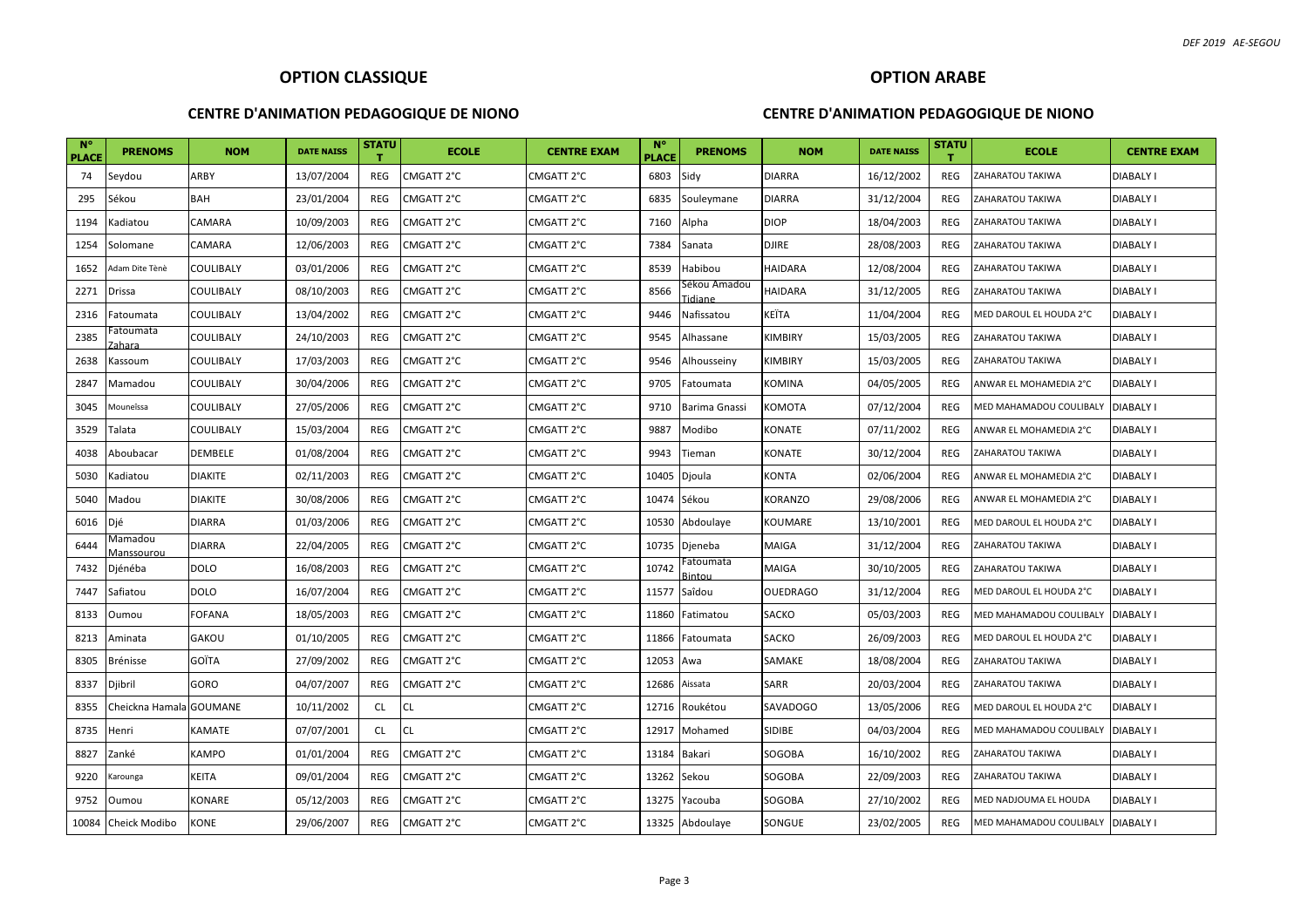## OPTION CLASSIQUE

### CENTRE D'ANIMATION PEDAGOGIQUE DE NIONO

| N° PLACE | PRENOMS | NOM | DATE NAISS | STATUT | ECOLE | CENTRE EXAM |
|---|---|---|---|---|---|---|
| 74 | Seydou | ARBY | 13/07/2004 | REG | CMGATT 2°C | CMGATT 2°C |
| 295 | Sékou | BAH | 23/01/2004 | REG | CMGATT 2°C | CMGATT 2°C |
| 1194 | Kadiatou | CAMARA | 10/09/2003 | REG | CMGATT 2°C | CMGATT 2°C |
| 1254 | Solomane | CAMARA | 12/06/2003 | REG | CMGATT 2°C | CMGATT 2°C |
| 1652 | Adam Dite Tènè | COULIBALY | 03/01/2006 | REG | CMGATT 2°C | CMGATT 2°C |
| 2271 | Drissa | COULIBALY | 08/10/2003 | REG | CMGATT 2°C | CMGATT 2°C |
| 2316 | Fatoumata | COULIBALY | 13/04/2002 | REG | CMGATT 2°C | CMGATT 2°C |
| 2385 | Fatoumata Zahara | COULIBALY | 24/10/2003 | REG | CMGATT 2°C | CMGATT 2°C |
| 2638 | Kassoum | COULIBALY | 17/03/2003 | REG | CMGATT 2°C | CMGATT 2°C |
| 2847 | Mamadou | COULIBALY | 30/04/2006 | REG | CMGATT 2°C | CMGATT 2°C |
| 3045 | Mounetssa | COULIBALY | 27/05/2006 | REG | CMGATT 2°C | CMGATT 2°C |
| 3529 | Talata | COULIBALY | 15/03/2004 | REG | CMGATT 2°C | CMGATT 2°C |
| 4038 | Aboubacar | DEMBELE | 01/08/2004 | REG | CMGATT 2°C | CMGATT 2°C |
| 5030 | Kadiatou | DIAKITE | 02/11/2003 | REG | CMGATT 2°C | CMGATT 2°C |
| 5040 | Madou | DIAKITE | 30/08/2006 | REG | CMGATT 2°C | CMGATT 2°C |
| 6016 | Djé | DIARRA | 01/03/2006 | REG | CMGATT 2°C | CMGATT 2°C |
| 6444 | Mamadou Manssourou | DIARRA | 22/04/2005 | REG | CMGATT 2°C | CMGATT 2°C |
| 7432 | Djénéba | DOLO | 16/08/2003 | REG | CMGATT 2°C | CMGATT 2°C |
| 7447 | Safiatou | DOLO | 16/07/2004 | REG | CMGATT 2°C | CMGATT 2°C |
| 8133 | Oumou | FOFANA | 18/05/2003 | REG | CMGATT 2°C | CMGATT 2°C |
| 8213 | Aminata | GAKOU | 01/10/2005 | REG | CMGATT 2°C | CMGATT 2°C |
| 8305 | Brénisse | GOÏTA | 27/09/2002 | REG | CMGATT 2°C | CMGATT 2°C |
| 8337 | Djibril | GORO | 04/07/2007 | REG | CMGATT 2°C | CMGATT 2°C |
| 8355 | Cheickna Hamala | GOUMANE | 10/11/2002 | CL | CL | CMGATT 2°C |
| 8735 | Henri | KAMATE | 07/07/2001 | CL | CL | CMGATT 2°C |
| 8827 | Zanké | KAMPO | 01/01/2004 | REG | CMGATT 2°C | CMGATT 2°C |
| 9220 | Karounga | KEITA | 09/01/2004 | REG | CMGATT 2°C | CMGATT 2°C |
| 9752 | Oumou | KONARE | 05/12/2003 | REG | CMGATT 2°C | CMGATT 2°C |
| 10084 | Cheick Modibo | KONE | 29/06/2007 | REG | CMGATT 2°C | CMGATT 2°C |

## OPTION ARABE

### CENTRE D'ANIMATION PEDAGOGIQUE DE NIONO

| N° PLACE | PRENOMS | NOM | DATE NAISS | STATUT | ECOLE | CENTRE EXAM |
|---|---|---|---|---|---|---|
| 6803 | Sidy | DIARRA | 16/12/2002 | REG | ZAHARATOU TAKIWA | DIABALY I |
| 6835 | Souleymane | DIARRA | 31/12/2004 | REG | ZAHARATOU TAKIWA | DIABALY I |
| 7160 | Alpha | DIOP | 18/04/2003 | REG | ZAHARATOU TAKIWA | DIABALY I |
| 7384 | Sanata | DJIRE | 28/08/2003 | REG | ZAHARATOU TAKIWA | DIABALY I |
| 8539 | Habibou | HAIDARA | 12/08/2004 | REG | ZAHARATOU TAKIWA | DIABALY I |
| 8566 | Sékou Amadou Tidiane | HAIDARA | 31/12/2005 | REG | ZAHARATOU TAKIWA | DIABALY I |
| 9446 | Nafissatou | KEÏTA | 11/04/2004 | REG | MED DAROUL EL HOUDA 2°C | DIABALY I |
| 9545 | Alhassane | KIMBIRY | 15/03/2005 | REG | ZAHARATOU TAKIWA | DIABALY I |
| 9546 | Alhousseiny | KIMBIRY | 15/03/2005 | REG | ZAHARATOU TAKIWA | DIABALY I |
| 9705 | Fatoumata | KOMINA | 04/05/2005 | REG | ANWAR EL MOHAMEDIA 2°C | DIABALY I |
| 9710 | Barima Gnassi | KOMOTA | 07/12/2004 | REG | MED MAHAMADOU COULIBALY | DIABALY I |
| 9887 | Modibo | KONATE | 07/11/2002 | REG | ANWAR EL MOHAMEDIA 2°C | DIABALY I |
| 9943 | Tieman | KONATE | 30/12/2004 | REG | ZAHARATOU TAKIWA | DIABALY I |
| 10405 | Djoula | KONTA | 02/06/2004 | REG | ANWAR EL MOHAMEDIA 2°C | DIABALY I |
| 10474 | Sékou | KORANZO | 29/08/2006 | REG | ANWAR EL MOHAMEDIA 2°C | DIABALY I |
| 10530 | Abdoulaye | KOUMARE | 13/10/2001 | REG | MED DAROUL EL HOUDA 2°C | DIABALY I |
| 10735 | Djeneba | MAIGA | 31/12/2004 | REG | ZAHARATOU TAKIWA | DIABALY I |
| 10742 | Fatoumata Bintou | MAIGA | 30/10/2005 | REG | ZAHARATOU TAKIWA | DIABALY I |
| 11577 | Saïdou | OUEDRAGO | 31/12/2004 | REG | MED DAROUL EL HOUDA 2°C | DIABALY I |
| 11860 | Fatimatou | SACKO | 05/03/2003 | REG | MED MAHAMADOU COULIBALY | DIABALY I |
| 11866 | Fatoumata | SACKO | 26/09/2003 | REG | MED DAROUL EL HOUDA 2°C | DIABALY I |
| 12053 | Awa | SAMAKE | 18/08/2004 | REG | ZAHARATOU TAKIWA | DIABALY I |
| 12686 | Aissata | SARR | 20/03/2004 | REG | ZAHARATOU TAKIWA | DIABALY I |
| 12716 | Roukétou | SAVADOGO | 13/05/2006 | REG | MED DAROUL EL HOUDA 2°C | DIABALY I |
| 12917 | Mohamed | SIDIBE | 04/03/2004 | REG | MED MAHAMADOU COULIBALY | DIABALY I |
| 13184 | Bakari | SOGOBA | 16/10/2002 | REG | ZAHARATOU TAKIWA | DIABALY I |
| 13262 | Sekou | SOGOBA | 22/09/2003 | REG | ZAHARATOU TAKIWA | DIABALY I |
| 13275 | Yacouba | SOGOBA | 27/10/2002 | REG | MED NADJOUMA EL HOUDA | DIABALY I |
| 13325 | Abdoulaye | SONGUE | 23/02/2005 | REG | MED MAHAMADOU COULIBALY | DIABALY I |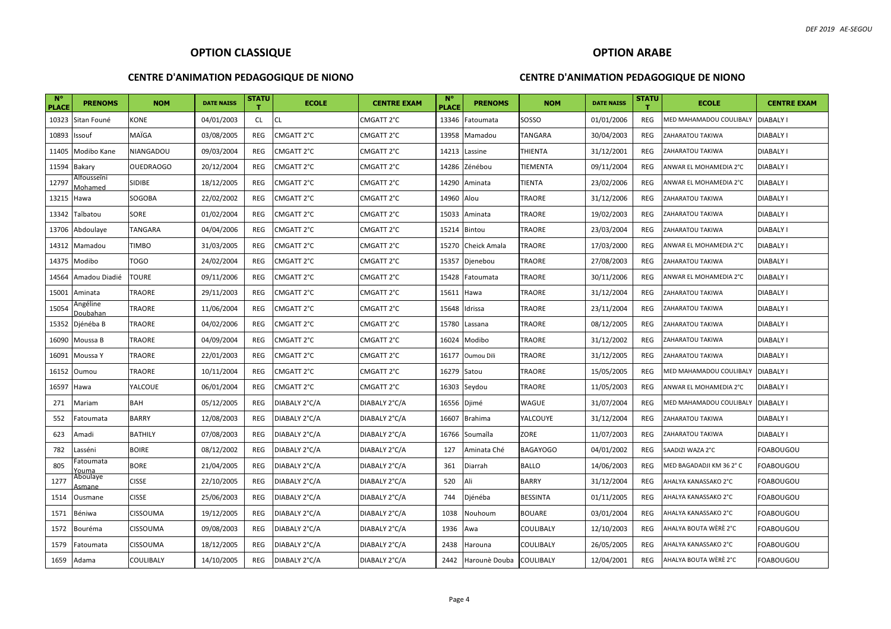## OPTION CLASSIQUE

### CENTRE D'ANIMATION PEDAGOGIQUE DE NIONO

| N° PLACE | PRENOMS | NOM | DATE NAISS | STATUT | ECOLE | CENTRE EXAM |
|---|---|---|---|---|---|---|
| 10323 | Sitan Founé | KONE | 04/01/2003 | CL | CL | CMGATT 2°C |
| 10893 | Issouf | MAÏGA | 03/08/2005 | REG | CMGATT 2°C | CMGATT 2°C |
| 11405 | Modibo Kane | NIANGADOU | 09/03/2004 | REG | CMGATT 2°C | CMGATT 2°C |
| 11594 | Bakary | OUEDRAOGO | 20/12/2004 | REG | CMGATT 2°C | CMGATT 2°C |
| 12797 | Alfousseïni Mohamed | SIDIBE | 18/12/2005 | REG | CMGATT 2°C | CMGATT 2°C |
| 13215 | Hawa | SOGOBA | 22/02/2002 | REG | CMGATT 2°C | CMGATT 2°C |
| 13342 | Taîbatou | SORE | 01/02/2004 | REG | CMGATT 2°C | CMGATT 2°C |
| 13706 | Abdoulaye | TANGARA | 04/04/2006 | REG | CMGATT 2°C | CMGATT 2°C |
| 14312 | Mamadou | TIMBO | 31/03/2005 | REG | CMGATT 2°C | CMGATT 2°C |
| 14375 | Modibo | TOGO | 24/02/2004 | REG | CMGATT 2°C | CMGATT 2°C |
| 14564 | Amadou Diadié | TOURE | 09/11/2006 | REG | CMGATT 2°C | CMGATT 2°C |
| 15001 | Aminata | TRAORE | 29/11/2003 | REG | CMGATT 2°C | CMGATT 2°C |
| 15054 | Angéline Doubahan | TRAORE | 11/06/2004 | REG | CMGATT 2°C | CMGATT 2°C |
| 15352 | Djénéba B | TRAORE | 04/02/2006 | REG | CMGATT 2°C | CMGATT 2°C |
| 16090 | Moussa B | TRAORE | 04/09/2004 | REG | CMGATT 2°C | CMGATT 2°C |
| 16091 | Moussa Y | TRAORE | 22/01/2003 | REG | CMGATT 2°C | CMGATT 2°C |
| 16152 | Oumou | TRAORE | 10/11/2004 | REG | CMGATT 2°C | CMGATT 2°C |
| 16597 | Hawa | YALCOUE | 06/01/2004 | REG | CMGATT 2°C | CMGATT 2°C |
| 271 | Mariam | BAH | 05/12/2005 | REG | DIABALY 2°C/A | DIABALY 2°C/A |
| 552 | Fatoumata | BARRY | 12/08/2003 | REG | DIABALY 2°C/A | DIABALY 2°C/A |
| 623 | Amadi | BATHILY | 07/08/2003 | REG | DIABALY 2°C/A | DIABALY 2°C/A |
| 782 | Lasséni | BOIRE | 08/12/2002 | REG | DIABALY 2°C/A | DIABALY 2°C/A |
| 805 | Fatoumata Youma | BORE | 21/04/2005 | REG | DIABALY 2°C/A | DIABALY 2°C/A |
| 1277 | Aboulaye Asmane | CISSE | 22/10/2005 | REG | DIABALY 2°C/A | DIABALY 2°C/A |
| 1514 | Ousmane | CISSE | 25/06/2003 | REG | DIABALY 2°C/A | DIABALY 2°C/A |
| 1571 | Béniwa | CISSOUMA | 19/12/2005 | REG | DIABALY 2°C/A | DIABALY 2°C/A |
| 1572 | Bouréma | CISSOUMA | 09/08/2003 | REG | DIABALY 2°C/A | DIABALY 2°C/A |
| 1579 | Fatoumata | CISSOUMA | 18/12/2005 | REG | DIABALY 2°C/A | DIABALY 2°C/A |
| 1659 | Adama | COULIBALY | 14/10/2005 | REG | DIABALY 2°C/A | DIABALY 2°C/A |

## OPTION ARABE

### CENTRE D'ANIMATION PEDAGOGIQUE DE NIONO

| N° PLACE | PRENOMS | NOM | DATE NAISS | STATUT | ECOLE | CENTRE EXAM |
|---|---|---|---|---|---|---|
| 13346 | Fatoumata | SOSSO | 01/01/2006 | REG | MED MAHAMADOU COULIBALY | DIABALY I |
| 13958 | Mamadou | TANGARA | 30/04/2003 | REG | ZAHARATOU TAKIWA | DIABALY I |
| 14213 | Lassine | THIENTA | 31/12/2001 | REG | ZAHARATOU TAKIWA | DIABALY I |
| 14286 | Zénébou | TIEMENTA | 09/11/2004 | REG | ANWAR EL MOHAMEDIA 2°C | DIABALY I |
| 14290 | Aminata | TIENTA | 23/02/2006 | REG | ANWAR EL MOHAMEDIA 2°C | DIABALY I |
| 14960 | Alou | TRAORE | 31/12/2006 | REG | ZAHARATOU TAKIWA | DIABALY I |
| 15033 | Aminata | TRAORE | 19/02/2003 | REG | ZAHARATOU TAKIWA | DIABALY I |
| 15214 | Bintou | TRAORE | 23/03/2004 | REG | ZAHARATOU TAKIWA | DIABALY I |
| 15270 | Cheick Amala | TRAORE | 17/03/2000 | REG | ANWAR EL MOHAMEDIA 2°C | DIABALY I |
| 15357 | Djenebou | TRAORE | 27/08/2003 | REG | ZAHARATOU TAKIWA | DIABALY I |
| 15428 | Fatoumata | TRAORE | 30/11/2006 | REG | ANWAR EL MOHAMEDIA 2°C | DIABALY I |
| 15611 | Hawa | TRAORE | 31/12/2004 | REG | ZAHARATOU TAKIWA | DIABALY I |
| 15648 | Idrissa | TRAORE | 23/11/2004 | REG | ZAHARATOU TAKIWA | DIABALY I |
| 15780 | Lassana | TRAORE | 08/12/2005 | REG | ZAHARATOU TAKIWA | DIABALY I |
| 16024 | Modibo | TRAORE | 31/12/2002 | REG | ZAHARATOU TAKIWA | DIABALY I |
| 16177 | Oumou Dili | TRAORE | 31/12/2005 | REG | ZAHARATOU TAKIWA | DIABALY I |
| 16279 | Satou | TRAORE | 15/05/2005 | REG | MED MAHAMADOU COULIBALY | DIABALY I |
| 16303 | Seydou | TRAORE | 11/05/2003 | REG | ANWAR EL MOHAMEDIA 2°C | DIABALY I |
| 16556 | Djimé | WAGUE | 31/07/2004 | REG | MED MAHAMADOU COULIBALY | DIABALY I |
| 16607 | Brahima | YALCOUYE | 31/12/2004 | REG | ZAHARATOU TAKIWA | DIABALY I |
| 16766 | Soumaïla | ZORE | 11/07/2003 | REG | ZAHARATOU TAKIWA | DIABALY I |
| 127 | Aminata Ché | BAGAYOGO | 04/01/2002 | REG | SAADIZI WAZA 2°C | FOABOUGOU |
| 361 | Diarrah | BALLO | 14/06/2003 | REG | MED BAGADADJI KM 36 2° C | FOABOUGOU |
| 520 | Ali | BARRY | 31/12/2004 | REG | AHALYA KANASSAKO 2°C | FOABOUGOU |
| 744 | Djénéba | BESSINTA | 01/11/2005 | REG | AHALYA KANASSAKO 2°C | FOABOUGOU |
| 1038 | Nouhoum | BOUARE | 03/01/2004 | REG | AHALYA KANASSAKO 2°C | FOABOUGOU |
| 1936 | Awa | COULIBALY | 12/10/2003 | REG | AHALYA BOUTA WÈRÈ 2°C | FOABOUGOU |
| 2438 | Harouna | COULIBALY | 26/05/2005 | REG | AHALYA KANASSAKO 2°C | FOABOUGOU |
| 2442 | Harounè Douba | COULIBALY | 12/04/2001 | REG | AHALYA BOUTA WÈRÈ 2°C | FOABOUGOU |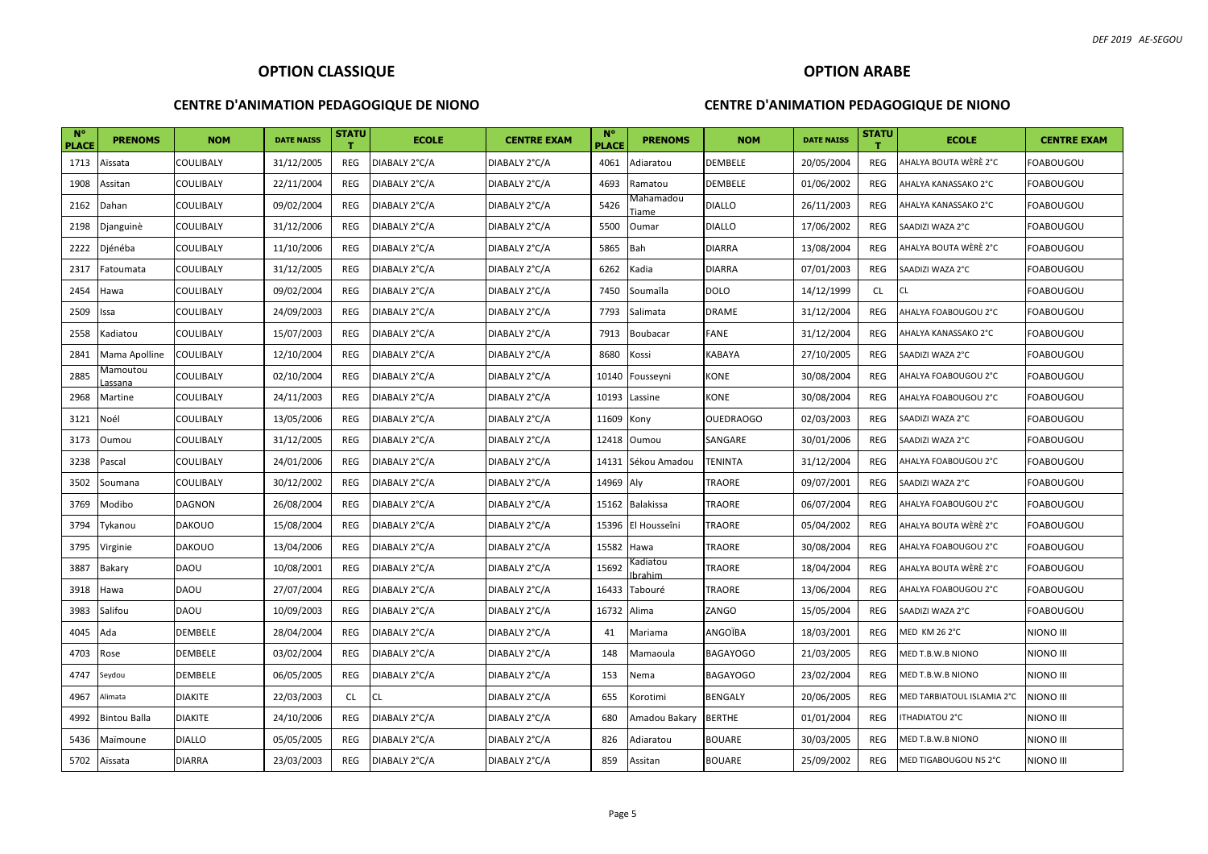## OPTION CLASSIQUE

### CENTRE D'ANIMATION PEDAGOGIQUE DE NIONO

| N° PLACE | PRENOMS | NOM | DATE NAISS | STATUT | ECOLE | CENTRE EXAM |
|---|---|---|---|---|---|---|
| 1713 | Aïssata | COULIBALY | 31/12/2005 | REG | DIABALY 2°C/A | DIABALY 2°C/A |
| 1908 | Assitan | COULIBALY | 22/11/2004 | REG | DIABALY 2°C/A | DIABALY 2°C/A |
| 2162 | Dahan | COULIBALY | 09/02/2004 | REG | DIABALY 2°C/A | DIABALY 2°C/A |
| 2198 | Djanguinè | COULIBALY | 31/12/2006 | REG | DIABALY 2°C/A | DIABALY 2°C/A |
| 2222 | Djénéba | COULIBALY | 11/10/2006 | REG | DIABALY 2°C/A | DIABALY 2°C/A |
| 2317 | Fatoumata | COULIBALY | 31/12/2005 | REG | DIABALY 2°C/A | DIABALY 2°C/A |
| 2454 | Hawa | COULIBALY | 09/02/2004 | REG | DIABALY 2°C/A | DIABALY 2°C/A |
| 2509 | Issa | COULIBALY | 24/09/2003 | REG | DIABALY 2°C/A | DIABALY 2°C/A |
| 2558 | Kadiatou | COULIBALY | 15/07/2003 | REG | DIABALY 2°C/A | DIABALY 2°C/A |
| 2841 | Mama Apolline | COULIBALY | 12/10/2004 | REG | DIABALY 2°C/A | DIABALY 2°C/A |
| 2885 | Mamoutou Lassana | COULIBALY | 02/10/2004 | REG | DIABALY 2°C/A | DIABALY 2°C/A |
| 2968 | Martine | COULIBALY | 24/11/2003 | REG | DIABALY 2°C/A | DIABALY 2°C/A |
| 3121 | Noél | COULIBALY | 13/05/2006 | REG | DIABALY 2°C/A | DIABALY 2°C/A |
| 3173 | Oumou | COULIBALY | 31/12/2005 | REG | DIABALY 2°C/A | DIABALY 2°C/A |
| 3238 | Pascal | COULIBALY | 24/01/2006 | REG | DIABALY 2°C/A | DIABALY 2°C/A |
| 3502 | Soumana | COULIBALY | 30/12/2002 | REG | DIABALY 2°C/A | DIABALY 2°C/A |
| 3769 | Modibo | DAGNON | 26/08/2004 | REG | DIABALY 2°C/A | DIABALY 2°C/A |
| 3794 | Tykanou | DAKOUO | 15/08/2004 | REG | DIABALY 2°C/A | DIABALY 2°C/A |
| 3795 | Virginie | DAKOUO | 13/04/2006 | REG | DIABALY 2°C/A | DIABALY 2°C/A |
| 3887 | Bakary | DAOU | 10/08/2001 | REG | DIABALY 2°C/A | DIABALY 2°C/A |
| 3918 | Hawa | DAOU | 27/07/2004 | REG | DIABALY 2°C/A | DIABALY 2°C/A |
| 3983 | Salifou | DAOU | 10/09/2003 | REG | DIABALY 2°C/A | DIABALY 2°C/A |
| 4045 | Ada | DEMBELE | 28/04/2004 | REG | DIABALY 2°C/A | DIABALY 2°C/A |
| 4703 | Rose | DEMBELE | 03/02/2004 | REG | DIABALY 2°C/A | DIABALY 2°C/A |
| 4747 | Seydou | DEMBELE | 06/05/2005 | REG | DIABALY 2°C/A | DIABALY 2°C/A |
| 4967 | Alimata | DIAKITE | 22/03/2003 | CL | CL | DIABALY 2°C/A |
| 4992 | Bintou Balla | DIAKITE | 24/10/2006 | REG | DIABALY 2°C/A | DIABALY 2°C/A |
| 5436 | Maïmoune | DIALLO | 05/05/2005 | REG | DIABALY 2°C/A | DIABALY 2°C/A |
| 5702 | Aïssata | DIARRA | 23/03/2003 | REG | DIABALY 2°C/A | DIABALY 2°C/A |

## OPTION ARABE

### CENTRE D'ANIMATION PEDAGOGIQUE DE NIONO

| N° PLACE | PRENOMS | NOM | DATE NAISS | STATUT | ECOLE | CENTRE EXAM |
|---|---|---|---|---|---|---|
| 4061 | Adiaratou | DEMBELE | 20/05/2004 | REG | AHALYA BOUTA WÈRÈ 2°C | FOABOUGOU |
| 4693 | Ramatou | DEMBELE | 01/06/2002 | REG | AHALYA KANASSAKO 2°C | FOABOUGOU |
| 5426 | Mahamadou Tiame | DIALLO | 26/11/2003 | REG | AHALYA KANASSAKO 2°C | FOABOUGOU |
| 5500 | Oumar | DIALLO | 17/06/2002 | REG | SAADIZI WAZA 2°C | FOABOUGOU |
| 5865 | Bah | DIARRA | 13/08/2004 | REG | AHALYA BOUTA WÈRÈ 2°C | FOABOUGOU |
| 6262 | Kadia | DIARRA | 07/01/2003 | REG | SAADIZI WAZA 2°C | FOABOUGOU |
| 7450 | Soumaïla | DOLO | 14/12/1999 | CL | CL | FOABOUGOU |
| 7793 | Salimata | DRAME | 31/12/2004 | REG | AHALYA FOABOUGOU 2°C | FOABOUGOU |
| 7913 | Boubacar | FANE | 31/12/2004 | REG | AHALYA KANASSAKO 2°C | FOABOUGOU |
| 8680 | Kossi | KABAYA | 27/10/2005 | REG | SAADIZI WAZA 2°C | FOABOUGOU |
| 10140 | Fousseyni | KONE | 30/08/2004 | REG | AHALYA FOABOUGOU 2°C | FOABOUGOU |
| 10193 | Lassine | KONE | 30/08/2004 | REG | AHALYA FOABOUGOU 2°C | FOABOUGOU |
| 11609 | Kony | OUEDRAOGO | 02/03/2003 | REG | SAADIZI WAZA 2°C | FOABOUGOU |
| 12418 | Oumou | SANGARE | 30/01/2006 | REG | SAADIZI WAZA 2°C | FOABOUGOU |
| 14131 | Sékou Amadou | TENINTA | 31/12/2004 | REG | AHALYA FOABOUGOU 2°C | FOABOUGOU |
| 14969 | Aly | TRAORE | 09/07/2001 | REG | SAADIZI WAZA 2°C | FOABOUGOU |
| 15162 | Balakissa | TRAORE | 06/07/2004 | REG | AHALYA FOABOUGOU 2°C | FOABOUGOU |
| 15396 | El Housseîni | TRAORE | 05/04/2002 | REG | AHALYA BOUTA WÈRÈ 2°C | FOABOUGOU |
| 15582 | Hawa | TRAORE | 30/08/2004 | REG | AHALYA FOABOUGOU 2°C | FOABOUGOU |
| 15692 | Kadiatou Ibrahim | TRAORE | 18/04/2004 | REG | AHALYA BOUTA WÈRÈ 2°C | FOABOUGOU |
| 16433 | Tabouré | TRAORE | 13/06/2004 | REG | AHALYA FOABOUGOU 2°C | FOABOUGOU |
| 16732 | Alima | ZANGO | 15/05/2004 | REG | SAADIZI WAZA 2°C | FOABOUGOU |
| 41 | Mariama | ANGOÏBA | 18/03/2001 | REG | MED KM 26 2°C | NIONO III |
| 148 | Mamaoula | BAGAYOGO | 21/03/2005 | REG | MED T.B.W.B NIONO | NIONO III |
| 153 | Nema | BAGAYOGO | 23/02/2004 | REG | MED T.B.W.B NIONO | NIONO III |
| 655 | Korotimi | BENGALY | 20/06/2005 | REG | MED TARBIATOUL ISLAMIA 2°C | NIONO III |
| 680 | Amadou Bakary | BERTHE | 01/01/2004 | REG | ITHADIATOU 2°C | NIONO III |
| 826 | Adiaratou | BOUARE | 30/03/2005 | REG | MED T.B.W.B NIONO | NIONO III |
| 859 | Assitan | BOUARE | 25/09/2002 | REG | MED TIGABOUGOU N5 2°C | NIONO III |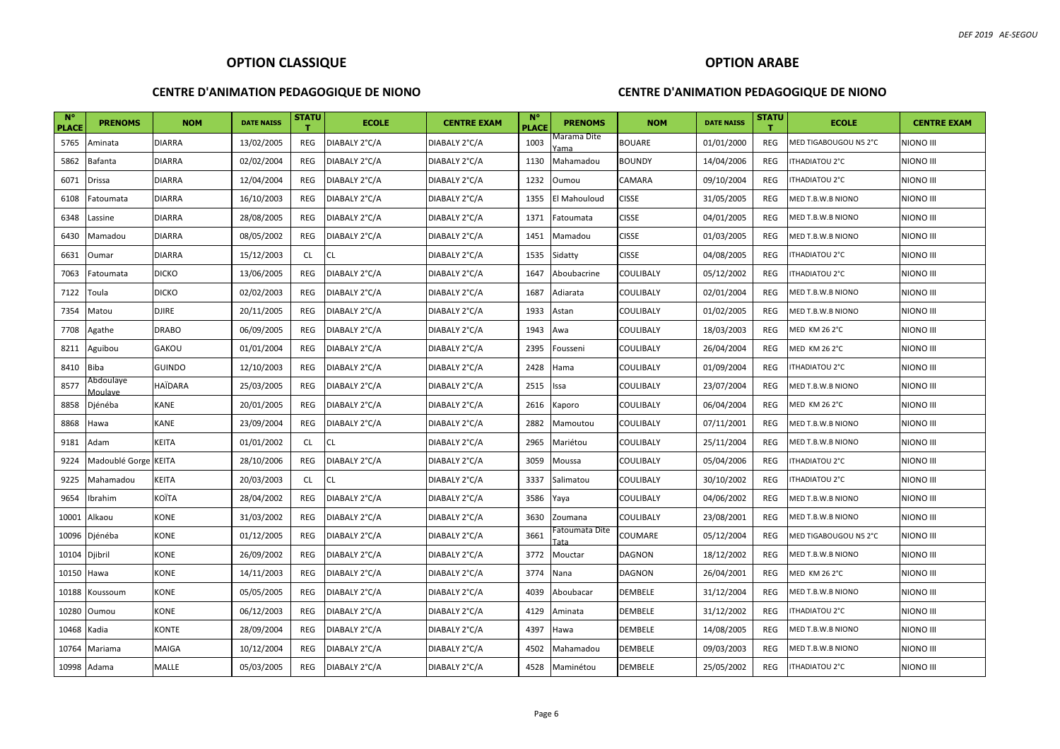## OPTION CLASSIQUE

### CENTRE D'ANIMATION PEDAGOGIQUE DE NIONO

| N° PLACE | PRENOMS | NOM | DATE NAISS | STATUT | ECOLE | CENTRE EXAM |
|---|---|---|---|---|---|---|
| 5765 | Aminata | DIARRA | 13/02/2005 | REG | DIABALY 2°C/A | DIABALY 2°C/A |
| 5862 | Bafanta | DIARRA | 02/02/2004 | REG | DIABALY 2°C/A | DIABALY 2°C/A |
| 6071 | Drissa | DIARRA | 12/04/2004 | REG | DIABALY 2°C/A | DIABALY 2°C/A |
| 6108 | Fatoumata | DIARRA | 16/10/2003 | REG | DIABALY 2°C/A | DIABALY 2°C/A |
| 6348 | Lassine | DIARRA | 28/08/2005 | REG | DIABALY 2°C/A | DIABALY 2°C/A |
| 6430 | Mamadou | DIARRA | 08/05/2002 | REG | DIABALY 2°C/A | DIABALY 2°C/A |
| 6631 | Oumar | DIARRA | 15/12/2003 | CL | CL | DIABALY 2°C/A |
| 7063 | Fatoumata | DICKO | 13/06/2005 | REG | DIABALY 2°C/A | DIABALY 2°C/A |
| 7122 | Toula | DICKO | 02/02/2003 | REG | DIABALY 2°C/A | DIABALY 2°C/A |
| 7354 | Matou | DJIRE | 20/11/2005 | REG | DIABALY 2°C/A | DIABALY 2°C/A |
| 7708 | Agathe | DRABO | 06/09/2005 | REG | DIABALY 2°C/A | DIABALY 2°C/A |
| 8211 | Aguibou | GAKOU | 01/01/2004 | REG | DIABALY 2°C/A | DIABALY 2°C/A |
| 8410 | Biba | GUINDO | 12/10/2003 | REG | DIABALY 2°C/A | DIABALY 2°C/A |
| 8577 | Abdoulaye Moulaye | HAÏDARA | 25/03/2005 | REG | DIABALY 2°C/A | DIABALY 2°C/A |
| 8858 | Djénéba | KANE | 20/01/2005 | REG | DIABALY 2°C/A | DIABALY 2°C/A |
| 8868 | Hawa | KANE | 23/09/2004 | REG | DIABALY 2°C/A | DIABALY 2°C/A |
| 9181 | Adam | KEITA | 01/01/2002 | CL | CL | DIABALY 2°C/A |
| 9224 | Madoublé Gorge | KEITA | 28/10/2006 | REG | DIABALY 2°C/A | DIABALY 2°C/A |
| 9225 | Mahamadou | KEITA | 20/03/2003 | CL | CL | DIABALY 2°C/A |
| 9654 | Ibrahim | KOÏTA | 28/04/2002 | REG | DIABALY 2°C/A | DIABALY 2°C/A |
| 10001 | Alkaou | KONE | 31/03/2002 | REG | DIABALY 2°C/A | DIABALY 2°C/A |
| 10096 | Djénéba | KONE | 01/12/2005 | REG | DIABALY 2°C/A | DIABALY 2°C/A |
| 10104 | Djibril | KONE | 26/09/2002 | REG | DIABALY 2°C/A | DIABALY 2°C/A |
| 10150 | Hawa | KONE | 14/11/2003 | REG | DIABALY 2°C/A | DIABALY 2°C/A |
| 10188 | Koussoum | KONE | 05/05/2005 | REG | DIABALY 2°C/A | DIABALY 2°C/A |
| 10280 | Oumou | KONE | 06/12/2003 | REG | DIABALY 2°C/A | DIABALY 2°C/A |
| 10468 | Kadia | KONTE | 28/09/2004 | REG | DIABALY 2°C/A | DIABALY 2°C/A |
| 10764 | Mariama | MAIGA | 10/12/2004 | REG | DIABALY 2°C/A | DIABALY 2°C/A |
| 10998 | Adama | MALLE | 05/03/2005 | REG | DIABALY 2°C/A | DIABALY 2°C/A |

## OPTION ARABE

### CENTRE D'ANIMATION PEDAGOGIQUE DE NIONO

| N° PLACE | PRENOMS | NOM | DATE NAISS | STATUT | ECOLE | CENTRE EXAM |
|---|---|---|---|---|---|---|
| 1003 | Marama Dite Yama | BOUARE | 01/01/2000 | REG | MED TIGABOUGOU N5 2°C | NIONO III |
| 1130 | Mahamadou | BOUNDY | 14/04/2006 | REG | ITHADIATOU 2°C | NIONO III |
| 1232 | Oumou | CAMARA | 09/10/2004 | REG | ITHADIATOU 2°C | NIONO III |
| 1355 | El Mahouloud | CISSE | 31/05/2005 | REG | MED T.B.W.B NIONO | NIONO III |
| 1371 | Fatoumata | CISSE | 04/01/2005 | REG | MED T.B.W.B NIONO | NIONO III |
| 1451 | Mamadou | CISSE | 01/03/2005 | REG | MED T.B.W.B NIONO | NIONO III |
| 1535 | Sidatty | CISSE | 04/08/2005 | REG | ITHADIATOU 2°C | NIONO III |
| 1647 | Aboubacrine | COULIBALY | 05/12/2002 | REG | ITHADIATOU 2°C | NIONO III |
| 1687 | Adiarata | COULIBALY | 02/01/2004 | REG | MED T.B.W.B NIONO | NIONO III |
| 1933 | Astan | COULIBALY | 01/02/2005 | REG | MED T.B.W.B NIONO | NIONO III |
| 1943 | Awa | COULIBALY | 18/03/2003 | REG | MED KM 26 2°C | NIONO III |
| 2395 | Fousseni | COULIBALY | 26/04/2004 | REG | MED KM 26 2°C | NIONO III |
| 2428 | Hama | COULIBALY | 01/09/2004 | REG | ITHADIATOU 2°C | NIONO III |
| 2515 | Issa | COULIBALY | 23/07/2004 | REG | MED T.B.W.B NIONO | NIONO III |
| 2616 | Kaporo | COULIBALY | 06/04/2004 | REG | MED KM 26 2°C | NIONO III |
| 2882 | Mamoutou | COULIBALY | 07/11/2001 | REG | MED T.B.W.B NIONO | NIONO III |
| 2965 | Mariétou | COULIBALY | 25/11/2004 | REG | MED T.B.W.B NIONO | NIONO III |
| 3059 | Moussa | COULIBALY | 05/04/2006 | REG | ITHADIATOU 2°C | NIONO III |
| 3337 | Salimatou | COULIBALY | 30/10/2002 | REG | ITHADIATOU 2°C | NIONO III |
| 3586 | Yaya | COULIBALY | 04/06/2002 | REG | MED T.B.W.B NIONO | NIONO III |
| 3630 | Zoumana | COULIBALY | 23/08/2001 | REG | MED T.B.W.B NIONO | NIONO III |
| 3661 | Fatoumata Dite Tata | COUMARE | 05/12/2004 | REG | MED TIGABOUGOU N5 2°C | NIONO III |
| 3772 | Mouctar | DAGNON | 18/12/2002 | REG | MED T.B.W.B NIONO | NIONO III |
| 3774 | Nana | DAGNON | 26/04/2001 | REG | MED KM 26 2°C | NIONO III |
| 4039 | Aboubacar | DEMBELE | 31/12/2004 | REG | MED T.B.W.B NIONO | NIONO III |
| 4129 | Aminata | DEMBELE | 31/12/2002 | REG | ITHADIATOU 2°C | NIONO III |
| 4397 | Hawa | DEMBELE | 14/08/2005 | REG | MED T.B.W.B NIONO | NIONO III |
| 4502 | Mahamadou | DEMBELE | 09/03/2003 | REG | MED T.B.W.B NIONO | NIONO III |
| 4528 | Maminétou | DEMBELE | 25/05/2002 | REG | ITHADIATOU 2°C | NIONO III |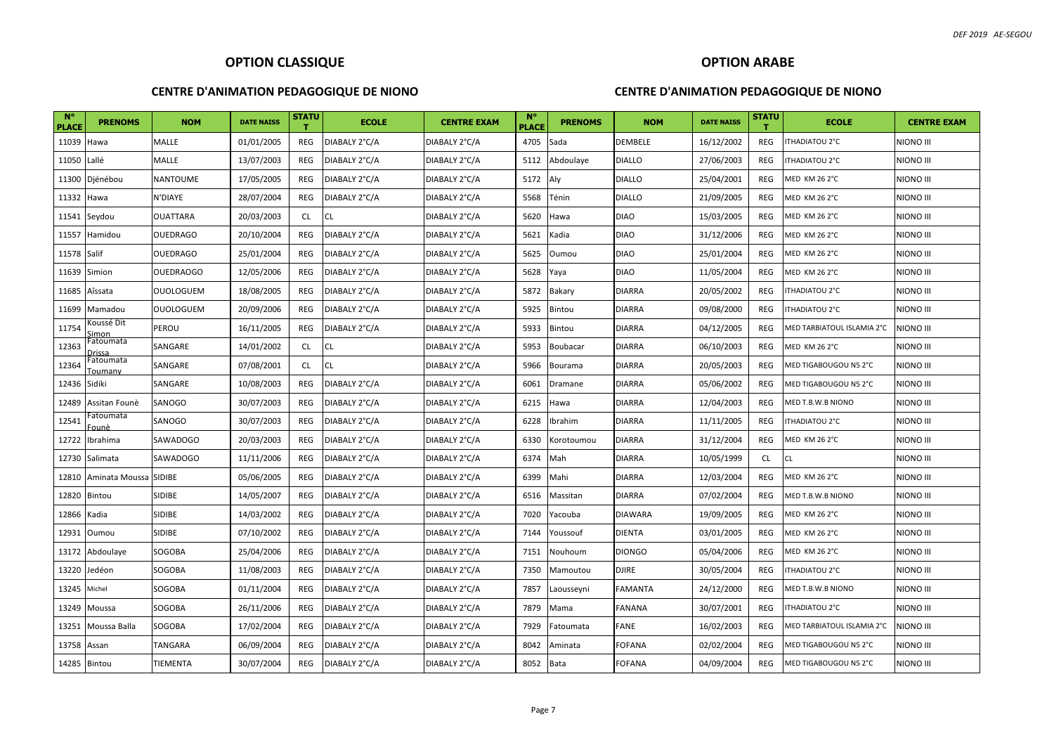## OPTION CLASSIQUE

### CENTRE D'ANIMATION PEDAGOGIQUE DE NIONO

| N° PLACE | PRENOMS | NOM | DATE NAISS | STATUT | ECOLE | CENTRE EXAM |
|---|---|---|---|---|---|---|
| 11039 | Hawa | MALLE | 01/01/2005 | REG | DIABALY 2°C/A | DIABALY 2°C/A |
| 11050 | Lallé | MALLE | 13/07/2003 | REG | DIABALY 2°C/A | DIABALY 2°C/A |
| 11300 | Djénébou | NANTOUME | 17/05/2005 | REG | DIABALY 2°C/A | DIABALY 2°C/A |
| 11332 | Hawa | N'DIAYE | 28/07/2004 | REG | DIABALY 2°C/A | DIABALY 2°C/A |
| 11541 | Seydou | OUATTARA | 20/03/2003 | CL | CL | DIABALY 2°C/A |
| 11557 | Hamidou | OUEDRAGO | 20/10/2004 | REG | DIABALY 2°C/A | DIABALY 2°C/A |
| 11578 | Salif | OUEDRAGO | 25/01/2004 | REG | DIABALY 2°C/A | DIABALY 2°C/A |
| 11639 | Simion | OUEDRAOGO | 12/05/2006 | REG | DIABALY 2°C/A | DIABALY 2°C/A |
| 11685 | Aîssata | OUOLOGUEM | 18/08/2005 | REG | DIABALY 2°C/A | DIABALY 2°C/A |
| 11699 | Mamadou | OUOLOGUEM | 20/09/2006 | REG | DIABALY 2°C/A | DIABALY 2°C/A |
| 11754 | Koussé Dit Simon | PEROU | 16/11/2005 | REG | DIABALY 2°C/A | DIABALY 2°C/A |
| 12363 | Fatoumata Drissa | SANGARE | 14/01/2002 | CL | CL | DIABALY 2°C/A |
| 12364 | Fatoumata Toumany | SANGARE | 07/08/2001 | CL | CL | DIABALY 2°C/A |
| 12436 | Sidiki | SANGARE | 10/08/2003 | REG | DIABALY 2°C/A | DIABALY 2°C/A |
| 12489 | Assitan Founè | SANOGO | 30/07/2003 | REG | DIABALY 2°C/A | DIABALY 2°C/A |
| 12541 | Fatoumata Founè | SANOGO | 30/07/2003 | REG | DIABALY 2°C/A | DIABALY 2°C/A |
| 12722 | Ibrahima | SAWADOGO | 20/03/2003 | REG | DIABALY 2°C/A | DIABALY 2°C/A |
| 12730 | Salimata | SAWADOGO | 11/11/2006 | REG | DIABALY 2°C/A | DIABALY 2°C/A |
| 12810 | Aminata Moussa | SIDIBE | 05/06/2005 | REG | DIABALY 2°C/A | DIABALY 2°C/A |
| 12820 | Bintou | SIDIBE | 14/05/2007 | REG | DIABALY 2°C/A | DIABALY 2°C/A |
| 12866 | Kadia | SIDIBE | 14/03/2002 | REG | DIABALY 2°C/A | DIABALY 2°C/A |
| 12931 | Oumou | SIDIBE | 07/10/2002 | REG | DIABALY 2°C/A | DIABALY 2°C/A |
| 13172 | Abdoulaye | SOGOBA | 25/04/2006 | REG | DIABALY 2°C/A | DIABALY 2°C/A |
| 13220 | Jedéon | SOGOBA | 11/08/2003 | REG | DIABALY 2°C/A | DIABALY 2°C/A |
| 13245 | Michel | SOGOBA | 01/11/2004 | REG | DIABALY 2°C/A | DIABALY 2°C/A |
| 13249 | Moussa | SOGOBA | 26/11/2006 | REG | DIABALY 2°C/A | DIABALY 2°C/A |
| 13251 | Moussa Balla | SOGOBA | 17/02/2004 | REG | DIABALY 2°C/A | DIABALY 2°C/A |
| 13758 | Assan | TANGARA | 06/09/2004 | REG | DIABALY 2°C/A | DIABALY 2°C/A |
| 14285 | Bintou | TIEMENTA | 30/07/2004 | REG | DIABALY 2°C/A | DIABALY 2°C/A |

## OPTION ARABE

### CENTRE D'ANIMATION PEDAGOGIQUE DE NIONO

| N° PLACE | PRENOMS | NOM | DATE NAISS | STATUT | ECOLE | CENTRE EXAM |
|---|---|---|---|---|---|---|
| 4705 | Sada | DEMBELE | 16/12/2002 | REG | ITHADIATOU 2°C | NIONO III |
| 5112 | Abdoulaye | DIALLO | 27/06/2003 | REG | ITHADIATOU 2°C | NIONO III |
| 5172 | Aly | DIALLO | 25/04/2001 | REG | MED KM 26 2°C | NIONO III |
| 5568 | Ténin | DIALLO | 21/09/2005 | REG | MED KM 26 2°C | NIONO III |
| 5620 | Hawa | DIAO | 15/03/2005 | REG | MED KM 26 2°C | NIONO III |
| 5621 | Kadia | DIAO | 31/12/2006 | REG | MED KM 26 2°C | NIONO III |
| 5625 | Oumou | DIAO | 25/01/2004 | REG | MED KM 26 2°C | NIONO III |
| 5628 | Yaya | DIAO | 11/05/2004 | REG | MED KM 26 2°C | NIONO III |
| 5872 | Bakary | DIARRA | 20/05/2002 | REG | ITHADIATOU 2°C | NIONO III |
| 5925 | Bintou | DIARRA | 09/08/2000 | REG | ITHADIATOU 2°C | NIONO III |
| 5933 | Bintou | DIARRA | 04/12/2005 | REG | MED TARBIATOUL ISLAMIA 2°C | NIONO III |
| 5953 | Boubacar | DIARRA | 06/10/2003 | REG | MED KM 26 2°C | NIONO III |
| 5966 | Bourama | DIARRA | 20/05/2003 | REG | MED TIGABOUGOU N5 2°C | NIONO III |
| 6061 | Dramane | DIARRA | 05/06/2002 | REG | MED TIGABOUGOU N5 2°C | NIONO III |
| 6215 | Hawa | DIARRA | 12/04/2003 | REG | MED T.B.W.B NIONO | NIONO III |
| 6228 | Ibrahim | DIARRA | 11/11/2005 | REG | ITHADIATOU 2°C | NIONO III |
| 6330 | Korotoumou | DIARRA | 31/12/2004 | REG | MED KM 26 2°C | NIONO III |
| 6374 | Mah | DIARRA | 10/05/1999 | CL | CL | NIONO III |
| 6399 | Mahi | DIARRA | 12/03/2004 | REG | MED KM 26 2°C | NIONO III |
| 6516 | Massitan | DIARRA | 07/02/2004 | REG | MED T.B.W.B NIONO | NIONO III |
| 7020 | Yacouba | DIAWARA | 19/09/2005 | REG | MED KM 26 2°C | NIONO III |
| 7144 | Youssouf | DIENTA | 03/01/2005 | REG | MED KM 26 2°C | NIONO III |
| 7151 | Nouhoum | DIONGO | 05/04/2006 | REG | MED KM 26 2°C | NIONO III |
| 7350 | Mamoutou | DJIRE | 30/05/2004 | REG | ITHADIATOU 2°C | NIONO III |
| 7857 | Laousseyni | FAMANTA | 24/12/2000 | REG | MED T.B.W.B NIONO | NIONO III |
| 7879 | Mama | FANANA | 30/07/2001 | REG | ITHADIATOU 2°C | NIONO III |
| 7929 | Fatoumata | FANE | 16/02/2003 | REG | MED TARBIATOUL ISLAMIA 2°C | NIONO III |
| 8042 | Aminata | FOFANA | 02/02/2004 | REG | MED TIGABOUGOU N5 2°C | NIONO III |
| 8052 | Bata | FOFANA | 04/09/2004 | REG | MED TIGABOUGOU N5 2°C | NIONO III |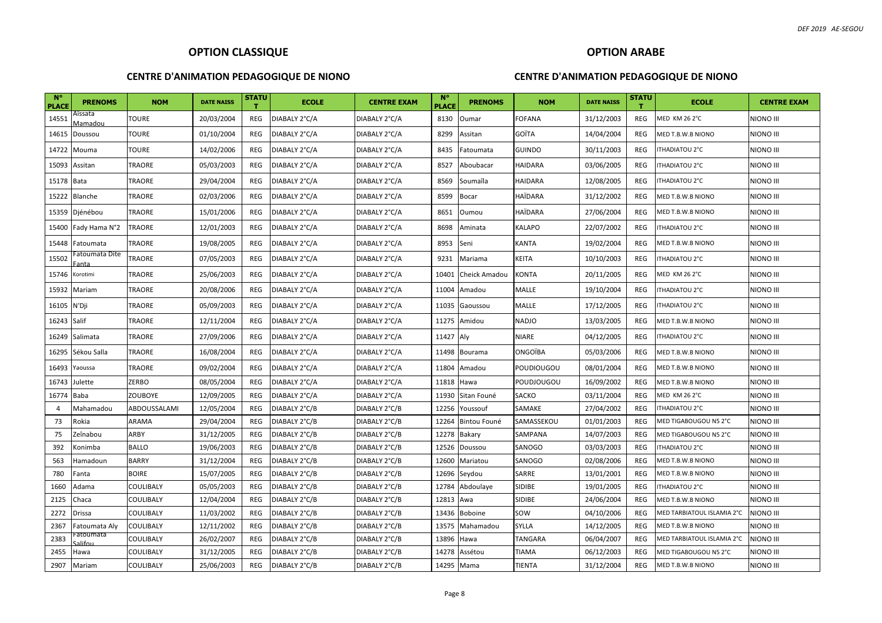## OPTION CLASSIQUE

### CENTRE D'ANIMATION PEDAGOGIQUE DE NIONO

| N° PLACE | PRENOMS | NOM | DATE NAISS | STATUT | ECOLE | CENTRE EXAM |
|---|---|---|---|---|---|---|
| 14551 | Aïssata Mamadou | TOURE | 20/03/2004 | REG | DIABALY 2°C/A | DIABALY 2°C/A |
| 14615 | Doussou | TOURE | 01/10/2004 | REG | DIABALY 2°C/A | DIABALY 2°C/A |
| 14722 | Mouma | TOURE | 14/02/2006 | REG | DIABALY 2°C/A | DIABALY 2°C/A |
| 15093 | Assitan | TRAORE | 05/03/2003 | REG | DIABALY 2°C/A | DIABALY 2°C/A |
| 15178 | Bata | TRAORE | 29/04/2004 | REG | DIABALY 2°C/A | DIABALY 2°C/A |
| 15222 | Blanche | TRAORE | 02/03/2006 | REG | DIABALY 2°C/A | DIABALY 2°C/A |
| 15359 | Djénébou | TRAORE | 15/01/2006 | REG | DIABALY 2°C/A | DIABALY 2°C/A |
| 15400 | Fady Hama N°2 | TRAORE | 12/01/2003 | REG | DIABALY 2°C/A | DIABALY 2°C/A |
| 15448 | Fatoumata | TRAORE | 19/08/2005 | REG | DIABALY 2°C/A | DIABALY 2°C/A |
| 15502 | Fatoumata Dite Fanta | TRAORE | 07/05/2003 | REG | DIABALY 2°C/A | DIABALY 2°C/A |
| 15746 | Korotimi | TRAORE | 25/06/2003 | REG | DIABALY 2°C/A | DIABALY 2°C/A |
| 15932 | Mariam | TRAORE | 20/08/2006 | REG | DIABALY 2°C/A | DIABALY 2°C/A |
| 16105 | N'Dji | TRAORE | 05/09/2003 | REG | DIABALY 2°C/A | DIABALY 2°C/A |
| 16243 | Salif | TRAORE | 12/11/2004 | REG | DIABALY 2°C/A | DIABALY 2°C/A |
| 16249 | Salimata | TRAORE | 27/09/2006 | REG | DIABALY 2°C/A | DIABALY 2°C/A |
| 16295 | Sékou Salla | TRAORE | 16/08/2004 | REG | DIABALY 2°C/A | DIABALY 2°C/A |
| 16493 | Yaoussa | TRAORE | 09/02/2004 | REG | DIABALY 2°C/A | DIABALY 2°C/A |
| 16743 | Julette | ZERBO | 08/05/2004 | REG | DIABALY 2°C/A | DIABALY 2°C/A |
| 16774 | Baba | ZOUBOYE | 12/09/2005 | REG | DIABALY 2°C/A | DIABALY 2°C/A |
| 4 | Mahamadou | ABDOUSSALAMI | 12/05/2004 | REG | DIABALY 2°C/B | DIABALY 2°C/B |
| 73 | Rokia | ARAMA | 29/04/2004 | REG | DIABALY 2°C/B | DIABALY 2°C/B |
| 75 | Zeïnabou | ARBY | 31/12/2005 | REG | DIABALY 2°C/B | DIABALY 2°C/B |
| 392 | Konimba | BALLO | 19/06/2003 | REG | DIABALY 2°C/B | DIABALY 2°C/B |
| 563 | Hamadoun | BARRY | 31/12/2004 | REG | DIABALY 2°C/B | DIABALY 2°C/B |
| 780 | Fanta | BOIRE | 15/07/2005 | REG | DIABALY 2°C/B | DIABALY 2°C/B |
| 1660 | Adama | COULIBALY | 05/05/2003 | REG | DIABALY 2°C/B | DIABALY 2°C/B |
| 2125 | Chaca | COULIBALY | 12/04/2004 | REG | DIABALY 2°C/B | DIABALY 2°C/B |
| 2272 | Drissa | COULIBALY | 11/03/2002 | REG | DIABALY 2°C/B | DIABALY 2°C/B |
| 2367 | Fatoumata Aly | COULIBALY | 12/11/2002 | REG | DIABALY 2°C/B | DIABALY 2°C/B |
| 2383 | Fatoumata Salifou | COULIBALY | 26/02/2007 | REG | DIABALY 2°C/B | DIABALY 2°C/B |
| 2455 | Hawa | COULIBALY | 31/12/2005 | REG | DIABALY 2°C/B | DIABALY 2°C/B |
| 2907 | Mariam | COULIBALY | 25/06/2003 | REG | DIABALY 2°C/B | DIABALY 2°C/B |

## OPTION ARABE

### CENTRE D'ANIMATION PEDAGOGIQUE DE NIONO

| N° PLACE | PRENOMS | NOM | DATE NAISS | STATUT | ECOLE | CENTRE EXAM |
|---|---|---|---|---|---|---|
| 8130 | Oumar | FOFANA | 31/12/2003 | REG | MED KM 26 2°C | NIONO III |
| 8299 | Assitan | GOÏTA | 14/04/2004 | REG | MED T.B.W.B NIONO | NIONO III |
| 8435 | Fatoumata | GUINDO | 30/11/2003 | REG | ITHADIATOU 2°C | NIONO III |
| 8527 | Aboubacar | HAIDARA | 03/06/2005 | REG | ITHADIATOU 2°C | NIONO III |
| 8569 | Soumaïla | HAIDARA | 12/08/2005 | REG | ITHADIATOU 2°C | NIONO III |
| 8599 | Bocar | HAÏDARA | 31/12/2002 | REG | MED T.B.W.B NIONO | NIONO III |
| 8651 | Oumou | HAÏDARA | 27/06/2004 | REG | MED T.B.W.B NIONO | NIONO III |
| 8698 | Aminata | KALAPO | 22/07/2002 | REG | ITHADIATOU 2°C | NIONO III |
| 8953 | Seni | KANTA | 19/02/2004 | REG | MED T.B.W.B NIONO | NIONO III |
| 9231 | Mariama | KEITA | 10/10/2003 | REG | ITHADIATOU 2°C | NIONO III |
| 10401 | Cheick Amadou | KONTA | 20/11/2005 | REG | MED KM 26 2°C | NIONO III |
| 11004 | Amadou | MALLE | 19/10/2004 | REG | ITHADIATOU 2°C | NIONO III |
| 11035 | Gaoussou | MALLE | 17/12/2005 | REG | ITHADIATOU 2°C | NIONO III |
| 11275 | Amidou | NADJO | 13/03/2005 | REG | MED T.B.W.B NIONO | NIONO III |
| 11427 | Aly | NIARE | 04/12/2005 | REG | ITHADIATOU 2°C | NIONO III |
| 11498 | Bourama | ONGOÏBA | 05/03/2006 | REG | MED T.B.W.B NIONO | NIONO III |
| 11804 | Amadou | POUDIOUGOU | 08/01/2004 | REG | MED T.B.W.B NIONO | NIONO III |
| 11818 | Hawa | POUDJOUGOU | 16/09/2002 | REG | MED T.B.W.B NIONO | NIONO III |
| 11930 | Sitan Founé | SACKO | 03/11/2004 | REG | MED KM 26 2°C | NIONO III |
| 12256 | Youssouf | SAMAKE | 27/04/2002 | REG | ITHADIATOU 2°C | NIONO III |
| 12264 | Bintou Founé | SAMASSEKOU | 01/01/2003 | REG | MED TIGABOUGOU N5 2°C | NIONO III |
| 12278 | Bakary | SAMPANA | 14/07/2003 | REG | MED TIGABOUGOU N5 2°C | NIONO III |
| 12526 | Doussou | SANOGO | 03/03/2003 | REG | ITHADIATOU 2°C | NIONO III |
| 12600 | Mariatou | SANOGO | 02/08/2006 | REG | MED T.B.W.B NIONO | NIONO III |
| 12696 | Seydou | SARRE | 13/01/2001 | REG | MED T.B.W.B NIONO | NIONO III |
| 12784 | Abdoulaye | SIDIBE | 19/01/2005 | REG | ITHADIATOU 2°C | NIONO III |
| 12813 | Awa | SIDIBE | 24/06/2004 | REG | MED T.B.W.B NIONO | NIONO III |
| 13436 | Boboine | SOW | 04/10/2006 | REG | MED TARBIATOUL ISLAMIA 2°C | NIONO III |
| 13575 | Mahamadou | SYLLA | 14/12/2005 | REG | MED T.B.W.B NIONO | NIONO III |
| 13896 | Hawa | TANGARA | 06/04/2007 | REG | MED TARBIATOUL ISLAMIA 2°C | NIONO III |
| 14278 | Assétou | TIAMA | 06/12/2003 | REG | MED TIGABOUGOU N5 2°C | NIONO III |
| 14295 | Mama | TIENTA | 31/12/2004 | REG | MED T.B.W.B NIONO | NIONO III |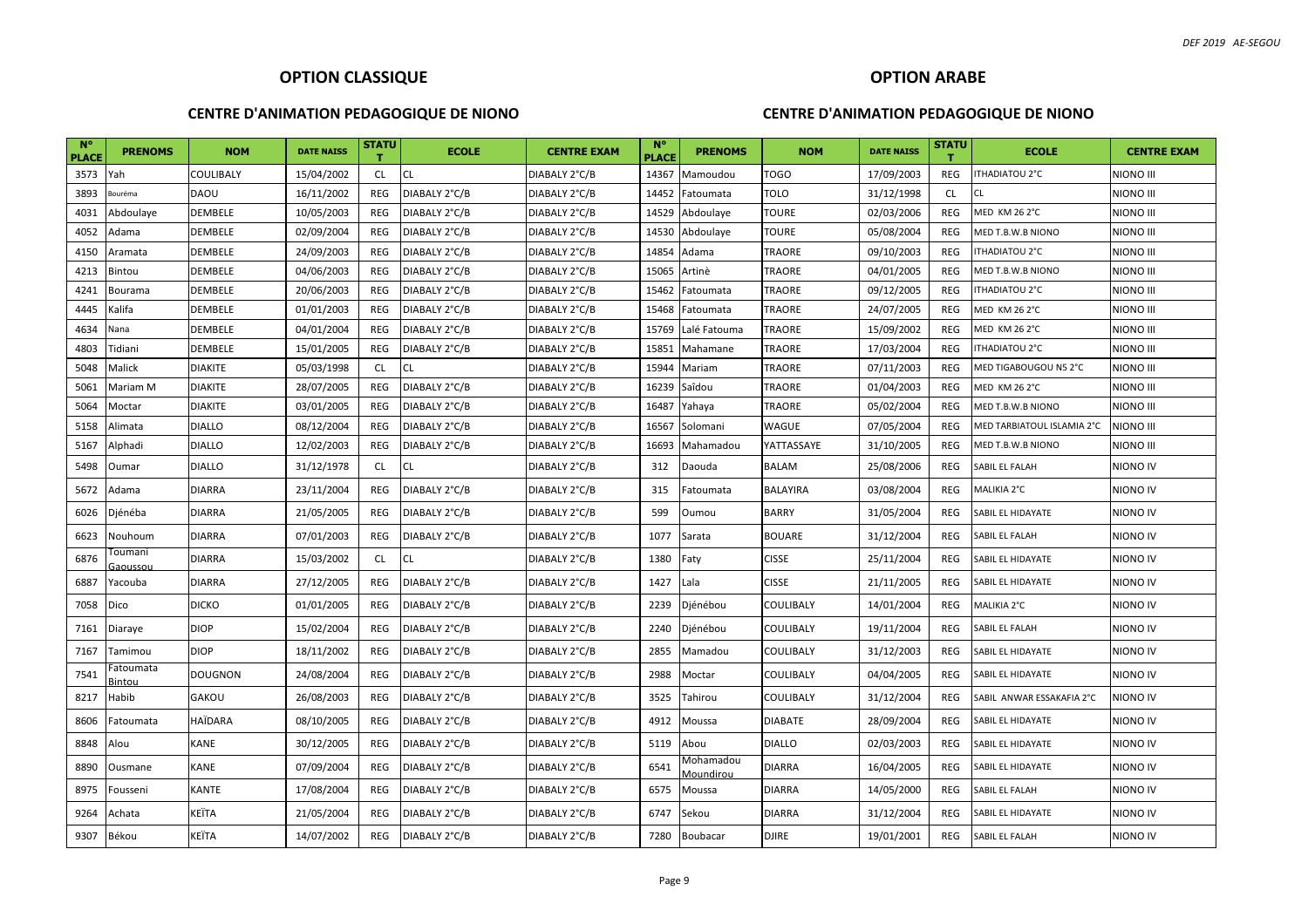## OPTION CLASSIQUE

### CENTRE D'ANIMATION PEDAGOGIQUE DE NIONO

| N° PLACE | PRENOMS | NOM | DATE NAISS | STATUT | ECOLE | CENTRE EXAM |
|---|---|---|---|---|---|---|
| 3573 | Yah | COULIBALY | 15/04/2002 | CL | CL | DIABALY 2°C/B |
| 3893 | Bouréma | DAOU | 16/11/2002 | REG | DIABALY 2°C/B | DIABALY 2°C/B |
| 4031 | Abdoulaye | DEMBELE | 10/05/2003 | REG | DIABALY 2°C/B | DIABALY 2°C/B |
| 4052 | Adama | DEMBELE | 02/09/2004 | REG | DIABALY 2°C/B | DIABALY 2°C/B |
| 4150 | Aramata | DEMBELE | 24/09/2003 | REG | DIABALY 2°C/B | DIABALY 2°C/B |
| 4213 | Bintou | DEMBELE | 04/06/2003 | REG | DIABALY 2°C/B | DIABALY 2°C/B |
| 4241 | Bourama | DEMBELE | 20/06/2003 | REG | DIABALY 2°C/B | DIABALY 2°C/B |
| 4445 | Kalifa | DEMBELE | 01/01/2003 | REG | DIABALY 2°C/B | DIABALY 2°C/B |
| 4634 | Nana | DEMBELE | 04/01/2004 | REG | DIABALY 2°C/B | DIABALY 2°C/B |
| 4803 | Tidiani | DEMBELE | 15/01/2005 | REG | DIABALY 2°C/B | DIABALY 2°C/B |
| 5048 | Malick | DIAKITE | 05/03/1998 | CL | CL | DIABALY 2°C/B |
| 5061 | Mariam M | DIAKITE | 28/07/2005 | REG | DIABALY 2°C/B | DIABALY 2°C/B |
| 5064 | Moctar | DIAKITE | 03/01/2005 | REG | DIABALY 2°C/B | DIABALY 2°C/B |
| 5158 | Alimata | DIALLO | 08/12/2004 | REG | DIABALY 2°C/B | DIABALY 2°C/B |
| 5167 | Alphadi | DIALLO | 12/02/2003 | REG | DIABALY 2°C/B | DIABALY 2°C/B |
| 5498 | Oumar | DIALLO | 31/12/1978 | CL | CL | DIABALY 2°C/B |
| 5672 | Adama | DIARRA | 23/11/2004 | REG | DIABALY 2°C/B | DIABALY 2°C/B |
| 6026 | Djénéba | DIARRA | 21/05/2005 | REG | DIABALY 2°C/B | DIABALY 2°C/B |
| 6623 | Nouhoum | DIARRA | 07/01/2003 | REG | DIABALY 2°C/B | DIABALY 2°C/B |
| 6876 | Toumani Gaoussou | DIARRA | 15/03/2002 | CL | CL | DIABALY 2°C/B |
| 6887 | Yacouba | DIARRA | 27/12/2005 | REG | DIABALY 2°C/B | DIABALY 2°C/B |
| 7058 | Dico | DICKO | 01/01/2005 | REG | DIABALY 2°C/B | DIABALY 2°C/B |
| 7161 | Diaraye | DIOP | 15/02/2004 | REG | DIABALY 2°C/B | DIABALY 2°C/B |
| 7167 | Tamimou | DIOP | 18/11/2002 | REG | DIABALY 2°C/B | DIABALY 2°C/B |
| 7541 | Fatoumata Bintou | DOUGNON | 24/08/2004 | REG | DIABALY 2°C/B | DIABALY 2°C/B |
| 8217 | Habib | GAKOU | 26/08/2003 | REG | DIABALY 2°C/B | DIABALY 2°C/B |
| 8606 | Fatoumata | HAÏDARA | 08/10/2005 | REG | DIABALY 2°C/B | DIABALY 2°C/B |
| 8848 | Alou | KANE | 30/12/2005 | REG | DIABALY 2°C/B | DIABALY 2°C/B |
| 8890 | Ousmane | KANE | 07/09/2004 | REG | DIABALY 2°C/B | DIABALY 2°C/B |
| 8975 | Fousseni | KANTE | 17/08/2004 | REG | DIABALY 2°C/B | DIABALY 2°C/B |
| 9264 | Achata | KEÏTA | 21/05/2004 | REG | DIABALY 2°C/B | DIABALY 2°C/B |
| 9307 | Békou | KEÏTA | 14/07/2002 | REG | DIABALY 2°C/B | DIABALY 2°C/B |

## OPTION ARABE

### CENTRE D'ANIMATION PEDAGOGIQUE DE NIONO

| N° PLACE | PRENOMS | NOM | DATE NAISS | STATUT | ECOLE | CENTRE EXAM |
|---|---|---|---|---|---|---|
| 14367 | Mamoudou | TOGO | 17/09/2003 | REG | ITHADIATOU 2°C | NIONO III |
| 14452 | Fatoumata | TOLO | 31/12/1998 | CL | CL | NIONO III |
| 14529 | Abdoulaye | TOURE | 02/03/2006 | REG | MED KM 26 2°C | NIONO III |
| 14530 | Abdoulaye | TOURE | 05/08/2004 | REG | MED T.B.W.B NIONO | NIONO III |
| 14854 | Adama | TRAORE | 09/10/2003 | REG | ITHADIATOU 2°C | NIONO III |
| 15065 | Artinè | TRAORE | 04/01/2005 | REG | MED T.B.W.B NIONO | NIONO III |
| 15462 | Fatoumata | TRAORE | 09/12/2005 | REG | ITHADIATOU 2°C | NIONO III |
| 15468 | Fatoumata | TRAORE | 24/07/2005 | REG | MED KM 26 2°C | NIONO III |
| 15769 | Lalé Fatouma | TRAORE | 15/09/2002 | REG | MED KM 26 2°C | NIONO III |
| 15851 | Mahamane | TRAORE | 17/03/2004 | REG | ITHADIATOU 2°C | NIONO III |
| 15944 | Mariam | TRAORE | 07/11/2003 | REG | MED TIGABOUGOU N5 2°C | NIONO III |
| 16239 | Saîdou | TRAORE | 01/04/2003 | REG | MED KM 26 2°C | NIONO III |
| 16487 | Yahaya | TRAORE | 05/02/2004 | REG | MED T.B.W.B NIONO | NIONO III |
| 16567 | Solomani | WAGUE | 07/05/2004 | REG | MED TARBIATOUL ISLAMIA 2°C | NIONO III |
| 16693 | Mahamadou | YATTASSAYE | 31/10/2005 | REG | MED T.B.W.B NIONO | NIONO III |
| 312 | Daouda | BALAM | 25/08/2006 | REG | SABIL EL FALAH | NIONO IV |
| 315 | Fatoumata | BALAYIRA | 03/08/2004 | REG | MALIKIA 2°C | NIONO IV |
| 599 | Oumou | BARRY | 31/05/2004 | REG | SABIL EL HIDAYATE | NIONO IV |
| 1077 | Sarata | BOUARE | 31/12/2004 | REG | SABIL EL FALAH | NIONO IV |
| 1380 | Faty | CISSE | 25/11/2004 | REG | SABIL EL HIDAYATE | NIONO IV |
| 1427 | Lala | CISSE | 21/11/2005 | REG | SABIL EL HIDAYATE | NIONO IV |
| 2239 | Djénébou | COULIBALY | 14/01/2004 | REG | MALIKIA 2°C | NIONO IV |
| 2240 | Djénébou | COULIBALY | 19/11/2004 | REG | SABIL EL FALAH | NIONO IV |
| 2855 | Mamadou | COULIBALY | 31/12/2003 | REG | SABIL EL HIDAYATE | NIONO IV |
| 2988 | Moctar | COULIBALY | 04/04/2005 | REG | SABIL EL HIDAYATE | NIONO IV |
| 3525 | Tahirou | COULIBALY | 31/12/2004 | REG | SABIL ANWAR ESSAKAFIA 2°C | NIONO IV |
| 4912 | Moussa | DIABATE | 28/09/2004 | REG | SABIL EL HIDAYATE | NIONO IV |
| 5119 | Abou | DIALLO | 02/03/2003 | REG | SABIL EL HIDAYATE | NIONO IV |
| 6541 | Mohamadou Moundirou | DIARRA | 16/04/2005 | REG | SABIL EL HIDAYATE | NIONO IV |
| 6575 | Moussa | DIARRA | 14/05/2000 | REG | SABIL EL FALAH | NIONO IV |
| 6747 | Sekou | DIARRA | 31/12/2004 | REG | SABIL EL HIDAYATE | NIONO IV |
| 7280 | Boubacar | DJIRE | 19/01/2001 | REG | SABIL EL FALAH | NIONO IV |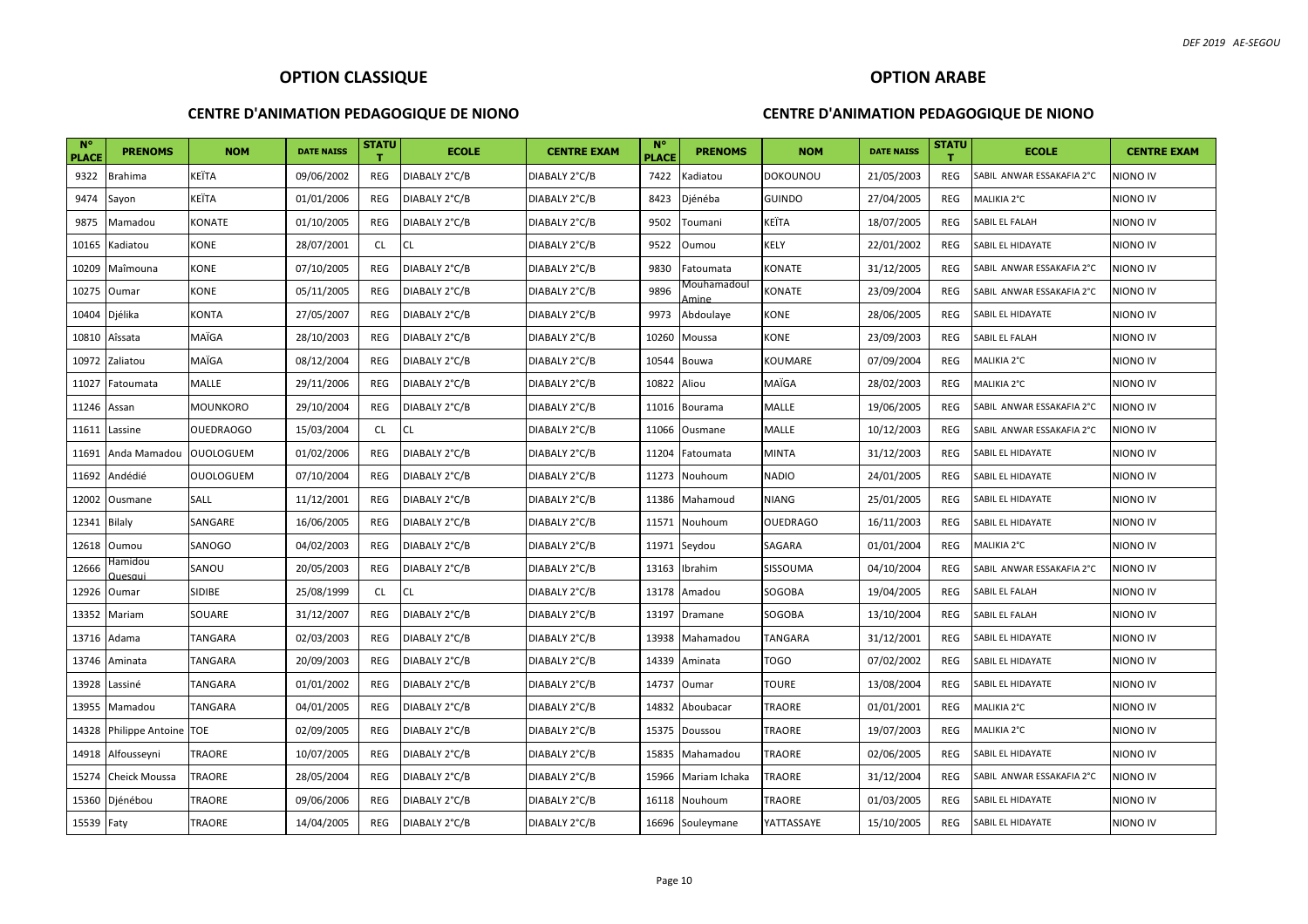## OPTION CLASSIQUE

### CENTRE D'ANIMATION PEDAGOGIQUE DE NIONO

| N° PLACE | PRENOMS | NOM | DATE NAISS | STATUT | ECOLE | CENTRE EXAM |
|---|---|---|---|---|---|---|
| 9322 | Brahima | KEÏTA | 09/06/2002 | REG | DIABALY 2°C/B | DIABALY 2°C/B |
| 9474 | Sayon | KEÏTA | 01/01/2006 | REG | DIABALY 2°C/B | DIABALY 2°C/B |
| 9875 | Mamadou | KONATE | 01/10/2005 | REG | DIABALY 2°C/B | DIABALY 2°C/B |
| 10165 | Kadiatou | KONE | 28/07/2001 | CL | CL | DIABALY 2°C/B |
| 10209 | Maîmouna | KONE | 07/10/2005 | REG | DIABALY 2°C/B | DIABALY 2°C/B |
| 10275 | Oumar | KONE | 05/11/2005 | REG | DIABALY 2°C/B | DIABALY 2°C/B |
| 10404 | Djélika | KONTA | 27/05/2007 | REG | DIABALY 2°C/B | DIABALY 2°C/B |
| 10810 | Aîssata | MAÏGA | 28/10/2003 | REG | DIABALY 2°C/B | DIABALY 2°C/B |
| 10972 | Zaliatou | MAÏGA | 08/12/2004 | REG | DIABALY 2°C/B | DIABALY 2°C/B |
| 11027 | Fatoumata | MALLE | 29/11/2006 | REG | DIABALY 2°C/B | DIABALY 2°C/B |
| 11246 | Assan | MOUNKORO | 29/10/2004 | REG | DIABALY 2°C/B | DIABALY 2°C/B |
| 11611 | Lassine | OUEDRAOGO | 15/03/2004 | CL | CL | DIABALY 2°C/B |
| 11691 | Anda Mamadou | OUOLOGUEM | 01/02/2006 | REG | DIABALY 2°C/B | DIABALY 2°C/B |
| 11692 | Andédié | OUOLOGUEM | 07/10/2004 | REG | DIABALY 2°C/B | DIABALY 2°C/B |
| 12002 | Ousmane | SALL | 11/12/2001 | REG | DIABALY 2°C/B | DIABALY 2°C/B |
| 12341 | Bilaly | SANGARE | 16/06/2005 | REG | DIABALY 2°C/B | DIABALY 2°C/B |
| 12618 | Oumou | SANOGO | 04/02/2003 | REG | DIABALY 2°C/B | DIABALY 2°C/B |
| 12666 | Hamidou Ouesoui | SANOU | 20/05/2003 | REG | DIABALY 2°C/B | DIABALY 2°C/B |
| 12926 | Oumar | SIDIBE | 25/08/1999 | CL | CL | DIABALY 2°C/B |
| 13352 | Mariam | SOUARE | 31/12/2007 | REG | DIABALY 2°C/B | DIABALY 2°C/B |
| 13716 | Adama | TANGARA | 02/03/2003 | REG | DIABALY 2°C/B | DIABALY 2°C/B |
| 13746 | Aminata | TANGARA | 20/09/2003 | REG | DIABALY 2°C/B | DIABALY 2°C/B |
| 13928 | Lassiné | TANGARA | 01/01/2002 | REG | DIABALY 2°C/B | DIABALY 2°C/B |
| 13955 | Mamadou | TANGARA | 04/01/2005 | REG | DIABALY 2°C/B | DIABALY 2°C/B |
| 14328 | Philippe Antoine | TOE | 02/09/2005 | REG | DIABALY 2°C/B | DIABALY 2°C/B |
| 14918 | Alfousseyni | TRAORE | 10/07/2005 | REG | DIABALY 2°C/B | DIABALY 2°C/B |
| 15274 | Cheick Moussa | TRAORE | 28/05/2004 | REG | DIABALY 2°C/B | DIABALY 2°C/B |
| 15360 | Djénébou | TRAORE | 09/06/2006 | REG | DIABALY 2°C/B | DIABALY 2°C/B |
| 15539 | Faty | TRAORE | 14/04/2005 | REG | DIABALY 2°C/B | DIABALY 2°C/B |

## OPTION ARABE

### CENTRE D'ANIMATION PEDAGOGIQUE DE NIONO

| N° PLACE | PRENOMS | NOM | DATE NAISS | STATUT | ECOLE | CENTRE EXAM |
|---|---|---|---|---|---|---|
| 7422 | Kadiatou | DOKOUNOU | 21/05/2003 | REG | SABIL ANWAR ESSAKAFIA 2°C | NIONO IV |
| 8423 | Djénéba | GUINDO | 27/04/2005 | REG | MALIKIA 2°C | NIONO IV |
| 9502 | Toumani | KEÏTA | 18/07/2005 | REG | SABIL EL FALAH | NIONO IV |
| 9522 | Oumou | KELY | 22/01/2002 | REG | SABIL EL HIDAYATE | NIONO IV |
| 9830 | Fatoumata | KONATE | 31/12/2005 | REG | SABIL ANWAR ESSAKAFIA 2°C | NIONO IV |
| 9896 | Mouhamadoul Amine | KONATE | 23/09/2004 | REG | SABIL ANWAR ESSAKAFIA 2°C | NIONO IV |
| 9973 | Abdoulaye | KONE | 28/06/2005 | REG | SABIL EL HIDAYATE | NIONO IV |
| 10260 | Moussa | KONE | 23/09/2003 | REG | SABIL EL FALAH | NIONO IV |
| 10544 | Bouwa | KOUMARE | 07/09/2004 | REG | MALIKIA 2°C | NIONO IV |
| 10822 | Aliou | MAÏGA | 28/02/2003 | REG | MALIKIA 2°C | NIONO IV |
| 11016 | Bourama | MALLE | 19/06/2005 | REG | SABIL ANWAR ESSAKAFIA 2°C | NIONO IV |
| 11066 | Ousmane | MALLE | 10/12/2003 | REG | SABIL ANWAR ESSAKAFIA 2°C | NIONO IV |
| 11204 | Fatoumata | MINTA | 31/12/2003 | REG | SABIL EL HIDAYATE | NIONO IV |
| 11273 | Nouhoum | NADIO | 24/01/2005 | REG | SABIL EL HIDAYATE | NIONO IV |
| 11386 | Mahamoud | NIANG | 25/01/2005 | REG | SABIL EL HIDAYATE | NIONO IV |
| 11571 | Nouhoum | OUEDRAGO | 16/11/2003 | REG | SABIL EL HIDAYATE | NIONO IV |
| 11971 | Seydou | SAGARA | 01/01/2004 | REG | MALIKIA 2°C | NIONO IV |
| 13163 | Ibrahim | SISSOUMA | 04/10/2004 | REG | SABIL ANWAR ESSAKAFIA 2°C | NIONO IV |
| 13178 | Amadou | SOGOBA | 19/04/2005 | REG | SABIL EL FALAH | NIONO IV |
| 13197 | Dramane | SOGOBA | 13/10/2004 | REG | SABIL EL FALAH | NIONO IV |
| 13938 | Mahamadou | TANGARA | 31/12/2001 | REG | SABIL EL HIDAYATE | NIONO IV |
| 14339 | Aminata | TOGO | 07/02/2002 | REG | SABIL EL HIDAYATE | NIONO IV |
| 14737 | Oumar | TOURE | 13/08/2004 | REG | SABIL EL HIDAYATE | NIONO IV |
| 14832 | Aboubacar | TRAORE | 01/01/2001 | REG | MALIKIA 2°C | NIONO IV |
| 15375 | Doussou | TRAORE | 19/07/2003 | REG | MALIKIA 2°C | NIONO IV |
| 15835 | Mahamadou | TRAORE | 02/06/2005 | REG | SABIL EL HIDAYATE | NIONO IV |
| 15966 | Mariam Ichaka | TRAORE | 31/12/2004 | REG | SABIL ANWAR ESSAKAFIA 2°C | NIONO IV |
| 16118 | Nouhoum | TRAORE | 01/03/2005 | REG | SABIL EL HIDAYATE | NIONO IV |
| 16696 | Souleymane | YATTASSAYE | 15/10/2005 | REG | SABIL EL HIDAYATE | NIONO IV |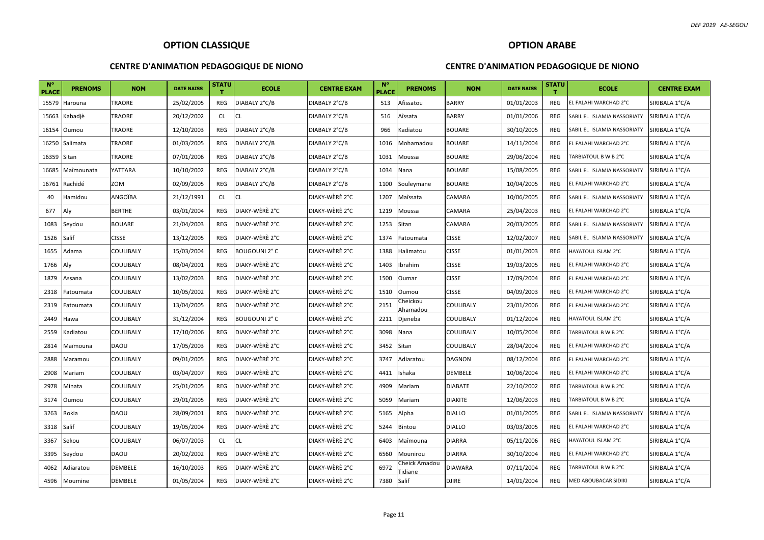## OPTION CLASSIQUE

### CENTRE D'ANIMATION PEDAGOGIQUE DE NIONO

| N° PLACE | PRENOMS | NOM | DATE NAISS | STATUT | ECOLE | CENTRE EXAM |
|---|---|---|---|---|---|---|
| 15579 | Harouna | TRAORE | 25/02/2005 | REG | DIABALY 2°C/B | DIABALY 2°C/B |
| 15663 | Kabadjè | TRAORE | 20/12/2002 | CL | CL | DIABALY 2°C/B |
| 16154 | Oumou | TRAORE | 12/10/2003 | REG | DIABALY 2°C/B | DIABALY 2°C/B |
| 16250 | Salimata | TRAORE | 01/03/2005 | REG | DIABALY 2°C/B | DIABALY 2°C/B |
| 16359 | Sitan | TRAORE | 07/01/2006 | REG | DIABALY 2°C/B | DIABALY 2°C/B |
| 16685 | Maîmounata | YATTARA | 10/10/2002 | REG | DIABALY 2°C/B | DIABALY 2°C/B |
| 16761 | Rachidé | ZOM | 02/09/2005 | REG | DIABALY 2°C/B | DIABALY 2°C/B |
| 40 | Hamidou | ANGOÏBA | 21/12/1991 | CL | CL | DIAKY-WÈRÈ 2°C |
| 677 | Aly | BERTHE | 03/01/2004 | REG | DIAKY-WÈRÈ 2°C | DIAKY-WÈRÈ 2°C |
| 1083 | Seydou | BOUARE | 21/04/2003 | REG | DIAKY-WÈRÈ 2°C | DIAKY-WÈRÈ 2°C |
| 1526 | Salif | CISSE | 13/12/2005 | REG | DIAKY-WÈRÈ 2°C | DIAKY-WÈRÈ 2°C |
| 1655 | Adama | COULIBALY | 15/03/2004 | REG | BOUGOUNI 2° C | DIAKY-WÈRÈ 2°C |
| 1766 | Aly | COULIBALY | 08/04/2001 | REG | DIAKY-WÈRÈ 2°C | DIAKY-WÈRÈ 2°C |
| 1879 | Assana | COULIBALY | 13/02/2003 | REG | DIAKY-WÈRÈ 2°C | DIAKY-WÈRÈ 2°C |
| 2318 | Fatoumata | COULIBALY | 10/05/2002 | REG | DIAKY-WÈRÈ 2°C | DIAKY-WÈRÈ 2°C |
| 2319 | Fatoumata | COULIBALY | 13/04/2005 | REG | DIAKY-WÈRÈ 2°C | DIAKY-WÈRÈ 2°C |
| 2449 | Hawa | COULIBALY | 31/12/2004 | REG | BOUGOUNI 2° C | DIAKY-WÈRÈ 2°C |
| 2559 | Kadiatou | COULIBALY | 17/10/2006 | REG | DIAKY-WÈRÈ 2°C | DIAKY-WÈRÈ 2°C |
| 2814 | Maïmouna | DAOU | 17/05/2003 | REG | DIAKY-WÈRÈ 2°C | DIAKY-WÈRÈ 2°C |
| 2888 | Maramou | COULIBALY | 09/01/2005 | REG | DIAKY-WÈRÈ 2°C | DIAKY-WÈRÈ 2°C |
| 2908 | Mariam | COULIBALY | 03/04/2007 | REG | DIAKY-WÈRÈ 2°C | DIAKY-WÈRÈ 2°C |
| 2978 | Minata | COULIBALY | 25/01/2005 | REG | DIAKY-WÈRÈ 2°C | DIAKY-WÈRÈ 2°C |
| 3174 | Oumou | COULIBALY | 29/01/2005 | REG | DIAKY-WÈRÈ 2°C | DIAKY-WÈRÈ 2°C |
| 3263 | Rokia | DAOU | 28/09/2001 | REG | DIAKY-WÈRÈ 2°C | DIAKY-WÈRÈ 2°C |
| 3318 | Salif | COULIBALY | 19/05/2004 | REG | DIAKY-WÈRÈ 2°C | DIAKY-WÈRÈ 2°C |
| 3367 | Sekou | COULIBALY | 06/07/2003 | CL | CL | DIAKY-WÈRÈ 2°C |
| 3395 | Seydou | DAOU | 20/02/2002 | REG | DIAKY-WÈRÈ 2°C | DIAKY-WÈRÈ 2°C |
| 4062 | Adiaratou | DEMBELE | 16/10/2003 | REG | DIAKY-WÈRÈ 2°C | DIAKY-WÈRÈ 2°C |
| 4596 | Moumine | DEMBELE | 01/05/2004 | REG | DIAKY-WÈRÈ 2°C | DIAKY-WÈRÈ 2°C |

## OPTION ARABE

### CENTRE D'ANIMATION PEDAGOGIQUE DE NIONO

| N° PLACE | PRENOMS | NOM | DATE NAISS | STATUT | ECOLE | CENTRE EXAM |
|---|---|---|---|---|---|---|
| 513 | Afissatou | BARRY | 01/01/2003 | REG | EL FALAHI WARCHAD 2°C | SIRIBALA 1°C/A |
| 516 | Aïssata | BARRY | 01/01/2006 | REG | SABIL EL ISLAMIA NASSORIATY | SIRIBALA 1°C/A |
| 966 | Kadiatou | BOUARE | 30/10/2005 | REG | SABIL EL ISLAMIA NASSORIATY | SIRIBALA 1°C/A |
| 1016 | Mohamadou | BOUARE | 14/11/2004 | REG | EL FALAHI WARCHAD 2°C | SIRIBALA 1°C/A |
| 1031 | Moussa | BOUARE | 29/06/2004 | REG | TARBIATOUL B W B 2°C | SIRIBALA 1°C/A |
| 1034 | Nana | BOUARE | 15/08/2005 | REG | SABIL EL ISLAMIA NASSORIATY | SIRIBALA 1°C/A |
| 1100 | Souleymane | BOUARE | 10/04/2005 | REG | EL FALAHI WARCHAD 2°C | SIRIBALA 1°C/A |
| 1207 | Maïssata | CAMARA | 10/06/2005 | REG | SABIL EL ISLAMIA NASSORIATY | SIRIBALA 1°C/A |
| 1219 | Moussa | CAMARA | 25/04/2003 | REG | EL FALAHI WARCHAD 2°C | SIRIBALA 1°C/A |
| 1253 | Sitan | CAMARA | 20/03/2005 | REG | SABIL EL ISLAMIA NASSORIATY | SIRIBALA 1°C/A |
| 1374 | Fatoumata | CISSE | 12/02/2007 | REG | SABIL EL ISLAMIA NASSORIATY | SIRIBALA 1°C/A |
| 1388 | Halimatou | CISSE | 01/01/2003 | REG | HAYATOUL ISLAM 2°C | SIRIBALA 1°C/A |
| 1403 | Ibrahim | CISSE | 19/03/2005 | REG | EL FALAHI WARCHAD 2°C | SIRIBALA 1°C/A |
| 1500 | Oumar | CISSE | 17/09/2004 | REG | EL FALAHI WARCHAD 2°C | SIRIBALA 1°C/A |
| 1510 | Oumou | CISSE | 04/09/2003 | REG | EL FALAHI WARCHAD 2°C | SIRIBALA 1°C/A |
| 2151 | Cheickou Ahamadou | COULIBALY | 23/01/2006 | REG | EL FALAHI WARCHAD 2°C | SIRIBALA 1°C/A |
| 2211 | Djeneba | COULIBALY | 01/12/2004 | REG | HAYATOUL ISLAM 2°C | SIRIBALA 1°C/A |
| 3098 | Nana | COULIBALY | 10/05/2004 | REG | TARBIATOUL B W B 2°C | SIRIBALA 1°C/A |
| 3452 | Sitan | COULIBALY | 28/04/2004 | REG | EL FALAHI WARCHAD 2°C | SIRIBALA 1°C/A |
| 3747 | Adiaratou | DAGNON | 08/12/2004 | REG | EL FALAHI WARCHAD 2°C | SIRIBALA 1°C/A |
| 4411 | Ishaka | DEMBELE | 10/06/2004 | REG | EL FALAHI WARCHAD 2°C | SIRIBALA 1°C/A |
| 4909 | Mariam | DIABATE | 22/10/2002 | REG | TARBIATOUL B W B 2°C | SIRIBALA 1°C/A |
| 5059 | Mariam | DIAKITE | 12/06/2003 | REG | TARBIATOUL B W B 2°C | SIRIBALA 1°C/A |
| 5165 | Alpha | DIALLO | 01/01/2005 | REG | SABIL EL ISLAMIA NASSORIATY | SIRIBALA 1°C/A |
| 5244 | Bintou | DIALLO | 03/03/2005 | REG | EL FALAHI WARCHAD 2°C | SIRIBALA 1°C/A |
| 6403 | Maîmouna | DIARRA | 05/11/2006 | REG | HAYATOUL ISLAM 2°C | SIRIBALA 1°C/A |
| 6560 | Mounirou | DIARRA | 30/10/2004 | REG | EL FALAHI WARCHAD 2°C | SIRIBALA 1°C/A |
| 6972 | Cheick Amadou Tidiane | DIAWARA | 07/11/2004 | REG | TARBIATOUL B W B 2°C | SIRIBALA 1°C/A |
| 7380 | Salif | DJIRE | 14/01/2004 | REG | MED ABOUBACAR SIDIKI | SIRIBALA 1°C/A |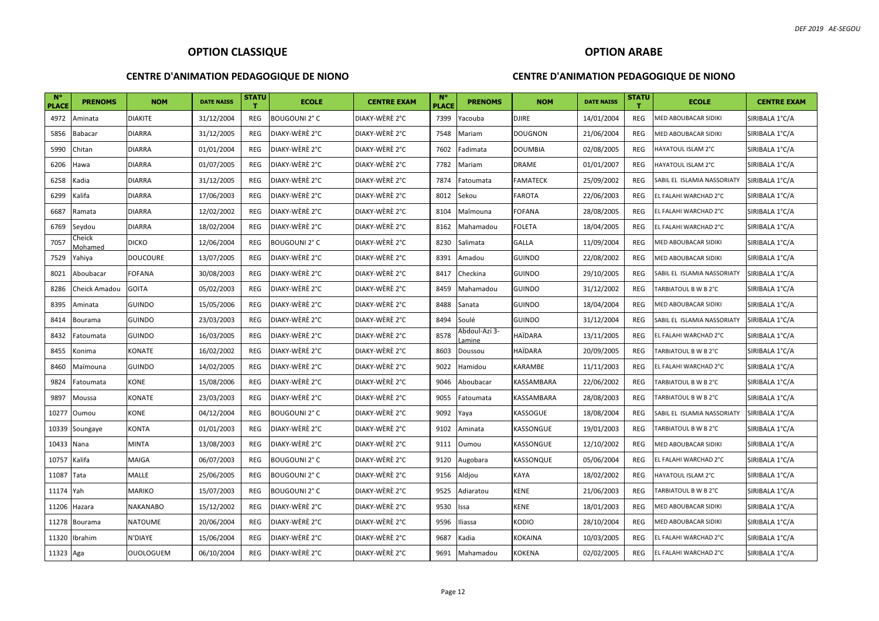## OPTION CLASSIQUE

### CENTRE D'ANIMATION PEDAGOGIQUE DE NIONO

| N° PLACE | PRENOMS | NOM | DATE NAISS | STATUT | ECOLE | CENTRE EXAM |
|---|---|---|---|---|---|---|
| 4972 | Aminata | DIAKITE | 31/12/2004 | REG | BOUGOUNI 2° C | DIAKY-WÈRÈ 2°C |
| 5856 | Babacar | DIARRA | 31/12/2005 | REG | DIAKY-WÈRÈ 2°C | DIAKY-WÈRÈ 2°C |
| 5990 | Chitan | DIARRA | 01/01/2004 | REG | DIAKY-WÈRÈ 2°C | DIAKY-WÈRÈ 2°C |
| 6206 | Hawa | DIARRA | 01/07/2005 | REG | DIAKY-WÈRÈ 2°C | DIAKY-WÈRÈ 2°C |
| 6258 | Kadia | DIARRA | 31/12/2005 | REG | DIAKY-WÈRÈ 2°C | DIAKY-WÈRÈ 2°C |
| 6299 | Kalifa | DIARRA | 17/06/2003 | REG | DIAKY-WÈRÈ 2°C | DIAKY-WÈRÈ 2°C |
| 6687 | Ramata | DIARRA | 12/02/2002 | REG | DIAKY-WÈRÈ 2°C | DIAKY-WÈRÈ 2°C |
| 6769 | Seydou | DIARRA | 18/02/2004 | REG | DIAKY-WÈRÈ 2°C | DIAKY-WÈRÈ 2°C |
| 7057 | Cheick Mohamed | DICKO | 12/06/2004 | REG | BOUGOUNI 2° C | DIAKY-WÈRÈ 2°C |
| 7529 | Yahiya | DOUCOURE | 13/07/2005 | REG | DIAKY-WÈRÈ 2°C | DIAKY-WÈRÈ 2°C |
| 8021 | Aboubacar | FOFANA | 30/08/2003 | REG | DIAKY-WÈRÈ 2°C | DIAKY-WÈRÈ 2°C |
| 8286 | Cheick Amadou | GOITA | 05/02/2003 | REG | DIAKY-WÈRÈ 2°C | DIAKY-WÈRÈ 2°C |
| 8395 | Aminata | GUINDO | 15/05/2006 | REG | DIAKY-WÈRÈ 2°C | DIAKY-WÈRÈ 2°C |
| 8414 | Bourama | GUINDO | 23/03/2003 | REG | DIAKY-WÈRÈ 2°C | DIAKY-WÈRÈ 2°C |
| 8432 | Fatoumata | GUINDO | 16/03/2005 | REG | DIAKY-WÈRÈ 2°C | DIAKY-WÈRÈ 2°C |
| 8455 | Konima | KONATE | 16/02/2002 | REG | DIAKY-WÈRÈ 2°C | DIAKY-WÈRÈ 2°C |
| 8460 | Maïmouna | GUINDO | 14/02/2005 | REG | DIAKY-WÈRÈ 2°C | DIAKY-WÈRÈ 2°C |
| 9824 | Fatoumata | KONE | 15/08/2006 | REG | DIAKY-WÈRÈ 2°C | DIAKY-WÈRÈ 2°C |
| 9897 | Moussa | KONATE | 23/03/2003 | REG | DIAKY-WÈRÈ 2°C | DIAKY-WÈRÈ 2°C |
| 10277 | Oumou | KONE | 04/12/2004 | REG | BOUGOUNI 2° C | DIAKY-WÈRÈ 2°C |
| 10339 | Soungaye | KONTA | 01/01/2003 | REG | DIAKY-WÈRÈ 2°C | DIAKY-WÈRÈ 2°C |
| 10433 | Nana | MINTA | 13/08/2003 | REG | DIAKY-WÈRÈ 2°C | DIAKY-WÈRÈ 2°C |
| 10757 | Kalifa | MAIGA | 06/07/2003 | REG | BOUGOUNI 2° C | DIAKY-WÈRÈ 2°C |
| 11087 | Tata | MALLE | 25/06/2005 | REG | BOUGOUNI 2° C | DIAKY-WÈRÈ 2°C |
| 11174 | Yah | MARIKO | 15/07/2003 | REG | BOUGOUNI 2° C | DIAKY-WÈRÈ 2°C |
| 11206 | Hazara | NAKANABO | 15/12/2002 | REG | DIAKY-WÈRÈ 2°C | DIAKY-WÈRÈ 2°C |
| 11278 | Bourama | NATOUME | 20/06/2004 | REG | DIAKY-WÈRÈ 2°C | DIAKY-WÈRÈ 2°C |
| 11320 | Ibrahim | N'DIAYE | 15/06/2004 | REG | DIAKY-WÈRÈ 2°C | DIAKY-WÈRÈ 2°C |
| 11323 | Aga | OUOLOGUEM | 06/10/2004 | REG | DIAKY-WÈRÈ 2°C | DIAKY-WÈRÈ 2°C |

## OPTION ARABE

### CENTRE D'ANIMATION PEDAGOGIQUE DE NIONO

| N° PLACE | PRENOMS | NOM | DATE NAISS | STATUT | ECOLE | CENTRE EXAM |
|---|---|---|---|---|---|---|
| 7399 | Yacouba | DJIRE | 14/01/2004 | REG | MED ABOUBACAR SIDIKI | SIRIBALA 1°C/A |
| 7548 | Mariam | DOUGNON | 21/06/2004 | REG | MED ABOUBACAR SIDIKI | SIRIBALA 1°C/A |
| 7602 | Fadimata | DOUMBIA | 02/08/2005 | REG | HAYATOUL ISLAM 2°C | SIRIBALA 1°C/A |
| 7782 | Mariam | DRAME | 01/01/2007 | REG | HAYATOUL ISLAM 2°C | SIRIBALA 1°C/A |
| 7874 | Fatoumata | FAMATECK | 25/09/2002 | REG | SABIL EL ISLAMIA NASSORIATY | SIRIBALA 1°C/A |
| 8012 | Sekou | FAROTA | 22/06/2003 | REG | EL FALAHI WARCHAD 2°C | SIRIBALA 1°C/A |
| 8104 | Maîmouna | FOFANA | 28/08/2005 | REG | EL FALAHI WARCHAD 2°C | SIRIBALA 1°C/A |
| 8162 | Mahamadou | FOLETA | 18/04/2005 | REG | EL FALAHI WARCHAD 2°C | SIRIBALA 1°C/A |
| 8230 | Salimata | GALLA | 11/09/2004 | REG | MED ABOUBACAR SIDIKI | SIRIBALA 1°C/A |
| 8391 | Amadou | GUINDO | 22/08/2002 | REG | MED ABOUBACAR SIDIKI | SIRIBALA 1°C/A |
| 8417 | Checkina | GUINDO | 29/10/2005 | REG | SABIL EL ISLAMIA NASSORIATY | SIRIBALA 1°C/A |
| 8459 | Mahamadou | GUINDO | 31/12/2002 | REG | TARBIATOUL B W B 2°C | SIRIBALA 1°C/A |
| 8488 | Sanata | GUINDO | 18/04/2004 | REG | MED ABOUBACAR SIDIKI | SIRIBALA 1°C/A |
| 8494 | Soulé | GUINDO | 31/12/2004 | REG | SABIL EL ISLAMIA NASSORIATY | SIRIBALA 1°C/A |
| 8578 | Abdoul-Azi 3-Lamine | HAÏDARA | 13/11/2005 | REG | EL FALAHI WARCHAD 2°C | SIRIBALA 1°C/A |
| 8603 | Doussou | HAÏDARA | 20/09/2005 | REG | TARBIATOUL B W B 2°C | SIRIBALA 1°C/A |
| 9022 | Hamidou | KARAMBE | 11/11/2003 | REG | EL FALAHI WARCHAD 2°C | SIRIBALA 1°C/A |
| 9046 | Aboubacar | KASSAMBARA | 22/06/2002 | REG | TARBIATOUL B W B 2°C | SIRIBALA 1°C/A |
| 9055 | Fatoumata | KASSAMBARA | 28/08/2003 | REG | TARBIATOUL B W B 2°C | SIRIBALA 1°C/A |
| 9092 | Yaya | KASSOGUE | 18/08/2004 | REG | SABIL EL ISLAMIA NASSORIATY | SIRIBALA 1°C/A |
| 9102 | Aminata | KASSONGUE | 19/01/2003 | REG | TARBIATOUL B W B 2°C | SIRIBALA 1°C/A |
| 9111 | Oumou | KASSONGUE | 12/10/2002 | REG | MED ABOUBACAR SIDIKI | SIRIBALA 1°C/A |
| 9120 | Augobara | KASSONQUE | 05/06/2004 | REG | EL FALAHI WARCHAD 2°C | SIRIBALA 1°C/A |
| 9156 | Aldjou | KAYA | 18/02/2002 | REG | HAYATOUL ISLAM 2°C | SIRIBALA 1°C/A |
| 9525 | Adiaratou | KENE | 21/06/2003 | REG | TARBIATOUL B W B 2°C | SIRIBALA 1°C/A |
| 9530 | Issa | KENE | 18/01/2003 | REG | MED ABOUBACAR SIDIKI | SIRIBALA 1°C/A |
| 9596 | Iliassa | KODIO | 28/10/2004 | REG | MED ABOUBACAR SIDIKI | SIRIBALA 1°C/A |
| 9687 | Kadia | KOKAINA | 10/03/2005 | REG | EL FALAHI WARCHAD 2°C | SIRIBALA 1°C/A |
| 9691 | Mahamadou | KOKENA | 02/02/2005 | REG | EL FALAHI WARCHAD 2°C | SIRIBALA 1°C/A |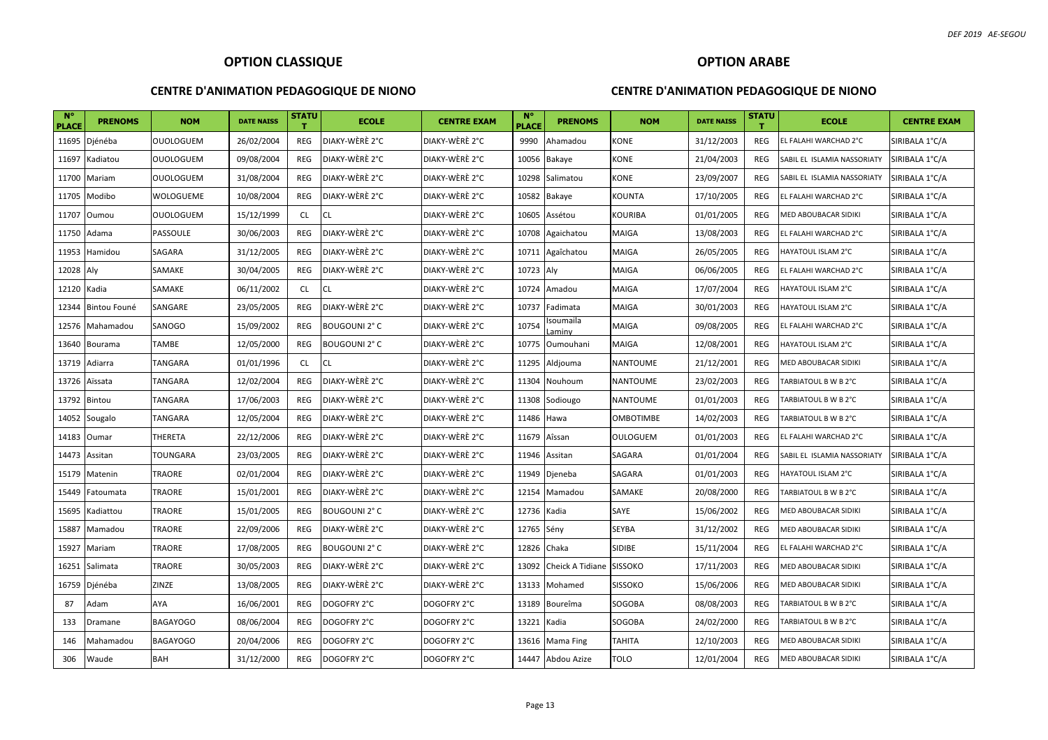## OPTION CLASSIQUE

### CENTRE D'ANIMATION PEDAGOGIQUE DE NIONO

| N° PLACE | PRENOMS | NOM | DATE NAISS | STATUT | ECOLE | CENTRE EXAM |
|---|---|---|---|---|---|---|
| 11695 | Djénéba | OUOLOGUEM | 26/02/2004 | REG | DIAKY-WÈRÈ 2°C | DIAKY-WÈRÈ 2°C |
| 11697 | Kadiatou | OUOLOGUEM | 09/08/2004 | REG | DIAKY-WÈRÈ 2°C | DIAKY-WÈRÈ 2°C |
| 11700 | Mariam | OUOLOGUEM | 31/08/2004 | REG | DIAKY-WÈRÈ 2°C | DIAKY-WÈRÈ 2°C |
| 11705 | Modibo | WOLOGUEME | 10/08/2004 | REG | DIAKY-WÈRÈ 2°C | DIAKY-WÈRÈ 2°C |
| 11707 | Oumou | OUOLOGUEM | 15/12/1999 | CL | CL | DIAKY-WÈRÈ 2°C |
| 11750 | Adama | PASSOULE | 30/06/2003 | REG | DIAKY-WÈRÈ 2°C | DIAKY-WÈRÈ 2°C |
| 11953 | Hamidou | SAGARA | 31/12/2005 | REG | DIAKY-WÈRÈ 2°C | DIAKY-WÈRÈ 2°C |
| 12028 | Aly | SAMAKE | 30/04/2005 | REG | DIAKY-WÈRÈ 2°C | DIAKY-WÈRÈ 2°C |
| 12120 | Kadia | SAMAKE | 06/11/2002 | CL | CL | DIAKY-WÈRÈ 2°C |
| 12344 | Bintou Founé | SANGARE | 23/05/2005 | REG | DIAKY-WÈRÈ 2°C | DIAKY-WÈRÈ 2°C |
| 12576 | Mahamadou | SANOGO | 15/09/2002 | REG | BOUGOUNI 2° C | DIAKY-WÈRÈ 2°C |
| 13640 | Bourama | TAMBE | 12/05/2000 | REG | BOUGOUNI 2° C | DIAKY-WÈRÈ 2°C |
| 13719 | Adiarra | TANGARA | 01/01/1996 | CL | CL | DIAKY-WÈRÈ 2°C |
| 13726 | Aïssata | TANGARA | 12/02/2004 | REG | DIAKY-WÈRÈ 2°C | DIAKY-WÈRÈ 2°C |
| 13792 | Bintou | TANGARA | 17/06/2003 | REG | DIAKY-WÈRÈ 2°C | DIAKY-WÈRÈ 2°C |
| 14052 | Sougalo | TANGARA | 12/05/2004 | REG | DIAKY-WÈRÈ 2°C | DIAKY-WÈRÈ 2°C |
| 14183 | Oumar | THERETA | 22/12/2006 | REG | DIAKY-WÈRÈ 2°C | DIAKY-WÈRÈ 2°C |
| 14473 | Assitan | TOUNGARA | 23/03/2005 | REG | DIAKY-WÈRÈ 2°C | DIAKY-WÈRÈ 2°C |
| 15179 | Matenin | TRAORE | 02/01/2004 | REG | DIAKY-WÈRÈ 2°C | DIAKY-WÈRÈ 2°C |
| 15449 | Fatoumata | TRAORE | 15/01/2001 | REG | DIAKY-WÈRÈ 2°C | DIAKY-WÈRÈ 2°C |
| 15695 | Kadiattou | TRAORE | 15/01/2005 | REG | BOUGOUNI 2° C | DIAKY-WÈRÈ 2°C |
| 15887 | Mamadou | TRAORE | 22/09/2006 | REG | DIAKY-WÈRÈ 2°C | DIAKY-WÈRÈ 2°C |
| 15927 | Mariam | TRAORE | 17/08/2005 | REG | BOUGOUNI 2° C | DIAKY-WÈRÈ 2°C |
| 16251 | Salimata | TRAORE | 30/05/2003 | REG | DIAKY-WÈRÈ 2°C | DIAKY-WÈRÈ 2°C |
| 16759 | Djénéba | ZINZE | 13/08/2005 | REG | DIAKY-WÈRÈ 2°C | DIAKY-WÈRÈ 2°C |
| 87 | Adam | AYA | 16/06/2001 | REG | DOGOFRY 2°C | DOGOFRY 2°C |
| 133 | Dramane | BAGAYOGO | 08/06/2004 | REG | DOGOFRY 2°C | DOGOFRY 2°C |
| 146 | Mahamadou | BAGAYOGO | 20/04/2006 | REG | DOGOFRY 2°C | DOGOFRY 2°C |
| 306 | Waude | BAH | 31/12/2000 | REG | DOGOFRY 2°C | DOGOFRY 2°C |

## OPTION ARABE

### CENTRE D'ANIMATION PEDAGOGIQUE DE NIONO

| N° PLACE | PRENOMS | NOM | DATE NAISS | STATUT | ECOLE | CENTRE EXAM |
|---|---|---|---|---|---|---|
| 9990 | Ahamadou | KONE | 31/12/2003 | REG | EL FALAHI WARCHAD 2°C | SIRIBALA 1°C/A |
| 10056 | Bakaye | KONE | 21/04/2003 | REG | SABIL EL ISLAMIA NASSORIATY | SIRIBALA 1°C/A |
| 10298 | Salimatou | KONE | 23/09/2007 | REG | SABIL EL ISLAMIA NASSORIATY | SIRIBALA 1°C/A |
| 10582 | Bakaye | KOUNTA | 17/10/2005 | REG | EL FALAHI WARCHAD 2°C | SIRIBALA 1°C/A |
| 10605 | Assétou | KOURIBA | 01/01/2005 | REG | MED ABOUBACAR SIDIKI | SIRIBALA 1°C/A |
| 10708 | Agaichatou | MAIGA | 13/08/2003 | REG | EL FALAHI WARCHAD 2°C | SIRIBALA 1°C/A |
| 10711 | Agaîchatou | MAIGA | 26/05/2005 | REG | HAYATOUL ISLAM 2°C | SIRIBALA 1°C/A |
| 10723 | Aly | MAIGA | 06/06/2005 | REG | EL FALAHI WARCHAD 2°C | SIRIBALA 1°C/A |
| 10724 | Amadou | MAIGA | 17/07/2004 | REG | HAYATOUL ISLAM 2°C | SIRIBALA 1°C/A |
| 10737 | Fadimata | MAIGA | 30/01/2003 | REG | HAYATOUL ISLAM 2°C | SIRIBALA 1°C/A |
| 10754 | Isoumaila Laminy | MAIGA | 09/08/2005 | REG | EL FALAHI WARCHAD 2°C | SIRIBALA 1°C/A |
| 10775 | Oumouhani | MAIGA | 12/08/2001 | REG | HAYATOUL ISLAM 2°C | SIRIBALA 1°C/A |
| 11295 | Aldjouma | NANTOUME | 21/12/2001 | REG | MED ABOUBACAR SIDIKI | SIRIBALA 1°C/A |
| 11304 | Nouhoum | NANTOUME | 23/02/2003 | REG | TARBIATOUL B W B 2°C | SIRIBALA 1°C/A |
| 11308 | Sodiougo | NANTOUME | 01/01/2003 | REG | TARBIATOUL B W B 2°C | SIRIBALA 1°C/A |
| 11486 | Hawa | OMBOTIMBE | 14/02/2003 | REG | TARBIATOUL B W B 2°C | SIRIBALA 1°C/A |
| 11679 | Aîssan | OULOGUEM | 01/01/2003 | REG | EL FALAHI WARCHAD 2°C | SIRIBALA 1°C/A |
| 11946 | Assitan | SAGARA | 01/01/2004 | REG | SABIL EL ISLAMIA NASSORIATY | SIRIBALA 1°C/A |
| 11949 | Djeneba | SAGARA | 01/01/2003 | REG | HAYATOUL ISLAM 2°C | SIRIBALA 1°C/A |
| 12154 | Mamadou | SAMAKE | 20/08/2000 | REG | TARBIATOUL B W B 2°C | SIRIBALA 1°C/A |
| 12736 | Kadia | SAYE | 15/06/2002 | REG | MED ABOUBACAR SIDIKI | SIRIBALA 1°C/A |
| 12765 | Sény | SEYBA | 31/12/2002 | REG | MED ABOUBACAR SIDIKI | SIRIBALA 1°C/A |
| 12826 | Chaka | SIDIBE | 15/11/2004 | REG | EL FALAHI WARCHAD 2°C | SIRIBALA 1°C/A |
| 13092 | Cheick A Tidiane | SISSOKO | 17/11/2003 | REG | MED ABOUBACAR SIDIKI | SIRIBALA 1°C/A |
| 13133 | Mohamed | SISSOKO | 15/06/2006 | REG | MED ABOUBACAR SIDIKI | SIRIBALA 1°C/A |
| 13189 | Boureîma | SOGOBA | 08/08/2003 | REG | TARBIATOUL B W B 2°C | SIRIBALA 1°C/A |
| 13221 | Kadia | SOGOBA | 24/02/2000 | REG | TARBIATOUL B W B 2°C | SIRIBALA 1°C/A |
| 13616 | Mama Fing | TAHITA | 12/10/2003 | REG | MED ABOUBACAR SIDIKI | SIRIBALA 1°C/A |
| 14447 | Abdou Azize | TOLO | 12/01/2004 | REG | MED ABOUBACAR SIDIKI | SIRIBALA 1°C/A |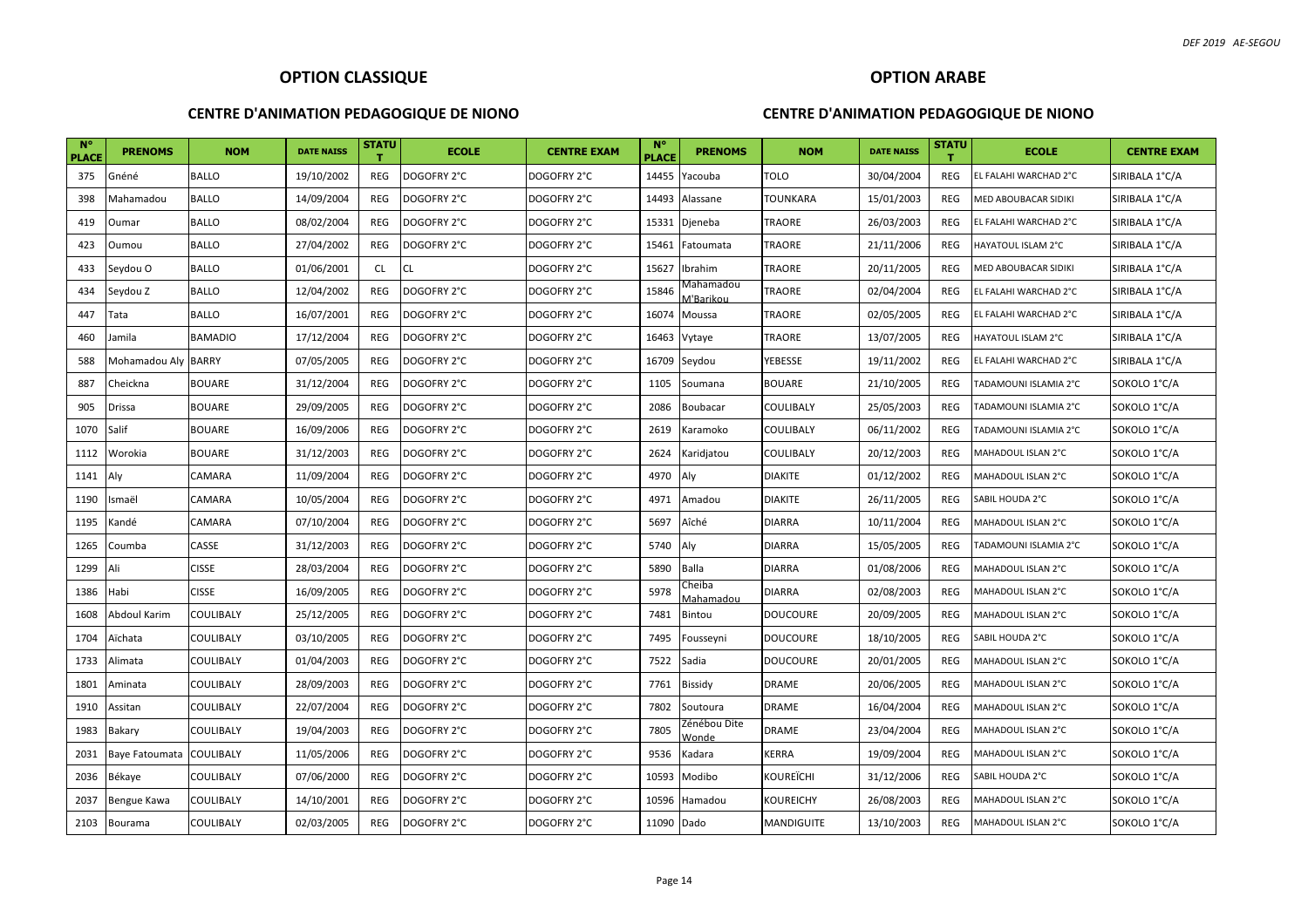## OPTION CLASSIQUE

### CENTRE D'ANIMATION PEDAGOGIQUE DE NIONO

| N° PLACE | PRENOMS | NOM | DATE NAISS | STATUT | ECOLE | CENTRE EXAM |
|---|---|---|---|---|---|---|
| 375 | Gnéné | BALLO | 19/10/2002 | REG | DOGOFRY 2°C | DOGOFRY 2°C |
| 398 | Mahamadou | BALLO | 14/09/2004 | REG | DOGOFRY 2°C | DOGOFRY 2°C |
| 419 | Oumar | BALLO | 08/02/2004 | REG | DOGOFRY 2°C | DOGOFRY 2°C |
| 423 | Oumou | BALLO | 27/04/2002 | REG | DOGOFRY 2°C | DOGOFRY 2°C |
| 433 | Seydou O | BALLO | 01/06/2001 | CL | CL | DOGOFRY 2°C |
| 434 | Seydou Z | BALLO | 12/04/2002 | REG | DOGOFRY 2°C | DOGOFRY 2°C |
| 447 | Tata | BALLO | 16/07/2001 | REG | DOGOFRY 2°C | DOGOFRY 2°C |
| 460 | Jamila | BAMADIO | 17/12/2004 | REG | DOGOFRY 2°C | DOGOFRY 2°C |
| 588 | Mohamadou Aly | BARRY | 07/05/2005 | REG | DOGOFRY 2°C | DOGOFRY 2°C |
| 887 | Cheickna | BOUARE | 31/12/2004 | REG | DOGOFRY 2°C | DOGOFRY 2°C |
| 905 | Drissa | BOUARE | 29/09/2005 | REG | DOGOFRY 2°C | DOGOFRY 2°C |
| 1070 | Salif | BOUARE | 16/09/2006 | REG | DOGOFRY 2°C | DOGOFRY 2°C |
| 1112 | Worokia | BOUARE | 31/12/2003 | REG | DOGOFRY 2°C | DOGOFRY 2°C |
| 1141 | Aly | CAMARA | 11/09/2004 | REG | DOGOFRY 2°C | DOGOFRY 2°C |
| 1190 | Ismaël | CAMARA | 10/05/2004 | REG | DOGOFRY 2°C | DOGOFRY 2°C |
| 1195 | Kandé | CAMARA | 07/10/2004 | REG | DOGOFRY 2°C | DOGOFRY 2°C |
| 1265 | Coumba | CASSE | 31/12/2003 | REG | DOGOFRY 2°C | DOGOFRY 2°C |
| 1299 | Ali | CISSE | 28/03/2004 | REG | DOGOFRY 2°C | DOGOFRY 2°C |
| 1386 | Habi | CISSE | 16/09/2005 | REG | DOGOFRY 2°C | DOGOFRY 2°C |
| 1608 | Abdoul Karim | COULIBALY | 25/12/2005 | REG | DOGOFRY 2°C | DOGOFRY 2°C |
| 1704 | Aïchata | COULIBALY | 03/10/2005 | REG | DOGOFRY 2°C | DOGOFRY 2°C |
| 1733 | Alimata | COULIBALY | 01/04/2003 | REG | DOGOFRY 2°C | DOGOFRY 2°C |
| 1801 | Aminata | COULIBALY | 28/09/2003 | REG | DOGOFRY 2°C | DOGOFRY 2°C |
| 1910 | Assitan | COULIBALY | 22/07/2004 | REG | DOGOFRY 2°C | DOGOFRY 2°C |
| 1983 | Bakary | COULIBALY | 19/04/2003 | REG | DOGOFRY 2°C | DOGOFRY 2°C |
| 2031 | Baye Fatoumata | COULIBALY | 11/05/2006 | REG | DOGOFRY 2°C | DOGOFRY 2°C |
| 2036 | Békaye | COULIBALY | 07/06/2000 | REG | DOGOFRY 2°C | DOGOFRY 2°C |
| 2037 | Bengue Kawa | COULIBALY | 14/10/2001 | REG | DOGOFRY 2°C | DOGOFRY 2°C |
| 2103 | Bourama | COULIBALY | 02/03/2005 | REG | DOGOFRY 2°C | DOGOFRY 2°C |

## OPTION ARABE

### CENTRE D'ANIMATION PEDAGOGIQUE DE NIONO

| N° PLACE | PRENOMS | NOM | DATE NAISS | STATUT | ECOLE | CENTRE EXAM |
|---|---|---|---|---|---|---|
| 14455 | Yacouba | TOLO | 30/04/2004 | REG | EL FALAHI WARCHAD 2°C | SIRIBALA 1°C/A |
| 14493 | Alassane | TOUNKARA | 15/01/2003 | REG | MED ABOUBACAR SIDIKI | SIRIBALA 1°C/A |
| 15331 | Djeneba | TRAORE | 26/03/2003 | REG | EL FALAHI WARCHAD 2°C | SIRIBALA 1°C/A |
| 15461 | Fatoumata | TRAORE | 21/11/2006 | REG | HAYATOUL ISLAM 2°C | SIRIBALA 1°C/A |
| 15627 | Ibrahim | TRAORE | 20/11/2005 | REG | MED ABOUBACAR SIDIKI | SIRIBALA 1°C/A |
| 15846 | Mahamadou M'Barikou | TRAORE | 02/04/2004 | REG | EL FALAHI WARCHAD 2°C | SIRIBALA 1°C/A |
| 16074 | Moussa | TRAORE | 02/05/2005 | REG | EL FALAHI WARCHAD 2°C | SIRIBALA 1°C/A |
| 16463 | Vytaye | TRAORE | 13/07/2005 | REG | HAYATOUL ISLAM 2°C | SIRIBALA 1°C/A |
| 16709 | Seydou | YEBESSE | 19/11/2002 | REG | EL FALAHI WARCHAD 2°C | SIRIBALA 1°C/A |
| 1105 | Soumana | BOUARE | 21/10/2005 | REG | TADAMOUNI ISLAMIA 2°C | SOKOLO 1°C/A |
| 2086 | Boubacar | COULIBALY | 25/05/2003 | REG | TADAMOUNI ISLAMIA 2°C | SOKOLO 1°C/A |
| 2619 | Karamoko | COULIBALY | 06/11/2002 | REG | TADAMOUNI ISLAMIA 2°C | SOKOLO 1°C/A |
| 2624 | Karidjatou | COULIBALY | 20/12/2003 | REG | MAHADOUL ISLAN 2°C | SOKOLO 1°C/A |
| 4970 | Aly | DIAKITE | 01/12/2002 | REG | MAHADOUL ISLAN 2°C | SOKOLO 1°C/A |
| 4971 | Amadou | DIAKITE | 26/11/2005 | REG | SABIL HOUDA 2°C | SOKOLO 1°C/A |
| 5697 | Aîché | DIARRA | 10/11/2004 | REG | MAHADOUL ISLAN 2°C | SOKOLO 1°C/A |
| 5740 | Aly | DIARRA | 15/05/2005 | REG | TADAMOUNI ISLAMIA 2°C | SOKOLO 1°C/A |
| 5890 | Balla | DIARRA | 01/08/2006 | REG | MAHADOUL ISLAN 2°C | SOKOLO 1°C/A |
| 5978 | Cheiba Mahamadou | DIARRA | 02/08/2003 | REG | MAHADOUL ISLAN 2°C | SOKOLO 1°C/A |
| 7481 | Bintou | DOUCOURE | 20/09/2005 | REG | MAHADOUL ISLAN 2°C | SOKOLO 1°C/A |
| 7495 | Fousseyni | DOUCOURE | 18/10/2005 | REG | SABIL HOUDA 2°C | SOKOLO 1°C/A |
| 7522 | Sadia | DOUCOURE | 20/01/2005 | REG | MAHADOUL ISLAN 2°C | SOKOLO 1°C/A |
| 7761 | Bissidy | DRAME | 20/06/2005 | REG | MAHADOUL ISLAN 2°C | SOKOLO 1°C/A |
| 7802 | Soutoura | DRAME | 16/04/2004 | REG | MAHADOUL ISLAN 2°C | SOKOLO 1°C/A |
| 7805 | Zénébou Dite Wonde | DRAME | 23/04/2004 | REG | MAHADOUL ISLAN 2°C | SOKOLO 1°C/A |
| 9536 | Kadara | KERRA | 19/09/2004 | REG | MAHADOUL ISLAN 2°C | SOKOLO 1°C/A |
| 10593 | Modibo | KOUREÏCHI | 31/12/2006 | REG | SABIL HOUDA 2°C | SOKOLO 1°C/A |
| 10596 | Hamadou | KOUREICHY | 26/08/2003 | REG | MAHADOUL ISLAN 2°C | SOKOLO 1°C/A |
| 11090 | Dado | MANDIGUITE | 13/10/2003 | REG | MAHADOUL ISLAN 2°C | SOKOLO 1°C/A |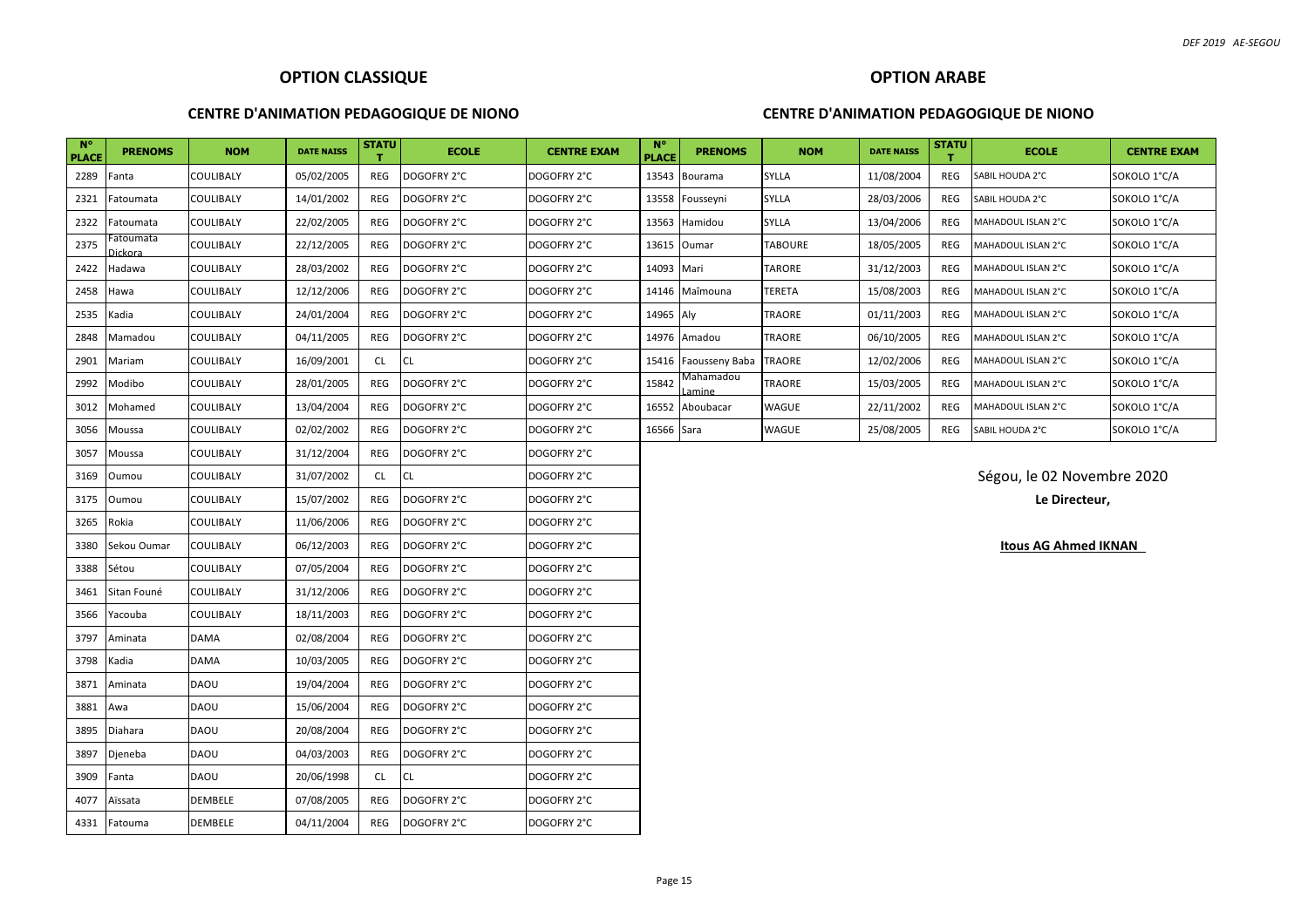## OPTION CLASSIQUE

### CENTRE D'ANIMATION PEDAGOGIQUE DE NIONO

| N° PLACE | PRENOMS | NOM | DATE NAISS | STATUT | ECOLE | CENTRE EXAM |
|---|---|---|---|---|---|---|
| 2289 | Fanta | COULIBALY | 05/02/2005 | REG | DOGOFRY 2°C | DOGOFRY 2°C |
| 2321 | Fatoumata | COULIBALY | 14/01/2002 | REG | DOGOFRY 2°C | DOGOFRY 2°C |
| 2322 | Fatoumata | COULIBALY | 22/02/2005 | REG | DOGOFRY 2°C | DOGOFRY 2°C |
| 2375 | Fatoumata Dickora | COULIBALY | 22/12/2005 | REG | DOGOFRY 2°C | DOGOFRY 2°C |
| 2422 | Hadawa | COULIBALY | 28/03/2002 | REG | DOGOFRY 2°C | DOGOFRY 2°C |
| 2458 | Hawa | COULIBALY | 12/12/2006 | REG | DOGOFRY 2°C | DOGOFRY 2°C |
| 2535 | Kadia | COULIBALY | 24/01/2004 | REG | DOGOFRY 2°C | DOGOFRY 2°C |
| 2848 | Mamadou | COULIBALY | 04/11/2005 | REG | DOGOFRY 2°C | DOGOFRY 2°C |
| 2901 | Mariam | COULIBALY | 16/09/2001 | CL | CL | DOGOFRY 2°C |
| 2992 | Modibo | COULIBALY | 28/01/2005 | REG | DOGOFRY 2°C | DOGOFRY 2°C |
| 3012 | Mohamed | COULIBALY | 13/04/2004 | REG | DOGOFRY 2°C | DOGOFRY 2°C |
| 3056 | Moussa | COULIBALY | 02/02/2002 | REG | DOGOFRY 2°C | DOGOFRY 2°C |
| 3057 | Moussa | COULIBALY | 31/12/2004 | REG | DOGOFRY 2°C | DOGOFRY 2°C |
| 3169 | Oumou | COULIBALY | 31/07/2002 | CL | CL | DOGOFRY 2°C |
| 3175 | Oumou | COULIBALY | 15/07/2002 | REG | DOGOFRY 2°C | DOGOFRY 2°C |
| 3265 | Rokia | COULIBALY | 11/06/2006 | REG | DOGOFRY 2°C | DOGOFRY 2°C |
| 3380 | Sekou Oumar | COULIBALY | 06/12/2003 | REG | DOGOFRY 2°C | DOGOFRY 2°C |
| 3388 | Sétou | COULIBALY | 07/05/2004 | REG | DOGOFRY 2°C | DOGOFRY 2°C |
| 3461 | Sitan Founé | COULIBALY | 31/12/2006 | REG | DOGOFRY 2°C | DOGOFRY 2°C |
| 3566 | Yacouba | COULIBALY | 18/11/2003 | REG | DOGOFRY 2°C | DOGOFRY 2°C |
| 3797 | Aminata | DAMA | 02/08/2004 | REG | DOGOFRY 2°C | DOGOFRY 2°C |
| 3798 | Kadia | DAMA | 10/03/2005 | REG | DOGOFRY 2°C | DOGOFRY 2°C |
| 3871 | Aminata | DAOU | 19/04/2004 | REG | DOGOFRY 2°C | DOGOFRY 2°C |
| 3881 | Awa | DAOU | 15/06/2004 | REG | DOGOFRY 2°C | DOGOFRY 2°C |
| 3895 | Diahara | DAOU | 20/08/2004 | REG | DOGOFRY 2°C | DOGOFRY 2°C |
| 3897 | Djeneba | DAOU | 04/03/2003 | REG | DOGOFRY 2°C | DOGOFRY 2°C |
| 3909 | Fanta | DAOU | 20/06/1998 | CL | CL | DOGOFRY 2°C |
| 4077 | Aïssata | DEMBELE | 07/08/2005 | REG | DOGOFRY 2°C | DOGOFRY 2°C |
| 4331 | Fatouma | DEMBELE | 04/11/2004 | REG | DOGOFRY 2°C | DOGOFRY 2°C |

## OPTION ARABE

### CENTRE D'ANIMATION PEDAGOGIQUE DE NIONO

| N° PLACE | PRENOMS | NOM | DATE NAISS | STATUT | ECOLE | CENTRE EXAM |
|---|---|---|---|---|---|---|
| 13543 | Bourama | SYLLA | 11/08/2004 | REG | SABIL HOUDA 2°C | SOKOLO 1°C/A |
| 13558 | Fousseyni | SYLLA | 28/03/2006 | REG | SABIL HOUDA 2°C | SOKOLO 1°C/A |
| 13563 | Hamidou | SYLLA | 13/04/2006 | REG | MAHADOUL ISLAN 2°C | SOKOLO 1°C/A |
| 13615 | Oumar | TABOURE | 18/05/2005 | REG | MAHADOUL ISLAN 2°C | SOKOLO 1°C/A |
| 14093 | Mari | TARORE | 31/12/2003 | REG | MAHADOUL ISLAN 2°C | SOKOLO 1°C/A |
| 14146 | Maîmouna | TERETA | 15/08/2003 | REG | MAHADOUL ISLAN 2°C | SOKOLO 1°C/A |
| 14965 | Aly | TRAORE | 01/11/2003 | REG | MAHADOUL ISLAN 2°C | SOKOLO 1°C/A |
| 14976 | Amadou | TRAORE | 06/10/2005 | REG | MAHADOUL ISLAN 2°C | SOKOLO 1°C/A |
| 15416 | Faousseny Baba | TRAORE | 12/02/2006 | REG | MAHADOUL ISLAN 2°C | SOKOLO 1°C/A |
| 15842 | Mahamadou Lamine | TRAORE | 15/03/2005 | REG | MAHADOUL ISLAN 2°C | SOKOLO 1°C/A |
| 16552 | Aboubacar | WAGUE | 22/11/2002 | REG | MAHADOUL ISLAN 2°C | SOKOLO 1°C/A |
| 16566 | Sara | WAGUE | 25/08/2005 | REG | SABIL HOUDA 2°C | SOKOLO 1°C/A |

Ségou, le 02 Novembre 2020

**Le Directeur,**

**Itous AG Ahmed IKNAN**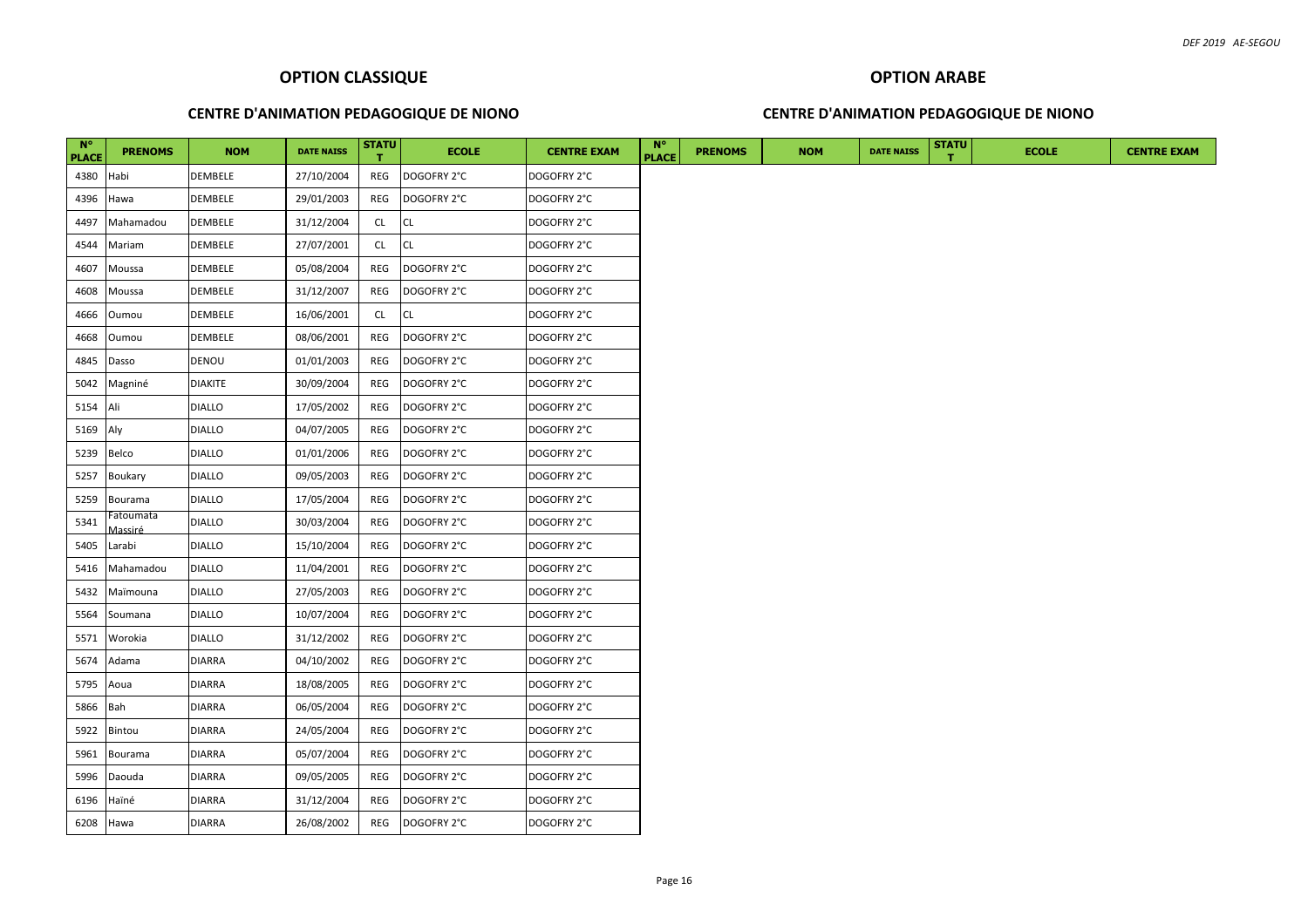## OPTION CLASSIQUE

### CENTRE D'ANIMATION PEDAGOGIQUE DE NIONO

| N° PLACE | PRENOMS | NOM | DATE NAISS | STATUT | ECOLE | CENTRE EXAM |
|---|---|---|---|---|---|---|
| 4380 | Habi | DEMBELE | 27/10/2004 | REG | DOGOFRY 2°C | DOGOFRY 2°C |
| 4396 | Hawa | DEMBELE | 29/01/2003 | REG | DOGOFRY 2°C | DOGOFRY 2°C |
| 4497 | Mahamadou | DEMBELE | 31/12/2004 | CL | CL | DOGOFRY 2°C |
| 4544 | Mariam | DEMBELE | 27/07/2001 | CL | CL | DOGOFRY 2°C |
| 4607 | Moussa | DEMBELE | 05/08/2004 | REG | DOGOFRY 2°C | DOGOFRY 2°C |
| 4608 | Moussa | DEMBELE | 31/12/2007 | REG | DOGOFRY 2°C | DOGOFRY 2°C |
| 4666 | Oumou | DEMBELE | 16/06/2001 | CL | CL | DOGOFRY 2°C |
| 4668 | Oumou | DEMBELE | 08/06/2001 | REG | DOGOFRY 2°C | DOGOFRY 2°C |
| 4845 | Dasso | DENOU | 01/01/2003 | REG | DOGOFRY 2°C | DOGOFRY 2°C |
| 5042 | Magniné | DIAKITE | 30/09/2004 | REG | DOGOFRY 2°C | DOGOFRY 2°C |
| 5154 | Ali | DIALLO | 17/05/2002 | REG | DOGOFRY 2°C | DOGOFRY 2°C |
| 5169 | Aly | DIALLO | 04/07/2005 | REG | DOGOFRY 2°C | DOGOFRY 2°C |
| 5239 | Belco | DIALLO | 01/01/2006 | REG | DOGOFRY 2°C | DOGOFRY 2°C |
| 5257 | Boukary | DIALLO | 09/05/2003 | REG | DOGOFRY 2°C | DOGOFRY 2°C |
| 5259 | Bourama | DIALLO | 17/05/2004 | REG | DOGOFRY 2°C | DOGOFRY 2°C |
| 5341 | Fatoumata Massiré | DIALLO | 30/03/2004 | REG | DOGOFRY 2°C | DOGOFRY 2°C |
| 5405 | Larabi | DIALLO | 15/10/2004 | REG | DOGOFRY 2°C | DOGOFRY 2°C |
| 5416 | Mahamadou | DIALLO | 11/04/2001 | REG | DOGOFRY 2°C | DOGOFRY 2°C |
| 5432 | Maïmouna | DIALLO | 27/05/2003 | REG | DOGOFRY 2°C | DOGOFRY 2°C |
| 5564 | Soumana | DIALLO | 10/07/2004 | REG | DOGOFRY 2°C | DOGOFRY 2°C |
| 5571 | Worokia | DIALLO | 31/12/2002 | REG | DOGOFRY 2°C | DOGOFRY 2°C |
| 5674 | Adama | DIARRA | 04/10/2002 | REG | DOGOFRY 2°C | DOGOFRY 2°C |
| 5795 | Aoua | DIARRA | 18/08/2005 | REG | DOGOFRY 2°C | DOGOFRY 2°C |
| 5866 | Bah | DIARRA | 06/05/2004 | REG | DOGOFRY 2°C | DOGOFRY 2°C |
| 5922 | Bintou | DIARRA | 24/05/2004 | REG | DOGOFRY 2°C | DOGOFRY 2°C |
| 5961 | Bourama | DIARRA | 05/07/2004 | REG | DOGOFRY 2°C | DOGOFRY 2°C |
| 5996 | Daouda | DIARRA | 09/05/2005 | REG | DOGOFRY 2°C | DOGOFRY 2°C |
| 6196 | Haïné | DIARRA | 31/12/2004 | REG | DOGOFRY 2°C | DOGOFRY 2°C |
| 6208 | Hawa | DIARRA | 26/08/2002 | REG | DOGOFRY 2°C | DOGOFRY 2°C |

## OPTION ARABE

### CENTRE D'ANIMATION PEDAGOGIQUE DE NIONO

| N° PLACE | PRENOMS | NOM | DATE NAISS | STATUT | ECOLE | CENTRE EXAM |
|---|---|---|---|---|---|---|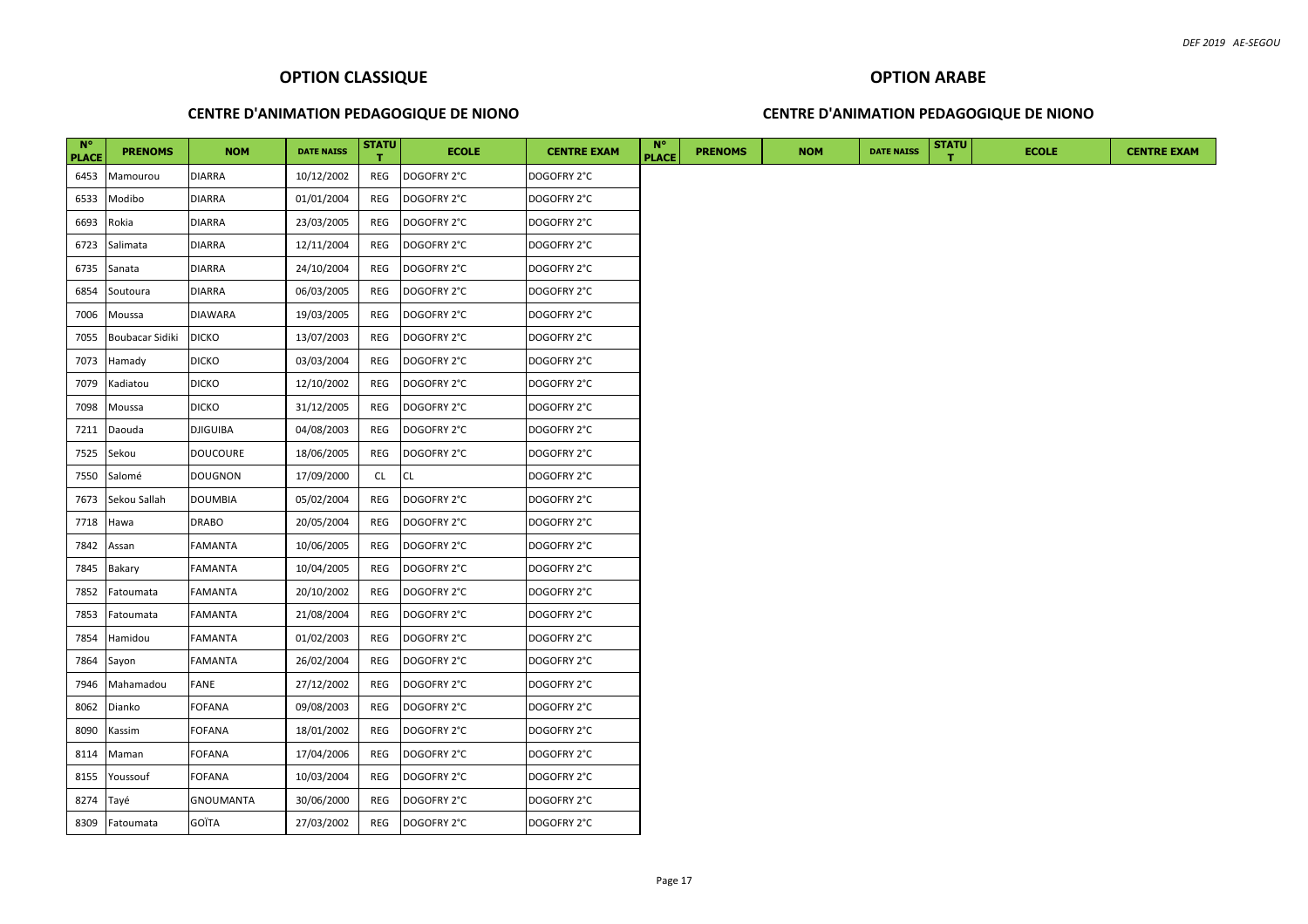## OPTION CLASSIQUE

### CENTRE D'ANIMATION PEDAGOGIQUE DE NIONO

| N° PLACE | PRENOMS | NOM | DATE NAISS | STATUT | ECOLE | CENTRE EXAM |
|---|---|---|---|---|---|---|
| 6453 | Mamourou | DIARRA | 10/12/2002 | REG | DOGOFRY 2°C | DOGOFRY 2°C |
| 6533 | Modibo | DIARRA | 01/01/2004 | REG | DOGOFRY 2°C | DOGOFRY 2°C |
| 6693 | Rokia | DIARRA | 23/03/2005 | REG | DOGOFRY 2°C | DOGOFRY 2°C |
| 6723 | Salimata | DIARRA | 12/11/2004 | REG | DOGOFRY 2°C | DOGOFRY 2°C |
| 6735 | Sanata | DIARRA | 24/10/2004 | REG | DOGOFRY 2°C | DOGOFRY 2°C |
| 6854 | Soutoura | DIARRA | 06/03/2005 | REG | DOGOFRY 2°C | DOGOFRY 2°C |
| 7006 | Moussa | DIAWARA | 19/03/2005 | REG | DOGOFRY 2°C | DOGOFRY 2°C |
| 7055 | Boubacar Sidiki | DICKO | 13/07/2003 | REG | DOGOFRY 2°C | DOGOFRY 2°C |
| 7073 | Hamady | DICKO | 03/03/2004 | REG | DOGOFRY 2°C | DOGOFRY 2°C |
| 7079 | Kadiatou | DICKO | 12/10/2002 | REG | DOGOFRY 2°C | DOGOFRY 2°C |
| 7098 | Moussa | DICKO | 31/12/2005 | REG | DOGOFRY 2°C | DOGOFRY 2°C |
| 7211 | Daouda | DJIGUIBA | 04/08/2003 | REG | DOGOFRY 2°C | DOGOFRY 2°C |
| 7525 | Sekou | DOUCOURE | 18/06/2005 | REG | DOGOFRY 2°C | DOGOFRY 2°C |
| 7550 | Salomé | DOUGNON | 17/09/2000 | CL | CL | DOGOFRY 2°C |
| 7673 | Sekou Sallah | DOUMBIA | 05/02/2004 | REG | DOGOFRY 2°C | DOGOFRY 2°C |
| 7718 | Hawa | DRABO | 20/05/2004 | REG | DOGOFRY 2°C | DOGOFRY 2°C |
| 7842 | Assan | FAMANTA | 10/06/2005 | REG | DOGOFRY 2°C | DOGOFRY 2°C |
| 7845 | Bakary | FAMANTA | 10/04/2005 | REG | DOGOFRY 2°C | DOGOFRY 2°C |
| 7852 | Fatoumata | FAMANTA | 20/10/2002 | REG | DOGOFRY 2°C | DOGOFRY 2°C |
| 7853 | Fatoumata | FAMANTA | 21/08/2004 | REG | DOGOFRY 2°C | DOGOFRY 2°C |
| 7854 | Hamidou | FAMANTA | 01/02/2003 | REG | DOGOFRY 2°C | DOGOFRY 2°C |
| 7864 | Sayon | FAMANTA | 26/02/2004 | REG | DOGOFRY 2°C | DOGOFRY 2°C |
| 7946 | Mahamadou | FANE | 27/12/2002 | REG | DOGOFRY 2°C | DOGOFRY 2°C |
| 8062 | Dianko | FOFANA | 09/08/2003 | REG | DOGOFRY 2°C | DOGOFRY 2°C |
| 8090 | Kassim | FOFANA | 18/01/2002 | REG | DOGOFRY 2°C | DOGOFRY 2°C |
| 8114 | Maman | FOFANA | 17/04/2006 | REG | DOGOFRY 2°C | DOGOFRY 2°C |
| 8155 | Youssouf | FOFANA | 10/03/2004 | REG | DOGOFRY 2°C | DOGOFRY 2°C |
| 8274 | Tayé | GNOUMANTA | 30/06/2000 | REG | DOGOFRY 2°C | DOGOFRY 2°C |
| 8309 | Fatoumata | GOÏTA | 27/03/2002 | REG | DOGOFRY 2°C | DOGOFRY 2°C |

## OPTION ARABE

### CENTRE D'ANIMATION PEDAGOGIQUE DE NIONO

| N° PLACE | PRENOMS | NOM | DATE NAISS | STATUT | ECOLE | CENTRE EXAM |
|---|---|---|---|---|---|---|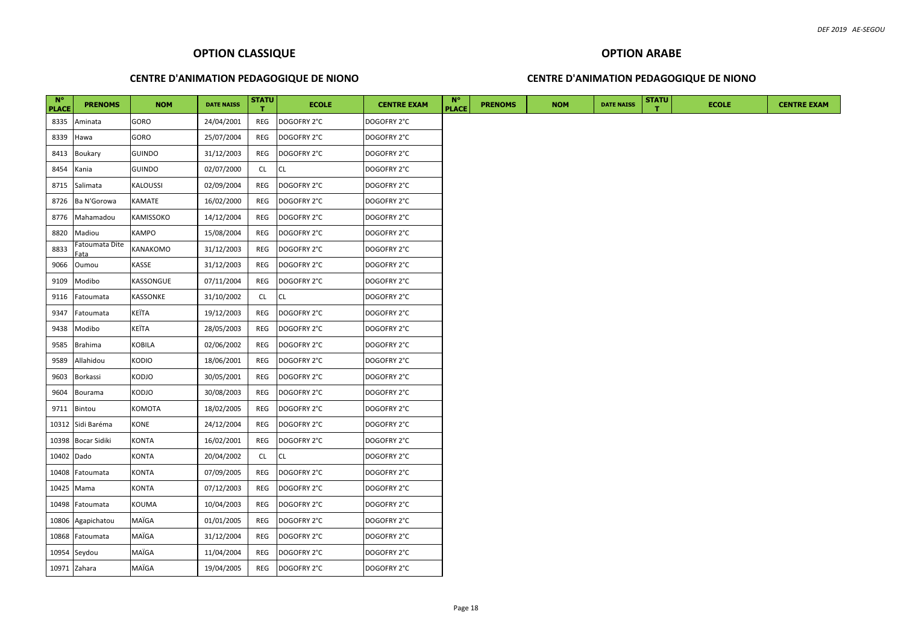## OPTION CLASSIQUE

### CENTRE D'ANIMATION PEDAGOGIQUE DE NIONO

| N° PLACE | PRENOMS | NOM | DATE NAISS | STATUT | ECOLE | CENTRE EXAM |
|---|---|---|---|---|---|---|
| 8335 | Aminata | GORO | 24/04/2001 | REG | DOGOFRY 2°C | DOGOFRY 2°C |
| 8339 | Hawa | GORO | 25/07/2004 | REG | DOGOFRY 2°C | DOGOFRY 2°C |
| 8413 | Boukary | GUINDO | 31/12/2003 | REG | DOGOFRY 2°C | DOGOFRY 2°C |
| 8454 | Kania | GUINDO | 02/07/2000 | CL | CL | DOGOFRY 2°C |
| 8715 | Salimata | KALOUSSI | 02/09/2004 | REG | DOGOFRY 2°C | DOGOFRY 2°C |
| 8726 | Ba N'Gorowa | KAMATE | 16/02/2000 | REG | DOGOFRY 2°C | DOGOFRY 2°C |
| 8776 | Mahamadou | KAMISSOKO | 14/12/2004 | REG | DOGOFRY 2°C | DOGOFRY 2°C |
| 8820 | Madiou | KAMPO | 15/08/2004 | REG | DOGOFRY 2°C | DOGOFRY 2°C |
| 8833 | Fatoumata Dite Fata | KANAKOMO | 31/12/2003 | REG | DOGOFRY 2°C | DOGOFRY 2°C |
| 9066 | Oumou | KASSE | 31/12/2003 | REG | DOGOFRY 2°C | DOGOFRY 2°C |
| 9109 | Modibo | KASSONGUE | 07/11/2004 | REG | DOGOFRY 2°C | DOGOFRY 2°C |
| 9116 | Fatoumata | KASSONKE | 31/10/2002 | CL | CL | DOGOFRY 2°C |
| 9347 | Fatoumata | KEÏTA | 19/12/2003 | REG | DOGOFRY 2°C | DOGOFRY 2°C |
| 9438 | Modibo | KEÏTA | 28/05/2003 | REG | DOGOFRY 2°C | DOGOFRY 2°C |
| 9585 | Brahima | KOBILA | 02/06/2002 | REG | DOGOFRY 2°C | DOGOFRY 2°C |
| 9589 | Allahidou | KODIO | 18/06/2001 | REG | DOGOFRY 2°C | DOGOFRY 2°C |
| 9603 | Borkassi | KODJO | 30/05/2001 | REG | DOGOFRY 2°C | DOGOFRY 2°C |
| 9604 | Bourama | KODJO | 30/08/2003 | REG | DOGOFRY 2°C | DOGOFRY 2°C |
| 9711 | Bintou | KOMOTA | 18/02/2005 | REG | DOGOFRY 2°C | DOGOFRY 2°C |
| 10312 | Sidi Baréma | KONE | 24/12/2004 | REG | DOGOFRY 2°C | DOGOFRY 2°C |
| 10398 | Bocar Sidiki | KONTA | 16/02/2001 | REG | DOGOFRY 2°C | DOGOFRY 2°C |
| 10402 | Dado | KONTA | 20/04/2002 | CL | CL | DOGOFRY 2°C |
| 10408 | Fatoumata | KONTA | 07/09/2005 | REG | DOGOFRY 2°C | DOGOFRY 2°C |
| 10425 | Mama | KONTA | 07/12/2003 | REG | DOGOFRY 2°C | DOGOFRY 2°C |
| 10498 | Fatoumata | KOUMA | 10/04/2003 | REG | DOGOFRY 2°C | DOGOFRY 2°C |
| 10806 | Agapichatou | MAÏGA | 01/01/2005 | REG | DOGOFRY 2°C | DOGOFRY 2°C |
| 10868 | Fatoumata | MAÏGA | 31/12/2004 | REG | DOGOFRY 2°C | DOGOFRY 2°C |
| 10954 | Seydou | MAÏGA | 11/04/2004 | REG | DOGOFRY 2°C | DOGOFRY 2°C |
| 10971 | Zahara | MAÏGA | 19/04/2005 | REG | DOGOFRY 2°C | DOGOFRY 2°C |

## OPTION ARABE

### CENTRE D'ANIMATION PEDAGOGIQUE DE NIONO

| N° PLACE | PRENOMS | NOM | DATE NAISS | STATUT | ECOLE | CENTRE EXAM |
|---|---|---|---|---|---|---|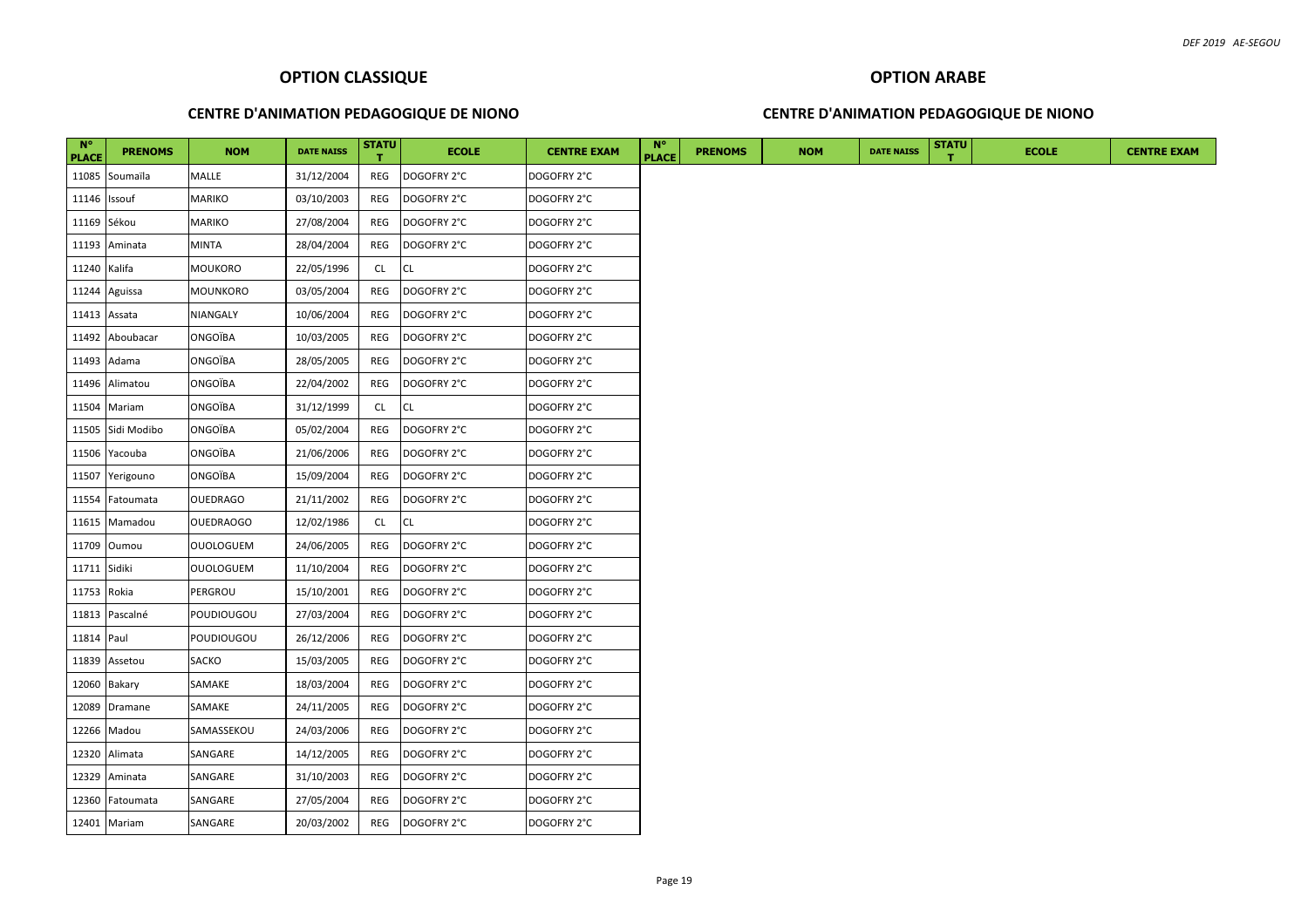## OPTION CLASSIQUE

### CENTRE D'ANIMATION PEDAGOGIQUE DE NIONO

| N° PLACE | PRENOMS | NOM | DATE NAISS | STATUT | ECOLE | CENTRE EXAM |
|---|---|---|---|---|---|---|
| 11085 | Soumaïla | MALLE | 31/12/2004 | REG | DOGOFRY 2°C | DOGOFRY 2°C |
| 11146 | Issouf | MARIKO | 03/10/2003 | REG | DOGOFRY 2°C | DOGOFRY 2°C |
| 11169 | Sékou | MARIKO | 27/08/2004 | REG | DOGOFRY 2°C | DOGOFRY 2°C |
| 11193 | Aminata | MINTA | 28/04/2004 | REG | DOGOFRY 2°C | DOGOFRY 2°C |
| 11240 | Kalifa | MOUKORO | 22/05/1996 | CL | CL | DOGOFRY 2°C |
| 11244 | Aguissa | MOUNKORO | 03/05/2004 | REG | DOGOFRY 2°C | DOGOFRY 2°C |
| 11413 | Assata | NIANGALY | 10/06/2004 | REG | DOGOFRY 2°C | DOGOFRY 2°C |
| 11492 | Aboubacar | ONGOÏBA | 10/03/2005 | REG | DOGOFRY 2°C | DOGOFRY 2°C |
| 11493 | Adama | ONGOÏBA | 28/05/2005 | REG | DOGOFRY 2°C | DOGOFRY 2°C |
| 11496 | Alimatou | ONGOÏBA | 22/04/2002 | REG | DOGOFRY 2°C | DOGOFRY 2°C |
| 11504 | Mariam | ONGOÏBA | 31/12/1999 | CL | CL | DOGOFRY 2°C |
| 11505 | Sidi Modibo | ONGOÏBA | 05/02/2004 | REG | DOGOFRY 2°C | DOGOFRY 2°C |
| 11506 | Yacouba | ONGOÏBA | 21/06/2006 | REG | DOGOFRY 2°C | DOGOFRY 2°C |
| 11507 | Yerigouno | ONGOÏBA | 15/09/2004 | REG | DOGOFRY 2°C | DOGOFRY 2°C |
| 11554 | Fatoumata | OUEDRAGO | 21/11/2002 | REG | DOGOFRY 2°C | DOGOFRY 2°C |
| 11615 | Mamadou | OUEDRAOGO | 12/02/1986 | CL | CL | DOGOFRY 2°C |
| 11709 | Oumou | OUOLOGUEM | 24/06/2005 | REG | DOGOFRY 2°C | DOGOFRY 2°C |
| 11711 | Sidiki | OUOLOGUEM | 11/10/2004 | REG | DOGOFRY 2°C | DOGOFRY 2°C |
| 11753 | Rokia | PERGROU | 15/10/2001 | REG | DOGOFRY 2°C | DOGOFRY 2°C |
| 11813 | Pascalné | POUDIOUGOU | 27/03/2004 | REG | DOGOFRY 2°C | DOGOFRY 2°C |
| 11814 | Paul | POUDIOUGOU | 26/12/2006 | REG | DOGOFRY 2°C | DOGOFRY 2°C |
| 11839 | Assetou | SACKO | 15/03/2005 | REG | DOGOFRY 2°C | DOGOFRY 2°C |
| 12060 | Bakary | SAMAKE | 18/03/2004 | REG | DOGOFRY 2°C | DOGOFRY 2°C |
| 12089 | Dramane | SAMAKE | 24/11/2005 | REG | DOGOFRY 2°C | DOGOFRY 2°C |
| 12266 | Madou | SAMASSEKOU | 24/03/2006 | REG | DOGOFRY 2°C | DOGOFRY 2°C |
| 12320 | Alimata | SANGARE | 14/12/2005 | REG | DOGOFRY 2°C | DOGOFRY 2°C |
| 12329 | Aminata | SANGARE | 31/10/2003 | REG | DOGOFRY 2°C | DOGOFRY 2°C |
| 12360 | Fatoumata | SANGARE | 27/05/2004 | REG | DOGOFRY 2°C | DOGOFRY 2°C |
| 12401 | Mariam | SANGARE | 20/03/2002 | REG | DOGOFRY 2°C | DOGOFRY 2°C |

## OPTION ARABE

### CENTRE D'ANIMATION PEDAGOGIQUE DE NIONO

| N° PLACE | PRENOMS | NOM | DATE NAISS | STATUT | ECOLE | CENTRE EXAM |
|---|---|---|---|---|---|---|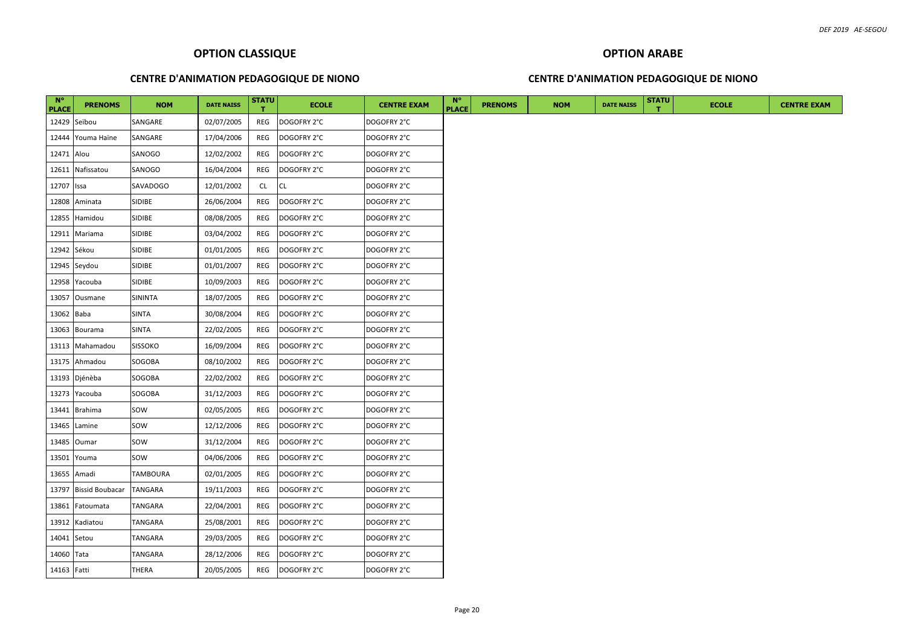## OPTION CLASSIQUE

### CENTRE D'ANIMATION PEDAGOGIQUE DE NIONO

| N° PLACE | PRENOMS | NOM | DATE NAISS | STATUT | ECOLE | CENTRE EXAM |
|---|---|---|---|---|---|---|
| 12429 | Seïbou | SANGARE | 02/07/2005 | REG | DOGOFRY 2°C | DOGOFRY 2°C |
| 12444 | Youma Haïne | SANGARE | 17/04/2006 | REG | DOGOFRY 2°C | DOGOFRY 2°C |
| 12471 | Alou | SANOGO | 12/02/2002 | REG | DOGOFRY 2°C | DOGOFRY 2°C |
| 12611 | Nafissatou | SANOGO | 16/04/2004 | REG | DOGOFRY 2°C | DOGOFRY 2°C |
| 12707 | Issa | SAVADOGO | 12/01/2002 | CL | CL | DOGOFRY 2°C |
| 12808 | Aminata | SIDIBE | 26/06/2004 | REG | DOGOFRY 2°C | DOGOFRY 2°C |
| 12855 | Hamidou | SIDIBE | 08/08/2005 | REG | DOGOFRY 2°C | DOGOFRY 2°C |
| 12911 | Mariama | SIDIBE | 03/04/2002 | REG | DOGOFRY 2°C | DOGOFRY 2°C |
| 12942 | Sékou | SIDIBE | 01/01/2005 | REG | DOGOFRY 2°C | DOGOFRY 2°C |
| 12945 | Seydou | SIDIBE | 01/01/2007 | REG | DOGOFRY 2°C | DOGOFRY 2°C |
| 12958 | Yacouba | SIDIBE | 10/09/2003 | REG | DOGOFRY 2°C | DOGOFRY 2°C |
| 13057 | Ousmane | SININTA | 18/07/2005 | REG | DOGOFRY 2°C | DOGOFRY 2°C |
| 13062 | Baba | SINTA | 30/08/2004 | REG | DOGOFRY 2°C | DOGOFRY 2°C |
| 13063 | Bourama | SINTA | 22/02/2005 | REG | DOGOFRY 2°C | DOGOFRY 2°C |
| 13113 | Mahamadou | SISSOKO | 16/09/2004 | REG | DOGOFRY 2°C | DOGOFRY 2°C |
| 13175 | Ahmadou | SOGOBA | 08/10/2002 | REG | DOGOFRY 2°C | DOGOFRY 2°C |
| 13193 | Djénèba | SOGOBA | 22/02/2002 | REG | DOGOFRY 2°C | DOGOFRY 2°C |
| 13273 | Yacouba | SOGOBA | 31/12/2003 | REG | DOGOFRY 2°C | DOGOFRY 2°C |
| 13441 | Brahima | SOW | 02/05/2005 | REG | DOGOFRY 2°C | DOGOFRY 2°C |
| 13465 | Lamine | SOW | 12/12/2006 | REG | DOGOFRY 2°C | DOGOFRY 2°C |
| 13485 | Oumar | SOW | 31/12/2004 | REG | DOGOFRY 2°C | DOGOFRY 2°C |
| 13501 | Youma | SOW | 04/06/2006 | REG | DOGOFRY 2°C | DOGOFRY 2°C |
| 13655 | Amadi | TAMBOURA | 02/01/2005 | REG | DOGOFRY 2°C | DOGOFRY 2°C |
| 13797 | Bissid Boubacar | TANGARA | 19/11/2003 | REG | DOGOFRY 2°C | DOGOFRY 2°C |
| 13861 | Fatoumata | TANGARA | 22/04/2001 | REG | DOGOFRY 2°C | DOGOFRY 2°C |
| 13912 | Kadiatou | TANGARA | 25/08/2001 | REG | DOGOFRY 2°C | DOGOFRY 2°C |
| 14041 | Setou | TANGARA | 29/03/2005 | REG | DOGOFRY 2°C | DOGOFRY 2°C |
| 14060 | Tata | TANGARA | 28/12/2006 | REG | DOGOFRY 2°C | DOGOFRY 2°C |
| 14163 | Fatti | THERA | 20/05/2005 | REG | DOGOFRY 2°C | DOGOFRY 2°C |

## OPTION ARABE

### CENTRE D'ANIMATION PEDAGOGIQUE DE NIONO

| N° PLACE | PRENOMS | NOM | DATE NAISS | STATUT | ECOLE | CENTRE EXAM |
|---|---|---|---|---|---|---|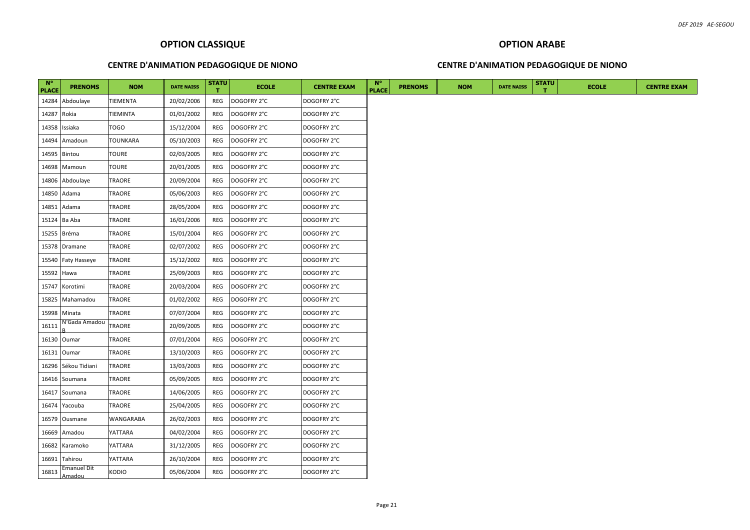## OPTION CLASSIQUE

### CENTRE D'ANIMATION PEDAGOGIQUE DE NIONO

## OPTION ARABE

### CENTRE D'ANIMATION PEDAGOGIQUE DE NIONO

| N° PLACE | PRENOMS | NOM | DATE NAISS | STATUT | ECOLE | CENTRE EXAM | N° PLACE | PRENOMS | NOM | DATE NAISS | STATUT | ECOLE | CENTRE EXAM |
|---|---|---|---|---|---|---|---|---|---|---|---|---|---|
| 14284 | Abdoulaye | TIEMENTA | 20/02/2006 | REG | DOGOFRY 2°C | DOGOFRY 2°C | | | | | | | |
| 14287 | Rokia | TIEMINTA | 01/01/2002 | REG | DOGOFRY 2°C | DOGOFRY 2°C | | | | | | | |
| 14358 | Issiaka | TOGO | 15/12/2004 | REG | DOGOFRY 2°C | DOGOFRY 2°C | | | | | | | |
| 14494 | Amadoun | TOUNKARA | 05/10/2003 | REG | DOGOFRY 2°C | DOGOFRY 2°C | | | | | | | |
| 14595 | Bintou | TOURE | 02/03/2005 | REG | DOGOFRY 2°C | DOGOFRY 2°C | | | | | | | |
| 14698 | Mamoun | TOURE | 20/01/2005 | REG | DOGOFRY 2°C | DOGOFRY 2°C | | | | | | | |
| 14806 | Abdoulaye | TRAORE | 20/09/2004 | REG | DOGOFRY 2°C | DOGOFRY 2°C | | | | | | | |
| 14850 | Adama | TRAORE | 05/06/2003 | REG | DOGOFRY 2°C | DOGOFRY 2°C | | | | | | | |
| 14851 | Adama | TRAORE | 28/05/2004 | REG | DOGOFRY 2°C | DOGOFRY 2°C | | | | | | | |
| 15124 | Ba Aba | TRAORE | 16/01/2006 | REG | DOGOFRY 2°C | DOGOFRY 2°C | | | | | | | |
| 15255 | Bréma | TRAORE | 15/01/2004 | REG | DOGOFRY 2°C | DOGOFRY 2°C | | | | | | | |
| 15378 | Dramane | TRAORE | 02/07/2002 | REG | DOGOFRY 2°C | DOGOFRY 2°C | | | | | | | |
| 15540 | Faty Hasseye | TRAORE | 15/12/2002 | REG | DOGOFRY 2°C | DOGOFRY 2°C | | | | | | | |
| 15592 | Hawa | TRAORE | 25/09/2003 | REG | DOGOFRY 2°C | DOGOFRY 2°C | | | | | | | |
| 15747 | Korotimi | TRAORE | 20/03/2004 | REG | DOGOFRY 2°C | DOGOFRY 2°C | | | | | | | |
| 15825 | Mahamadou | TRAORE | 01/02/2002 | REG | DOGOFRY 2°C | DOGOFRY 2°C | | | | | | | |
| 15998 | Minata | TRAORE | 07/07/2004 | REG | DOGOFRY 2°C | DOGOFRY 2°C | | | | | | | |
| 16111 | N'Gada Amadou B | TRAORE | 20/09/2005 | REG | DOGOFRY 2°C | DOGOFRY 2°C | | | | | | | |
| 16130 | Oumar | TRAORE | 07/01/2004 | REG | DOGOFRY 2°C | DOGOFRY 2°C | | | | | | | |
| 16131 | Oumar | TRAORE | 13/10/2003 | REG | DOGOFRY 2°C | DOGOFRY 2°C | | | | | | | |
| 16296 | Sékou Tidiani | TRAORE | 13/03/2003 | REG | DOGOFRY 2°C | DOGOFRY 2°C | | | | | | | |
| 16416 | Soumana | TRAORE | 05/09/2005 | REG | DOGOFRY 2°C | DOGOFRY 2°C | | | | | | | |
| 16417 | Soumana | TRAORE | 14/06/2005 | REG | DOGOFRY 2°C | DOGOFRY 2°C | | | | | | | |
| 16474 | Yacouba | TRAORE | 25/04/2005 | REG | DOGOFRY 2°C | DOGOFRY 2°C | | | | | | | |
| 16579 | Ousmane | WANGARABA | 26/02/2003 | REG | DOGOFRY 2°C | DOGOFRY 2°C | | | | | | | |
| 16669 | Amadou | YATTARA | 04/02/2004 | REG | DOGOFRY 2°C | DOGOFRY 2°C | | | | | | | |
| 16682 | Karamoko | YATTARA | 31/12/2005 | REG | DOGOFRY 2°C | DOGOFRY 2°C | | | | | | | |
| 16691 | Tahirou | YATTARA | 26/10/2004 | REG | DOGOFRY 2°C | DOGOFRY 2°C | | | | | | | |
| 16813 | Emanuel Dit Amadou | KODIO | 05/06/2004 | REG | DOGOFRY 2°C | DOGOFRY 2°C | | | | | | | |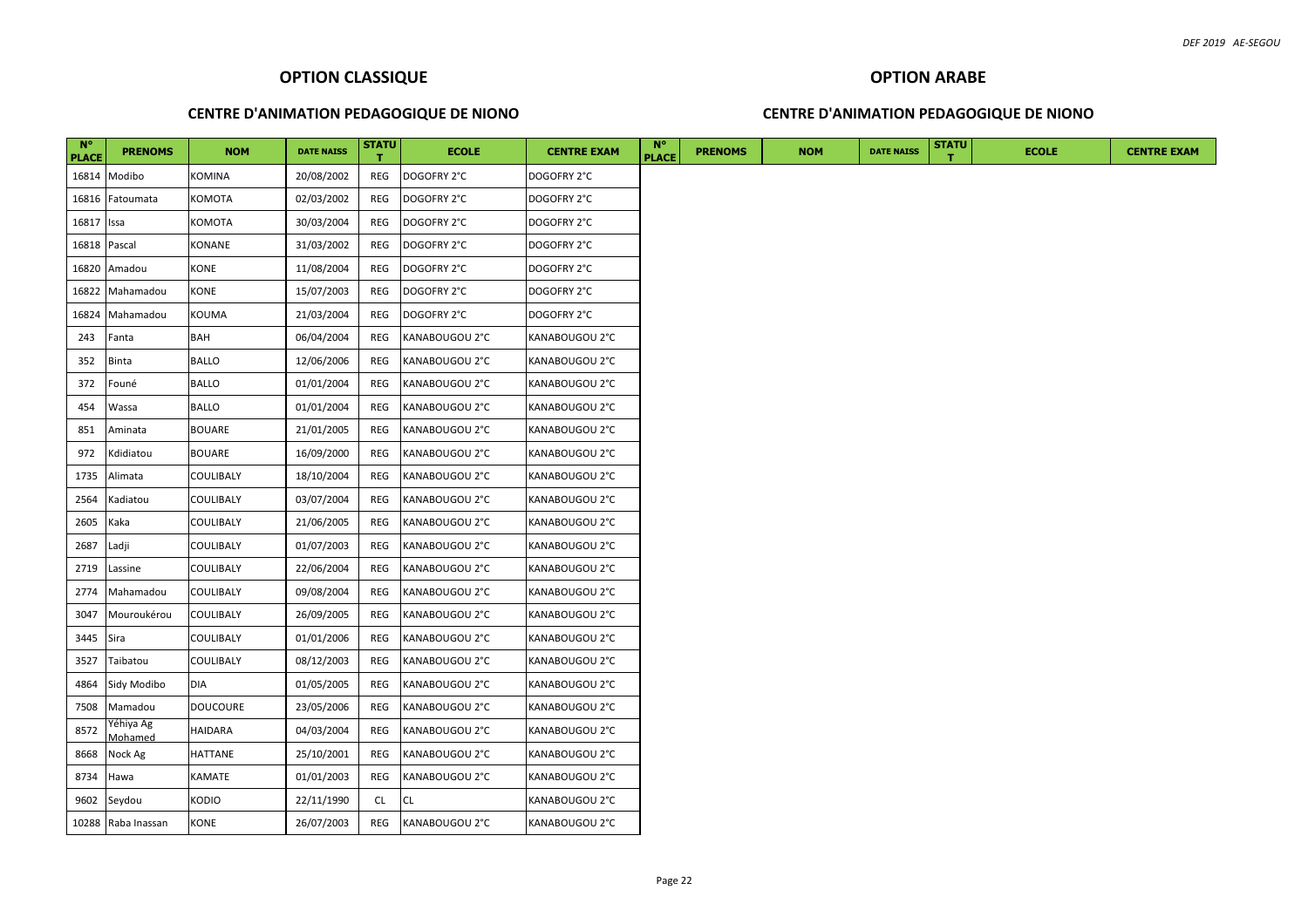## OPTION CLASSIQUE

### CENTRE D'ANIMATION PEDAGOGIQUE DE NIONO

| N° PLACE | PRENOMS | NOM | DATE NAISS | STATUT | ECOLE | CENTRE EXAM |
|---|---|---|---|---|---|---|
| 16814 | Modibo | KOMINA | 20/08/2002 | REG | DOGOFRY 2°C | DOGOFRY 2°C |
| 16816 | Fatoumata | KOMOTA | 02/03/2002 | REG | DOGOFRY 2°C | DOGOFRY 2°C |
| 16817 | Issa | KOMOTA | 30/03/2004 | REG | DOGOFRY 2°C | DOGOFRY 2°C |
| 16818 | Pascal | KONANE | 31/03/2002 | REG | DOGOFRY 2°C | DOGOFRY 2°C |
| 16820 | Amadou | KONE | 11/08/2004 | REG | DOGOFRY 2°C | DOGOFRY 2°C |
| 16822 | Mahamadou | KONE | 15/07/2003 | REG | DOGOFRY 2°C | DOGOFRY 2°C |
| 16824 | Mahamadou | KOUMA | 21/03/2004 | REG | DOGOFRY 2°C | DOGOFRY 2°C |
| 243 | Fanta | BAH | 06/04/2004 | REG | KANABOUGOU 2°C | KANABOUGOU 2°C |
| 352 | Binta | BALLO | 12/06/2006 | REG | KANABOUGOU 2°C | KANABOUGOU 2°C |
| 372 | Founé | BALLO | 01/01/2004 | REG | KANABOUGOU 2°C | KANABOUGOU 2°C |
| 454 | Wassa | BALLO | 01/01/2004 | REG | KANABOUGOU 2°C | KANABOUGOU 2°C |
| 851 | Aminata | BOUARE | 21/01/2005 | REG | KANABOUGOU 2°C | KANABOUGOU 2°C |
| 972 | Kdidiatou | BOUARE | 16/09/2000 | REG | KANABOUGOU 2°C | KANABOUGOU 2°C |
| 1735 | Alimata | COULIBALY | 18/10/2004 | REG | KANABOUGOU 2°C | KANABOUGOU 2°C |
| 2564 | Kadiatou | COULIBALY | 03/07/2004 | REG | KANABOUGOU 2°C | KANABOUGOU 2°C |
| 2605 | Kaka | COULIBALY | 21/06/2005 | REG | KANABOUGOU 2°C | KANABOUGOU 2°C |
| 2687 | Ladji | COULIBALY | 01/07/2003 | REG | KANABOUGOU 2°C | KANABOUGOU 2°C |
| 2719 | Lassine | COULIBALY | 22/06/2004 | REG | KANABOUGOU 2°C | KANABOUGOU 2°C |
| 2774 | Mahamadou | COULIBALY | 09/08/2004 | REG | KANABOUGOU 2°C | KANABOUGOU 2°C |
| 3047 | Mouroukérou | COULIBALY | 26/09/2005 | REG | KANABOUGOU 2°C | KANABOUGOU 2°C |
| 3445 | Sira | COULIBALY | 01/01/2006 | REG | KANABOUGOU 2°C | KANABOUGOU 2°C |
| 3527 | Taibatou | COULIBALY | 08/12/2003 | REG | KANABOUGOU 2°C | KANABOUGOU 2°C |
| 4864 | Sidy Modibo | DIA | 01/05/2005 | REG | KANABOUGOU 2°C | KANABOUGOU 2°C |
| 7508 | Mamadou | DOUCOURE | 23/05/2006 | REG | KANABOUGOU 2°C | KANABOUGOU 2°C |
| 8572 | Yéhiya Ag Mohamed | HAIDARA | 04/03/2004 | REG | KANABOUGOU 2°C | KANABOUGOU 2°C |
| 8668 | Nock Ag | HATTANE | 25/10/2001 | REG | KANABOUGOU 2°C | KANABOUGOU 2°C |
| 8734 | Hawa | KAMATE | 01/01/2003 | REG | KANABOUGOU 2°C | KANABOUGOU 2°C |
| 9602 | Seydou | KODIO | 22/11/1990 | CL | CL | KANABOUGOU 2°C |
| 10288 | Raba Inassan | KONE | 26/07/2003 | REG | KANABOUGOU 2°C | KANABOUGOU 2°C |

## OPTION ARABE

### CENTRE D'ANIMATION PEDAGOGIQUE DE NIONO

| N° PLACE | PRENOMS | NOM | DATE NAISS | STATUT | ECOLE | CENTRE EXAM |
|---|---|---|---|---|---|---|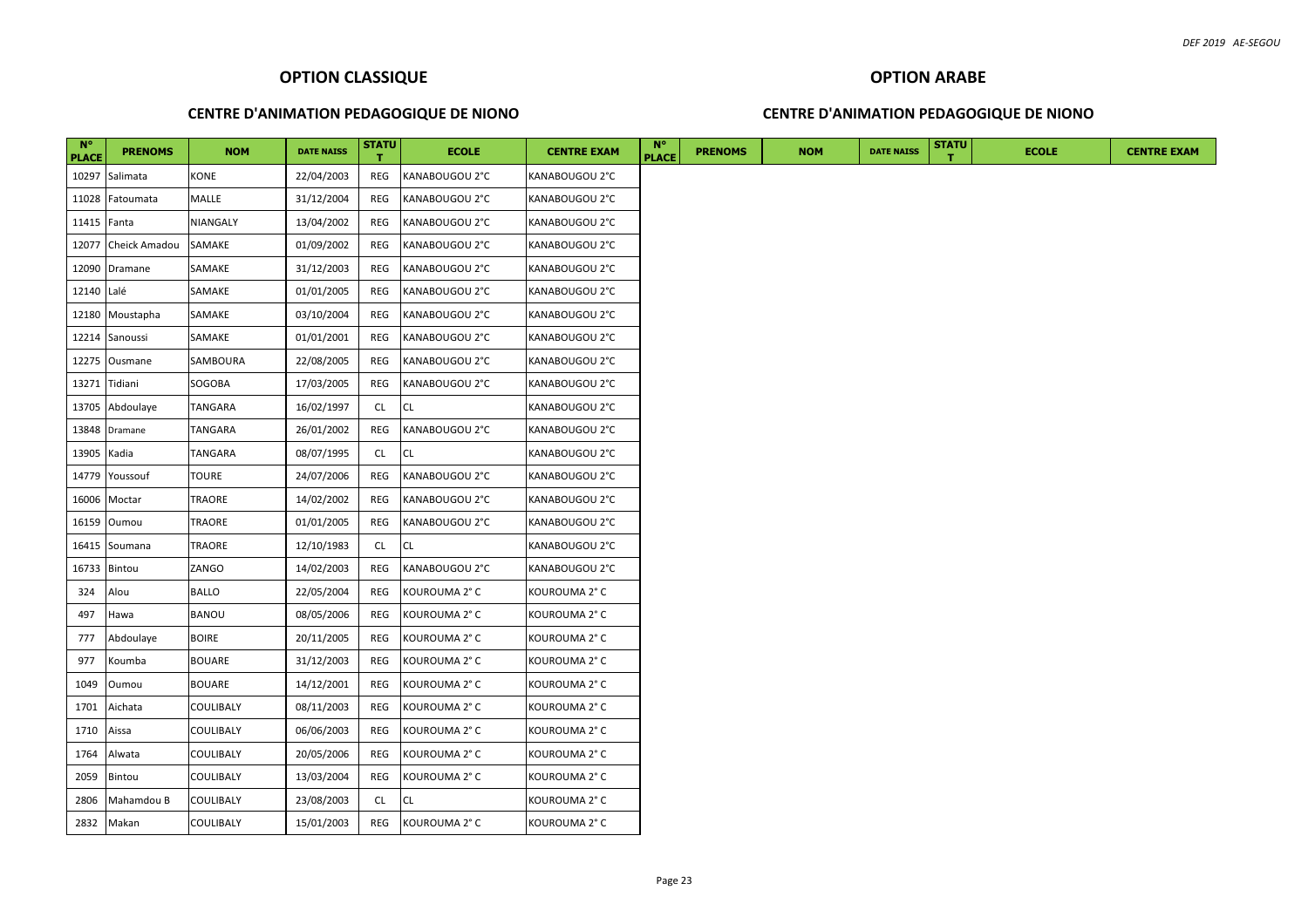## OPTION CLASSIQUE

### CENTRE D'ANIMATION PEDAGOGIQUE DE NIONO

| N° PLACE | PRENOMS | NOM | DATE NAISS | STATUT | ECOLE | CENTRE EXAM |
|---|---|---|---|---|---|---|
| 10297 | Salimata | KONE | 22/04/2003 | REG | KANABOUGOU 2°C | KANABOUGOU 2°C |
| 11028 | Fatoumata | MALLE | 31/12/2004 | REG | KANABOUGOU 2°C | KANABOUGOU 2°C |
| 11415 | Fanta | NIANGALY | 13/04/2002 | REG | KANABOUGOU 2°C | KANABOUGOU 2°C |
| 12077 | Cheick Amadou | SAMAKE | 01/09/2002 | REG | KANABOUGOU 2°C | KANABOUGOU 2°C |
| 12090 | Dramane | SAMAKE | 31/12/2003 | REG | KANABOUGOU 2°C | KANABOUGOU 2°C |
| 12140 | Lalé | SAMAKE | 01/01/2005 | REG | KANABOUGOU 2°C | KANABOUGOU 2°C |
| 12180 | Moustapha | SAMAKE | 03/10/2004 | REG | KANABOUGOU 2°C | KANABOUGOU 2°C |
| 12214 | Sanoussi | SAMAKE | 01/01/2001 | REG | KANABOUGOU 2°C | KANABOUGOU 2°C |
| 12275 | Ousmane | SAMBOURA | 22/08/2005 | REG | KANABOUGOU 2°C | KANABOUGOU 2°C |
| 13271 | Tidiani | SOGOBA | 17/03/2005 | REG | KANABOUGOU 2°C | KANABOUGOU 2°C |
| 13705 | Abdoulaye | TANGARA | 16/02/1997 | CL | CL | KANABOUGOU 2°C |
| 13848 | Dramane | TANGARA | 26/01/2002 | REG | KANABOUGOU 2°C | KANABOUGOU 2°C |
| 13905 | Kadia | TANGARA | 08/07/1995 | CL | CL | KANABOUGOU 2°C |
| 14779 | Youssouf | TOURE | 24/07/2006 | REG | KANABOUGOU 2°C | KANABOUGOU 2°C |
| 16006 | Moctar | TRAORE | 14/02/2002 | REG | KANABOUGOU 2°C | KANABOUGOU 2°C |
| 16159 | Oumou | TRAORE | 01/01/2005 | REG | KANABOUGOU 2°C | KANABOUGOU 2°C |
| 16415 | Soumana | TRAORE | 12/10/1983 | CL | CL | KANABOUGOU 2°C |
| 16733 | Bintou | ZANGO | 14/02/2003 | REG | KANABOUGOU 2°C | KANABOUGOU 2°C |
| 324 | Alou | BALLO | 22/05/2004 | REG | KOUROUMA 2° C | KOUROUMA 2° C |
| 497 | Hawa | BANOU | 08/05/2006 | REG | KOUROUMA 2° C | KOUROUMA 2° C |
| 777 | Abdoulaye | BOIRE | 20/11/2005 | REG | KOUROUMA 2° C | KOUROUMA 2° C |
| 977 | Koumba | BOUARE | 31/12/2003 | REG | KOUROUMA 2° C | KOUROUMA 2° C |
| 1049 | Oumou | BOUARE | 14/12/2001 | REG | KOUROUMA 2° C | KOUROUMA 2° C |
| 1701 | Aichata | COULIBALY | 08/11/2003 | REG | KOUROUMA 2° C | KOUROUMA 2° C |
| 1710 | Aissa | COULIBALY | 06/06/2003 | REG | KOUROUMA 2° C | KOUROUMA 2° C |
| 1764 | Alwata | COULIBALY | 20/05/2006 | REG | KOUROUMA 2° C | KOUROUMA 2° C |
| 2059 | Bintou | COULIBALY | 13/03/2004 | REG | KOUROUMA 2° C | KOUROUMA 2° C |
| 2806 | Mahamdou B | COULIBALY | 23/08/2003 | CL | CL | KOUROUMA 2° C |
| 2832 | Makan | COULIBALY | 15/01/2003 | REG | KOUROUMA 2° C | KOUROUMA 2° C |

## OPTION ARABE

### CENTRE D'ANIMATION PEDAGOGIQUE DE NIONO

| N° PLACE | PRENOMS | NOM | DATE NAISS | STATUT | ECOLE | CENTRE EXAM |
|---|---|---|---|---|---|---|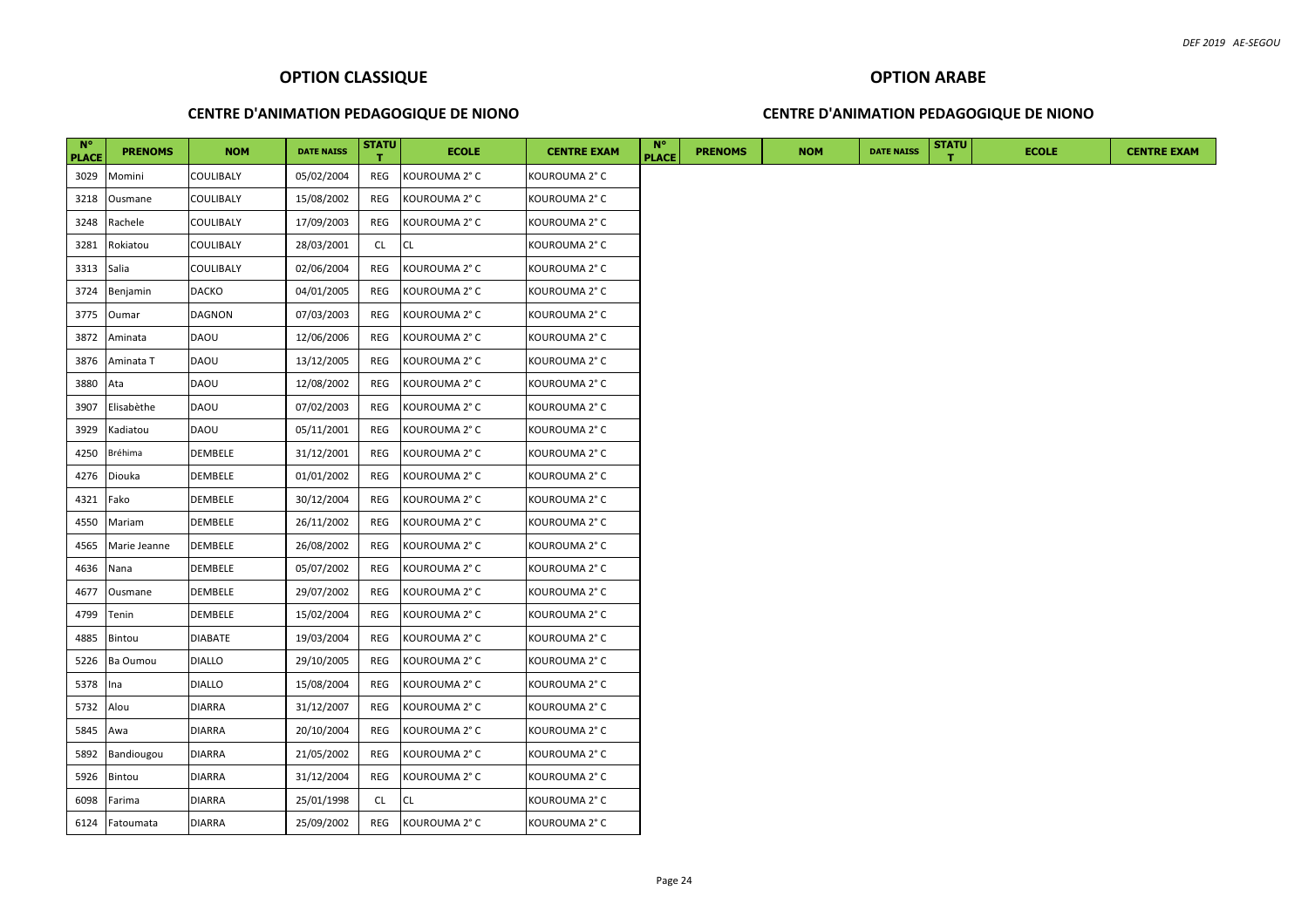## OPTION CLASSIQUE

### CENTRE D'ANIMATION PEDAGOGIQUE DE NIONO

| N° PLACE | PRENOMS | NOM | DATE NAISS | STATUT | ECOLE | CENTRE EXAM |
|---|---|---|---|---|---|---|
| 3029 | Momini | COULIBALY | 05/02/2004 | REG | KOUROUMA 2° C | KOUROUMA 2° C |
| 3218 | Ousmane | COULIBALY | 15/08/2002 | REG | KOUROUMA 2° C | KOUROUMA 2° C |
| 3248 | Rachele | COULIBALY | 17/09/2003 | REG | KOUROUMA 2° C | KOUROUMA 2° C |
| 3281 | Rokiatou | COULIBALY | 28/03/2001 | CL | CL | KOUROUMA 2° C |
| 3313 | Salia | COULIBALY | 02/06/2004 | REG | KOUROUMA 2° C | KOUROUMA 2° C |
| 3724 | Benjamin | DACKO | 04/01/2005 | REG | KOUROUMA 2° C | KOUROUMA 2° C |
| 3775 | Oumar | DAGNON | 07/03/2003 | REG | KOUROUMA 2° C | KOUROUMA 2° C |
| 3872 | Aminata | DAOU | 12/06/2006 | REG | KOUROUMA 2° C | KOUROUMA 2° C |
| 3876 | Aminata T | DAOU | 13/12/2005 | REG | KOUROUMA 2° C | KOUROUMA 2° C |
| 3880 | Ata | DAOU | 12/08/2002 | REG | KOUROUMA 2° C | KOUROUMA 2° C |
| 3907 | Elisabèthe | DAOU | 07/02/2003 | REG | KOUROUMA 2° C | KOUROUMA 2° C |
| 3929 | Kadiatou | DAOU | 05/11/2001 | REG | KOUROUMA 2° C | KOUROUMA 2° C |
| 4250 | Bréhima | DEMBELE | 31/12/2001 | REG | KOUROUMA 2° C | KOUROUMA 2° C |
| 4276 | Diouka | DEMBELE | 01/01/2002 | REG | KOUROUMA 2° C | KOUROUMA 2° C |
| 4321 | Fako | DEMBELE | 30/12/2004 | REG | KOUROUMA 2° C | KOUROUMA 2° C |
| 4550 | Mariam | DEMBELE | 26/11/2002 | REG | KOUROUMA 2° C | KOUROUMA 2° C |
| 4565 | Marie Jeanne | DEMBELE | 26/08/2002 | REG | KOUROUMA 2° C | KOUROUMA 2° C |
| 4636 | Nana | DEMBELE | 05/07/2002 | REG | KOUROUMA 2° C | KOUROUMA 2° C |
| 4677 | Ousmane | DEMBELE | 29/07/2002 | REG | KOUROUMA 2° C | KOUROUMA 2° C |
| 4799 | Tenin | DEMBELE | 15/02/2004 | REG | KOUROUMA 2° C | KOUROUMA 2° C |
| 4885 | Bintou | DIABATE | 19/03/2004 | REG | KOUROUMA 2° C | KOUROUMA 2° C |
| 5226 | Ba Oumou | DIALLO | 29/10/2005 | REG | KOUROUMA 2° C | KOUROUMA 2° C |
| 5378 | Ina | DIALLO | 15/08/2004 | REG | KOUROUMA 2° C | KOUROUMA 2° C |
| 5732 | Alou | DIARRA | 31/12/2007 | REG | KOUROUMA 2° C | KOUROUMA 2° C |
| 5845 | Awa | DIARRA | 20/10/2004 | REG | KOUROUMA 2° C | KOUROUMA 2° C |
| 5892 | Bandiougou | DIARRA | 21/05/2002 | REG | KOUROUMA 2° C | KOUROUMA 2° C |
| 5926 | Bintou | DIARRA | 31/12/2004 | REG | KOUROUMA 2° C | KOUROUMA 2° C |
| 6098 | Farima | DIARRA | 25/01/1998 | CL | CL | KOUROUMA 2° C |
| 6124 | Fatoumata | DIARRA | 25/09/2002 | REG | KOUROUMA 2° C | KOUROUMA 2° C |

## OPTION ARABE

### CENTRE D'ANIMATION PEDAGOGIQUE DE NIONO

| N° PLACE | PRENOMS | NOM | DATE NAISS | STATUT | ECOLE | CENTRE EXAM |
|---|---|---|---|---|---|---|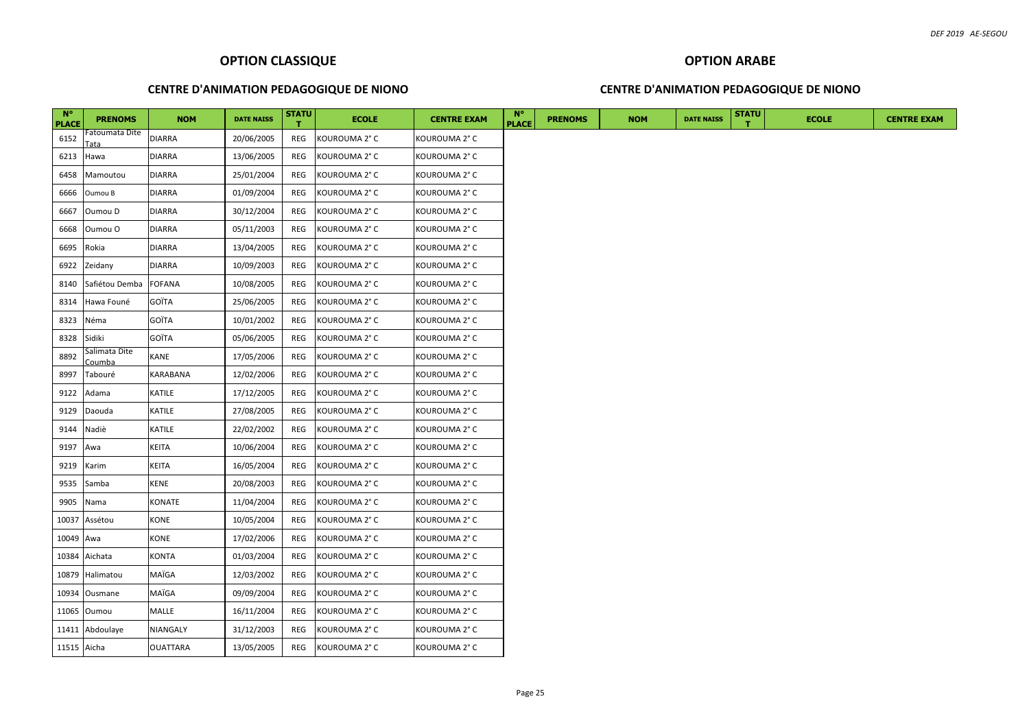## OPTION CLASSIQUE

### CENTRE D'ANIMATION PEDAGOGIQUE DE NIONO

| N° PLACE | PRENOMS | NOM | DATE NAISS | STATUT | ECOLE | CENTRE EXAM |
|---|---|---|---|---|---|---|
| 6152 | Fatoumata Dite Tata | DIARRA | 20/06/2005 | REG | KOUROUMA 2° C | KOUROUMA 2° C |
| 6213 | Hawa | DIARRA | 13/06/2005 | REG | KOUROUMA 2° C | KOUROUMA 2° C |
| 6458 | Mamoutou | DIARRA | 25/01/2004 | REG | KOUROUMA 2° C | KOUROUMA 2° C |
| 6666 | Oumou B | DIARRA | 01/09/2004 | REG | KOUROUMA 2° C | KOUROUMA 2° C |
| 6667 | Oumou D | DIARRA | 30/12/2004 | REG | KOUROUMA 2° C | KOUROUMA 2° C |
| 6668 | Oumou O | DIARRA | 05/11/2003 | REG | KOUROUMA 2° C | KOUROUMA 2° C |
| 6695 | Rokia | DIARRA | 13/04/2005 | REG | KOUROUMA 2° C | KOUROUMA 2° C |
| 6922 | Zeidany | DIARRA | 10/09/2003 | REG | KOUROUMA 2° C | KOUROUMA 2° C |
| 8140 | Safiétou Demba | FOFANA | 10/08/2005 | REG | KOUROUMA 2° C | KOUROUMA 2° C |
| 8314 | Hawa Founé | GOÏTA | 25/06/2005 | REG | KOUROUMA 2° C | KOUROUMA 2° C |
| 8323 | Néma | GOÏTA | 10/01/2002 | REG | KOUROUMA 2° C | KOUROUMA 2° C |
| 8328 | Sidiki | GOÏTA | 05/06/2005 | REG | KOUROUMA 2° C | KOUROUMA 2° C |
| 8892 | Salimata Dite Coumba | KANE | 17/05/2006 | REG | KOUROUMA 2° C | KOUROUMA 2° C |
| 8997 | Tabouré | KARABANA | 12/02/2006 | REG | KOUROUMA 2° C | KOUROUMA 2° C |
| 9122 | Adama | KATILE | 17/12/2005 | REG | KOUROUMA 2° C | KOUROUMA 2° C |
| 9129 | Daouda | KATILE | 27/08/2005 | REG | KOUROUMA 2° C | KOUROUMA 2° C |
| 9144 | Nadiè | KATILE | 22/02/2002 | REG | KOUROUMA 2° C | KOUROUMA 2° C |
| 9197 | Awa | KEITA | 10/06/2004 | REG | KOUROUMA 2° C | KOUROUMA 2° C |
| 9219 | Karim | KEITA | 16/05/2004 | REG | KOUROUMA 2° C | KOUROUMA 2° C |
| 9535 | Samba | KENE | 20/08/2003 | REG | KOUROUMA 2° C | KOUROUMA 2° C |
| 9905 | Nama | KONATE | 11/04/2004 | REG | KOUROUMA 2° C | KOUROUMA 2° C |
| 10037 | Assétou | KONE | 10/05/2004 | REG | KOUROUMA 2° C | KOUROUMA 2° C |
| 10049 | Awa | KONE | 17/02/2006 | REG | KOUROUMA 2° C | KOUROUMA 2° C |
| 10384 | Aichata | KONTA | 01/03/2004 | REG | KOUROUMA 2° C | KOUROUMA 2° C |
| 10879 | Halimatou | MAÏGA | 12/03/2002 | REG | KOUROUMA 2° C | KOUROUMA 2° C |
| 10934 | Ousmane | MAÏGA | 09/09/2004 | REG | KOUROUMA 2° C | KOUROUMA 2° C |
| 11065 | Oumou | MALLE | 16/11/2004 | REG | KOUROUMA 2° C | KOUROUMA 2° C |
| 11411 | Abdoulaye | NIANGALY | 31/12/2003 | REG | KOUROUMA 2° C | KOUROUMA 2° C |
| 11515 | Aicha | OUATTARA | 13/05/2005 | REG | KOUROUMA 2° C | KOUROUMA 2° C |

## OPTION ARABE

### CENTRE D'ANIMATION PEDAGOGIQUE DE NIONO

| N° PLACE | PRENOMS | NOM | DATE NAISS | STATUT | ECOLE | CENTRE EXAM |
|---|---|---|---|---|---|---|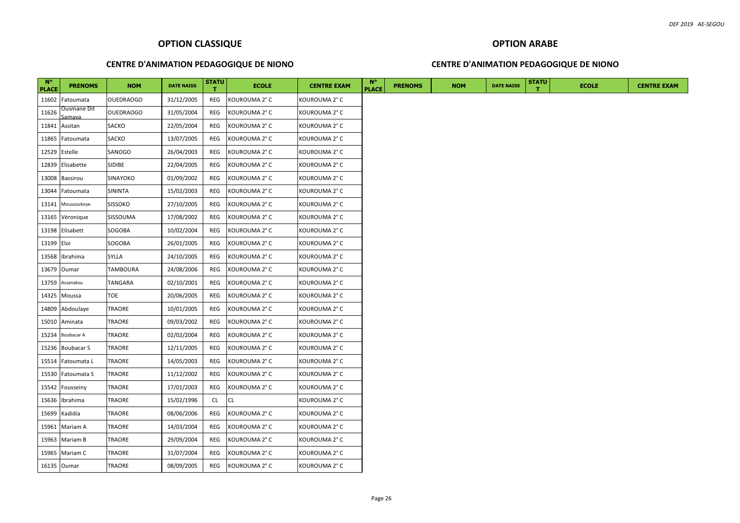## OPTION CLASSIQUE

### CENTRE D'ANIMATION PEDAGOGIQUE DE NIONO

| N° PLACE | PRENOMS | NOM | DATE NAISS | STATUT | ECOLE | CENTRE EXAM |
|---|---|---|---|---|---|---|
| 11602 | Fatoumata | OUEDRAOGO | 31/12/2005 | REG | KOUROUMA 2° C | KOUROUMA 2° C |
| 11626 | Ousmane Dit Samaya | OUEDRAOGO | 31/05/2004 | REG | KOUROUMA 2° C | KOUROUMA 2° C |
| 11841 | Assitan | SACKO | 22/05/2004 | REG | KOUROUMA 2° C | KOUROUMA 2° C |
| 11865 | Fatoumata | SACKO | 13/07/2005 | REG | KOUROUMA 2° C | KOUROUMA 2° C |
| 12529 | Estelle | SANOGO | 26/04/2003 | REG | KOUROUMA 2° C | KOUROUMA 2° C |
| 12839 | Elisabette | SIDIBE | 22/04/2005 | REG | KOUROUMA 2° C | KOUROUMA 2° C |
| 13008 | Bassirou | SINAYOKO | 01/09/2002 | REG | KOUROUMA 2° C | KOUROUMA 2° C |
| 13044 | Fatoumata | SININTA | 15/02/2003 | REG | KOUROUMA 2° C | KOUROUMA 2° C |
| 13141 | Moussoukoye | SISSOKO | 27/10/2005 | REG | KOUROUMA 2° C | KOUROUMA 2° C |
| 13165 | Véronique | SISSOUMA | 17/08/2002 | REG | KOUROUMA 2° C | KOUROUMA 2° C |
| 13198 | Elisabett | SOGOBA | 10/02/2004 | REG | KOUROUMA 2° C | KOUROUMA 2° C |
| 13199 | Eloi | SOGOBA | 26/01/2005 | REG | KOUROUMA 2° C | KOUROUMA 2° C |
| 13568 | Ibrahima | SYLLA | 24/10/2005 | REG | KOUROUMA 2° C | KOUROUMA 2° C |
| 13679 | Oumar | TAMBOURA | 24/08/2006 | REG | KOUROUMA 2° C | KOUROUMA 2° C |
| 13759 | Assanatou | TANGARA | 02/10/2001 | REG | KOUROUMA 2° C | KOUROUMA 2° C |
| 14325 | Moussa | TOE | 20/06/2005 | REG | KOUROUMA 2° C | KOUROUMA 2° C |
| 14809 | Abdoulaye | TRAORE | 10/01/2005 | REG | KOUROUMA 2° C | KOUROUMA 2° C |
| 15010 | Aminata | TRAORE | 09/03/2002 | REG | KOUROUMA 2° C | KOUROUMA 2° C |
| 15234 | Boubacar A | TRAORE | 02/02/2004 | REG | KOUROUMA 2° C | KOUROUMA 2° C |
| 15236 | Boubacar S | TRAORE | 12/11/2005 | REG | KOUROUMA 2° C | KOUROUMA 2° C |
| 15514 | Fatoumata L | TRAORE | 14/05/2003 | REG | KOUROUMA 2° C | KOUROUMA 2° C |
| 15530 | Fatoumata S | TRAORE | 11/12/2002 | REG | KOUROUMA 2° C | KOUROUMA 2° C |
| 15542 | Fousseiny | TRAORE | 17/01/2003 | REG | KOUROUMA 2° C | KOUROUMA 2° C |
| 15636 | Ibrahima | TRAORE | 15/02/1996 | CL | CL | KOUROUMA 2° C |
| 15699 | Kadidia | TRAORE | 08/06/2006 | REG | KOUROUMA 2° C | KOUROUMA 2° C |
| 15961 | Mariam A | TRAORE | 14/03/2004 | REG | KOUROUMA 2° C | KOUROUMA 2° C |
| 15963 | Mariam B | TRAORE | 29/09/2004 | REG | KOUROUMA 2° C | KOUROUMA 2° C |
| 15965 | Mariam C | TRAORE | 31/07/2004 | REG | KOUROUMA 2° C | KOUROUMA 2° C |
| 16135 | Oumar | TRAORE | 08/09/2005 | REG | KOUROUMA 2° C | KOUROUMA 2° C |

## OPTION ARABE

### CENTRE D'ANIMATION PEDAGOGIQUE DE NIONO

| N° PLACE | PRENOMS | NOM | DATE NAISS | STATUT | ECOLE | CENTRE EXAM |
|---|---|---|---|---|---|---|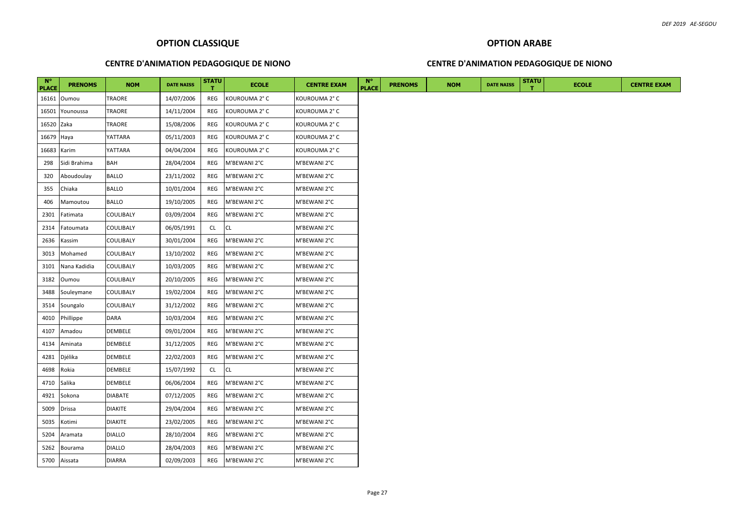## OPTION CLASSIQUE

### CENTRE D'ANIMATION PEDAGOGIQUE DE NIONO

| N° PLACE | PRENOMS | NOM | DATE NAISS | STATUT | ECOLE | CENTRE EXAM |
|---|---|---|---|---|---|---|
| 16161 | Oumou | TRAORE | 14/07/2006 | REG | KOUROUMA 2° C | KOUROUMA 2° C |
| 16501 | Younoussa | TRAORE | 14/11/2004 | REG | KOUROUMA 2° C | KOUROUMA 2° C |
| 16520 | Zaka | TRAORE | 15/08/2006 | REG | KOUROUMA 2° C | KOUROUMA 2° C |
| 16679 | Haya | YATTARA | 05/11/2003 | REG | KOUROUMA 2° C | KOUROUMA 2° C |
| 16683 | Karim | YATTARA | 04/04/2004 | REG | KOUROUMA 2° C | KOUROUMA 2° C |
| 298 | Sidi Brahima | BAH | 28/04/2004 | REG | M'BEWANI 2°C | M'BEWANI 2°C |
| 320 | Aboudoulay | BALLO | 23/11/2002 | REG | M'BEWANI 2°C | M'BEWANI 2°C |
| 355 | Chiaka | BALLO | 10/01/2004 | REG | M'BEWANI 2°C | M'BEWANI 2°C |
| 406 | Mamoutou | BALLO | 19/10/2005 | REG | M'BEWANI 2°C | M'BEWANI 2°C |
| 2301 | Fatimata | COULIBALY | 03/09/2004 | REG | M'BEWANI 2°C | M'BEWANI 2°C |
| 2314 | Fatoumata | COULIBALY | 06/05/1991 | CL | CL | M'BEWANI 2°C |
| 2636 | Kassim | COULIBALY | 30/01/2004 | REG | M'BEWANI 2°C | M'BEWANI 2°C |
| 3013 | Mohamed | COULIBALY | 13/10/2002 | REG | M'BEWANI 2°C | M'BEWANI 2°C |
| 3101 | Nana Kadidia | COULIBALY | 10/03/2005 | REG | M'BEWANI 2°C | M'BEWANI 2°C |
| 3182 | Oumou | COULIBALY | 20/10/2005 | REG | M'BEWANI 2°C | M'BEWANI 2°C |
| 3488 | Souleymane | COULIBALY | 19/02/2004 | REG | M'BEWANI 2°C | M'BEWANI 2°C |
| 3514 | Soungalo | COULIBALY | 31/12/2002 | REG | M'BEWANI 2°C | M'BEWANI 2°C |
| 4010 | Phillippe | DARA | 10/03/2004 | REG | M'BEWANI 2°C | M'BEWANI 2°C |
| 4107 | Amadou | DEMBELE | 09/01/2004 | REG | M'BEWANI 2°C | M'BEWANI 2°C |
| 4134 | Aminata | DEMBELE | 31/12/2005 | REG | M'BEWANI 2°C | M'BEWANI 2°C |
| 4281 | Djélika | DEMBELE | 22/02/2003 | REG | M'BEWANI 2°C | M'BEWANI 2°C |
| 4698 | Rokia | DEMBELE | 15/07/1992 | CL | CL | M'BEWANI 2°C |
| 4710 | Salika | DEMBELE | 06/06/2004 | REG | M'BEWANI 2°C | M'BEWANI 2°C |
| 4921 | Sokona | DIABATE | 07/12/2005 | REG | M'BEWANI 2°C | M'BEWANI 2°C |
| 5009 | Drissa | DIAKITE | 29/04/2004 | REG | M'BEWANI 2°C | M'BEWANI 2°C |
| 5035 | Kotimi | DIAKITE | 23/02/2005 | REG | M'BEWANI 2°C | M'BEWANI 2°C |
| 5204 | Aramata | DIALLO | 28/10/2004 | REG | M'BEWANI 2°C | M'BEWANI 2°C |
| 5262 | Bourama | DIALLO | 28/04/2003 | REG | M'BEWANI 2°C | M'BEWANI 2°C |
| 5700 | Aissata | DIARRA | 02/09/2003 | REG | M'BEWANI 2°C | M'BEWANI 2°C |

## OPTION ARABE

### CENTRE D'ANIMATION PEDAGOGIQUE DE NIONO

| N° PLACE | PRENOMS | NOM | DATE NAISS | STATUT | ECOLE | CENTRE EXAM |
|---|---|---|---|---|---|---|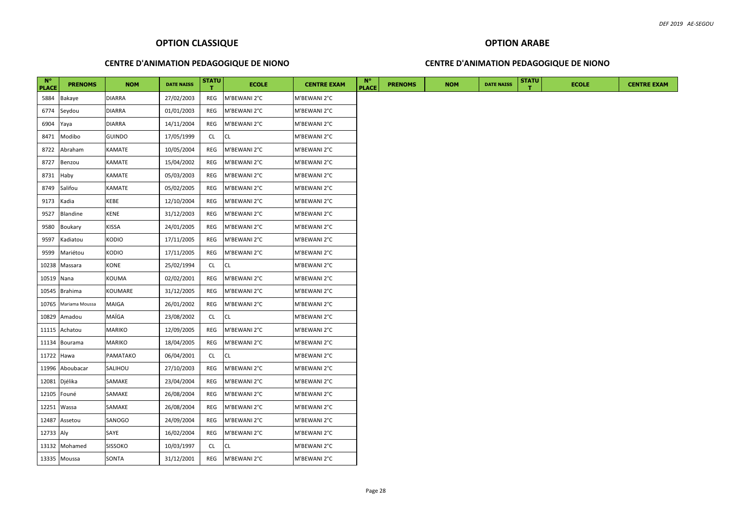## OPTION CLASSIQUE

### CENTRE D'ANIMATION PEDAGOGIQUE DE NIONO

| N° PLACE | PRENOMS | NOM | DATE NAISS | STATUT | ECOLE | CENTRE EXAM |
|---|---|---|---|---|---|---|
| 5884 | Bakaye | DIARRA | 27/02/2003 | REG | M'BEWANI 2°C | M'BEWANI 2°C |
| 6774 | Seydou | DIARRA | 01/01/2003 | REG | M'BEWANI 2°C | M'BEWANI 2°C |
| 6904 | Yaya | DIARRA | 14/11/2004 | REG | M'BEWANI 2°C | M'BEWANI 2°C |
| 8471 | Modibo | GUINDO | 17/05/1999 | CL | CL | M'BEWANI 2°C |
| 8722 | Abraham | KAMATE | 10/05/2004 | REG | M'BEWANI 2°C | M'BEWANI 2°C |
| 8727 | Benzou | KAMATE | 15/04/2002 | REG | M'BEWANI 2°C | M'BEWANI 2°C |
| 8731 | Haby | KAMATE | 05/03/2003 | REG | M'BEWANI 2°C | M'BEWANI 2°C |
| 8749 | Salifou | KAMATE | 05/02/2005 | REG | M'BEWANI 2°C | M'BEWANI 2°C |
| 9173 | Kadia | KEBE | 12/10/2004 | REG | M'BEWANI 2°C | M'BEWANI 2°C |
| 9527 | Blandine | KENE | 31/12/2003 | REG | M'BEWANI 2°C | M'BEWANI 2°C |
| 9580 | Boukary | KISSA | 24/01/2005 | REG | M'BEWANI 2°C | M'BEWANI 2°C |
| 9597 | Kadiatou | KODIO | 17/11/2005 | REG | M'BEWANI 2°C | M'BEWANI 2°C |
| 9599 | Mariétou | KODIO | 17/11/2005 | REG | M'BEWANI 2°C | M'BEWANI 2°C |
| 10238 | Massara | KONE | 25/02/1994 | CL | CL | M'BEWANI 2°C |
| 10519 | Nana | KOUMA | 02/02/2001 | REG | M'BEWANI 2°C | M'BEWANI 2°C |
| 10545 | Brahima | KOUMARE | 31/12/2005 | REG | M'BEWANI 2°C | M'BEWANI 2°C |
| 10765 | Mariama Moussa | MAIGA | 26/01/2002 | REG | M'BEWANI 2°C | M'BEWANI 2°C |
| 10829 | Amadou | MAÏGA | 23/08/2002 | CL | CL | M'BEWANI 2°C |
| 11115 | Achatou | MARIKO | 12/09/2005 | REG | M'BEWANI 2°C | M'BEWANI 2°C |
| 11134 | Bourama | MARIKO | 18/04/2005 | REG | M'BEWANI 2°C | M'BEWANI 2°C |
| 11722 | Hawa | PAMATAKO | 06/04/2001 | CL | CL | M'BEWANI 2°C |
| 11996 | Aboubacar | SALIHOU | 27/10/2003 | REG | M'BEWANI 2°C | M'BEWANI 2°C |
| 12081 | Djélika | SAMAKE | 23/04/2004 | REG | M'BEWANI 2°C | M'BEWANI 2°C |
| 12105 | Founé | SAMAKE | 26/08/2004 | REG | M'BEWANI 2°C | M'BEWANI 2°C |
| 12251 | Wassa | SAMAKE | 26/08/2004 | REG | M'BEWANI 2°C | M'BEWANI 2°C |
| 12487 | Assetou | SANOGO | 24/09/2004 | REG | M'BEWANI 2°C | M'BEWANI 2°C |
| 12733 | Aly | SAYE | 16/02/2004 | REG | M'BEWANI 2°C | M'BEWANI 2°C |
| 13132 | Mohamed | SISSOKO | 10/03/1997 | CL | CL | M'BEWANI 2°C |
| 13335 | Moussa | SONTA | 31/12/2001 | REG | M'BEWANI 2°C | M'BEWANI 2°C |

## OPTION ARABE

### CENTRE D'ANIMATION PEDAGOGIQUE DE NIONO

| N° PLACE | PRENOMS | NOM | DATE NAISS | STATUT | ECOLE | CENTRE EXAM |
|---|---|---|---|---|---|---|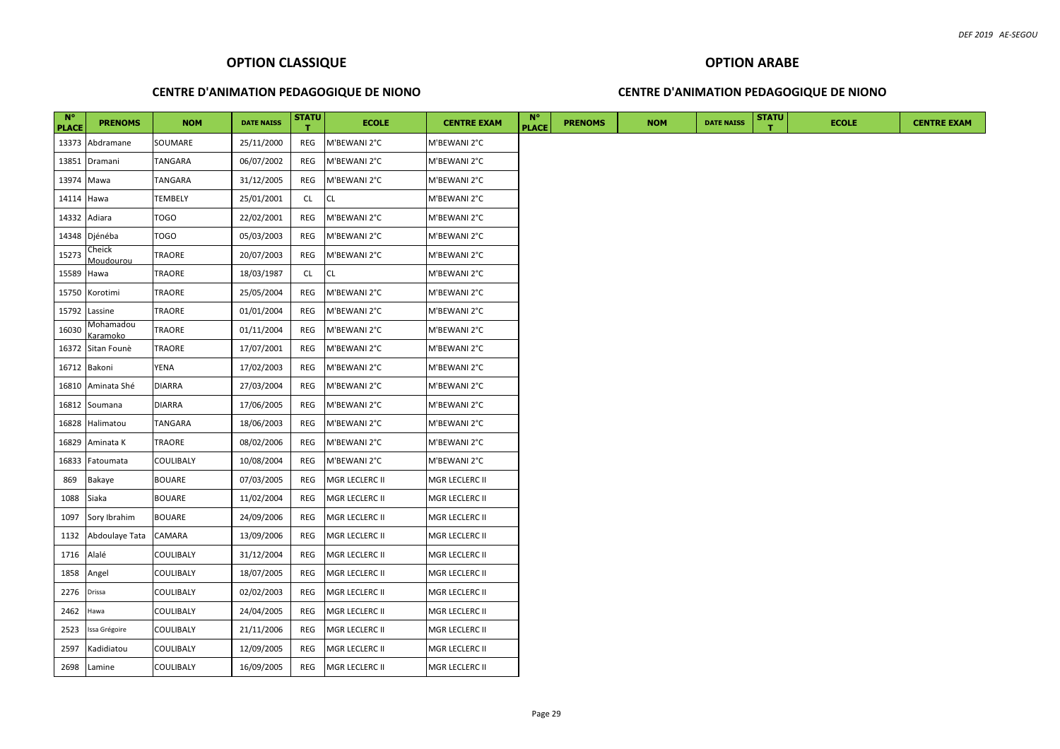## OPTION CLASSIQUE

### CENTRE D'ANIMATION PEDAGOGIQUE DE NIONO

| N° PLACE | PRENOMS | NOM | DATE NAISS | STATUT | ECOLE | CENTRE EXAM |
|---|---|---|---|---|---|---|
| 13373 | Abdramane | SOUMARE | 25/11/2000 | REG | M'BEWANI 2°C | M'BEWANI 2°C |
| 13851 | Dramani | TANGARA | 06/07/2002 | REG | M'BEWANI 2°C | M'BEWANI 2°C |
| 13974 | Mawa | TANGARA | 31/12/2005 | REG | M'BEWANI 2°C | M'BEWANI 2°C |
| 14114 | Hawa | TEMBELY | 25/01/2001 | CL | CL | M'BEWANI 2°C |
| 14332 | Adiara | TOGO | 22/02/2001 | REG | M'BEWANI 2°C | M'BEWANI 2°C |
| 14348 | Djénéba | TOGO | 05/03/2003 | REG | M'BEWANI 2°C | M'BEWANI 2°C |
| 15273 | Cheick Moudourou | TRAORE | 20/07/2003 | REG | M'BEWANI 2°C | M'BEWANI 2°C |
| 15589 | Hawa | TRAORE | 18/03/1987 | CL | CL | M'BEWANI 2°C |
| 15750 | Korotimi | TRAORE | 25/05/2004 | REG | M'BEWANI 2°C | M'BEWANI 2°C |
| 15792 | Lassine | TRAORE | 01/01/2004 | REG | M'BEWANI 2°C | M'BEWANI 2°C |
| 16030 | Mohamadou Karamoko | TRAORE | 01/11/2004 | REG | M'BEWANI 2°C | M'BEWANI 2°C |
| 16372 | Sitan Founè | TRAORE | 17/07/2001 | REG | M'BEWANI 2°C | M'BEWANI 2°C |
| 16712 | Bakoni | YENA | 17/02/2003 | REG | M'BEWANI 2°C | M'BEWANI 2°C |
| 16810 | Aminata Shé | DIARRA | 27/03/2004 | REG | M'BEWANI 2°C | M'BEWANI 2°C |
| 16812 | Soumana | DIARRA | 17/06/2005 | REG | M'BEWANI 2°C | M'BEWANI 2°C |
| 16828 | Halimatou | TANGARA | 18/06/2003 | REG | M'BEWANI 2°C | M'BEWANI 2°C |
| 16829 | Aminata K | TRAORE | 08/02/2006 | REG | M'BEWANI 2°C | M'BEWANI 2°C |
| 16833 | Fatoumata | COULIBALY | 10/08/2004 | REG | M'BEWANI 2°C | M'BEWANI 2°C |
| 869 | Bakaye | BOUARE | 07/03/2005 | REG | MGR LECLERC II | MGR LECLERC II |
| 1088 | Siaka | BOUARE | 11/02/2004 | REG | MGR LECLERC II | MGR LECLERC II |
| 1097 | Sory Ibrahim | BOUARE | 24/09/2006 | REG | MGR LECLERC II | MGR LECLERC II |
| 1132 | Abdoulaye Tata | CAMARA | 13/09/2006 | REG | MGR LECLERC II | MGR LECLERC II |
| 1716 | Alalé | COULIBALY | 31/12/2004 | REG | MGR LECLERC II | MGR LECLERC II |
| 1858 | Angel | COULIBALY | 18/07/2005 | REG | MGR LECLERC II | MGR LECLERC II |
| 2276 | Drissa | COULIBALY | 02/02/2003 | REG | MGR LECLERC II | MGR LECLERC II |
| 2462 | Hawa | COULIBALY | 24/04/2005 | REG | MGR LECLERC II | MGR LECLERC II |
| 2523 | Issa Grégoire | COULIBALY | 21/11/2006 | REG | MGR LECLERC II | MGR LECLERC II |
| 2597 | Kadidiatou | COULIBALY | 12/09/2005 | REG | MGR LECLERC II | MGR LECLERC II |
| 2698 | Lamine | COULIBALY | 16/09/2005 | REG | MGR LECLERC II | MGR LECLERC II |

## OPTION ARABE

### CENTRE D'ANIMATION PEDAGOGIQUE DE NIONO

| N° PLACE | PRENOMS | NOM | DATE NAISS | STATUT | ECOLE | CENTRE EXAM |
|---|---|---|---|---|---|---|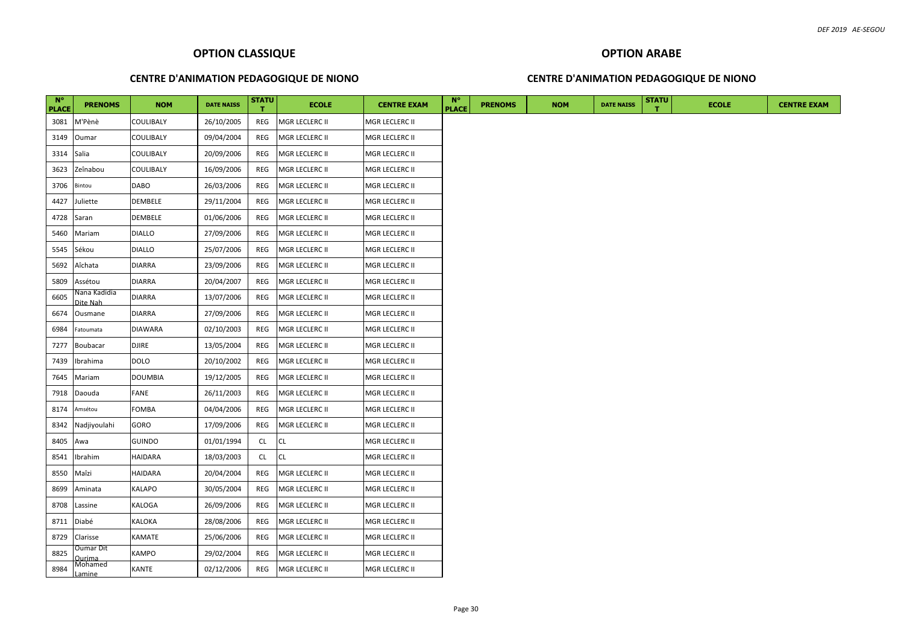## OPTION CLASSIQUE

### CENTRE D'ANIMATION PEDAGOGIQUE DE NIONO

| N° PLACE | PRENOMS | NOM | DATE NAISS | STATUT | ECOLE | CENTRE EXAM |
|---|---|---|---|---|---|---|
| 3081 | M'Pènè | COULIBALY | 26/10/2005 | REG | MGR LECLERC II | MGR LECLERC II |
| 3149 | Oumar | COULIBALY | 09/04/2004 | REG | MGR LECLERC II | MGR LECLERC II |
| 3314 | Salia | COULIBALY | 20/09/2006 | REG | MGR LECLERC II | MGR LECLERC II |
| 3623 | Zeînabou | COULIBALY | 16/09/2006 | REG | MGR LECLERC II | MGR LECLERC II |
| 3706 | Bintou | DABO | 26/03/2006 | REG | MGR LECLERC II | MGR LECLERC II |
| 4427 | Juliette | DEMBELE | 29/11/2004 | REG | MGR LECLERC II | MGR LECLERC II |
| 4728 | Saran | DEMBELE | 01/06/2006 | REG | MGR LECLERC II | MGR LECLERC II |
| 5460 | Mariam | DIALLO | 27/09/2006 | REG | MGR LECLERC II | MGR LECLERC II |
| 5545 | Sékou | DIALLO | 25/07/2006 | REG | MGR LECLERC II | MGR LECLERC II |
| 5692 | Aîchata | DIARRA | 23/09/2006 | REG | MGR LECLERC II | MGR LECLERC II |
| 5809 | Assétou | DIARRA | 20/04/2007 | REG | MGR LECLERC II | MGR LECLERC II |
| 6605 | Nana Kadidia Dite Nah | DIARRA | 13/07/2006 | REG | MGR LECLERC II | MGR LECLERC II |
| 6674 | Ousmane | DIARRA | 27/09/2006 | REG | MGR LECLERC II | MGR LECLERC II |
| 6984 | Fatoumata | DIAWARA | 02/10/2003 | REG | MGR LECLERC II | MGR LECLERC II |
| 7277 | Boubacar | DJIRE | 13/05/2004 | REG | MGR LECLERC II | MGR LECLERC II |
| 7439 | Ibrahima | DOLO | 20/10/2002 | REG | MGR LECLERC II | MGR LECLERC II |
| 7645 | Mariam | DOUMBIA | 19/12/2005 | REG | MGR LECLERC II | MGR LECLERC II |
| 7918 | Daouda | FANE | 26/11/2003 | REG | MGR LECLERC II | MGR LECLERC II |
| 8174 | Amsétou | FOMBA | 04/04/2006 | REG | MGR LECLERC II | MGR LECLERC II |
| 8342 | Nadjiyoulahi | GORO | 17/09/2006 | REG | MGR LECLERC II | MGR LECLERC II |
| 8405 | Awa | GUINDO | 01/01/1994 | CL | CL | MGR LECLERC II |
| 8541 | Ibrahim | HAIDARA | 18/03/2003 | CL | CL | MGR LECLERC II |
| 8550 | Maîzi | HAIDARA | 20/04/2004 | REG | MGR LECLERC II | MGR LECLERC II |
| 8699 | Aminata | KALAPO | 30/05/2004 | REG | MGR LECLERC II | MGR LECLERC II |
| 8708 | Lassine | KALOGA | 26/09/2006 | REG | MGR LECLERC II | MGR LECLERC II |
| 8711 | Diabé | KALOKA | 28/08/2006 | REG | MGR LECLERC II | MGR LECLERC II |
| 8729 | Clarisse | KAMATE | 25/06/2006 | REG | MGR LECLERC II | MGR LECLERC II |
| 8825 | Oumar Dit Ourima | KAMPO | 29/02/2004 | REG | MGR LECLERC II | MGR LECLERC II |
| 8984 | Mohamed Lamine | KANTE | 02/12/2006 | REG | MGR LECLERC II | MGR LECLERC II |

## OPTION ARABE

### CENTRE D'ANIMATION PEDAGOGIQUE DE NIONO

| N° PLACE | PRENOMS | NOM | DATE NAISS | STATUT | ECOLE | CENTRE EXAM |
|---|---|---|---|---|---|---|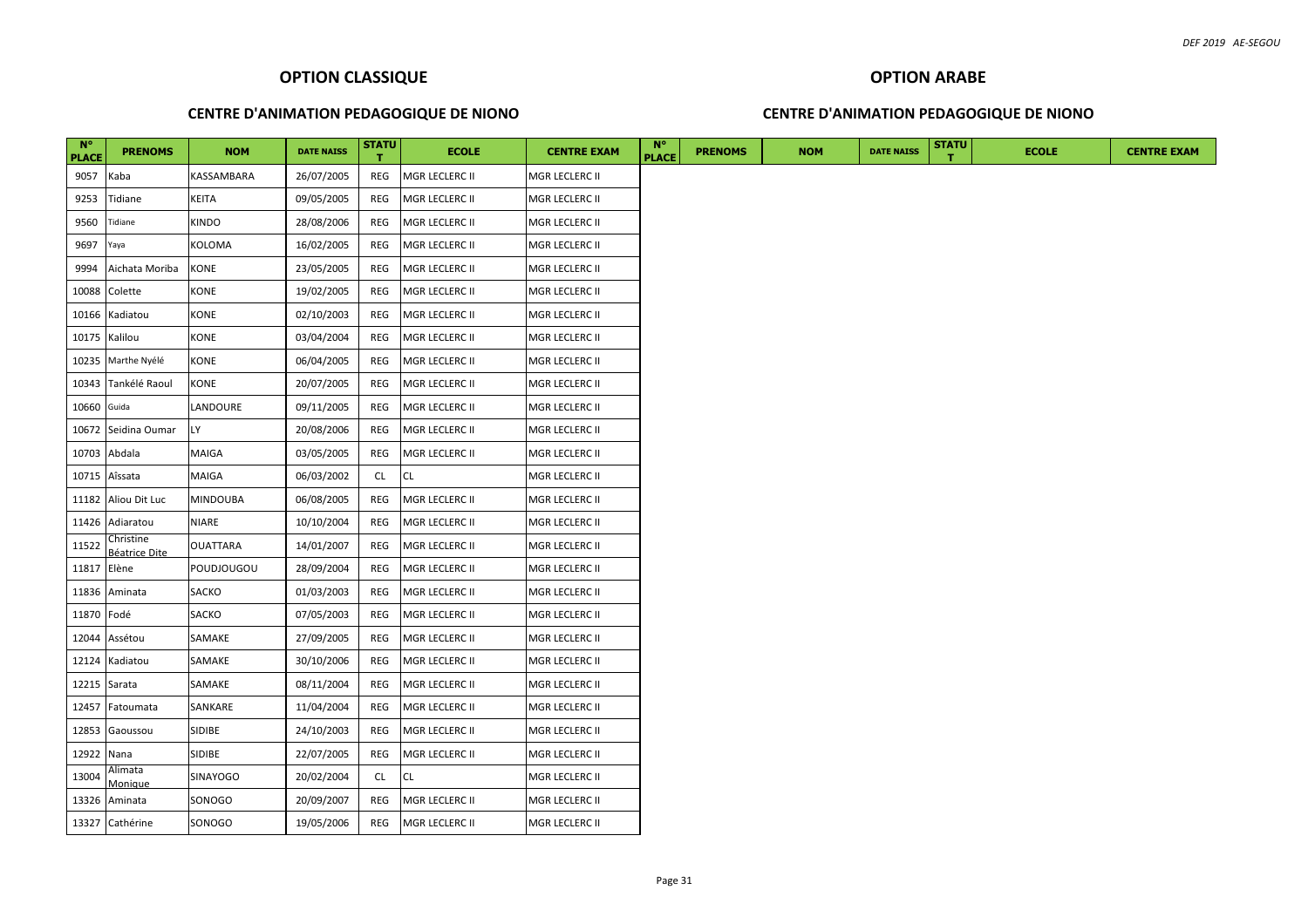## OPTION CLASSIQUE

### CENTRE D'ANIMATION PEDAGOGIQUE DE NIONO

| N° PLACE | PRENOMS | NOM | DATE NAISS | STATUT | ECOLE | CENTRE EXAM |
|---|---|---|---|---|---|---|
| 9057 | Kaba | KASSAMBARA | 26/07/2005 | REG | MGR LECLERC II | MGR LECLERC II |
| 9253 | Tidiane | KEITA | 09/05/2005 | REG | MGR LECLERC II | MGR LECLERC II |
| 9560 | Tidiane | KINDO | 28/08/2006 | REG | MGR LECLERC II | MGR LECLERC II |
| 9697 | Yaya | KOLOMA | 16/02/2005 | REG | MGR LECLERC II | MGR LECLERC II |
| 9994 | Aichata Moriba | KONE | 23/05/2005 | REG | MGR LECLERC II | MGR LECLERC II |
| 10088 | Colette | KONE | 19/02/2005 | REG | MGR LECLERC II | MGR LECLERC II |
| 10166 | Kadiatou | KONE | 02/10/2003 | REG | MGR LECLERC II | MGR LECLERC II |
| 10175 | Kalilou | KONE | 03/04/2004 | REG | MGR LECLERC II | MGR LECLERC II |
| 10235 | Marthe Nyélé | KONE | 06/04/2005 | REG | MGR LECLERC II | MGR LECLERC II |
| 10343 | Tankélé Raoul | KONE | 20/07/2005 | REG | MGR LECLERC II | MGR LECLERC II |
| 10660 | Guida | LANDOURE | 09/11/2005 | REG | MGR LECLERC II | MGR LECLERC II |
| 10672 | Seidina Oumar | LY | 20/08/2006 | REG | MGR LECLERC II | MGR LECLERC II |
| 10703 | Abdala | MAIGA | 03/05/2005 | REG | MGR LECLERC II | MGR LECLERC II |
| 10715 | Aîssata | MAIGA | 06/03/2002 | CL | CL | MGR LECLERC II |
| 11182 | Aliou Dit Luc | MINDOUBA | 06/08/2005 | REG | MGR LECLERC II | MGR LECLERC II |
| 11426 | Adiaratou | NIARE | 10/10/2004 | REG | MGR LECLERC II | MGR LECLERC II |
| 11522 | Christine Béatrice Dite | OUATTARA | 14/01/2007 | REG | MGR LECLERC II | MGR LECLERC II |
| 11817 | Elène | POUDJOUGOU | 28/09/2004 | REG | MGR LECLERC II | MGR LECLERC II |
| 11836 | Aminata | SACKO | 01/03/2003 | REG | MGR LECLERC II | MGR LECLERC II |
| 11870 | Fodé | SACKO | 07/05/2003 | REG | MGR LECLERC II | MGR LECLERC II |
| 12044 | Assétou | SAMAKE | 27/09/2005 | REG | MGR LECLERC II | MGR LECLERC II |
| 12124 | Kadiatou | SAMAKE | 30/10/2006 | REG | MGR LECLERC II | MGR LECLERC II |
| 12215 | Sarata | SAMAKE | 08/11/2004 | REG | MGR LECLERC II | MGR LECLERC II |
| 12457 | Fatoumata | SANKARE | 11/04/2004 | REG | MGR LECLERC II | MGR LECLERC II |
| 12853 | Gaoussou | SIDIBE | 24/10/2003 | REG | MGR LECLERC II | MGR LECLERC II |
| 12922 | Nana | SIDIBE | 22/07/2005 | REG | MGR LECLERC II | MGR LECLERC II |
| 13004 | Alimata Monique | SINAYOGO | 20/02/2004 | CL | CL | MGR LECLERC II |
| 13326 | Aminata | SONOGO | 20/09/2007 | REG | MGR LECLERC II | MGR LECLERC II |
| 13327 | Cathérine | SONOGO | 19/05/2006 | REG | MGR LECLERC II | MGR LECLERC II |

## OPTION ARABE

### CENTRE D'ANIMATION PEDAGOGIQUE DE NIONO

| N° PLACE | PRENOMS | NOM | DATE NAISS | STATUT | ECOLE | CENTRE EXAM |
|---|---|---|---|---|---|---|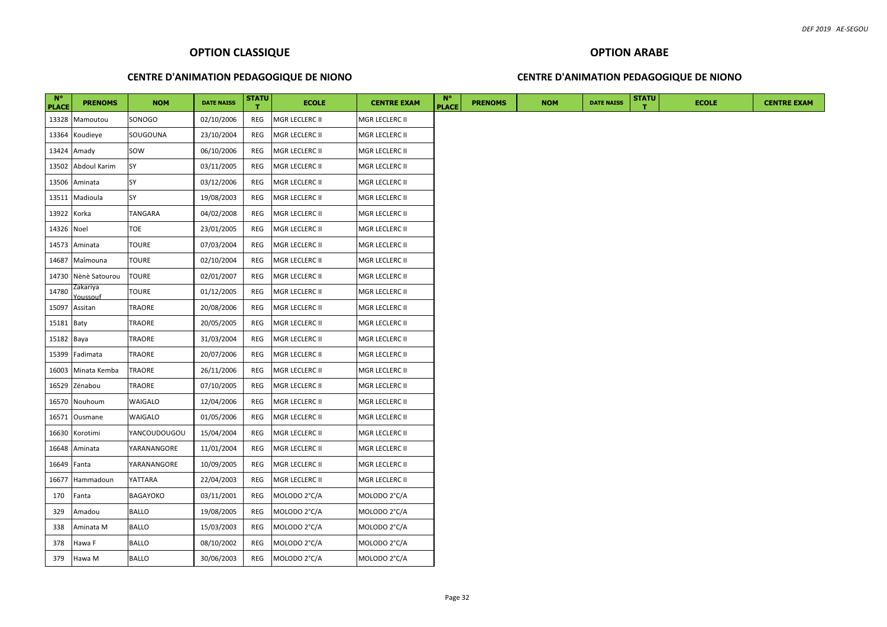## OPTION CLASSIQUE

### CENTRE D'ANIMATION PEDAGOGIQUE DE NIONO

| N° PLACE | PRENOMS | NOM | DATE NAISS | STATUT | ECOLE | CENTRE EXAM |
|---|---|---|---|---|---|---|
| 13328 | Mamoutou | SONOGO | 02/10/2006 | REG | MGR LECLERC II | MGR LECLERC II |
| 13364 | Koudieye | SOUGOUNA | 23/10/2004 | REG | MGR LECLERC II | MGR LECLERC II |
| 13424 | Amady | SOW | 06/10/2006 | REG | MGR LECLERC II | MGR LECLERC II |
| 13502 | Abdoul Karim | SY | 03/11/2005 | REG | MGR LECLERC II | MGR LECLERC II |
| 13506 | Aminata | SY | 03/12/2006 | REG | MGR LECLERC II | MGR LECLERC II |
| 13511 | Madioula | SY | 19/08/2003 | REG | MGR LECLERC II | MGR LECLERC II |
| 13922 | Korka | TANGARA | 04/02/2008 | REG | MGR LECLERC II | MGR LECLERC II |
| 14326 | Noel | TOE | 23/01/2005 | REG | MGR LECLERC II | MGR LECLERC II |
| 14573 | Aminata | TOURE | 07/03/2004 | REG | MGR LECLERC II | MGR LECLERC II |
| 14687 | Maîmouna | TOURE | 02/10/2004 | REG | MGR LECLERC II | MGR LECLERC II |
| 14730 | Nènè Satourou | TOURE | 02/01/2007 | REG | MGR LECLERC II | MGR LECLERC II |
| 14780 | Zakariya Youssouf | TOURE | 01/12/2005 | REG | MGR LECLERC II | MGR LECLERC II |
| 15097 | Assitan | TRAORE | 20/08/2006 | REG | MGR LECLERC II | MGR LECLERC II |
| 15181 | Baty | TRAORE | 20/05/2005 | REG | MGR LECLERC II | MGR LECLERC II |
| 15182 | Baya | TRAORE | 31/03/2004 | REG | MGR LECLERC II | MGR LECLERC II |
| 15399 | Fadimata | TRAORE | 20/07/2006 | REG | MGR LECLERC II | MGR LECLERC II |
| 16003 | Minata Kemba | TRAORE | 26/11/2006 | REG | MGR LECLERC II | MGR LECLERC II |
| 16529 | Zénabou | TRAORE | 07/10/2005 | REG | MGR LECLERC II | MGR LECLERC II |
| 16570 | Nouhoum | WAIGALO | 12/04/2006 | REG | MGR LECLERC II | MGR LECLERC II |
| 16571 | Ousmane | WAIGALO | 01/05/2006 | REG | MGR LECLERC II | MGR LECLERC II |
| 16630 | Korotimi | YANCOUDOUGOU | 15/04/2004 | REG | MGR LECLERC II | MGR LECLERC II |
| 16648 | Aminata | YARANANGORE | 11/01/2004 | REG | MGR LECLERC II | MGR LECLERC II |
| 16649 | Fanta | YARANANGORE | 10/09/2005 | REG | MGR LECLERC II | MGR LECLERC II |
| 16677 | Hammadoun | YATTARA | 22/04/2003 | REG | MGR LECLERC II | MGR LECLERC II |
| 170 | Fanta | BAGAYOKO | 03/11/2001 | REG | MOLODO 2°C/A | MOLODO 2°C/A |
| 329 | Amadou | BALLO | 19/08/2005 | REG | MOLODO 2°C/A | MOLODO 2°C/A |
| 338 | Aminata M | BALLO | 15/03/2003 | REG | MOLODO 2°C/A | MOLODO 2°C/A |
| 378 | Hawa F | BALLO | 08/10/2002 | REG | MOLODO 2°C/A | MOLODO 2°C/A |
| 379 | Hawa M | BALLO | 30/06/2003 | REG | MOLODO 2°C/A | MOLODO 2°C/A |

## OPTION ARABE

### CENTRE D'ANIMATION PEDAGOGIQUE DE NIONO

| N° PLACE | PRENOMS | NOM | DATE NAISS | STATUT | ECOLE | CENTRE EXAM |
|---|---|---|---|---|---|---|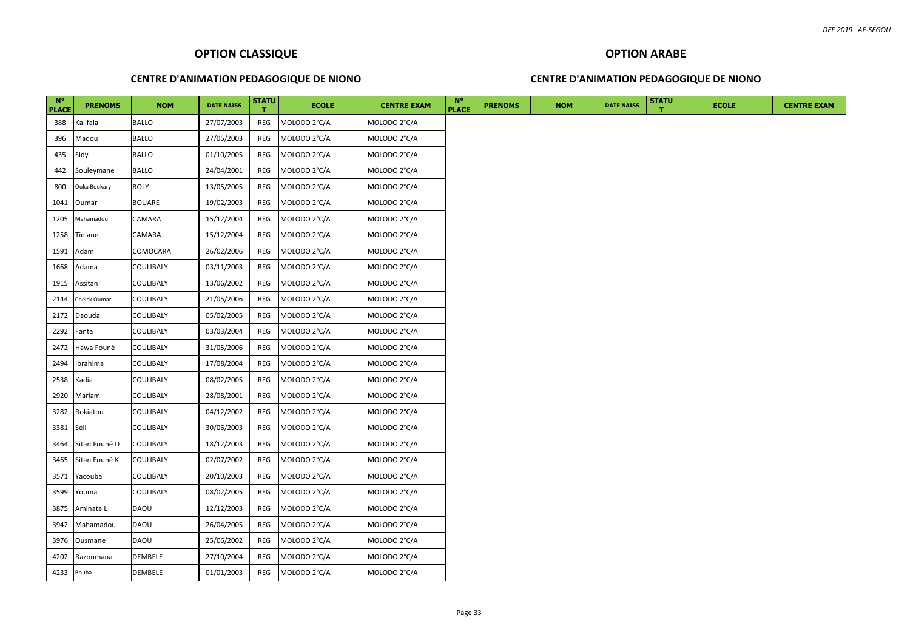## OPTION CLASSIQUE

### CENTRE D'ANIMATION PEDAGOGIQUE DE NIONO

| N° PLACE | PRENOMS | NOM | DATE NAISS | STATUT | ECOLE | CENTRE EXAM |
|---|---|---|---|---|---|---|
| 388 | Kalifala | BALLO | 27/07/2003 | REG | MOLODO 2°C/A | MOLODO 2°C/A |
| 396 | Madou | BALLO | 27/05/2003 | REG | MOLODO 2°C/A | MOLODO 2°C/A |
| 435 | Sidy | BALLO | 01/10/2005 | REG | MOLODO 2°C/A | MOLODO 2°C/A |
| 442 | Souleymane | BALLO | 24/04/2001 | REG | MOLODO 2°C/A | MOLODO 2°C/A |
| 800 | Ouka Boukary | BOLY | 13/05/2005 | REG | MOLODO 2°C/A | MOLODO 2°C/A |
| 1041 | Oumar | BOUARE | 19/02/2003 | REG | MOLODO 2°C/A | MOLODO 2°C/A |
| 1205 | Mahamadou | CAMARA | 15/12/2004 | REG | MOLODO 2°C/A | MOLODO 2°C/A |
| 1258 | Tidiane | CAMARA | 15/12/2004 | REG | MOLODO 2°C/A | MOLODO 2°C/A |
| 1591 | Adam | COMOCARA | 26/02/2006 | REG | MOLODO 2°C/A | MOLODO 2°C/A |
| 1668 | Adama | COULIBALY | 03/11/2003 | REG | MOLODO 2°C/A | MOLODO 2°C/A |
| 1915 | Assitan | COULIBALY | 13/06/2002 | REG | MOLODO 2°C/A | MOLODO 2°C/A |
| 2144 | Cheick Oumar | COULIBALY | 21/05/2006 | REG | MOLODO 2°C/A | MOLODO 2°C/A |
| 2172 | Daouda | COULIBALY | 05/02/2005 | REG | MOLODO 2°C/A | MOLODO 2°C/A |
| 2292 | Fanta | COULIBALY | 03/03/2004 | REG | MOLODO 2°C/A | MOLODO 2°C/A |
| 2472 | Hawa Founè | COULIBALY | 31/05/2006 | REG | MOLODO 2°C/A | MOLODO 2°C/A |
| 2494 | Ibrahima | COULIBALY | 17/08/2004 | REG | MOLODO 2°C/A | MOLODO 2°C/A |
| 2538 | Kadia | COULIBALY | 08/02/2005 | REG | MOLODO 2°C/A | MOLODO 2°C/A |
| 2920 | Mariam | COULIBALY | 28/08/2001 | REG | MOLODO 2°C/A | MOLODO 2°C/A |
| 3282 | Rokiatou | COULIBALY | 04/12/2002 | REG | MOLODO 2°C/A | MOLODO 2°C/A |
| 3381 | Séli | COULIBALY | 30/06/2003 | REG | MOLODO 2°C/A | MOLODO 2°C/A |
| 3464 | Sitan Founé D | COULIBALY | 18/12/2003 | REG | MOLODO 2°C/A | MOLODO 2°C/A |
| 3465 | Sitan Founé K | COULIBALY | 02/07/2002 | REG | MOLODO 2°C/A | MOLODO 2°C/A |
| 3571 | Yacouba | COULIBALY | 20/10/2003 | REG | MOLODO 2°C/A | MOLODO 2°C/A |
| 3599 | Youma | COULIBALY | 08/02/2005 | REG | MOLODO 2°C/A | MOLODO 2°C/A |
| 3875 | Aminata L | DAOU | 12/12/2003 | REG | MOLODO 2°C/A | MOLODO 2°C/A |
| 3942 | Mahamadou | DAOU | 26/04/2005 | REG | MOLODO 2°C/A | MOLODO 2°C/A |
| 3976 | Ousmane | DAOU | 25/06/2002 | REG | MOLODO 2°C/A | MOLODO 2°C/A |
| 4202 | Bazoumana | DEMBELE | 27/10/2004 | REG | MOLODO 2°C/A | MOLODO 2°C/A |
| 4233 | Bouba | DEMBELE | 01/01/2003 | REG | MOLODO 2°C/A | MOLODO 2°C/A |

## OPTION ARABE

### CENTRE D'ANIMATION PEDAGOGIQUE DE NIONO

| N° PLACE | PRENOMS | NOM | DATE NAISS | STATUT | ECOLE | CENTRE EXAM |
|---|---|---|---|---|---|---|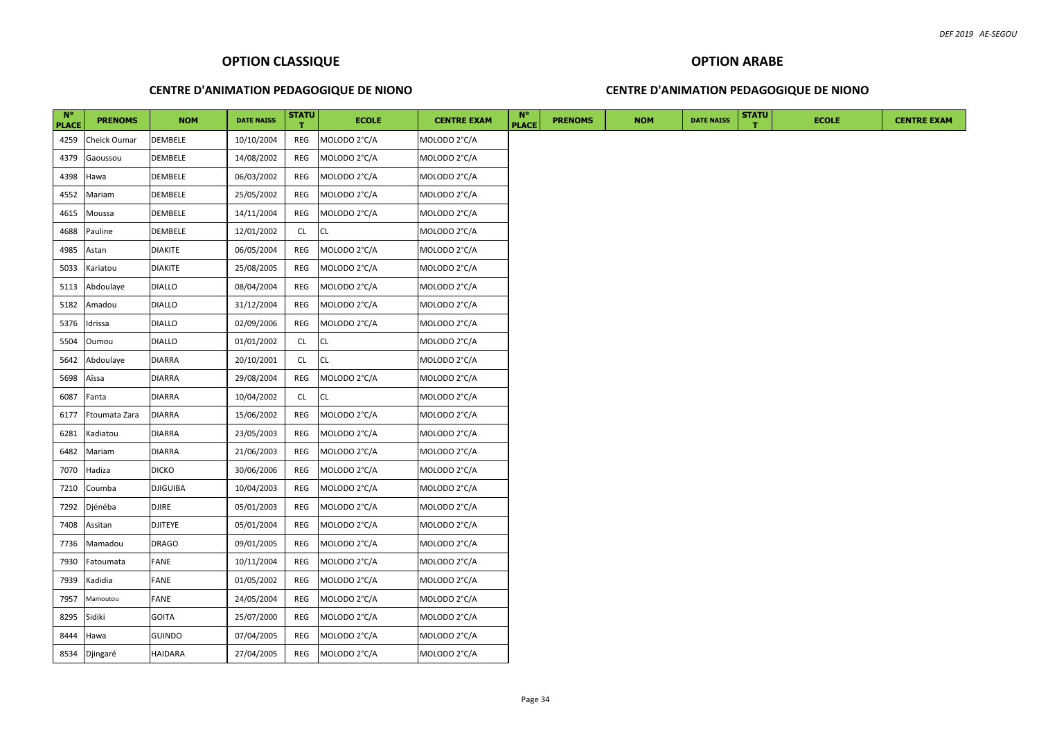## OPTION CLASSIQUE

### CENTRE D'ANIMATION PEDAGOGIQUE DE NIONO

| N° PLACE | PRENOMS | NOM | DATE NAISS | STATUT | ECOLE | CENTRE EXAM |
|---|---|---|---|---|---|---|
| 4259 | Cheick Oumar | DEMBELE | 10/10/2004 | REG | MOLODO 2°C/A | MOLODO 2°C/A |
| 4379 | Gaoussou | DEMBELE | 14/08/2002 | REG | MOLODO 2°C/A | MOLODO 2°C/A |
| 4398 | Hawa | DEMBELE | 06/03/2002 | REG | MOLODO 2°C/A | MOLODO 2°C/A |
| 4552 | Mariam | DEMBELE | 25/05/2002 | REG | MOLODO 2°C/A | MOLODO 2°C/A |
| 4615 | Moussa | DEMBELE | 14/11/2004 | REG | MOLODO 2°C/A | MOLODO 2°C/A |
| 4688 | Pauline | DEMBELE | 12/01/2002 | CL | CL | MOLODO 2°C/A |
| 4985 | Astan | DIAKITE | 06/05/2004 | REG | MOLODO 2°C/A | MOLODO 2°C/A |
| 5033 | Kariatou | DIAKITE | 25/08/2005 | REG | MOLODO 2°C/A | MOLODO 2°C/A |
| 5113 | Abdoulaye | DIALLO | 08/04/2004 | REG | MOLODO 2°C/A | MOLODO 2°C/A |
| 5182 | Amadou | DIALLO | 31/12/2004 | REG | MOLODO 2°C/A | MOLODO 2°C/A |
| 5376 | Idrissa | DIALLO | 02/09/2006 | REG | MOLODO 2°C/A | MOLODO 2°C/A |
| 5504 | Oumou | DIALLO | 01/01/2002 | CL | CL | MOLODO 2°C/A |
| 5642 | Abdoulaye | DIARRA | 20/10/2001 | CL | CL | MOLODO 2°C/A |
| 5698 | Aîssa | DIARRA | 29/08/2004 | REG | MOLODO 2°C/A | MOLODO 2°C/A |
| 6087 | Fanta | DIARRA | 10/04/2002 | CL | CL | MOLODO 2°C/A |
| 6177 | Ftoumata Zara | DIARRA | 15/06/2002 | REG | MOLODO 2°C/A | MOLODO 2°C/A |
| 6281 | Kadiatou | DIARRA | 23/05/2003 | REG | MOLODO 2°C/A | MOLODO 2°C/A |
| 6482 | Mariam | DIARRA | 21/06/2003 | REG | MOLODO 2°C/A | MOLODO 2°C/A |
| 7070 | Hadiza | DICKO | 30/06/2006 | REG | MOLODO 2°C/A | MOLODO 2°C/A |
| 7210 | Coumba | DJIGUIBA | 10/04/2003 | REG | MOLODO 2°C/A | MOLODO 2°C/A |
| 7292 | Djénéba | DJIRE | 05/01/2003 | REG | MOLODO 2°C/A | MOLODO 2°C/A |
| 7408 | Assitan | DJITEYE | 05/01/2004 | REG | MOLODO 2°C/A | MOLODO 2°C/A |
| 7736 | Mamadou | DRAGO | 09/01/2005 | REG | MOLODO 2°C/A | MOLODO 2°C/A |
| 7930 | Fatoumata | FANE | 10/11/2004 | REG | MOLODO 2°C/A | MOLODO 2°C/A |
| 7939 | Kadidia | FANE | 01/05/2002 | REG | MOLODO 2°C/A | MOLODO 2°C/A |
| 7957 | Mamoutou | FANE | 24/05/2004 | REG | MOLODO 2°C/A | MOLODO 2°C/A |
| 8295 | Sidiki | GOITA | 25/07/2000 | REG | MOLODO 2°C/A | MOLODO 2°C/A |
| 8444 | Hawa | GUINDO | 07/04/2005 | REG | MOLODO 2°C/A | MOLODO 2°C/A |
| 8534 | Djingaré | HAIDARA | 27/04/2005 | REG | MOLODO 2°C/A | MOLODO 2°C/A |

## OPTION ARABE

### CENTRE D'ANIMATION PEDAGOGIQUE DE NIONO

| N° PLACE | PRENOMS | NOM | DATE NAISS | STATUT | ECOLE | CENTRE EXAM |
|---|---|---|---|---|---|---|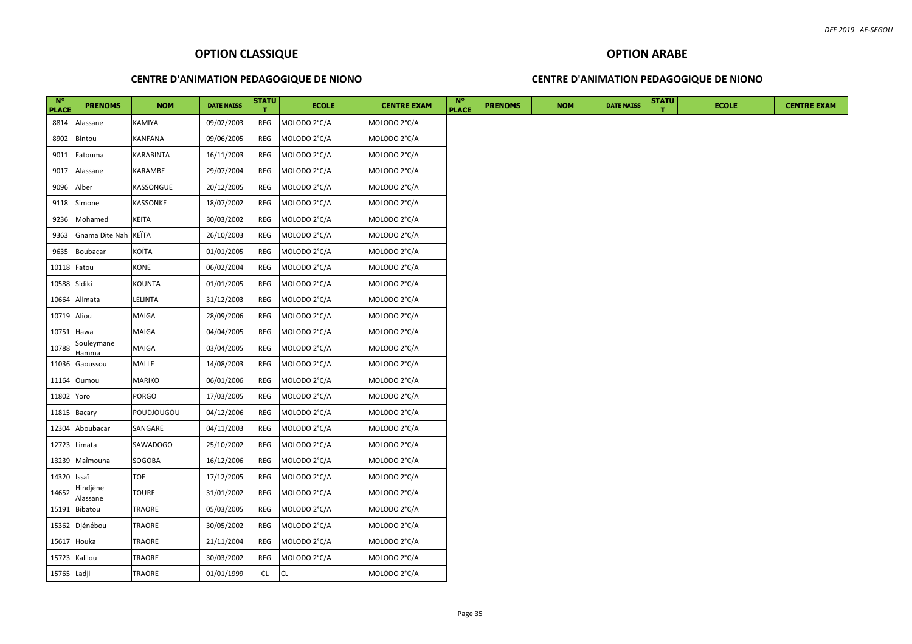## OPTION CLASSIQUE

### CENTRE D'ANIMATION PEDAGOGIQUE DE NIONO

| N° PLACE | PRENOMS | NOM | DATE NAISS | STATUT | ECOLE | CENTRE EXAM |
|---|---|---|---|---|---|---|
| 8814 | Alassane | KAMIYA | 09/02/2003 | REG | MOLODO 2°C/A | MOLODO 2°C/A |
| 8902 | Bintou | KANFANA | 09/06/2005 | REG | MOLODO 2°C/A | MOLODO 2°C/A |
| 9011 | Fatouma | KARABINTA | 16/11/2003 | REG | MOLODO 2°C/A | MOLODO 2°C/A |
| 9017 | Alassane | KARAMBE | 29/07/2004 | REG | MOLODO 2°C/A | MOLODO 2°C/A |
| 9096 | Alber | KASSONGUE | 20/12/2005 | REG | MOLODO 2°C/A | MOLODO 2°C/A |
| 9118 | Simone | KASSONKE | 18/07/2002 | REG | MOLODO 2°C/A | MOLODO 2°C/A |
| 9236 | Mohamed | KEITA | 30/03/2002 | REG | MOLODO 2°C/A | MOLODO 2°C/A |
| 9363 | Gnama Dite Nah | KEÏTA | 26/10/2003 | REG | MOLODO 2°C/A | MOLODO 2°C/A |
| 9635 | Boubacar | KOÏTA | 01/01/2005 | REG | MOLODO 2°C/A | MOLODO 2°C/A |
| 10118 | Fatou | KONE | 06/02/2004 | REG | MOLODO 2°C/A | MOLODO 2°C/A |
| 10588 | Sidiki | KOUNTA | 01/01/2005 | REG | MOLODO 2°C/A | MOLODO 2°C/A |
| 10664 | Alimata | LELINTA | 31/12/2003 | REG | MOLODO 2°C/A | MOLODO 2°C/A |
| 10719 | Aliou | MAIGA | 28/09/2006 | REG | MOLODO 2°C/A | MOLODO 2°C/A |
| 10751 | Hawa | MAIGA | 04/04/2005 | REG | MOLODO 2°C/A | MOLODO 2°C/A |
| 10788 | Souleymane Hamma | MAIGA | 03/04/2005 | REG | MOLODO 2°C/A | MOLODO 2°C/A |
| 11036 | Gaoussou | MALLE | 14/08/2003 | REG | MOLODO 2°C/A | MOLODO 2°C/A |
| 11164 | Oumou | MARIKO | 06/01/2006 | REG | MOLODO 2°C/A | MOLODO 2°C/A |
| 11802 | Yoro | PORGO | 17/03/2005 | REG | MOLODO 2°C/A | MOLODO 2°C/A |
| 11815 | Bacary | POUDJOUGOU | 04/12/2006 | REG | MOLODO 2°C/A | MOLODO 2°C/A |
| 12304 | Aboubacar | SANGARE | 04/11/2003 | REG | MOLODO 2°C/A | MOLODO 2°C/A |
| 12723 | Limata | SAWADOGO | 25/10/2002 | REG | MOLODO 2°C/A | MOLODO 2°C/A |
| 13239 | Maîmouna | SOGOBA | 16/12/2006 | REG | MOLODO 2°C/A | MOLODO 2°C/A |
| 14320 | Issaî | TOE | 17/12/2005 | REG | MOLODO 2°C/A | MOLODO 2°C/A |
| 14652 | Hindjène Alassane | TOURE | 31/01/2002 | REG | MOLODO 2°C/A | MOLODO 2°C/A |
| 15191 | Bibatou | TRAORE | 05/03/2005 | REG | MOLODO 2°C/A | MOLODO 2°C/A |
| 15362 | Djénébou | TRAORE | 30/05/2002 | REG | MOLODO 2°C/A | MOLODO 2°C/A |
| 15617 | Houka | TRAORE | 21/11/2004 | REG | MOLODO 2°C/A | MOLODO 2°C/A |
| 15723 | Kalilou | TRAORE | 30/03/2002 | REG | MOLODO 2°C/A | MOLODO 2°C/A |
| 15765 | Ladji | TRAORE | 01/01/1999 | CL | CL | MOLODO 2°C/A |

## OPTION ARABE

### CENTRE D'ANIMATION PEDAGOGIQUE DE NIONO

| N° PLACE | PRENOMS | NOM | DATE NAISS | STATUT | ECOLE | CENTRE EXAM |
|---|---|---|---|---|---|---|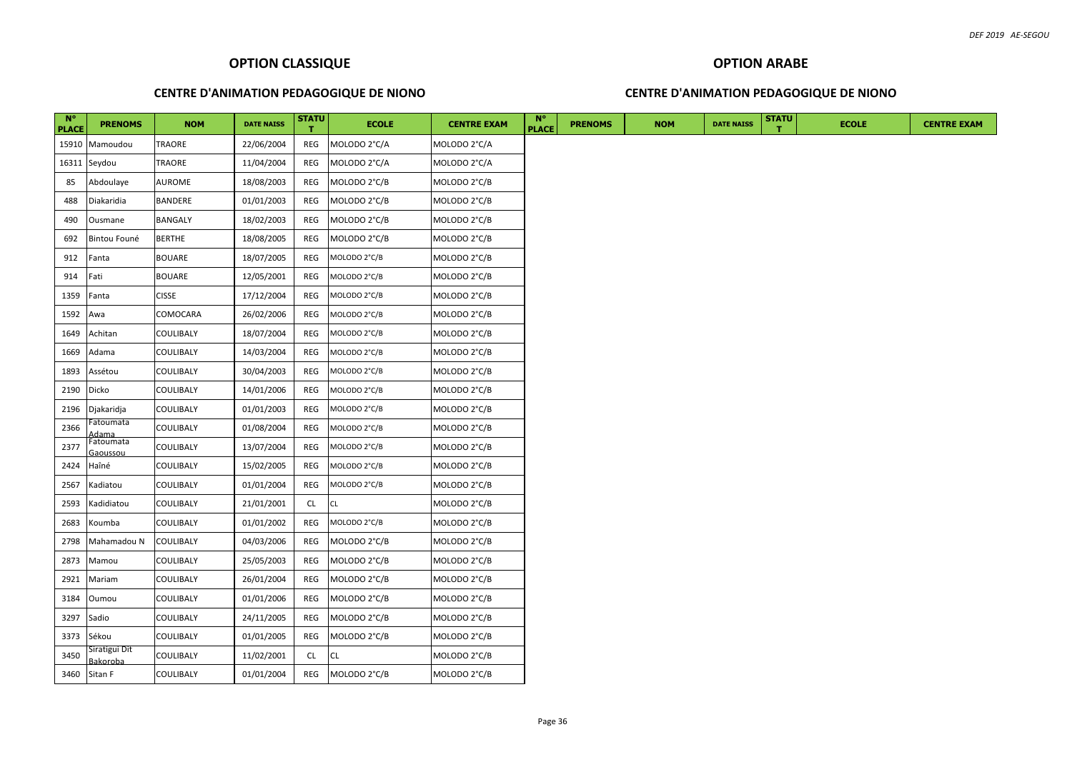## OPTION CLASSIQUE

### CENTRE D'ANIMATION PEDAGOGIQUE DE NIONO

| N° PLACE | PRENOMS | NOM | DATE NAISS | STATUT | ECOLE | CENTRE EXAM |
|---|---|---|---|---|---|---|
| 15910 | Mamoudou | TRAORE | 22/06/2004 | REG | MOLODO 2°C/A | MOLODO 2°C/A |
| 16311 | Seydou | TRAORE | 11/04/2004 | REG | MOLODO 2°C/A | MOLODO 2°C/A |
| 85 | Abdoulaye | AUROME | 18/08/2003 | REG | MOLODO 2°C/B | MOLODO 2°C/B |
| 488 | Diakaridia | BANDERE | 01/01/2003 | REG | MOLODO 2°C/B | MOLODO 2°C/B |
| 490 | Ousmane | BANGALY | 18/02/2003 | REG | MOLODO 2°C/B | MOLODO 2°C/B |
| 692 | Bintou Founé | BERTHE | 18/08/2005 | REG | MOLODO 2°C/B | MOLODO 2°C/B |
| 912 | Fanta | BOUARE | 18/07/2005 | REG | MOLODO 2°C/B | MOLODO 2°C/B |
| 914 | Fati | BOUARE | 12/05/2001 | REG | MOLODO 2°C/B | MOLODO 2°C/B |
| 1359 | Fanta | CISSE | 17/12/2004 | REG | MOLODO 2°C/B | MOLODO 2°C/B |
| 1592 | Awa | COMOCARA | 26/02/2006 | REG | MOLODO 2°C/B | MOLODO 2°C/B |
| 1649 | Achitan | COULIBALY | 18/07/2004 | REG | MOLODO 2°C/B | MOLODO 2°C/B |
| 1669 | Adama | COULIBALY | 14/03/2004 | REG | MOLODO 2°C/B | MOLODO 2°C/B |
| 1893 | Assétou | COULIBALY | 30/04/2003 | REG | MOLODO 2°C/B | MOLODO 2°C/B |
| 2190 | Dicko | COULIBALY | 14/01/2006 | REG | MOLODO 2°C/B | MOLODO 2°C/B |
| 2196 | Djakaridja | COULIBALY | 01/01/2003 | REG | MOLODO 2°C/B | MOLODO 2°C/B |
| 2366 | Fatoumata Adama | COULIBALY | 01/08/2004 | REG | MOLODO 2°C/B | MOLODO 2°C/B |
| 2377 | Fatoumata Gaoussou | COULIBALY | 13/07/2004 | REG | MOLODO 2°C/B | MOLODO 2°C/B |
| 2424 | Haîné | COULIBALY | 15/02/2005 | REG | MOLODO 2°C/B | MOLODO 2°C/B |
| 2567 | Kadiatou | COULIBALY | 01/01/2004 | REG | MOLODO 2°C/B | MOLODO 2°C/B |
| 2593 | Kadidiatou | COULIBALY | 21/01/2001 | CL | CL | MOLODO 2°C/B |
| 2683 | Koumba | COULIBALY | 01/01/2002 | REG | MOLODO 2°C/B | MOLODO 2°C/B |
| 2798 | Mahamadou N | COULIBALY | 04/03/2006 | REG | MOLODO 2°C/B | MOLODO 2°C/B |
| 2873 | Mamou | COULIBALY | 25/05/2003 | REG | MOLODO 2°C/B | MOLODO 2°C/B |
| 2921 | Mariam | COULIBALY | 26/01/2004 | REG | MOLODO 2°C/B | MOLODO 2°C/B |
| 3184 | Oumou | COULIBALY | 01/01/2006 | REG | MOLODO 2°C/B | MOLODO 2°C/B |
| 3297 | Sadio | COULIBALY | 24/11/2005 | REG | MOLODO 2°C/B | MOLODO 2°C/B |
| 3373 | Sékou | COULIBALY | 01/01/2005 | REG | MOLODO 2°C/B | MOLODO 2°C/B |
| 3450 | Siratigui Dit Bakoroba | COULIBALY | 11/02/2001 | CL | CL | MOLODO 2°C/B |
| 3460 | Sitan F | COULIBALY | 01/01/2004 | REG | MOLODO 2°C/B | MOLODO 2°C/B |

## OPTION ARABE

### CENTRE D'ANIMATION PEDAGOGIQUE DE NIONO

| N° PLACE | PRENOMS | NOM | DATE NAISS | STATUT | ECOLE | CENTRE EXAM |
|---|---|---|---|---|---|---|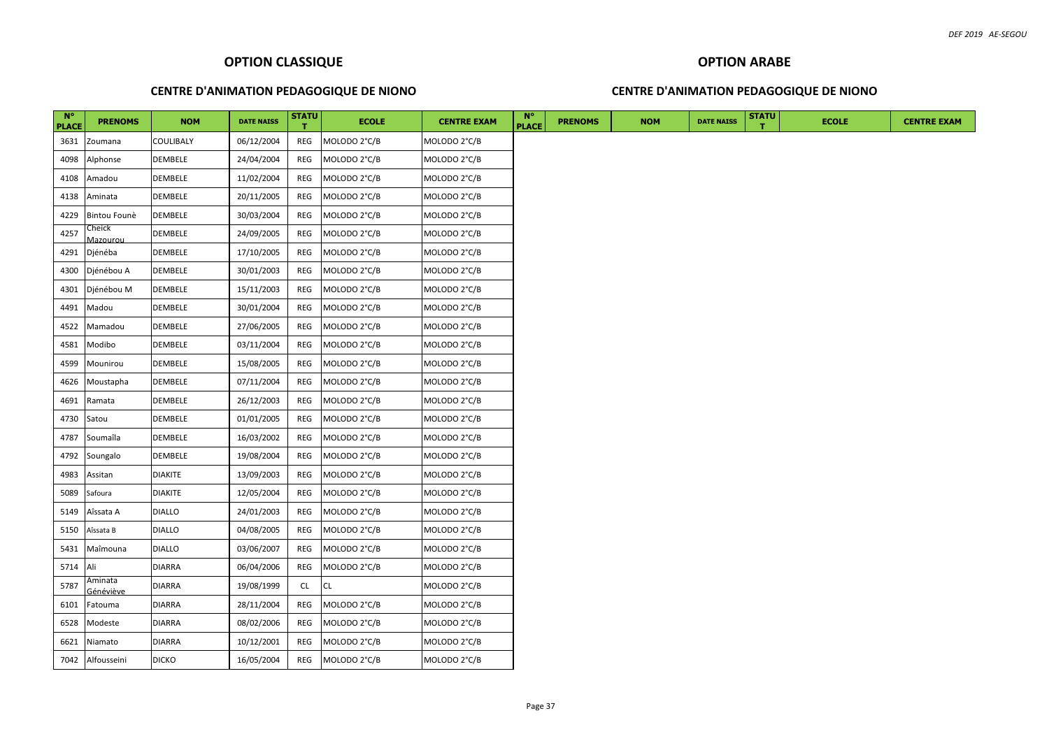## OPTION CLASSIQUE

### CENTRE D'ANIMATION PEDAGOGIQUE DE NIONO

| N° PLACE | PRENOMS | NOM | DATE NAISS | STATUT | ECOLE | CENTRE EXAM |
|---|---|---|---|---|---|---|
| 3631 | Zoumana | COULIBALY | 06/12/2004 | REG | MOLODO 2°C/B | MOLODO 2°C/B |
| 4098 | Alphonse | DEMBELE | 24/04/2004 | REG | MOLODO 2°C/B | MOLODO 2°C/B |
| 4108 | Amadou | DEMBELE | 11/02/2004 | REG | MOLODO 2°C/B | MOLODO 2°C/B |
| 4138 | Aminata | DEMBELE | 20/11/2005 | REG | MOLODO 2°C/B | MOLODO 2°C/B |
| 4229 | Bintou Founè | DEMBELE | 30/03/2004 | REG | MOLODO 2°C/B | MOLODO 2°C/B |
| 4257 | Cheick Mazourou | DEMBELE | 24/09/2005 | REG | MOLODO 2°C/B | MOLODO 2°C/B |
| 4291 | Djénéba | DEMBELE | 17/10/2005 | REG | MOLODO 2°C/B | MOLODO 2°C/B |
| 4300 | Djénébou A | DEMBELE | 30/01/2003 | REG | MOLODO 2°C/B | MOLODO 2°C/B |
| 4301 | Djénébou M | DEMBELE | 15/11/2003 | REG | MOLODO 2°C/B | MOLODO 2°C/B |
| 4491 | Madou | DEMBELE | 30/01/2004 | REG | MOLODO 2°C/B | MOLODO 2°C/B |
| 4522 | Mamadou | DEMBELE | 27/06/2005 | REG | MOLODO 2°C/B | MOLODO 2°C/B |
| 4581 | Modibo | DEMBELE | 03/11/2004 | REG | MOLODO 2°C/B | MOLODO 2°C/B |
| 4599 | Mounirou | DEMBELE | 15/08/2005 | REG | MOLODO 2°C/B | MOLODO 2°C/B |
| 4626 | Moustapha | DEMBELE | 07/11/2004 | REG | MOLODO 2°C/B | MOLODO 2°C/B |
| 4691 | Ramata | DEMBELE | 26/12/2003 | REG | MOLODO 2°C/B | MOLODO 2°C/B |
| 4730 | Satou | DEMBELE | 01/01/2005 | REG | MOLODO 2°C/B | MOLODO 2°C/B |
| 4787 | Soumaïla | DEMBELE | 16/03/2002 | REG | MOLODO 2°C/B | MOLODO 2°C/B |
| 4792 | Soungalo | DEMBELE | 19/08/2004 | REG | MOLODO 2°C/B | MOLODO 2°C/B |
| 4983 | Assitan | DIAKITE | 13/09/2003 | REG | MOLODO 2°C/B | MOLODO 2°C/B |
| 5089 | Safoura | DIAKITE | 12/05/2004 | REG | MOLODO 2°C/B | MOLODO 2°C/B |
| 5149 | Aïssata A | DIALLO | 24/01/2003 | REG | MOLODO 2°C/B | MOLODO 2°C/B |
| 5150 | Aïssata B | DIALLO | 04/08/2005 | REG | MOLODO 2°C/B | MOLODO 2°C/B |
| 5431 | Maïmouna | DIALLO | 03/06/2007 | REG | MOLODO 2°C/B | MOLODO 2°C/B |
| 5714 | Ali | DIARRA | 06/04/2006 | REG | MOLODO 2°C/B | MOLODO 2°C/B |
| 5787 | Aminata Généviève | DIARRA | 19/08/1999 | CL | CL | MOLODO 2°C/B |
| 6101 | Fatouma | DIARRA | 28/11/2004 | REG | MOLODO 2°C/B | MOLODO 2°C/B |
| 6528 | Modeste | DIARRA | 08/02/2006 | REG | MOLODO 2°C/B | MOLODO 2°C/B |
| 6621 | Niamato | DIARRA | 10/12/2001 | REG | MOLODO 2°C/B | MOLODO 2°C/B |
| 7042 | Alfousseini | DICKO | 16/05/2004 | REG | MOLODO 2°C/B | MOLODO 2°C/B |

## OPTION ARABE

### CENTRE D'ANIMATION PEDAGOGIQUE DE NIONO

| N° PLACE | PRENOMS | NOM | DATE NAISS | STATUT | ECOLE | CENTRE EXAM |
|---|---|---|---|---|---|---|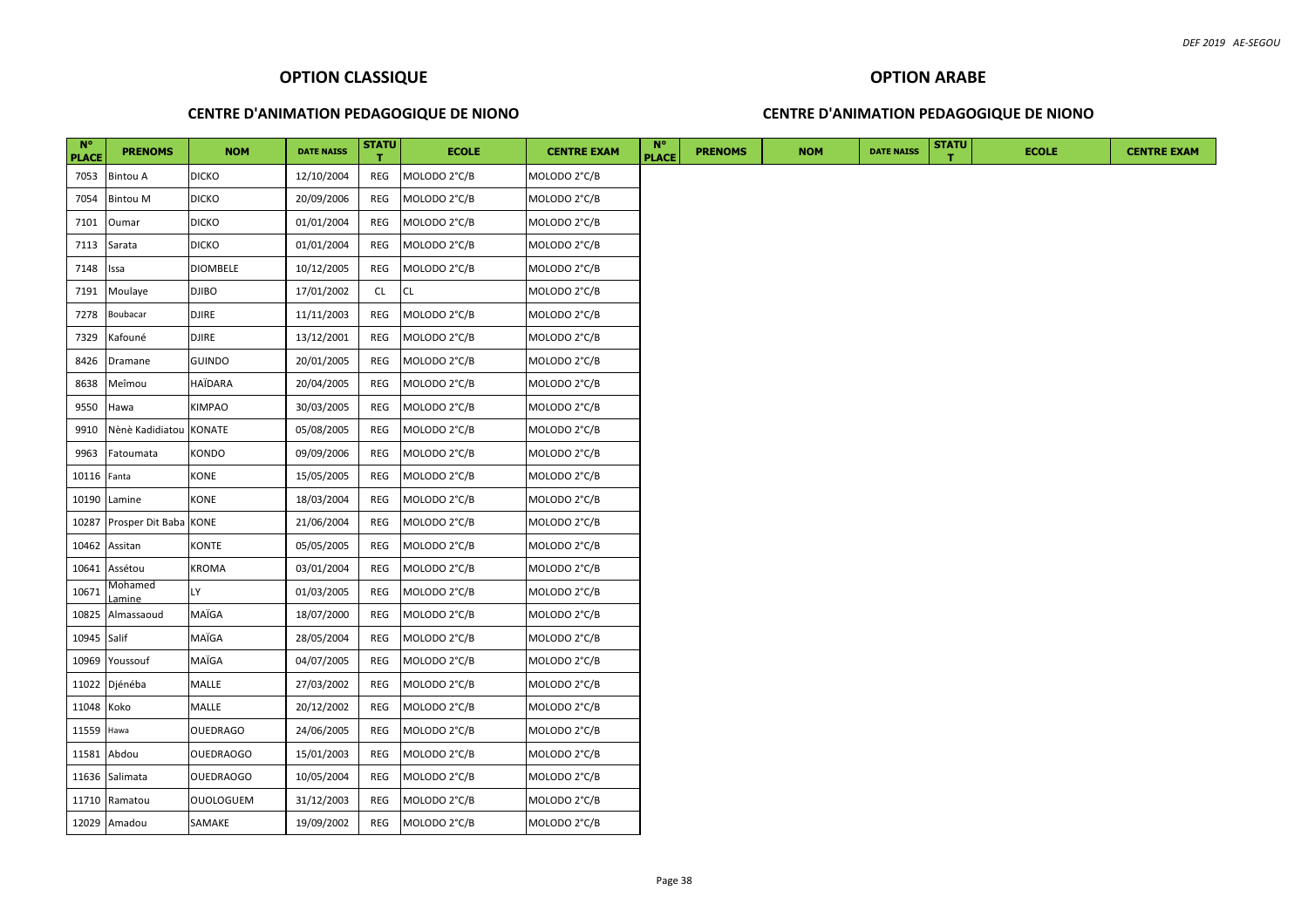## OPTION CLASSIQUE

### CENTRE D'ANIMATION PEDAGOGIQUE DE NIONO

| N° PLACE | PRENOMS | NOM | DATE NAISS | STATUT | ECOLE | CENTRE EXAM |
|---|---|---|---|---|---|---|
| 7053 | Bintou A | DICKO | 12/10/2004 | REG | MOLODO 2°C/B | MOLODO 2°C/B |
| 7054 | Bintou M | DICKO | 20/09/2006 | REG | MOLODO 2°C/B | MOLODO 2°C/B |
| 7101 | Oumar | DICKO | 01/01/2004 | REG | MOLODO 2°C/B | MOLODO 2°C/B |
| 7113 | Sarata | DICKO | 01/01/2004 | REG | MOLODO 2°C/B | MOLODO 2°C/B |
| 7148 | Issa | DIOMBELE | 10/12/2005 | REG | MOLODO 2°C/B | MOLODO 2°C/B |
| 7191 | Moulaye | DJIBO | 17/01/2002 | CL | CL | MOLODO 2°C/B |
| 7278 | Boubacar | DJIRE | 11/11/2003 | REG | MOLODO 2°C/B | MOLODO 2°C/B |
| 7329 | Kafouné | DJIRE | 13/12/2001 | REG | MOLODO 2°C/B | MOLODO 2°C/B |
| 8426 | Dramane | GUINDO | 20/01/2005 | REG | MOLODO 2°C/B | MOLODO 2°C/B |
| 8638 | Meîmou | HAÏDARA | 20/04/2005 | REG | MOLODO 2°C/B | MOLODO 2°C/B |
| 9550 | Hawa | KIMPAO | 30/03/2005 | REG | MOLODO 2°C/B | MOLODO 2°C/B |
| 9910 | Nènè Kadidiatou | KONATE | 05/08/2005 | REG | MOLODO 2°C/B | MOLODO 2°C/B |
| 9963 | Fatoumata | KONDO | 09/09/2006 | REG | MOLODO 2°C/B | MOLODO 2°C/B |
| 10116 | Fanta | KONE | 15/05/2005 | REG | MOLODO 2°C/B | MOLODO 2°C/B |
| 10190 | Lamine | KONE | 18/03/2004 | REG | MOLODO 2°C/B | MOLODO 2°C/B |
| 10287 | Prosper Dit Baba | KONE | 21/06/2004 | REG | MOLODO 2°C/B | MOLODO 2°C/B |
| 10462 | Assitan | KONTE | 05/05/2005 | REG | MOLODO 2°C/B | MOLODO 2°C/B |
| 10641 | Assétou | KROMA | 03/01/2004 | REG | MOLODO 2°C/B | MOLODO 2°C/B |
| 10671 | Mohamed Lamine | LY | 01/03/2005 | REG | MOLODO 2°C/B | MOLODO 2°C/B |
| 10825 | Almassaoud | MAÏGA | 18/07/2000 | REG | MOLODO 2°C/B | MOLODO 2°C/B |
| 10945 | Salif | MAÏGA | 28/05/2004 | REG | MOLODO 2°C/B | MOLODO 2°C/B |
| 10969 | Youssouf | MAÏGA | 04/07/2005 | REG | MOLODO 2°C/B | MOLODO 2°C/B |
| 11022 | Djénéba | MALLE | 27/03/2002 | REG | MOLODO 2°C/B | MOLODO 2°C/B |
| 11048 | Koko | MALLE | 20/12/2002 | REG | MOLODO 2°C/B | MOLODO 2°C/B |
| 11559 | Hawa | OUEDRAGO | 24/06/2005 | REG | MOLODO 2°C/B | MOLODO 2°C/B |
| 11581 | Abdou | OUEDRAOGO | 15/01/2003 | REG | MOLODO 2°C/B | MOLODO 2°C/B |
| 11636 | Salimata | OUEDRAOGO | 10/05/2004 | REG | MOLODO 2°C/B | MOLODO 2°C/B |
| 11710 | Ramatou | OUOLOGUEM | 31/12/2003 | REG | MOLODO 2°C/B | MOLODO 2°C/B |
| 12029 | Amadou | SAMAKE | 19/09/2002 | REG | MOLODO 2°C/B | MOLODO 2°C/B |

## OPTION ARABE

### CENTRE D'ANIMATION PEDAGOGIQUE DE NIONO

| N° PLACE | PRENOMS | NOM | DATE NAISS | STATUT | ECOLE | CENTRE EXAM |
|---|---|---|---|---|---|---|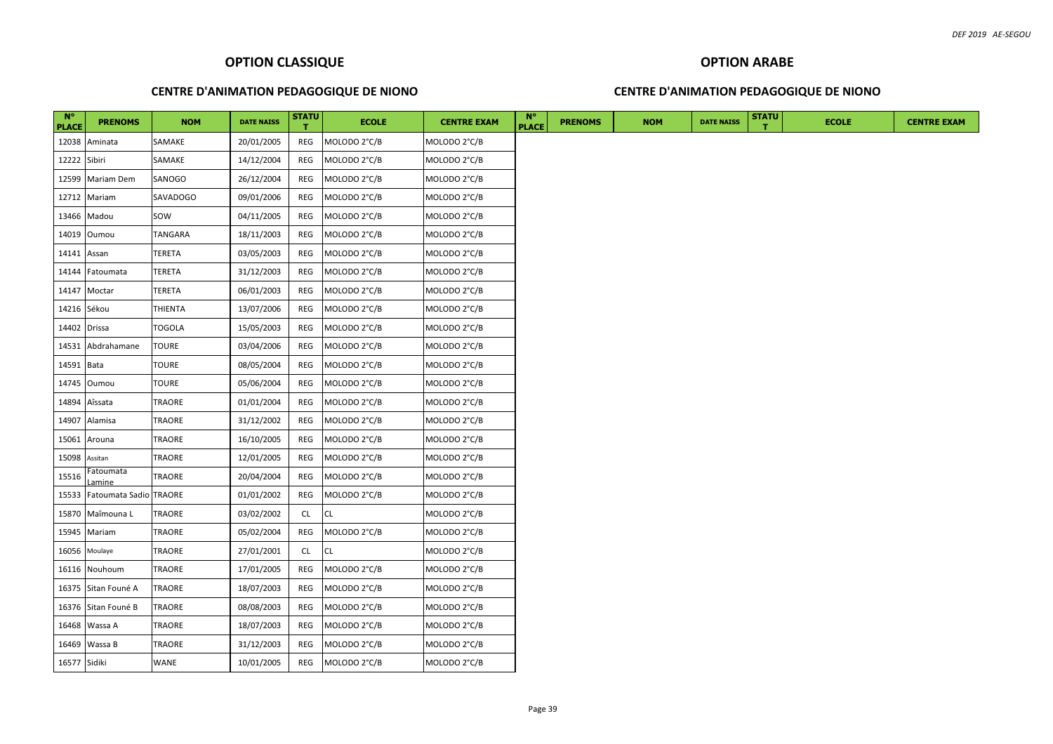## OPTION CLASSIQUE

### CENTRE D'ANIMATION PEDAGOGIQUE DE NIONO

## OPTION ARABE

### CENTRE D'ANIMATION PEDAGOGIQUE DE NIONO

| N° PLACE | PRENOMS | NOM | DATE NAISS | STATUT | ECOLE | CENTRE EXAM | N° PLACE | PRENOMS | NOM | DATE NAISS | STATUT | ECOLE | CENTRE EXAM |
|---|---|---|---|---|---|---|---|---|---|---|---|---|---|
| 12038 | Aminata | SAMAKE | 20/01/2005 | REG | MOLODO 2°C/B | MOLODO 2°C/B | | | | | | | |
| 12222 | Sibiri | SAMAKE | 14/12/2004 | REG | MOLODO 2°C/B | MOLODO 2°C/B | | | | | | | |
| 12599 | Mariam Dem | SANOGO | 26/12/2004 | REG | MOLODO 2°C/B | MOLODO 2°C/B | | | | | | | |
| 12712 | Mariam | SAVADOGO | 09/01/2006 | REG | MOLODO 2°C/B | MOLODO 2°C/B | | | | | | | |
| 13466 | Madou | SOW | 04/11/2005 | REG | MOLODO 2°C/B | MOLODO 2°C/B | | | | | | | |
| 14019 | Oumou | TANGARA | 18/11/2003 | REG | MOLODO 2°C/B | MOLODO 2°C/B | | | | | | | |
| 14141 | Assan | TERETA | 03/05/2003 | REG | MOLODO 2°C/B | MOLODO 2°C/B | | | | | | | |
| 14144 | Fatoumata | TERETA | 31/12/2003 | REG | MOLODO 2°C/B | MOLODO 2°C/B | | | | | | | |
| 14147 | Moctar | TERETA | 06/01/2003 | REG | MOLODO 2°C/B | MOLODO 2°C/B | | | | | | | |
| 14216 | Sékou | THIENTA | 13/07/2006 | REG | MOLODO 2°C/B | MOLODO 2°C/B | | | | | | | |
| 14402 | Drissa | TOGOLA | 15/05/2003 | REG | MOLODO 2°C/B | MOLODO 2°C/B | | | | | | | |
| 14531 | Abdrahamane | TOURE | 03/04/2006 | REG | MOLODO 2°C/B | MOLODO 2°C/B | | | | | | | |
| 14591 | Bata | TOURE | 08/05/2004 | REG | MOLODO 2°C/B | MOLODO 2°C/B | | | | | | | |
| 14745 | Oumou | TOURE | 05/06/2004 | REG | MOLODO 2°C/B | MOLODO 2°C/B | | | | | | | |
| 14894 | Aïssata | TRAORE | 01/01/2004 | REG | MOLODO 2°C/B | MOLODO 2°C/B | | | | | | | |
| 14907 | Alamisa | TRAORE | 31/12/2002 | REG | MOLODO 2°C/B | MOLODO 2°C/B | | | | | | | |
| 15061 | Arouna | TRAORE | 16/10/2005 | REG | MOLODO 2°C/B | MOLODO 2°C/B | | | | | | | |
| 15098 | Assitan | TRAORE | 12/01/2005 | REG | MOLODO 2°C/B | MOLODO 2°C/B | | | | | | | |
| 15516 | Fatoumata Lamine | TRAORE | 20/04/2004 | REG | MOLODO 2°C/B | MOLODO 2°C/B | | | | | | | |
| 15533 | Fatoumata Sadio | TRAORE | 01/01/2002 | REG | MOLODO 2°C/B | MOLODO 2°C/B | | | | | | | |
| 15870 | Maïmouna L | TRAORE | 03/02/2002 | CL | CL | MOLODO 2°C/B | | | | | | | |
| 15945 | Mariam | TRAORE | 05/02/2004 | REG | MOLODO 2°C/B | MOLODO 2°C/B | | | | | | | |
| 16056 | Moulaye | TRAORE | 27/01/2001 | CL | CL | MOLODO 2°C/B | | | | | | | |
| 16116 | Nouhoum | TRAORE | 17/01/2005 | REG | MOLODO 2°C/B | MOLODO 2°C/B | | | | | | | |
| 16375 | Sitan Founé A | TRAORE | 18/07/2003 | REG | MOLODO 2°C/B | MOLODO 2°C/B | | | | | | | |
| 16376 | Sitan Founé B | TRAORE | 08/08/2003 | REG | MOLODO 2°C/B | MOLODO 2°C/B | | | | | | | |
| 16468 | Wassa A | TRAORE | 18/07/2003 | REG | MOLODO 2°C/B | MOLODO 2°C/B | | | | | | | |
| 16469 | Wassa B | TRAORE | 31/12/2003 | REG | MOLODO 2°C/B | MOLODO 2°C/B | | | | | | | |
| 16577 | Sidiki | WANE | 10/01/2005 | REG | MOLODO 2°C/B | MOLODO 2°C/B | | | | | | | |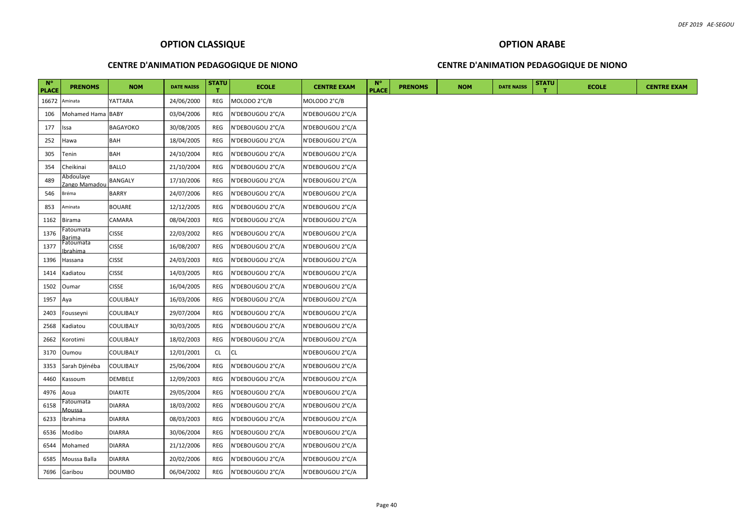## OPTION CLASSIQUE

### CENTRE D'ANIMATION PEDAGOGIQUE DE NIONO

| N° PLACE | PRENOMS | NOM | DATE NAISS | STATUT | ECOLE | CENTRE EXAM |
|---|---|---|---|---|---|---|
| 16672 | Aminata | YATTARA | 24/06/2000 | REG | MOLODO 2°C/B | MOLODO 2°C/B |
| 106 | Mohamed Hama | BABY | 03/04/2006 | REG | N'DEBOUGOU 2°C/A | N'DEBOUGOU 2°C/A |
| 177 | Issa | BAGAYOKO | 30/08/2005 | REG | N'DEBOUGOU 2°C/A | N'DEBOUGOU 2°C/A |
| 252 | Hawa | BAH | 18/04/2005 | REG | N'DEBOUGOU 2°C/A | N'DEBOUGOU 2°C/A |
| 305 | Tenin | BAH | 24/10/2004 | REG | N'DEBOUGOU 2°C/A | N'DEBOUGOU 2°C/A |
| 354 | Cheikinai | BALLO | 21/10/2004 | REG | N'DEBOUGOU 2°C/A | N'DEBOUGOU 2°C/A |
| 489 | Abdoulaye Zango Mamadou | BANGALY | 17/10/2006 | REG | N'DEBOUGOU 2°C/A | N'DEBOUGOU 2°C/A |
| 546 | Bréma | BARRY | 24/07/2006 | REG | N'DEBOUGOU 2°C/A | N'DEBOUGOU 2°C/A |
| 853 | Aminata | BOUARE | 12/12/2005 | REG | N'DEBOUGOU 2°C/A | N'DEBOUGOU 2°C/A |
| 1162 | Birama | CAMARA | 08/04/2003 | REG | N'DEBOUGOU 2°C/A | N'DEBOUGOU 2°C/A |
| 1376 | Fatoumata Barima | CISSE | 22/03/2002 | REG | N'DEBOUGOU 2°C/A | N'DEBOUGOU 2°C/A |
| 1377 | Fatoumata Ibrahima | CISSE | 16/08/2007 | REG | N'DEBOUGOU 2°C/A | N'DEBOUGOU 2°C/A |
| 1396 | Hassana | CISSE | 24/03/2003 | REG | N'DEBOUGOU 2°C/A | N'DEBOUGOU 2°C/A |
| 1414 | Kadiatou | CISSE | 14/03/2005 | REG | N'DEBOUGOU 2°C/A | N'DEBOUGOU 2°C/A |
| 1502 | Oumar | CISSE | 16/04/2005 | REG | N'DEBOUGOU 2°C/A | N'DEBOUGOU 2°C/A |
| 1957 | Aya | COULIBALY | 16/03/2006 | REG | N'DEBOUGOU 2°C/A | N'DEBOUGOU 2°C/A |
| 2403 | Fousseyni | COULIBALY | 29/07/2004 | REG | N'DEBOUGOU 2°C/A | N'DEBOUGOU 2°C/A |
| 2568 | Kadiatou | COULIBALY | 30/03/2005 | REG | N'DEBOUGOU 2°C/A | N'DEBOUGOU 2°C/A |
| 2662 | Korotimi | COULIBALY | 18/02/2003 | REG | N'DEBOUGOU 2°C/A | N'DEBOUGOU 2°C/A |
| 3170 | Oumou | COULIBALY | 12/01/2001 | CL | CL | N'DEBOUGOU 2°C/A |
| 3353 | Sarah Djénéba | COULIBALY | 25/06/2004 | REG | N'DEBOUGOU 2°C/A | N'DEBOUGOU 2°C/A |
| 4460 | Kassoum | DEMBELE | 12/09/2003 | REG | N'DEBOUGOU 2°C/A | N'DEBOUGOU 2°C/A |
| 4976 | Aoua | DIAKITE | 29/05/2004 | REG | N'DEBOUGOU 2°C/A | N'DEBOUGOU 2°C/A |
| 6158 | Fatoumata Moussa | DIARRA | 18/03/2002 | REG | N'DEBOUGOU 2°C/A | N'DEBOUGOU 2°C/A |
| 6233 | Ibrahima | DIARRA | 08/03/2003 | REG | N'DEBOUGOU 2°C/A | N'DEBOUGOU 2°C/A |
| 6536 | Modibo | DIARRA | 30/06/2004 | REG | N'DEBOUGOU 2°C/A | N'DEBOUGOU 2°C/A |
| 6544 | Mohamed | DIARRA | 21/12/2006 | REG | N'DEBOUGOU 2°C/A | N'DEBOUGOU 2°C/A |
| 6585 | Moussa Balla | DIARRA | 20/02/2006 | REG | N'DEBOUGOU 2°C/A | N'DEBOUGOU 2°C/A |
| 7696 | Garibou | DOUMBO | 06/04/2002 | REG | N'DEBOUGOU 2°C/A | N'DEBOUGOU 2°C/A |

## OPTION ARABE

### CENTRE D'ANIMATION PEDAGOGIQUE DE NIONO

| N° PLACE | PRENOMS | NOM | DATE NAISS | STATUT | ECOLE | CENTRE EXAM |
|---|---|---|---|---|---|---|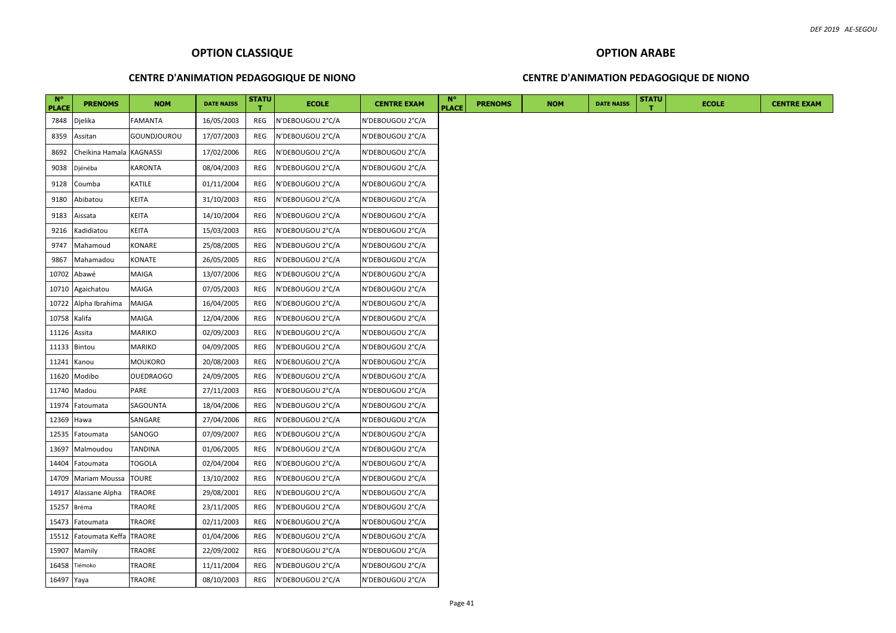## OPTION CLASSIQUE

### CENTRE D'ANIMATION PEDAGOGIQUE DE NIONO

| N° PLACE | PRENOMS | NOM | DATE NAISS | STATUT | ECOLE | CENTRE EXAM |
|---|---|---|---|---|---|---|
| 7848 | Djelika | FAMANTA | 16/05/2003 | REG | N'DEBOUGOU 2°C/A | N'DEBOUGOU 2°C/A |
| 8359 | Assitan | GOUNDJOUROU | 17/07/2003 | REG | N'DEBOUGOU 2°C/A | N'DEBOUGOU 2°C/A |
| 8692 | Cheikina Hamala | KAGNASSI | 17/02/2006 | REG | N'DEBOUGOU 2°C/A | N'DEBOUGOU 2°C/A |
| 9038 | Djénéba | KARONTA | 08/04/2003 | REG | N'DEBOUGOU 2°C/A | N'DEBOUGOU 2°C/A |
| 9128 | Coumba | KATILE | 01/11/2004 | REG | N'DEBOUGOU 2°C/A | N'DEBOUGOU 2°C/A |
| 9180 | Abibatou | KEITA | 31/10/2003 | REG | N'DEBOUGOU 2°C/A | N'DEBOUGOU 2°C/A |
| 9183 | Aissata | KEITA | 14/10/2004 | REG | N'DEBOUGOU 2°C/A | N'DEBOUGOU 2°C/A |
| 9216 | Kadidiatou | KEITA | 15/03/2003 | REG | N'DEBOUGOU 2°C/A | N'DEBOUGOU 2°C/A |
| 9747 | Mahamoud | KONARE | 25/08/2005 | REG | N'DEBOUGOU 2°C/A | N'DEBOUGOU 2°C/A |
| 9867 | Mahamadou | KONATE | 26/05/2005 | REG | N'DEBOUGOU 2°C/A | N'DEBOUGOU 2°C/A |
| 10702 | Abawé | MAIGA | 13/07/2006 | REG | N'DEBOUGOU 2°C/A | N'DEBOUGOU 2°C/A |
| 10710 | Agaichatou | MAIGA | 07/05/2003 | REG | N'DEBOUGOU 2°C/A | N'DEBOUGOU 2°C/A |
| 10722 | Alpha Ibrahima | MAIGA | 16/04/2005 | REG | N'DEBOUGOU 2°C/A | N'DEBOUGOU 2°C/A |
| 10758 | Kalifa | MAIGA | 12/04/2006 | REG | N'DEBOUGOU 2°C/A | N'DEBOUGOU 2°C/A |
| 11126 | Assita | MARIKO | 02/09/2003 | REG | N'DEBOUGOU 2°C/A | N'DEBOUGOU 2°C/A |
| 11133 | Bintou | MARIKO | 04/09/2005 | REG | N'DEBOUGOU 2°C/A | N'DEBOUGOU 2°C/A |
| 11241 | Kanou | MOUKORO | 20/08/2003 | REG | N'DEBOUGOU 2°C/A | N'DEBOUGOU 2°C/A |
| 11620 | Modibo | OUEDRAOGO | 24/09/2005 | REG | N'DEBOUGOU 2°C/A | N'DEBOUGOU 2°C/A |
| 11740 | Madou | PARE | 27/11/2003 | REG | N'DEBOUGOU 2°C/A | N'DEBOUGOU 2°C/A |
| 11974 | Fatoumata | SAGOUNTA | 18/04/2006 | REG | N'DEBOUGOU 2°C/A | N'DEBOUGOU 2°C/A |
| 12369 | Hawa | SANGARE | 27/04/2006 | REG | N'DEBOUGOU 2°C/A | N'DEBOUGOU 2°C/A |
| 12535 | Fatoumata | SANOGO | 07/09/2007 | REG | N'DEBOUGOU 2°C/A | N'DEBOUGOU 2°C/A |
| 13697 | Malmoudou | TANDINA | 01/06/2005 | REG | N'DEBOUGOU 2°C/A | N'DEBOUGOU 2°C/A |
| 14404 | Fatoumata | TOGOLA | 02/04/2004 | REG | N'DEBOUGOU 2°C/A | N'DEBOUGOU 2°C/A |
| 14709 | Mariam Moussa | TOURE | 13/10/2002 | REG | N'DEBOUGOU 2°C/A | N'DEBOUGOU 2°C/A |
| 14917 | Alassane Alpha | TRAORE | 29/08/2001 | REG | N'DEBOUGOU 2°C/A | N'DEBOUGOU 2°C/A |
| 15257 | Bréma | TRAORE | 23/11/2005 | REG | N'DEBOUGOU 2°C/A | N'DEBOUGOU 2°C/A |
| 15473 | Fatoumata | TRAORE | 02/11/2003 | REG | N'DEBOUGOU 2°C/A | N'DEBOUGOU 2°C/A |
| 15512 | Fatoumata Keffa | TRAORE | 01/04/2006 | REG | N'DEBOUGOU 2°C/A | N'DEBOUGOU 2°C/A |
| 15907 | Mamily | TRAORE | 22/09/2002 | REG | N'DEBOUGOU 2°C/A | N'DEBOUGOU 2°C/A |
| 16458 | Tiémoko | TRAORE | 11/11/2004 | REG | N'DEBOUGOU 2°C/A | N'DEBOUGOU 2°C/A |
| 16497 | Yaya | TRAORE | 08/10/2003 | REG | N'DEBOUGOU 2°C/A | N'DEBOUGOU 2°C/A |

## OPTION ARABE

### CENTRE D'ANIMATION PEDAGOGIQUE DE NIONO

| N° PLACE | PRENOMS | NOM | DATE NAISS | STATUT | ECOLE | CENTRE EXAM |
|---|---|---|---|---|---|---|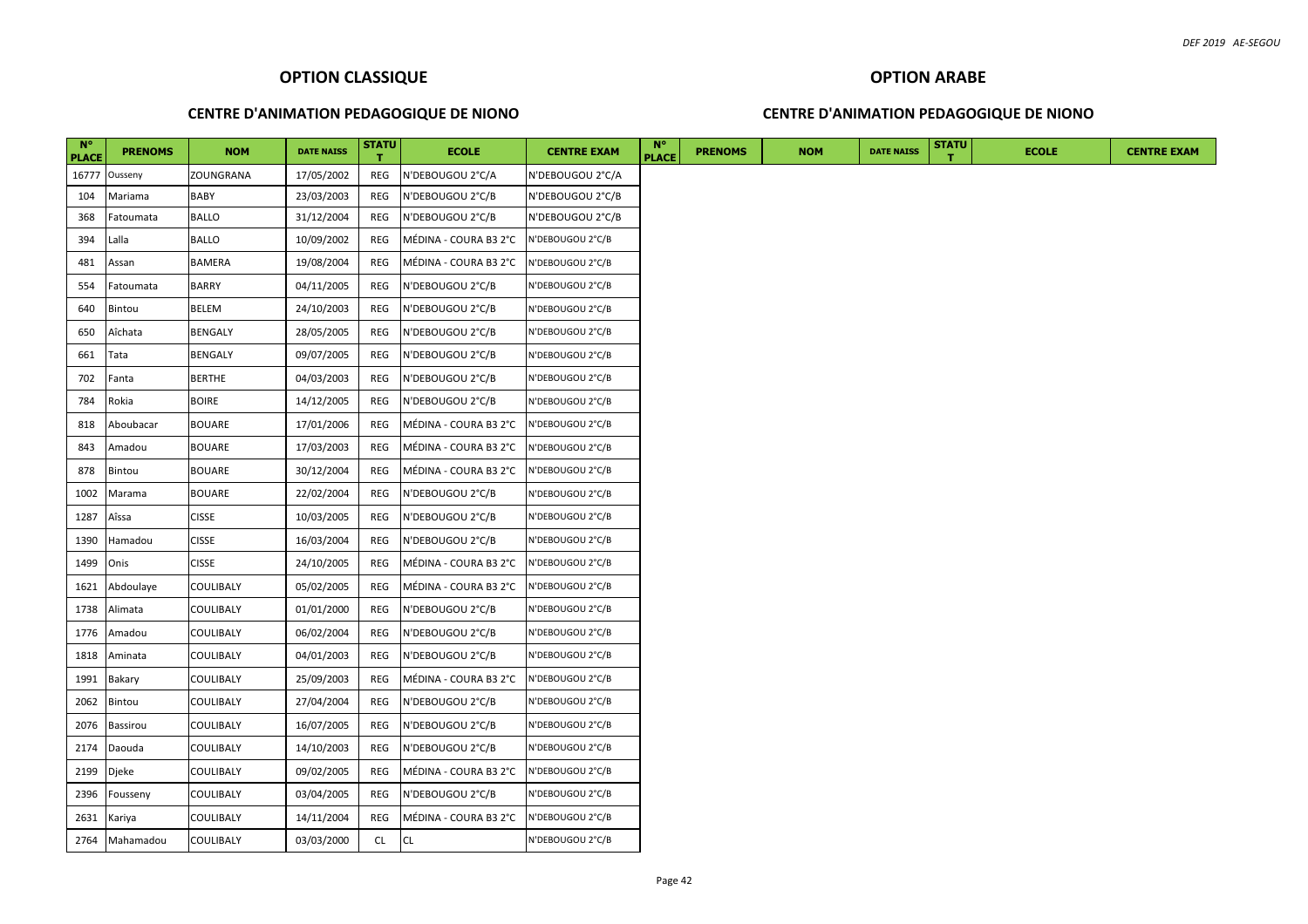## OPTION CLASSIQUE

### CENTRE D'ANIMATION PEDAGOGIQUE DE NIONO

| N° PLACE | PRENOMS | NOM | DATE NAISS | STATUT | ECOLE | CENTRE EXAM |
|---|---|---|---|---|---|---|
| 16777 | Ousseny | ZOUNGRANA | 17/05/2002 | REG | N'DEBOUGOU 2°C/A | N'DEBOUGOU 2°C/A |
| 104 | Mariama | BABY | 23/03/2003 | REG | N'DEBOUGOU 2°C/B | N'DEBOUGOU 2°C/B |
| 368 | Fatoumata | BALLO | 31/12/2004 | REG | N'DEBOUGOU 2°C/B | N'DEBOUGOU 2°C/B |
| 394 | Lalla | BALLO | 10/09/2002 | REG | MÉDINA - COURA B3 2°C | N'DEBOUGOU 2°C/B |
| 481 | Assan | BAMERA | 19/08/2004 | REG | MÉDINA - COURA B3 2°C | N'DEBOUGOU 2°C/B |
| 554 | Fatoumata | BARRY | 04/11/2005 | REG | N'DEBOUGOU 2°C/B | N'DEBOUGOU 2°C/B |
| 640 | Bintou | BELEM | 24/10/2003 | REG | N'DEBOUGOU 2°C/B | N'DEBOUGOU 2°C/B |
| 650 | Aîchata | BENGALY | 28/05/2005 | REG | N'DEBOUGOU 2°C/B | N'DEBOUGOU 2°C/B |
| 661 | Tata | BENGALY | 09/07/2005 | REG | N'DEBOUGOU 2°C/B | N'DEBOUGOU 2°C/B |
| 702 | Fanta | BERTHE | 04/03/2003 | REG | N'DEBOUGOU 2°C/B | N'DEBOUGOU 2°C/B |
| 784 | Rokia | BOIRE | 14/12/2005 | REG | N'DEBOUGOU 2°C/B | N'DEBOUGOU 2°C/B |
| 818 | Aboubacar | BOUARE | 17/01/2006 | REG | MÉDINA - COURA B3 2°C | N'DEBOUGOU 2°C/B |
| 843 | Amadou | BOUARE | 17/03/2003 | REG | MÉDINA - COURA B3 2°C | N'DEBOUGOU 2°C/B |
| 878 | Bintou | BOUARE | 30/12/2004 | REG | MÉDINA - COURA B3 2°C | N'DEBOUGOU 2°C/B |
| 1002 | Marama | BOUARE | 22/02/2004 | REG | N'DEBOUGOU 2°C/B | N'DEBOUGOU 2°C/B |
| 1287 | Aîssa | CISSE | 10/03/2005 | REG | N'DEBOUGOU 2°C/B | N'DEBOUGOU 2°C/B |
| 1390 | Hamadou | CISSE | 16/03/2004 | REG | N'DEBOUGOU 2°C/B | N'DEBOUGOU 2°C/B |
| 1499 | Onis | CISSE | 24/10/2005 | REG | MÉDINA - COURA B3 2°C | N'DEBOUGOU 2°C/B |
| 1621 | Abdoulaye | COULIBALY | 05/02/2005 | REG | MÉDINA - COURA B3 2°C | N'DEBOUGOU 2°C/B |
| 1738 | Alimata | COULIBALY | 01/01/2000 | REG | N'DEBOUGOU 2°C/B | N'DEBOUGOU 2°C/B |
| 1776 | Amadou | COULIBALY | 06/02/2004 | REG | N'DEBOUGOU 2°C/B | N'DEBOUGOU 2°C/B |
| 1818 | Aminata | COULIBALY | 04/01/2003 | REG | N'DEBOUGOU 2°C/B | N'DEBOUGOU 2°C/B |
| 1991 | Bakary | COULIBALY | 25/09/2003 | REG | MÉDINA - COURA B3 2°C | N'DEBOUGOU 2°C/B |
| 2062 | Bintou | COULIBALY | 27/04/2004 | REG | N'DEBOUGOU 2°C/B | N'DEBOUGOU 2°C/B |
| 2076 | Bassirou | COULIBALY | 16/07/2005 | REG | N'DEBOUGOU 2°C/B | N'DEBOUGOU 2°C/B |
| 2174 | Daouda | COULIBALY | 14/10/2003 | REG | N'DEBOUGOU 2°C/B | N'DEBOUGOU 2°C/B |
| 2199 | Djeke | COULIBALY | 09/02/2005 | REG | MÉDINA - COURA B3 2°C | N'DEBOUGOU 2°C/B |
| 2396 | Fousseny | COULIBALY | 03/04/2005 | REG | N'DEBOUGOU 2°C/B | N'DEBOUGOU 2°C/B |
| 2631 | Kariya | COULIBALY | 14/11/2004 | REG | MÉDINA - COURA B3 2°C | N'DEBOUGOU 2°C/B |
| 2764 | Mahamadou | COULIBALY | 03/03/2000 | CL | CL | N'DEBOUGOU 2°C/B |

## OPTION ARABE

### CENTRE D'ANIMATION PEDAGOGIQUE DE NIONO

| N° PLACE | PRENOMS | NOM | DATE NAISS | STATUT | ECOLE | CENTRE EXAM |
|---|---|---|---|---|---|---|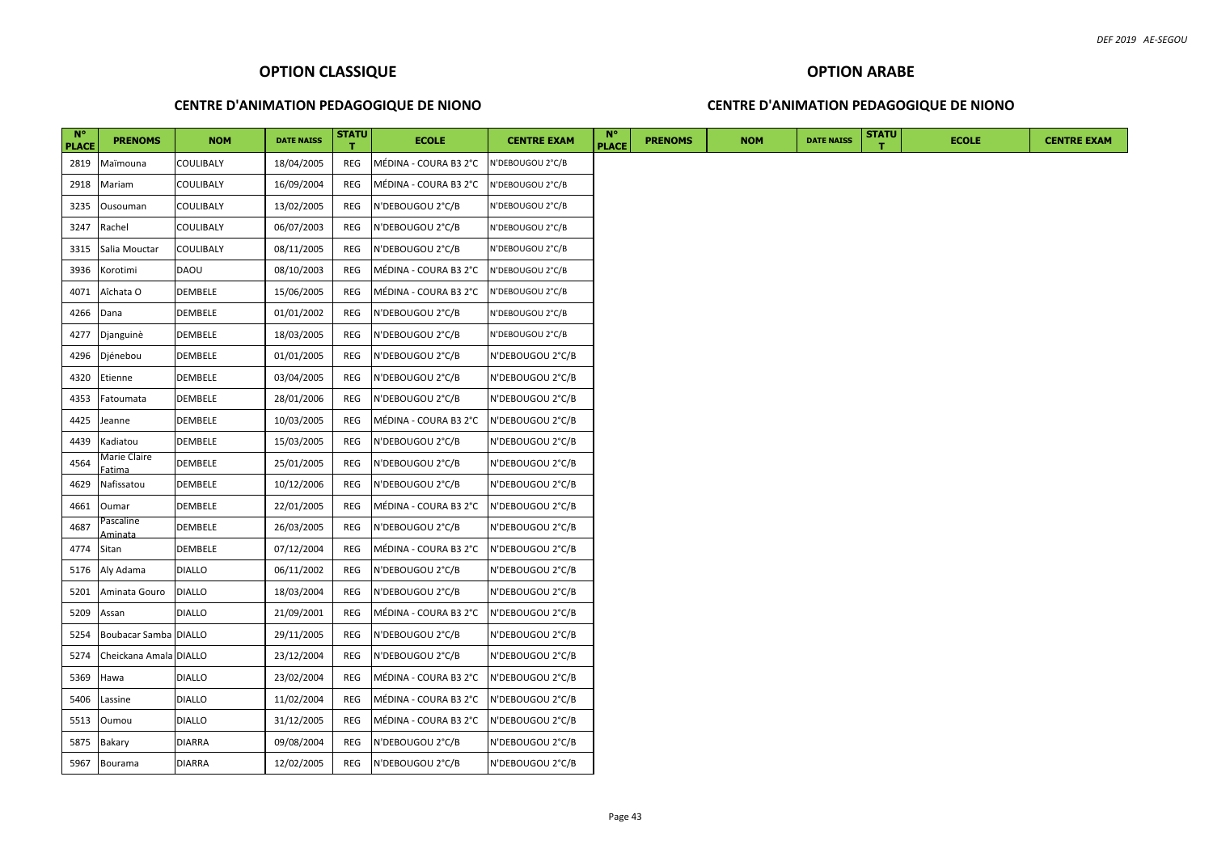## OPTION CLASSIQUE

### CENTRE D'ANIMATION PEDAGOGIQUE DE NIONO

| N° PLACE | PRENOMS | NOM | DATE NAISS | STATUT | ECOLE | CENTRE EXAM |
|---|---|---|---|---|---|---|
| 2819 | Maïmouna | COULIBALY | 18/04/2005 | REG | MÉDINA - COURA B3 2°C | N'DEBOUGOU 2°C/B |
| 2918 | Mariam | COULIBALY | 16/09/2004 | REG | MÉDINA - COURA B3 2°C | N'DEBOUGOU 2°C/B |
| 3235 | Ousouman | COULIBALY | 13/02/2005 | REG | N'DEBOUGOU 2°C/B | N'DEBOUGOU 2°C/B |
| 3247 | Rachel | COULIBALY | 06/07/2003 | REG | N'DEBOUGOU 2°C/B | N'DEBOUGOU 2°C/B |
| 3315 | Salia Mouctar | COULIBALY | 08/11/2005 | REG | N'DEBOUGOU 2°C/B | N'DEBOUGOU 2°C/B |
| 3936 | Korotimi | DAOU | 08/10/2003 | REG | MÉDINA - COURA B3 2°C | N'DEBOUGOU 2°C/B |
| 4071 | Aîchata O | DEMBELE | 15/06/2005 | REG | MÉDINA - COURA B3 2°C | N'DEBOUGOU 2°C/B |
| 4266 | Dana | DEMBELE | 01/01/2002 | REG | N'DEBOUGOU 2°C/B | N'DEBOUGOU 2°C/B |
| 4277 | Djanguinè | DEMBELE | 18/03/2005 | REG | N'DEBOUGOU 2°C/B | N'DEBOUGOU 2°C/B |
| 4296 | Djénebou | DEMBELE | 01/01/2005 | REG | N'DEBOUGOU 2°C/B | N'DEBOUGOU 2°C/B |
| 4320 | Etienne | DEMBELE | 03/04/2005 | REG | N'DEBOUGOU 2°C/B | N'DEBOUGOU 2°C/B |
| 4353 | Fatoumata | DEMBELE | 28/01/2006 | REG | N'DEBOUGOU 2°C/B | N'DEBOUGOU 2°C/B |
| 4425 | Jeanne | DEMBELE | 10/03/2005 | REG | MÉDINA - COURA B3 2°C | N'DEBOUGOU 2°C/B |
| 4439 | Kadiatou | DEMBELE | 15/03/2005 | REG | N'DEBOUGOU 2°C/B | N'DEBOUGOU 2°C/B |
| 4564 | Marie Claire Fatima | DEMBELE | 25/01/2005 | REG | N'DEBOUGOU 2°C/B | N'DEBOUGOU 2°C/B |
| 4629 | Nafissatou | DEMBELE | 10/12/2006 | REG | N'DEBOUGOU 2°C/B | N'DEBOUGOU 2°C/B |
| 4661 | Oumar | DEMBELE | 22/01/2005 | REG | MÉDINA - COURA B3 2°C | N'DEBOUGOU 2°C/B |
| 4687 | Pascaline Aminata | DEMBELE | 26/03/2005 | REG | N'DEBOUGOU 2°C/B | N'DEBOUGOU 2°C/B |
| 4774 | Sitan | DEMBELE | 07/12/2004 | REG | MÉDINA - COURA B3 2°C | N'DEBOUGOU 2°C/B |
| 5176 | Aly Adama | DIALLO | 06/11/2002 | REG | N'DEBOUGOU 2°C/B | N'DEBOUGOU 2°C/B |
| 5201 | Aminata Gouro | DIALLO | 18/03/2004 | REG | N'DEBOUGOU 2°C/B | N'DEBOUGOU 2°C/B |
| 5209 | Assan | DIALLO | 21/09/2001 | REG | MÉDINA - COURA B3 2°C | N'DEBOUGOU 2°C/B |
| 5254 | Boubacar Samba | DIALLO | 29/11/2005 | REG | N'DEBOUGOU 2°C/B | N'DEBOUGOU 2°C/B |
| 5274 | Cheickana Amala | DIALLO | 23/12/2004 | REG | N'DEBOUGOU 2°C/B | N'DEBOUGOU 2°C/B |
| 5369 | Hawa | DIALLO | 23/02/2004 | REG | MÉDINA - COURA B3 2°C | N'DEBOUGOU 2°C/B |
| 5406 | Lassine | DIALLO | 11/02/2004 | REG | MÉDINA - COURA B3 2°C | N'DEBOUGOU 2°C/B |
| 5513 | Oumou | DIALLO | 31/12/2005 | REG | MÉDINA - COURA B3 2°C | N'DEBOUGOU 2°C/B |
| 5875 | Bakary | DIARRA | 09/08/2004 | REG | N'DEBOUGOU 2°C/B | N'DEBOUGOU 2°C/B |
| 5967 | Bourama | DIARRA | 12/02/2005 | REG | N'DEBOUGOU 2°C/B | N'DEBOUGOU 2°C/B |

## OPTION ARABE

### CENTRE D'ANIMATION PEDAGOGIQUE DE NIONO

| N° PLACE | PRENOMS | NOM | DATE NAISS | STATUT | ECOLE | CENTRE EXAM |
|---|---|---|---|---|---|---|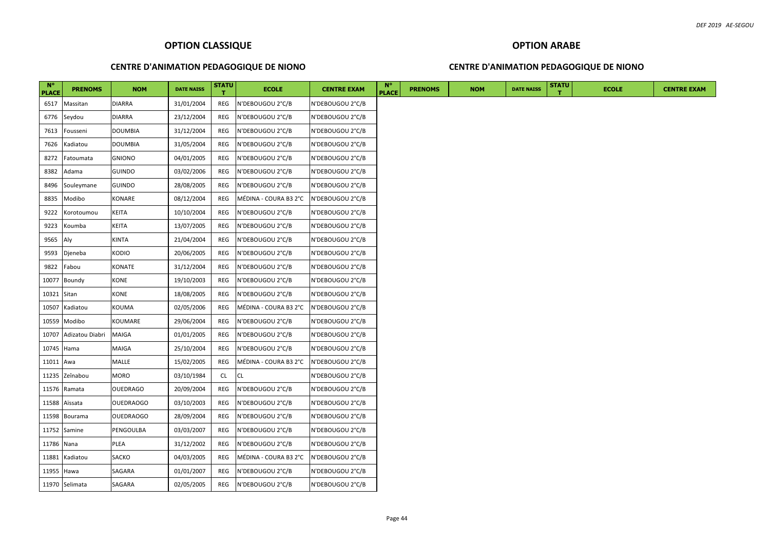## OPTION CLASSIQUE

### CENTRE D'ANIMATION PEDAGOGIQUE DE NIONO

| N° PLACE | PRENOMS | NOM | DATE NAISS | STATUT | ECOLE | CENTRE EXAM |
|---|---|---|---|---|---|---|
| 6517 | Massitan | DIARRA | 31/01/2004 | REG | N'DEBOUGOU 2°C/B | N'DEBOUGOU 2°C/B |
| 6776 | Seydou | DIARRA | 23/12/2004 | REG | N'DEBOUGOU 2°C/B | N'DEBOUGOU 2°C/B |
| 7613 | Fousseni | DOUMBIA | 31/12/2004 | REG | N'DEBOUGOU 2°C/B | N'DEBOUGOU 2°C/B |
| 7626 | Kadiatou | DOUMBIA | 31/05/2004 | REG | N'DEBOUGOU 2°C/B | N'DEBOUGOU 2°C/B |
| 8272 | Fatoumata | GNIONO | 04/01/2005 | REG | N'DEBOUGOU 2°C/B | N'DEBOUGOU 2°C/B |
| 8382 | Adama | GUINDO | 03/02/2006 | REG | N'DEBOUGOU 2°C/B | N'DEBOUGOU 2°C/B |
| 8496 | Souleymane | GUINDO | 28/08/2005 | REG | N'DEBOUGOU 2°C/B | N'DEBOUGOU 2°C/B |
| 8835 | Modibo | KONARE | 08/12/2004 | REG | MÉDINA - COURA B3 2°C | N'DEBOUGOU 2°C/B |
| 9222 | Korotoumou | KEITA | 10/10/2004 | REG | N'DEBOUGOU 2°C/B | N'DEBOUGOU 2°C/B |
| 9223 | Koumba | KEITA | 13/07/2005 | REG | N'DEBOUGOU 2°C/B | N'DEBOUGOU 2°C/B |
| 9565 | Aly | KINTA | 21/04/2004 | REG | N'DEBOUGOU 2°C/B | N'DEBOUGOU 2°C/B |
| 9593 | Djeneba | KODIO | 20/06/2005 | REG | N'DEBOUGOU 2°C/B | N'DEBOUGOU 2°C/B |
| 9822 | Fabou | KONATE | 31/12/2004 | REG | N'DEBOUGOU 2°C/B | N'DEBOUGOU 2°C/B |
| 10077 | Boundy | KONE | 19/10/2003 | REG | N'DEBOUGOU 2°C/B | N'DEBOUGOU 2°C/B |
| 10321 | Sitan | KONE | 18/08/2005 | REG | N'DEBOUGOU 2°C/B | N'DEBOUGOU 2°C/B |
| 10507 | Kadiatou | KOUMA | 02/05/2006 | REG | MÉDINA - COURA B3 2°C | N'DEBOUGOU 2°C/B |
| 10559 | Modibo | KOUMARE | 29/06/2004 | REG | N'DEBOUGOU 2°C/B | N'DEBOUGOU 2°C/B |
| 10707 | Adizatou Diabri | MAIGA | 01/01/2005 | REG | N'DEBOUGOU 2°C/B | N'DEBOUGOU 2°C/B |
| 10745 | Hama | MAIGA | 25/10/2004 | REG | N'DEBOUGOU 2°C/B | N'DEBOUGOU 2°C/B |
| 11011 | Awa | MALLE | 15/02/2005 | REG | MÉDINA - COURA B3 2°C | N'DEBOUGOU 2°C/B |
| 11235 | Zeïnabou | MORO | 03/10/1984 | CL | CL | N'DEBOUGOU 2°C/B |
| 11576 | Ramata | OUEDRAGO | 20/09/2004 | REG | N'DEBOUGOU 2°C/B | N'DEBOUGOU 2°C/B |
| 11588 | Aissata | OUEDRAOGO | 03/10/2003 | REG | N'DEBOUGOU 2°C/B | N'DEBOUGOU 2°C/B |
| 11598 | Bourama | OUEDRAOGO | 28/09/2004 | REG | N'DEBOUGOU 2°C/B | N'DEBOUGOU 2°C/B |
| 11752 | Samine | PENGOULBA | 03/03/2007 | REG | N'DEBOUGOU 2°C/B | N'DEBOUGOU 2°C/B |
| 11786 | Nana | PLEA | 31/12/2002 | REG | N'DEBOUGOU 2°C/B | N'DEBOUGOU 2°C/B |
| 11881 | Kadiatou | SACKO | 04/03/2005 | REG | MÉDINA - COURA B3 2°C | N'DEBOUGOU 2°C/B |
| 11955 | Hawa | SAGARA | 01/01/2007 | REG | N'DEBOUGOU 2°C/B | N'DEBOUGOU 2°C/B |
| 11970 | Selimata | SAGARA | 02/05/2005 | REG | N'DEBOUGOU 2°C/B | N'DEBOUGOU 2°C/B |

## OPTION ARABE

### CENTRE D'ANIMATION PEDAGOGIQUE DE NIONO

| N° PLACE | PRENOMS | NOM | DATE NAISS | STATUT | ECOLE | CENTRE EXAM |
|---|---|---|---|---|---|---|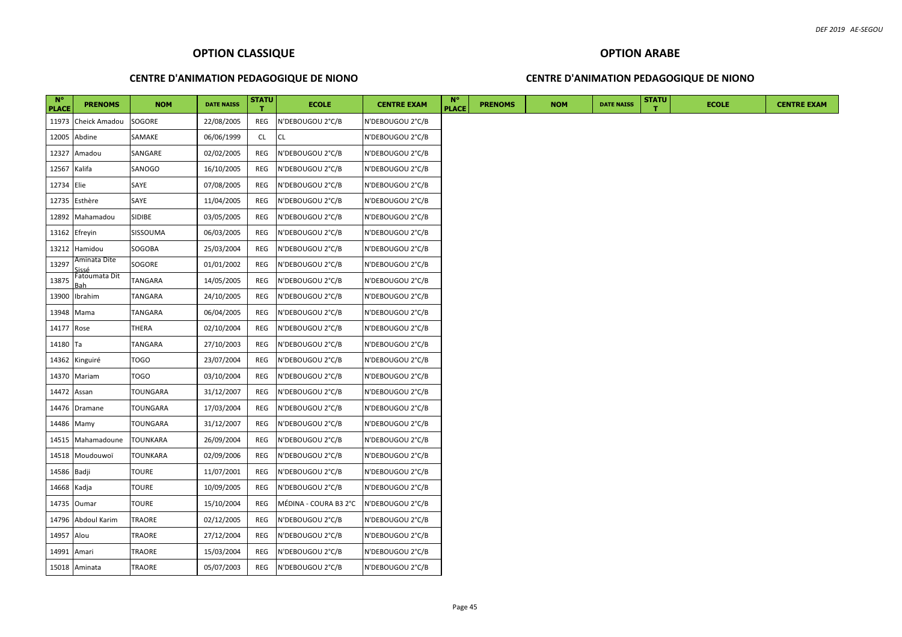## OPTION CLASSIQUE

### CENTRE D'ANIMATION PEDAGOGIQUE DE NIONO

| N° PLACE | PRENOMS | NOM | DATE NAISS | STATUT | ECOLE | CENTRE EXAM |
|---|---|---|---|---|---|---|
| 11973 | Cheick Amadou | SOGORE | 22/08/2005 | REG | N'DEBOUGOU 2°C/B | N'DEBOUGOU 2°C/B |
| 12005 | Abdine | SAMAKE | 06/06/1999 | CL | CL | N'DEBOUGOU 2°C/B |
| 12327 | Amadou | SANGARE | 02/02/2005 | REG | N'DEBOUGOU 2°C/B | N'DEBOUGOU 2°C/B |
| 12567 | Kalifa | SANOGO | 16/10/2005 | REG | N'DEBOUGOU 2°C/B | N'DEBOUGOU 2°C/B |
| 12734 | Elie | SAYE | 07/08/2005 | REG | N'DEBOUGOU 2°C/B | N'DEBOUGOU 2°C/B |
| 12735 | Esthère | SAYE | 11/04/2005 | REG | N'DEBOUGOU 2°C/B | N'DEBOUGOU 2°C/B |
| 12892 | Mahamadou | SIDIBE | 03/05/2005 | REG | N'DEBOUGOU 2°C/B | N'DEBOUGOU 2°C/B |
| 13162 | Efreyin | SISSOUMA | 06/03/2005 | REG | N'DEBOUGOU 2°C/B | N'DEBOUGOU 2°C/B |
| 13212 | Hamidou | SOGOBA | 25/03/2004 | REG | N'DEBOUGOU 2°C/B | N'DEBOUGOU 2°C/B |
| 13297 | Aminata Dite Sissé | SOGORE | 01/01/2002 | REG | N'DEBOUGOU 2°C/B | N'DEBOUGOU 2°C/B |
| 13875 | Fatoumata Dit Bah | TANGARA | 14/05/2005 | REG | N'DEBOUGOU 2°C/B | N'DEBOUGOU 2°C/B |
| 13900 | Ibrahim | TANGARA | 24/10/2005 | REG | N'DEBOUGOU 2°C/B | N'DEBOUGOU 2°C/B |
| 13948 | Mama | TANGARA | 06/04/2005 | REG | N'DEBOUGOU 2°C/B | N'DEBOUGOU 2°C/B |
| 14177 | Rose | THERA | 02/10/2004 | REG | N'DEBOUGOU 2°C/B | N'DEBOUGOU 2°C/B |
| 14180 | Ta | TANGARA | 27/10/2003 | REG | N'DEBOUGOU 2°C/B | N'DEBOUGOU 2°C/B |
| 14362 | Kinguiré | TOGO | 23/07/2004 | REG | N'DEBOUGOU 2°C/B | N'DEBOUGOU 2°C/B |
| 14370 | Mariam | TOGO | 03/10/2004 | REG | N'DEBOUGOU 2°C/B | N'DEBOUGOU 2°C/B |
| 14472 | Assan | TOUNGARA | 31/12/2007 | REG | N'DEBOUGOU 2°C/B | N'DEBOUGOU 2°C/B |
| 14476 | Dramane | TOUNGARA | 17/03/2004 | REG | N'DEBOUGOU 2°C/B | N'DEBOUGOU 2°C/B |
| 14486 | Mamy | TOUNGARA | 31/12/2007 | REG | N'DEBOUGOU 2°C/B | N'DEBOUGOU 2°C/B |
| 14515 | Mahamadoune | TOUNKARA | 26/09/2004 | REG | N'DEBOUGOU 2°C/B | N'DEBOUGOU 2°C/B |
| 14518 | Moudouwoï | TOUNKARA | 02/09/2006 | REG | N'DEBOUGOU 2°C/B | N'DEBOUGOU 2°C/B |
| 14586 | Badji | TOURE | 11/07/2001 | REG | N'DEBOUGOU 2°C/B | N'DEBOUGOU 2°C/B |
| 14668 | Kadja | TOURE | 10/09/2005 | REG | N'DEBOUGOU 2°C/B | N'DEBOUGOU 2°C/B |
| 14735 | Oumar | TOURE | 15/10/2004 | REG | MÉDINA - COURA B3 2°C | N'DEBOUGOU 2°C/B |
| 14796 | Abdoul Karim | TRAORE | 02/12/2005 | REG | N'DEBOUGOU 2°C/B | N'DEBOUGOU 2°C/B |
| 14957 | Alou | TRAORE | 27/12/2004 | REG | N'DEBOUGOU 2°C/B | N'DEBOUGOU 2°C/B |
| 14991 | Amari | TRAORE | 15/03/2004 | REG | N'DEBOUGOU 2°C/B | N'DEBOUGOU 2°C/B |
| 15018 | Aminata | TRAORE | 05/07/2003 | REG | N'DEBOUGOU 2°C/B | N'DEBOUGOU 2°C/B |

## OPTION ARABE

### CENTRE D'ANIMATION PEDAGOGIQUE DE NIONO

| N° PLACE | PRENOMS | NOM | DATE NAISS | STATUT | ECOLE | CENTRE EXAM |
|---|---|---|---|---|---|---|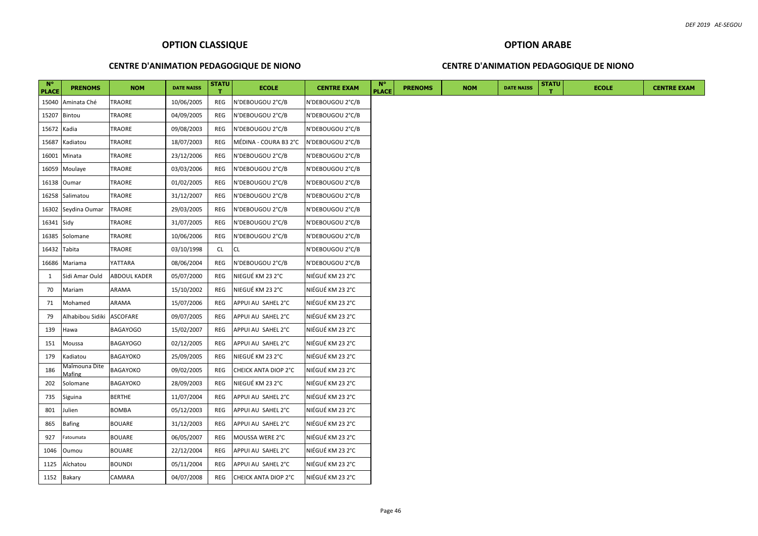## OPTION CLASSIQUE

### CENTRE D'ANIMATION PEDAGOGIQUE DE NIONO

| N° PLACE | PRENOMS | NOM | DATE NAISS | STATUT | ECOLE | CENTRE EXAM |
|---|---|---|---|---|---|---|
| 15040 | Aminata Ché | TRAORE | 10/06/2005 | REG | N'DEBOUGOU 2°C/B | N'DEBOUGOU 2°C/B |
| 15207 | Bintou | TRAORE | 04/09/2005 | REG | N'DEBOUGOU 2°C/B | N'DEBOUGOU 2°C/B |
| 15672 | Kadia | TRAORE | 09/08/2003 | REG | N'DEBOUGOU 2°C/B | N'DEBOUGOU 2°C/B |
| 15687 | Kadiatou | TRAORE | 18/07/2003 | REG | MÉDINA - COURA B3 2°C | N'DEBOUGOU 2°C/B |
| 16001 | Minata | TRAORE | 23/12/2006 | REG | N'DEBOUGOU 2°C/B | N'DEBOUGOU 2°C/B |
| 16059 | Moulaye | TRAORE | 03/03/2006 | REG | N'DEBOUGOU 2°C/B | N'DEBOUGOU 2°C/B |
| 16138 | Oumar | TRAORE | 01/02/2005 | REG | N'DEBOUGOU 2°C/B | N'DEBOUGOU 2°C/B |
| 16258 | Salimatou | TRAORE | 31/12/2007 | REG | N'DEBOUGOU 2°C/B | N'DEBOUGOU 2°C/B |
| 16302 | Seydina Oumar | TRAORE | 29/03/2005 | REG | N'DEBOUGOU 2°C/B | N'DEBOUGOU 2°C/B |
| 16341 | Sidy | TRAORE | 31/07/2005 | REG | N'DEBOUGOU 2°C/B | N'DEBOUGOU 2°C/B |
| 16385 | Solomane | TRAORE | 10/06/2006 | REG | N'DEBOUGOU 2°C/B | N'DEBOUGOU 2°C/B |
| 16432 | Tabita | TRAORE | 03/10/1998 | CL | CL | N'DEBOUGOU 2°C/B |
| 16686 | Mariama | YATTARA | 08/06/2004 | REG | N'DEBOUGOU 2°C/B | N'DEBOUGOU 2°C/B |
| 1 | Sidi Amar Ould | ABDOUL KADER | 05/07/2000 | REG | NIEGUÉ KM 23 2°C | NIÉGUÉ KM 23 2°C |
| 70 | Mariam | ARAMA | 15/10/2002 | REG | NIEGUÉ KM 23 2°C | NIÉGUÉ KM 23 2°C |
| 71 | Mohamed | ARAMA | 15/07/2006 | REG | APPUI AU SAHEL 2°C | NIÉGUÉ KM 23 2°C |
| 79 | Alhabibou Sidiki | ASCOFARE | 09/07/2005 | REG | APPUI AU SAHEL 2°C | NIÉGUÉ KM 23 2°C |
| 139 | Hawa | BAGAYOGO | 15/02/2007 | REG | APPUI AU SAHEL 2°C | NIÉGUÉ KM 23 2°C |
| 151 | Moussa | BAGAYOGO | 02/12/2005 | REG | APPUI AU SAHEL 2°C | NIÉGUÉ KM 23 2°C |
| 179 | Kadiatou | BAGAYOKO | 25/09/2005 | REG | NIEGUÉ KM 23 2°C | NIÉGUÉ KM 23 2°C |
| 186 | Maïmouna Dite Mafing | BAGAYOKO | 09/02/2005 | REG | CHEICK ANTA DIOP 2°C | NIÉGUÉ KM 23 2°C |
| 202 | Solomane | BAGAYOKO | 28/09/2003 | REG | NIEGUÉ KM 23 2°C | NIÉGUÉ KM 23 2°C |
| 735 | Siguina | BERTHE | 11/07/2004 | REG | APPUI AU SAHEL 2°C | NIÉGUÉ KM 23 2°C |
| 801 | Julien | BOMBA | 05/12/2003 | REG | APPUI AU SAHEL 2°C | NIÉGUÉ KM 23 2°C |
| 865 | Bafing | BOUARE | 31/12/2003 | REG | APPUI AU SAHEL 2°C | NIÉGUÉ KM 23 2°C |
| 927 | Fatoumata | BOUARE | 06/05/2007 | REG | MOUSSA WERE 2°C | NIÉGUÉ KM 23 2°C |
| 1046 | Oumou | BOUARE | 22/12/2004 | REG | APPUI AU SAHEL 2°C | NIÉGUÉ KM 23 2°C |
| 1125 | Aïchatou | BOUNDI | 05/11/2004 | REG | APPUI AU SAHEL 2°C | NIÉGUÉ KM 23 2°C |
| 1152 | Bakary | CAMARA | 04/07/2008 | REG | CHEICK ANTA DIOP 2°C | NIÉGUÉ KM 23 2°C |

## OPTION ARABE

### CENTRE D'ANIMATION PEDAGOGIQUE DE NIONO

| N° PLACE | PRENOMS | NOM | DATE NAISS | STATUT | ECOLE | CENTRE EXAM |
|---|---|---|---|---|---|---|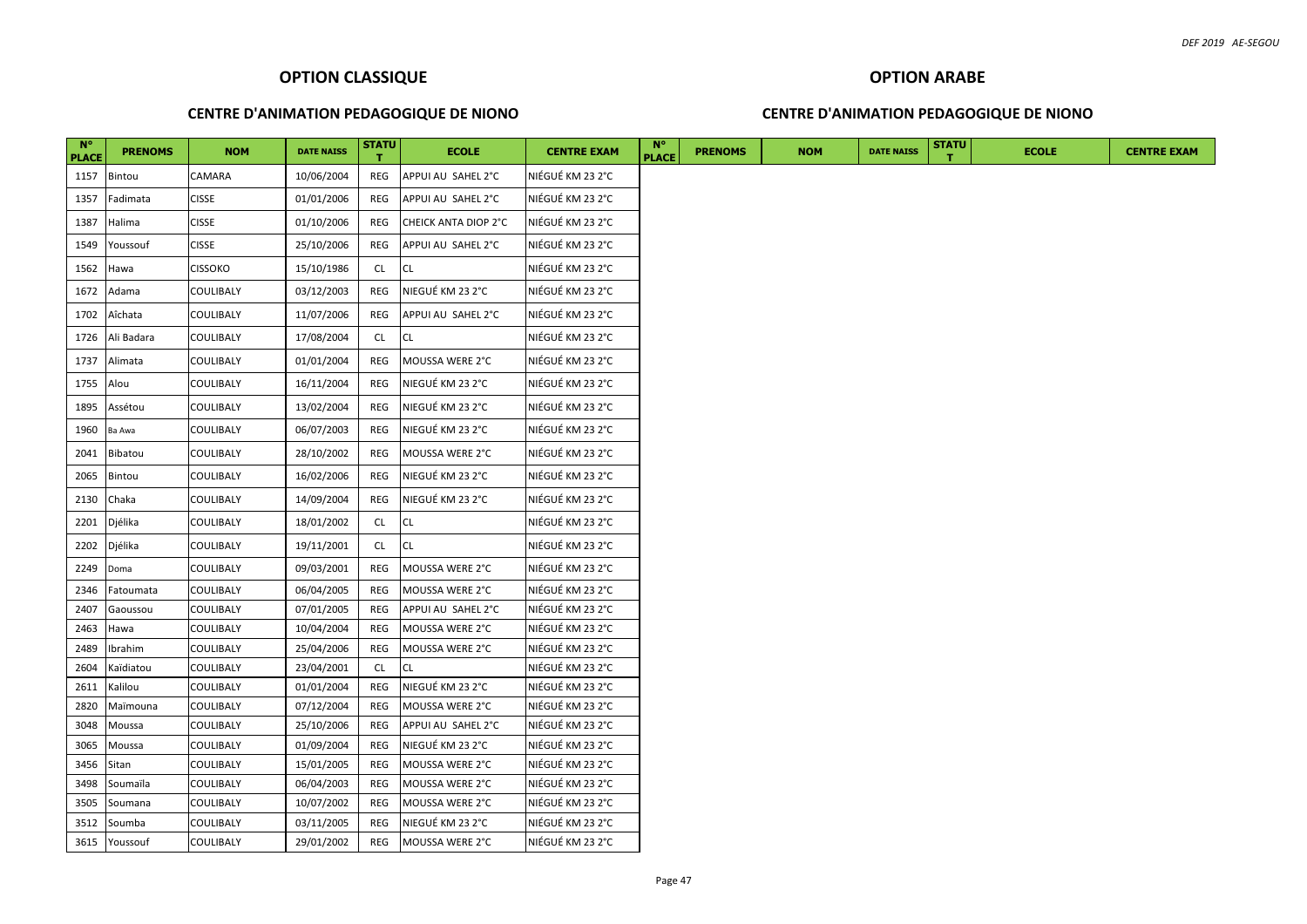## OPTION CLASSIQUE

### CENTRE D'ANIMATION PEDAGOGIQUE DE NIONO

| N° PLACE | PRENOMS | NOM | DATE NAISS | STATUT | ECOLE | CENTRE EXAM |
|---|---|---|---|---|---|---|
| 1157 | Bintou | CAMARA | 10/06/2004 | REG | APPUI AU SAHEL 2°C | NIÉGUÉ KM 23 2°C |
| 1357 | Fadimata | CISSE | 01/01/2006 | REG | APPUI AU SAHEL 2°C | NIÉGUÉ KM 23 2°C |
| 1387 | Halima | CISSE | 01/10/2006 | REG | CHEICK ANTA DIOP 2°C | NIÉGUÉ KM 23 2°C |
| 1549 | Youssouf | CISSE | 25/10/2006 | REG | APPUI AU SAHEL 2°C | NIÉGUÉ KM 23 2°C |
| 1562 | Hawa | CISSOKO | 15/10/1986 | CL | CL | NIÉGUÉ KM 23 2°C |
| 1672 | Adama | COULIBALY | 03/12/2003 | REG | NIEGUÉ KM 23 2°C | NIÉGUÉ KM 23 2°C |
| 1702 | Aîchata | COULIBALY | 11/07/2006 | REG | APPUI AU SAHEL 2°C | NIÉGUÉ KM 23 2°C |
| 1726 | Ali Badara | COULIBALY | 17/08/2004 | CL | CL | NIÉGUÉ KM 23 2°C |
| 1737 | Alimata | COULIBALY | 01/01/2004 | REG | MOUSSA WERE 2°C | NIÉGUÉ KM 23 2°C |
| 1755 | Alou | COULIBALY | 16/11/2004 | REG | NIEGUÉ KM 23 2°C | NIÉGUÉ KM 23 2°C |
| 1895 | Assétou | COULIBALY | 13/02/2004 | REG | NIEGUÉ KM 23 2°C | NIÉGUÉ KM 23 2°C |
| 1960 | Ba Awa | COULIBALY | 06/07/2003 | REG | NIEGUÉ KM 23 2°C | NIÉGUÉ KM 23 2°C |
| 2041 | Bibatou | COULIBALY | 28/10/2002 | REG | MOUSSA WERE 2°C | NIÉGUÉ KM 23 2°C |
| 2065 | Bintou | COULIBALY | 16/02/2006 | REG | NIEGUÉ KM 23 2°C | NIÉGUÉ KM 23 2°C |
| 2130 | Chaka | COULIBALY | 14/09/2004 | REG | NIEGUÉ KM 23 2°C | NIÉGUÉ KM 23 2°C |
| 2201 | Djélika | COULIBALY | 18/01/2002 | CL | CL | NIÉGUÉ KM 23 2°C |
| 2202 | Djélika | COULIBALY | 19/11/2001 | CL | CL | NIÉGUÉ KM 23 2°C |
| 2249 | Doma | COULIBALY | 09/03/2001 | REG | MOUSSA WERE 2°C | NIÉGUÉ KM 23 2°C |
| 2346 | Fatoumata | COULIBALY | 06/04/2005 | REG | MOUSSA WERE 2°C | NIÉGUÉ KM 23 2°C |
| 2407 | Gaoussou | COULIBALY | 07/01/2005 | REG | APPUI AU SAHEL 2°C | NIÉGUÉ KM 23 2°C |
| 2463 | Hawa | COULIBALY | 10/04/2004 | REG | MOUSSA WERE 2°C | NIÉGUÉ KM 23 2°C |
| 2489 | Ibrahim | COULIBALY | 25/04/2006 | REG | MOUSSA WERE 2°C | NIÉGUÉ KM 23 2°C |
| 2604 | Kaïdiatou | COULIBALY | 23/04/2001 | CL | CL | NIÉGUÉ KM 23 2°C |
| 2611 | Kalilou | COULIBALY | 01/01/2004 | REG | NIEGUÉ KM 23 2°C | NIÉGUÉ KM 23 2°C |
| 2820 | Maïmouna | COULIBALY | 07/12/2004 | REG | MOUSSA WERE 2°C | NIÉGUÉ KM 23 2°C |
| 3048 | Moussa | COULIBALY | 25/10/2006 | REG | APPUI AU SAHEL 2°C | NIÉGUÉ KM 23 2°C |
| 3065 | Moussa | COULIBALY | 01/09/2004 | REG | NIEGUÉ KM 23 2°C | NIÉGUÉ KM 23 2°C |
| 3456 | Sitan | COULIBALY | 15/01/2005 | REG | MOUSSA WERE 2°C | NIÉGUÉ KM 23 2°C |
| 3498 | Soumaïla | COULIBALY | 06/04/2003 | REG | MOUSSA WERE 2°C | NIÉGUÉ KM 23 2°C |
| 3505 | Soumana | COULIBALY | 10/07/2002 | REG | MOUSSA WERE 2°C | NIÉGUÉ KM 23 2°C |
| 3512 | Soumba | COULIBALY | 03/11/2005 | REG | NIEGUÉ KM 23 2°C | NIÉGUÉ KM 23 2°C |
| 3615 | Youssouf | COULIBALY | 29/01/2002 | REG | MOUSSA WERE 2°C | NIÉGUÉ KM 23 2°C |

## OPTION ARABE

### CENTRE D'ANIMATION PEDAGOGIQUE DE NIONO

| N° PLACE | PRENOMS | NOM | DATE NAISS | STATUT | ECOLE | CENTRE EXAM |
|---|---|---|---|---|---|---|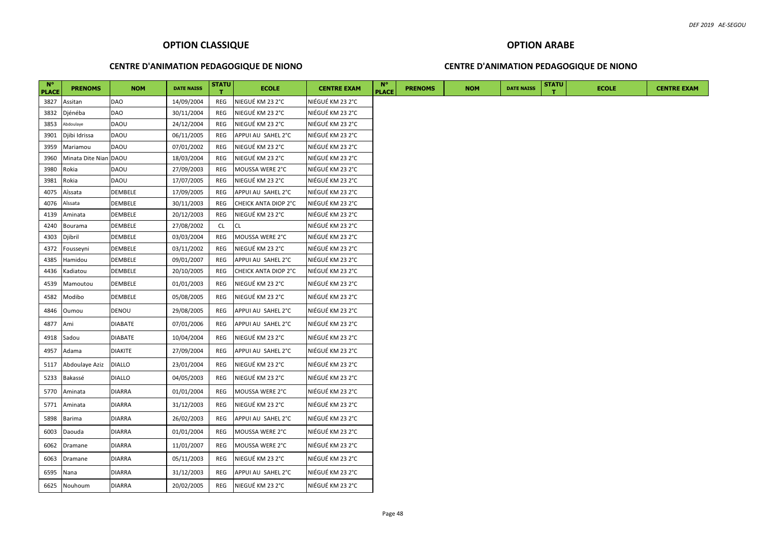## OPTION CLASSIQUE

### CENTRE D'ANIMATION PEDAGOGIQUE DE NIONO

| N° PLACE | PRENOMS | NOM | DATE NAISS | STATUT | ECOLE | CENTRE EXAM |
|---|---|---|---|---|---|---|
| 3827 | Assitan | DAO | 14/09/2004 | REG | NIEGUÉ KM 23 2°C | NIÉGUÉ KM 23 2°C |
| 3832 | Djénéba | DAO | 30/11/2004 | REG | NIEGUÉ KM 23 2°C | NIÉGUÉ KM 23 2°C |
| 3853 | Abdoulaye | DAOU | 24/12/2004 | REG | NIEGUÉ KM 23 2°C | NIÉGUÉ KM 23 2°C |
| 3901 | Djibi Idrissa | DAOU | 06/11/2005 | REG | APPUI AU SAHEL 2°C | NIÉGUÉ KM 23 2°C |
| 3959 | Mariamou | DAOU | 07/01/2002 | REG | NIEGUÉ KM 23 2°C | NIÉGUÉ KM 23 2°C |
| 3960 | Minata Dite Nian | DAOU | 18/03/2004 | REG | NIEGUÉ KM 23 2°C | NIÉGUÉ KM 23 2°C |
| 3980 | Rokia | DAOU | 27/09/2003 | REG | MOUSSA WERE 2°C | NIÉGUÉ KM 23 2°C |
| 3981 | Rokia | DAOU | 17/07/2005 | REG | NIEGUÉ KM 23 2°C | NIÉGUÉ KM 23 2°C |
| 4075 | Aîssata | DEMBELE | 17/09/2005 | REG | APPUI AU SAHEL 2°C | NIÉGUÉ KM 23 2°C |
| 4076 | Aîssata | DEMBELE | 30/11/2003 | REG | CHEICK ANTA DIOP 2°C | NIÉGUÉ KM 23 2°C |
| 4139 | Aminata | DEMBELE | 20/12/2003 | REG | NIEGUÉ KM 23 2°C | NIÉGUÉ KM 23 2°C |
| 4240 | Bourama | DEMBELE | 27/08/2002 | CL | CL | NIÉGUÉ KM 23 2°C |
| 4303 | Djibril | DEMBELE | 03/03/2004 | REG | MOUSSA WERE 2°C | NIÉGUÉ KM 23 2°C |
| 4372 | Fousseyni | DEMBELE | 03/11/2002 | REG | NIEGUÉ KM 23 2°C | NIÉGUÉ KM 23 2°C |
| 4385 | Hamidou | DEMBELE | 09/01/2007 | REG | APPUI AU SAHEL 2°C | NIÉGUÉ KM 23 2°C |
| 4436 | Kadiatou | DEMBELE | 20/10/2005 | REG | CHEICK ANTA DIOP 2°C | NIÉGUÉ KM 23 2°C |
| 4539 | Mamoutou | DEMBELE | 01/01/2003 | REG | NIEGUÉ KM 23 2°C | NIÉGUÉ KM 23 2°C |
| 4582 | Modibo | DEMBELE | 05/08/2005 | REG | NIEGUÉ KM 23 2°C | NIÉGUÉ KM 23 2°C |
| 4846 | Oumou | DENOU | 29/08/2005 | REG | APPUI AU SAHEL 2°C | NIÉGUÉ KM 23 2°C |
| 4877 | Ami | DIABATE | 07/01/2006 | REG | APPUI AU SAHEL 2°C | NIÉGUÉ KM 23 2°C |
| 4918 | Sadou | DIABATE | 10/04/2004 | REG | NIEGUÉ KM 23 2°C | NIÉGUÉ KM 23 2°C |
| 4957 | Adama | DIAKITE | 27/09/2004 | REG | APPUI AU SAHEL 2°C | NIÉGUÉ KM 23 2°C |
| 5117 | Abdoulaye Aziz | DIALLO | 23/01/2004 | REG | NIEGUÉ KM 23 2°C | NIÉGUÉ KM 23 2°C |
| 5233 | Bakassé | DIALLO | 04/05/2003 | REG | NIEGUÉ KM 23 2°C | NIÉGUÉ KM 23 2°C |
| 5770 | Aminata | DIARRA | 01/01/2004 | REG | MOUSSA WERE 2°C | NIÉGUÉ KM 23 2°C |
| 5771 | Aminata | DIARRA | 31/12/2003 | REG | NIEGUÉ KM 23 2°C | NIÉGUÉ KM 23 2°C |
| 5898 | Barima | DIARRA | 26/02/2003 | REG | APPUI AU SAHEL 2°C | NIÉGUÉ KM 23 2°C |
| 6003 | Daouda | DIARRA | 01/01/2004 | REG | MOUSSA WERE 2°C | NIÉGUÉ KM 23 2°C |
| 6062 | Dramane | DIARRA | 11/01/2007 | REG | MOUSSA WERE 2°C | NIÉGUÉ KM 23 2°C |
| 6063 | Dramane | DIARRA | 05/11/2003 | REG | NIEGUÉ KM 23 2°C | NIÉGUÉ KM 23 2°C |
| 6595 | Nana | DIARRA | 31/12/2003 | REG | APPUI AU SAHEL 2°C | NIÉGUÉ KM 23 2°C |
| 6625 | Nouhoum | DIARRA | 20/02/2005 | REG | NIEGUÉ KM 23 2°C | NIÉGUÉ KM 23 2°C |

## OPTION ARABE

### CENTRE D'ANIMATION PEDAGOGIQUE DE NIONO

| N° PLACE | PRENOMS | NOM | DATE NAISS | STATUT | ECOLE | CENTRE EXAM |
|---|---|---|---|---|---|---|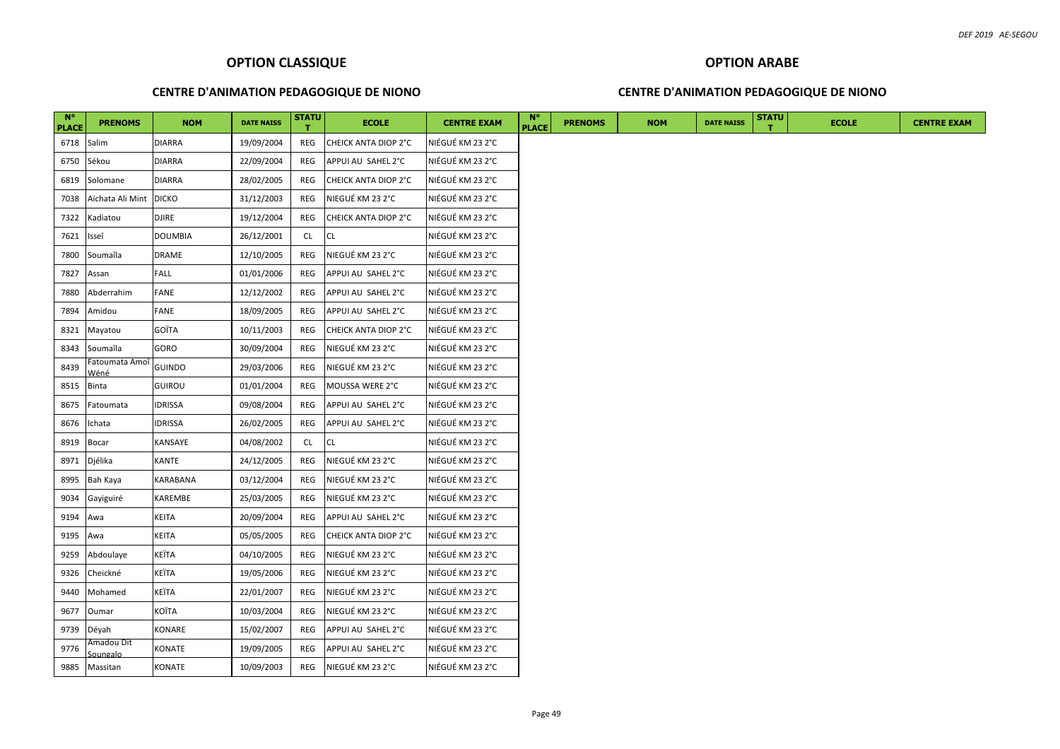## OPTION CLASSIQUE

### CENTRE D'ANIMATION PEDAGOGIQUE DE NIONO

| N° PLACE | PRENOMS | NOM | DATE NAISS | STATUT | ECOLE | CENTRE EXAM |
|---|---|---|---|---|---|---|
| 6718 | Salim | DIARRA | 19/09/2004 | REG | CHEICK ANTA DIOP 2°C | NIÉGUÉ KM 23 2°C |
| 6750 | Sékou | DIARRA | 22/09/2004 | REG | APPUI AU SAHEL 2°C | NIÉGUÉ KM 23 2°C |
| 6819 | Solomane | DIARRA | 28/02/2005 | REG | CHEICK ANTA DIOP 2°C | NIÉGUÉ KM 23 2°C |
| 7038 | Aïchata Ali Mint | DICKO | 31/12/2003 | REG | NIEGUÉ KM 23 2°C | NIÉGUÉ KM 23 2°C |
| 7322 | Kadiatou | DJIRE | 19/12/2004 | REG | CHEICK ANTA DIOP 2°C | NIÉGUÉ KM 23 2°C |
| 7621 | Isseî | DOUMBIA | 26/12/2001 | CL | CL | NIÉGUÉ KM 23 2°C |
| 7800 | Soumaîla | DRAME | 12/10/2005 | REG | NIEGUÉ KM 23 2°C | NIÉGUÉ KM 23 2°C |
| 7827 | Assan | FALL | 01/01/2006 | REG | APPUI AU SAHEL 2°C | NIÉGUÉ KM 23 2°C |
| 7880 | Abderrahim | FANE | 12/12/2002 | REG | APPUI AU SAHEL 2°C | NIÉGUÉ KM 23 2°C |
| 7894 | Amidou | FANE | 18/09/2005 | REG | APPUI AU SAHEL 2°C | NIÉGUÉ KM 23 2°C |
| 8321 | Mayatou | GOÏTA | 10/11/2003 | REG | CHEICK ANTA DIOP 2°C | NIÉGUÉ KM 23 2°C |
| 8343 | Soumaîla | GORO | 30/09/2004 | REG | NIEGUÉ KM 23 2°C | NIÉGUÉ KM 23 2°C |
| 8439 | Fatoumata Amoï Wéné | GUINDO | 29/03/2006 | REG | NIEGUÉ KM 23 2°C | NIÉGUÉ KM 23 2°C |
| 8515 | Binta | GUIROU | 01/01/2004 | REG | MOUSSA WERE 2°C | NIÉGUÉ KM 23 2°C |
| 8675 | Fatoumata | IDRISSA | 09/08/2004 | REG | APPUI AU SAHEL 2°C | NIÉGUÉ KM 23 2°C |
| 8676 | Ichata | IDRISSA | 26/02/2005 | REG | APPUI AU SAHEL 2°C | NIÉGUÉ KM 23 2°C |
| 8919 | Bocar | KANSAYE | 04/08/2002 | CL | CL | NIÉGUÉ KM 23 2°C |
| 8971 | Djélika | KANTE | 24/12/2005 | REG | NIEGUÉ KM 23 2°C | NIÉGUÉ KM 23 2°C |
| 8995 | Bah Kaya | KARABANA | 03/12/2004 | REG | NIEGUÉ KM 23 2°C | NIÉGUÉ KM 23 2°C |
| 9034 | Gayiguiré | KAREMBE | 25/03/2005 | REG | NIEGUÉ KM 23 2°C | NIÉGUÉ KM 23 2°C |
| 9194 | Awa | KEITA | 20/09/2004 | REG | APPUI AU SAHEL 2°C | NIÉGUÉ KM 23 2°C |
| 9195 | Awa | KEITA | 05/05/2005 | REG | CHEICK ANTA DIOP 2°C | NIÉGUÉ KM 23 2°C |
| 9259 | Abdoulaye | KEÏTA | 04/10/2005 | REG | NIEGUÉ KM 23 2°C | NIÉGUÉ KM 23 2°C |
| 9326 | Cheickné | KEÏTA | 19/05/2006 | REG | NIEGUÉ KM 23 2°C | NIÉGUÉ KM 23 2°C |
| 9440 | Mohamed | KEÏTA | 22/01/2007 | REG | NIEGUÉ KM 23 2°C | NIÉGUÉ KM 23 2°C |
| 9677 | Oumar | KOÏTA | 10/03/2004 | REG | NIEGUÉ KM 23 2°C | NIÉGUÉ KM 23 2°C |
| 9739 | Déyah | KONARE | 15/02/2007 | REG | APPUI AU SAHEL 2°C | NIÉGUÉ KM 23 2°C |
| 9776 | Amadou Dit Soungalo | KONATE | 19/09/2005 | REG | APPUI AU SAHEL 2°C | NIÉGUÉ KM 23 2°C |
| 9885 | Massitan | KONATE | 10/09/2003 | REG | NIEGUÉ KM 23 2°C | NIÉGUÉ KM 23 2°C |

## OPTION ARABE

### CENTRE D'ANIMATION PEDAGOGIQUE DE NIONO

| N° PLACE | PRENOMS | NOM | DATE NAISS | STATUT | ECOLE | CENTRE EXAM |
|---|---|---|---|---|---|---|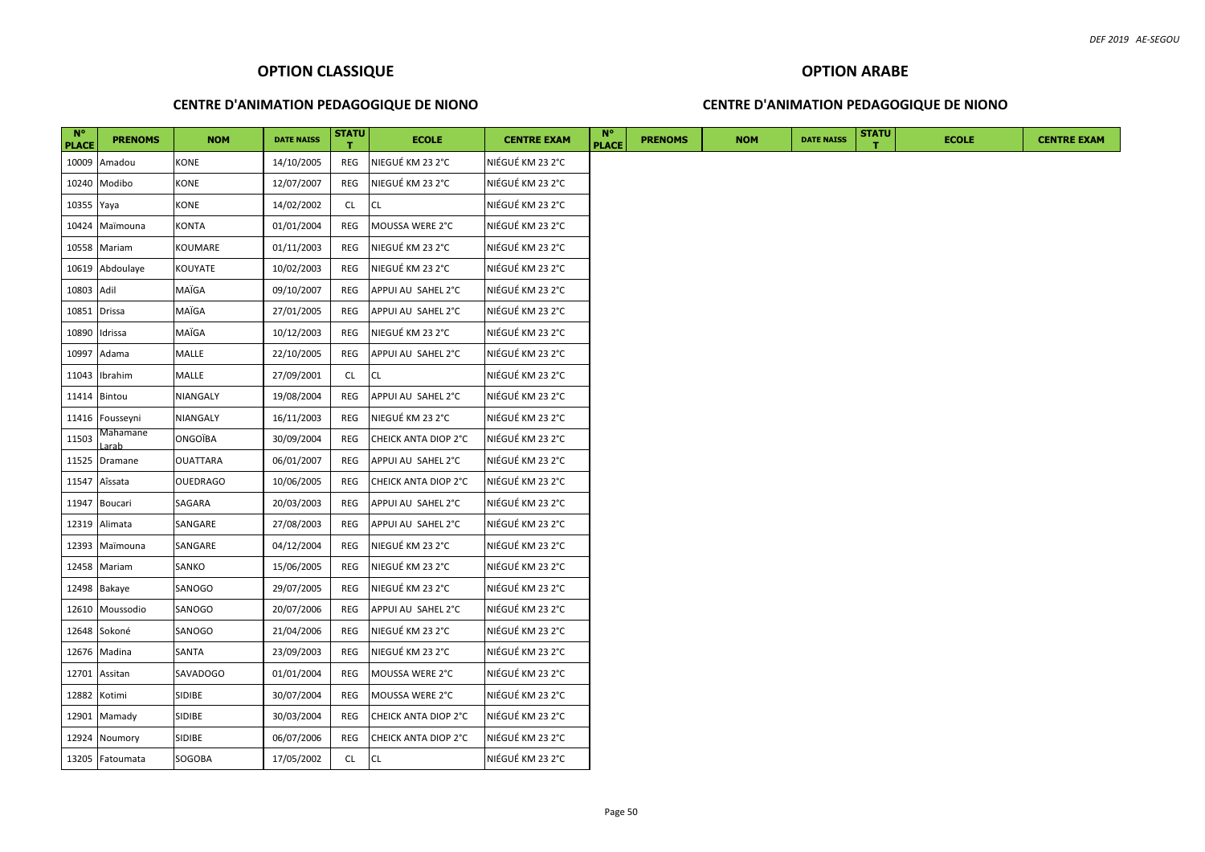## OPTION CLASSIQUE

### CENTRE D'ANIMATION PEDAGOGIQUE DE NIONO

| N° PLACE | PRENOMS | NOM | DATE NAISS | STATUT | ECOLE | CENTRE EXAM |
|---|---|---|---|---|---|---|
| 10009 | Amadou | KONE | 14/10/2005 | REG | NIEGUÉ KM 23 2°C | NIÉGUÉ KM 23 2°C |
| 10240 | Modibo | KONE | 12/07/2007 | REG | NIEGUÉ KM 23 2°C | NIÉGUÉ KM 23 2°C |
| 10355 | Yaya | KONE | 14/02/2002 | CL | CL | NIÉGUÉ KM 23 2°C |
| 10424 | Maïmouna | KONTA | 01/01/2004 | REG | MOUSSA WERE 2°C | NIÉGUÉ KM 23 2°C |
| 10558 | Mariam | KOUMARE | 01/11/2003 | REG | NIEGUÉ KM 23 2°C | NIÉGUÉ KM 23 2°C |
| 10619 | Abdoulaye | KOUYATE | 10/02/2003 | REG | NIEGUÉ KM 23 2°C | NIÉGUÉ KM 23 2°C |
| 10803 | Adil | MAÏGA | 09/10/2007 | REG | APPUI AU SAHEL 2°C | NIÉGUÉ KM 23 2°C |
| 10851 | Drissa | MAÏGA | 27/01/2005 | REG | APPUI AU SAHEL 2°C | NIÉGUÉ KM 23 2°C |
| 10890 | Idrissa | MAÏGA | 10/12/2003 | REG | NIEGUÉ KM 23 2°C | NIÉGUÉ KM 23 2°C |
| 10997 | Adama | MALLE | 22/10/2005 | REG | APPUI AU SAHEL 2°C | NIÉGUÉ KM 23 2°C |
| 11043 | Ibrahim | MALLE | 27/09/2001 | CL | CL | NIÉGUÉ KM 23 2°C |
| 11414 | Bintou | NIANGALY | 19/08/2004 | REG | APPUI AU SAHEL 2°C | NIÉGUÉ KM 23 2°C |
| 11416 | Fousseyni | NIANGALY | 16/11/2003 | REG | NIEGUÉ KM 23 2°C | NIÉGUÉ KM 23 2°C |
| 11503 | Mahamane Larab | ONGOÏBA | 30/09/2004 | REG | CHEICK ANTA DIOP 2°C | NIÉGUÉ KM 23 2°C |
| 11525 | Dramane | OUATTARA | 06/01/2007 | REG | APPUI AU SAHEL 2°C | NIÉGUÉ KM 23 2°C |
| 11547 | Aïssata | OUEDRAGO | 10/06/2005 | REG | CHEICK ANTA DIOP 2°C | NIÉGUÉ KM 23 2°C |
| 11947 | Boucari | SAGARA | 20/03/2003 | REG | APPUI AU SAHEL 2°C | NIÉGUÉ KM 23 2°C |
| 12319 | Alimata | SANGARE | 27/08/2003 | REG | APPUI AU SAHEL 2°C | NIÉGUÉ KM 23 2°C |
| 12393 | Maïmouna | SANGARE | 04/12/2004 | REG | NIEGUÉ KM 23 2°C | NIÉGUÉ KM 23 2°C |
| 12458 | Mariam | SANKO | 15/06/2005 | REG | NIEGUÉ KM 23 2°C | NIÉGUÉ KM 23 2°C |
| 12498 | Bakaye | SANOGO | 29/07/2005 | REG | NIEGUÉ KM 23 2°C | NIÉGUÉ KM 23 2°C |
| 12610 | Moussodio | SANOGO | 20/07/2006 | REG | APPUI AU SAHEL 2°C | NIÉGUÉ KM 23 2°C |
| 12648 | Sokoné | SANOGO | 21/04/2006 | REG | NIEGUÉ KM 23 2°C | NIÉGUÉ KM 23 2°C |
| 12676 | Madina | SANTA | 23/09/2003 | REG | NIEGUÉ KM 23 2°C | NIÉGUÉ KM 23 2°C |
| 12701 | Assitan | SAVADOGO | 01/01/2004 | REG | MOUSSA WERE 2°C | NIÉGUÉ KM 23 2°C |
| 12882 | Kotimi | SIDIBE | 30/07/2004 | REG | MOUSSA WERE 2°C | NIÉGUÉ KM 23 2°C |
| 12901 | Mamady | SIDIBE | 30/03/2004 | REG | CHEICK ANTA DIOP 2°C | NIÉGUÉ KM 23 2°C |
| 12924 | Noumory | SIDIBE | 06/07/2006 | REG | CHEICK ANTA DIOP 2°C | NIÉGUÉ KM 23 2°C |
| 13205 | Fatoumata | SOGOBA | 17/05/2002 | CL | CL | NIÉGUÉ KM 23 2°C |

## OPTION ARABE

### CENTRE D'ANIMATION PEDAGOGIQUE DE NIONO

| N° PLACE | PRENOMS | NOM | DATE NAISS | STATUT | ECOLE | CENTRE EXAM |
|---|---|---|---|---|---|---|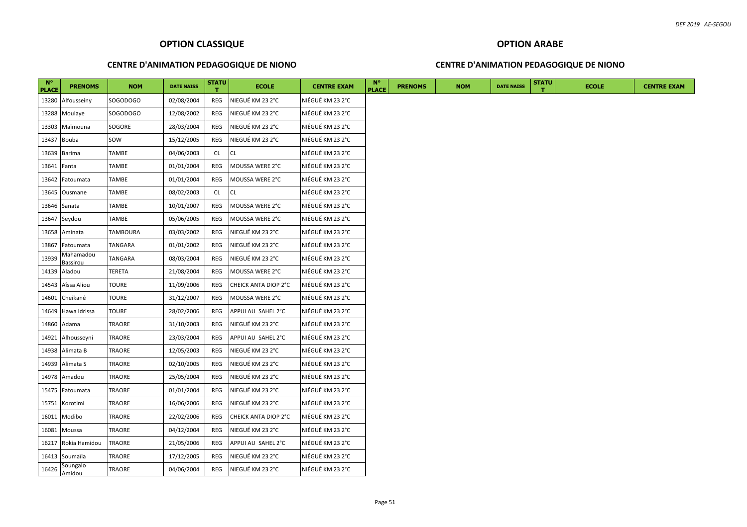## OPTION CLASSIQUE

### CENTRE D'ANIMATION PEDAGOGIQUE DE NIONO

| N° PLACE | PRENOMS | NOM | DATE NAISS | STATUT | ECOLE | CENTRE EXAM |
|---|---|---|---|---|---|---|
| 13280 | Alfousseiny | SOGODOGO | 02/08/2004 | REG | NIEGUÉ KM 23 2°C | NIÉGUÉ KM 23 2°C |
| 13288 | Moulaye | SOGODOGO | 12/08/2002 | REG | NIEGUÉ KM 23 2°C | NIÉGUÉ KM 23 2°C |
| 13303 | Maïmouna | SOGORE | 28/03/2004 | REG | NIEGUÉ KM 23 2°C | NIÉGUÉ KM 23 2°C |
| 13437 | Bouba | SOW | 15/12/2005 | REG | NIEGUÉ KM 23 2°C | NIÉGUÉ KM 23 2°C |
| 13639 | Barima | TAMBE | 04/06/2003 | CL | CL | NIÉGUÉ KM 23 2°C |
| 13641 | Fanta | TAMBE | 01/01/2004 | REG | MOUSSA WERE 2°C | NIÉGUÉ KM 23 2°C |
| 13642 | Fatoumata | TAMBE | 01/01/2004 | REG | MOUSSA WERE 2°C | NIÉGUÉ KM 23 2°C |
| 13645 | Ousmane | TAMBE | 08/02/2003 | CL | CL | NIÉGUÉ KM 23 2°C |
| 13646 | Sanata | TAMBE | 10/01/2007 | REG | MOUSSA WERE 2°C | NIÉGUÉ KM 23 2°C |
| 13647 | Seydou | TAMBE | 05/06/2005 | REG | MOUSSA WERE 2°C | NIÉGUÉ KM 23 2°C |
| 13658 | Aminata | TAMBOURA | 03/03/2002 | REG | NIEGUÉ KM 23 2°C | NIÉGUÉ KM 23 2°C |
| 13867 | Fatoumata | TANGARA | 01/01/2002 | REG | NIEGUÉ KM 23 2°C | NIÉGUÉ KM 23 2°C |
| 13939 | Mahamadou Bassirou | TANGARA | 08/03/2004 | REG | NIEGUÉ KM 23 2°C | NIÉGUÉ KM 23 2°C |
| 14139 | Aladou | TERETA | 21/08/2004 | REG | MOUSSA WERE 2°C | NIÉGUÉ KM 23 2°C |
| 14543 | Aîssa Aliou | TOURE | 11/09/2006 | REG | CHEICK ANTA DIOP 2°C | NIÉGUÉ KM 23 2°C |
| 14601 | Cheikané | TOURE | 31/12/2007 | REG | MOUSSA WERE 2°C | NIÉGUÉ KM 23 2°C |
| 14649 | Hawa Idrissa | TOURE | 28/02/2006 | REG | APPUI AU SAHEL 2°C | NIÉGUÉ KM 23 2°C |
| 14860 | Adama | TRAORE | 31/10/2003 | REG | NIEGUÉ KM 23 2°C | NIÉGUÉ KM 23 2°C |
| 14921 | Alhousseyni | TRAORE | 23/03/2004 | REG | APPUI AU SAHEL 2°C | NIÉGUÉ KM 23 2°C |
| 14938 | Alimata B | TRAORE | 12/05/2003 | REG | NIEGUÉ KM 23 2°C | NIÉGUÉ KM 23 2°C |
| 14939 | Alimata S | TRAORE | 02/10/2005 | REG | NIEGUÉ KM 23 2°C | NIÉGUÉ KM 23 2°C |
| 14978 | Amadou | TRAORE | 25/05/2004 | REG | NIEGUÉ KM 23 2°C | NIÉGUÉ KM 23 2°C |
| 15475 | Fatoumata | TRAORE | 01/01/2004 | REG | NIEGUÉ KM 23 2°C | NIÉGUÉ KM 23 2°C |
| 15751 | Korotimi | TRAORE | 16/06/2006 | REG | NIEGUÉ KM 23 2°C | NIÉGUÉ KM 23 2°C |
| 16011 | Modibo | TRAORE | 22/02/2006 | REG | CHEICK ANTA DIOP 2°C | NIÉGUÉ KM 23 2°C |
| 16081 | Moussa | TRAORE | 04/12/2004 | REG | NIEGUÉ KM 23 2°C | NIÉGUÉ KM 23 2°C |
| 16217 | Rokia Hamidou | TRAORE | 21/05/2006 | REG | APPUI AU SAHEL 2°C | NIÉGUÉ KM 23 2°C |
| 16413 | Soumaïla | TRAORE | 17/12/2005 | REG | NIEGUÉ KM 23 2°C | NIÉGUÉ KM 23 2°C |
| 16426 | Soungalo Amidou | TRAORE | 04/06/2004 | REG | NIEGUÉ KM 23 2°C | NIÉGUÉ KM 23 2°C |

## OPTION ARABE

### CENTRE D'ANIMATION PEDAGOGIQUE DE NIONO

| N° PLACE | PRENOMS | NOM | DATE NAISS | STATUT | ECOLE | CENTRE EXAM |
|---|---|---|---|---|---|---|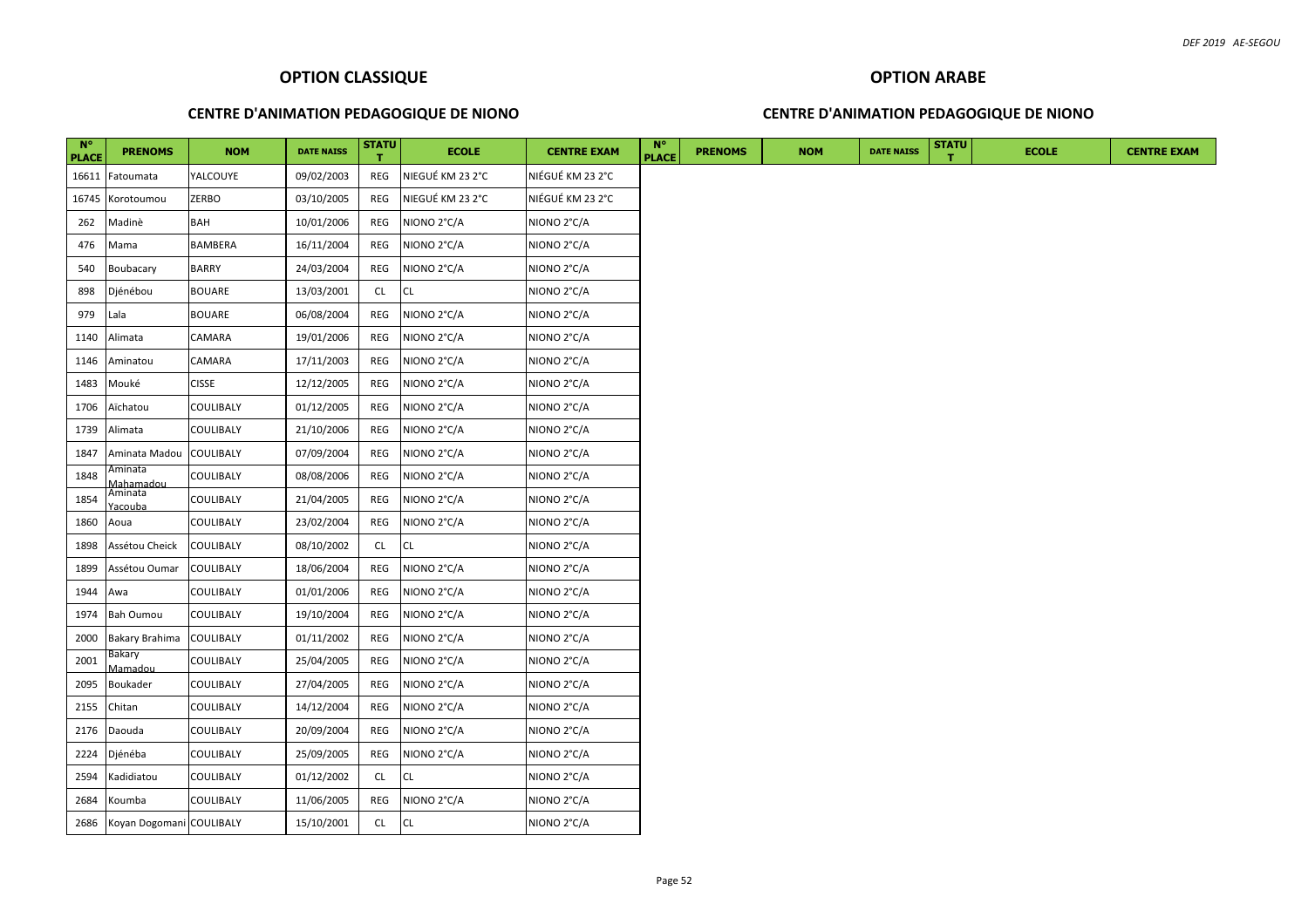## OPTION CLASSIQUE

### CENTRE D'ANIMATION PEDAGOGIQUE DE NIONO

| N° PLACE | PRENOMS | NOM | DATE NAISS | STATUT | ECOLE | CENTRE EXAM |
|---|---|---|---|---|---|---|
| 16611 | Fatoumata | YALCOUYE | 09/02/2003 | REG | NIEGUÉ KM 23 2°C | NIÉGUÉ KM 23 2°C |
| 16745 | Korotoumou | ZERBO | 03/10/2005 | REG | NIEGUÉ KM 23 2°C | NIÉGUÉ KM 23 2°C |
| 262 | Madinè | BAH | 10/01/2006 | REG | NIONO 2°C/A | NIONO 2°C/A |
| 476 | Mama | BAMBERA | 16/11/2004 | REG | NIONO 2°C/A | NIONO 2°C/A |
| 540 | Boubacary | BARRY | 24/03/2004 | REG | NIONO 2°C/A | NIONO 2°C/A |
| 898 | Djénébou | BOUARE | 13/03/2001 | CL | CL | NIONO 2°C/A |
| 979 | Lala | BOUARE | 06/08/2004 | REG | NIONO 2°C/A | NIONO 2°C/A |
| 1140 | Alimata | CAMARA | 19/01/2006 | REG | NIONO 2°C/A | NIONO 2°C/A |
| 1146 | Aminatou | CAMARA | 17/11/2003 | REG | NIONO 2°C/A | NIONO 2°C/A |
| 1483 | Mouké | CISSE | 12/12/2005 | REG | NIONO 2°C/A | NIONO 2°C/A |
| 1706 | Aïchatou | COULIBALY | 01/12/2005 | REG | NIONO 2°C/A | NIONO 2°C/A |
| 1739 | Alimata | COULIBALY | 21/10/2006 | REG | NIONO 2°C/A | NIONO 2°C/A |
| 1847 | Aminata Madou | COULIBALY | 07/09/2004 | REG | NIONO 2°C/A | NIONO 2°C/A |
| 1848 | Aminata Mahamadou | COULIBALY | 08/08/2006 | REG | NIONO 2°C/A | NIONO 2°C/A |
| 1854 | Aminata Yacouba | COULIBALY | 21/04/2005 | REG | NIONO 2°C/A | NIONO 2°C/A |
| 1860 | Aoua | COULIBALY | 23/02/2004 | REG | NIONO 2°C/A | NIONO 2°C/A |
| 1898 | Assétou Cheick | COULIBALY | 08/10/2002 | CL | CL | NIONO 2°C/A |
| 1899 | Assétou Oumar | COULIBALY | 18/06/2004 | REG | NIONO 2°C/A | NIONO 2°C/A |
| 1944 | Awa | COULIBALY | 01/01/2006 | REG | NIONO 2°C/A | NIONO 2°C/A |
| 1974 | Bah Oumou | COULIBALY | 19/10/2004 | REG | NIONO 2°C/A | NIONO 2°C/A |
| 2000 | Bakary Brahima | COULIBALY | 01/11/2002 | REG | NIONO 2°C/A | NIONO 2°C/A |
| 2001 | Bakary Mamadou | COULIBALY | 25/04/2005 | REG | NIONO 2°C/A | NIONO 2°C/A |
| 2095 | Boukader | COULIBALY | 27/04/2005 | REG | NIONO 2°C/A | NIONO 2°C/A |
| 2155 | Chitan | COULIBALY | 14/12/2004 | REG | NIONO 2°C/A | NIONO 2°C/A |
| 2176 | Daouda | COULIBALY | 20/09/2004 | REG | NIONO 2°C/A | NIONO 2°C/A |
| 2224 | Djénéba | COULIBALY | 25/09/2005 | REG | NIONO 2°C/A | NIONO 2°C/A |
| 2594 | Kadidiatou | COULIBALY | 01/12/2002 | CL | CL | NIONO 2°C/A |
| 2684 | Koumba | COULIBALY | 11/06/2005 | REG | NIONO 2°C/A | NIONO 2°C/A |
| 2686 | Koyan Dogomani | COULIBALY | 15/10/2001 | CL | CL | NIONO 2°C/A |

## OPTION ARABE

### CENTRE D'ANIMATION PEDAGOGIQUE DE NIONO

| N° PLACE | PRENOMS | NOM | DATE NAISS | STATUT | ECOLE | CENTRE EXAM |
|---|---|---|---|---|---|---|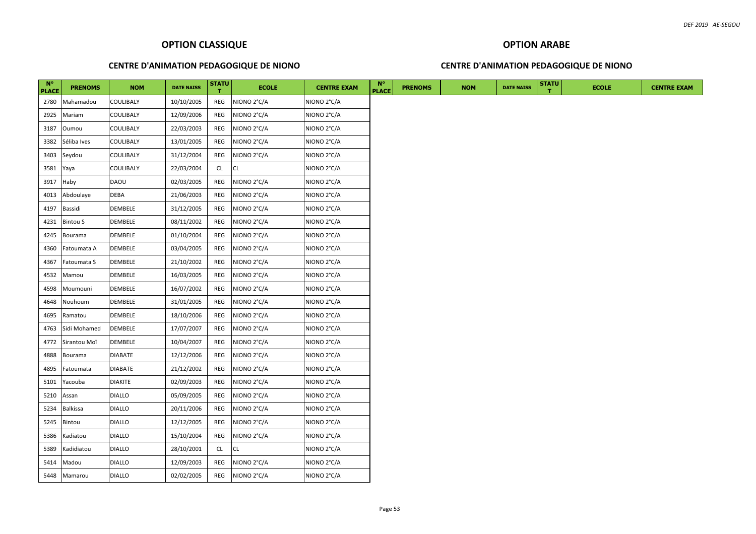## OPTION CLASSIQUE

### CENTRE D'ANIMATION PEDAGOGIQUE DE NIONO

| N° PLACE | PRENOMS | NOM | DATE NAISS | STATUT | ECOLE | CENTRE EXAM |
|---|---|---|---|---|---|---|
| 2780 | Mahamadou | COULIBALY | 10/10/2005 | REG | NIONO 2°C/A | NIONO 2°C/A |
| 2925 | Mariam | COULIBALY | 12/09/2006 | REG | NIONO 2°C/A | NIONO 2°C/A |
| 3187 | Oumou | COULIBALY | 22/03/2003 | REG | NIONO 2°C/A | NIONO 2°C/A |
| 3382 | Séliba Ives | COULIBALY | 13/01/2005 | REG | NIONO 2°C/A | NIONO 2°C/A |
| 3403 | Seydou | COULIBALY | 31/12/2004 | REG | NIONO 2°C/A | NIONO 2°C/A |
| 3581 | Yaya | COULIBALY | 22/03/2004 | CL | CL | NIONO 2°C/A |
| 3917 | Haby | DAOU | 02/03/2005 | REG | NIONO 2°C/A | NIONO 2°C/A |
| 4013 | Abdoulaye | DEBA | 21/06/2003 | REG | NIONO 2°C/A | NIONO 2°C/A |
| 4197 | Bassidi | DEMBELE | 31/12/2005 | REG | NIONO 2°C/A | NIONO 2°C/A |
| 4231 | Bintou S | DEMBELE | 08/11/2002 | REG | NIONO 2°C/A | NIONO 2°C/A |
| 4245 | Bourama | DEMBELE | 01/10/2004 | REG | NIONO 2°C/A | NIONO 2°C/A |
| 4360 | Fatoumata A | DEMBELE | 03/04/2005 | REG | NIONO 2°C/A | NIONO 2°C/A |
| 4367 | Fatoumata S | DEMBELE | 21/10/2002 | REG | NIONO 2°C/A | NIONO 2°C/A |
| 4532 | Mamou | DEMBELE | 16/03/2005 | REG | NIONO 2°C/A | NIONO 2°C/A |
| 4598 | Moumouni | DEMBELE | 16/07/2002 | REG | NIONO 2°C/A | NIONO 2°C/A |
| 4648 | Nouhoum | DEMBELE | 31/01/2005 | REG | NIONO 2°C/A | NIONO 2°C/A |
| 4695 | Ramatou | DEMBELE | 18/10/2006 | REG | NIONO 2°C/A | NIONO 2°C/A |
| 4763 | Sidi Mohamed | DEMBELE | 17/07/2007 | REG | NIONO 2°C/A | NIONO 2°C/A |
| 4772 | Sirantou Moï | DEMBELE | 10/04/2007 | REG | NIONO 2°C/A | NIONO 2°C/A |
| 4888 | Bourama | DIABATE | 12/12/2006 | REG | NIONO 2°C/A | NIONO 2°C/A |
| 4895 | Fatoumata | DIABATE | 21/12/2002 | REG | NIONO 2°C/A | NIONO 2°C/A |
| 5101 | Yacouba | DIAKITE | 02/09/2003 | REG | NIONO 2°C/A | NIONO 2°C/A |
| 5210 | Assan | DIALLO | 05/09/2005 | REG | NIONO 2°C/A | NIONO 2°C/A |
| 5234 | Balkissa | DIALLO | 20/11/2006 | REG | NIONO 2°C/A | NIONO 2°C/A |
| 5245 | Bintou | DIALLO | 12/12/2005 | REG | NIONO 2°C/A | NIONO 2°C/A |
| 5386 | Kadiatou | DIALLO | 15/10/2004 | REG | NIONO 2°C/A | NIONO 2°C/A |
| 5389 | Kadidiatou | DIALLO | 28/10/2001 | CL | CL | NIONO 2°C/A |
| 5414 | Madou | DIALLO | 12/09/2003 | REG | NIONO 2°C/A | NIONO 2°C/A |
| 5448 | Mamarou | DIALLO | 02/02/2005 | REG | NIONO 2°C/A | NIONO 2°C/A |

## OPTION ARABE

### CENTRE D'ANIMATION PEDAGOGIQUE DE NIONO

| N° PLACE | PRENOMS | NOM | DATE NAISS | STATUT | ECOLE | CENTRE EXAM |
|---|---|---|---|---|---|---|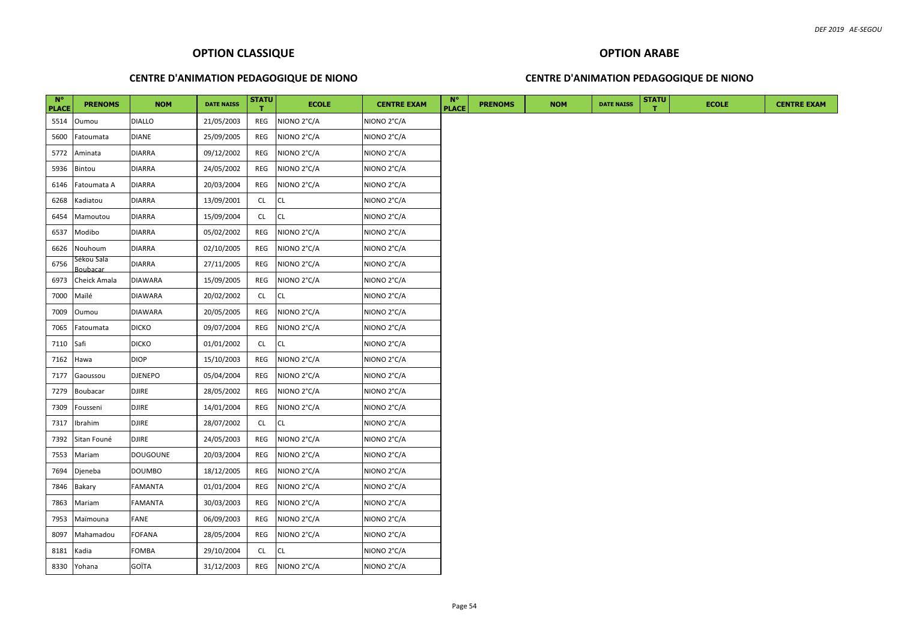## OPTION CLASSIQUE

### CENTRE D'ANIMATION PEDAGOGIQUE DE NIONO

| N° PLACE | PRENOMS | NOM | DATE NAISS | STATUT | ECOLE | CENTRE EXAM |
|---|---|---|---|---|---|---|
| 5514 | Oumou | DIALLO | 21/05/2003 | REG | NIONO 2°C/A | NIONO 2°C/A |
| 5600 | Fatoumata | DIANE | 25/09/2005 | REG | NIONO 2°C/A | NIONO 2°C/A |
| 5772 | Aminata | DIARRA | 09/12/2002 | REG | NIONO 2°C/A | NIONO 2°C/A |
| 5936 | Bintou | DIARRA | 24/05/2002 | REG | NIONO 2°C/A | NIONO 2°C/A |
| 6146 | Fatoumata A | DIARRA | 20/03/2004 | REG | NIONO 2°C/A | NIONO 2°C/A |
| 6268 | Kadiatou | DIARRA | 13/09/2001 | CL | CL | NIONO 2°C/A |
| 6454 | Mamoutou | DIARRA | 15/09/2004 | CL | CL | NIONO 2°C/A |
| 6537 | Modibo | DIARRA | 05/02/2002 | REG | NIONO 2°C/A | NIONO 2°C/A |
| 6626 | Nouhoum | DIARRA | 02/10/2005 | REG | NIONO 2°C/A | NIONO 2°C/A |
| 6756 | Sékou Sala Boubacar | DIARRA | 27/11/2005 | REG | NIONO 2°C/A | NIONO 2°C/A |
| 6973 | Cheick Amala | DIAWARA | 15/09/2005 | REG | NIONO 2°C/A | NIONO 2°C/A |
| 7000 | Maïlé | DIAWARA | 20/02/2002 | CL | CL | NIONO 2°C/A |
| 7009 | Oumou | DIAWARA | 20/05/2005 | REG | NIONO 2°C/A | NIONO 2°C/A |
| 7065 | Fatoumata | DICKO | 09/07/2004 | REG | NIONO 2°C/A | NIONO 2°C/A |
| 7110 | Safi | DICKO | 01/01/2002 | CL | CL | NIONO 2°C/A |
| 7162 | Hawa | DIOP | 15/10/2003 | REG | NIONO 2°C/A | NIONO 2°C/A |
| 7177 | Gaoussou | DJENEPO | 05/04/2004 | REG | NIONO 2°C/A | NIONO 2°C/A |
| 7279 | Boubacar | DJIRE | 28/05/2002 | REG | NIONO 2°C/A | NIONO 2°C/A |
| 7309 | Fousseni | DJIRE | 14/01/2004 | REG | NIONO 2°C/A | NIONO 2°C/A |
| 7317 | Ibrahim | DJIRE | 28/07/2002 | CL | CL | NIONO 2°C/A |
| 7392 | Sitan Founé | DJIRE | 24/05/2003 | REG | NIONO 2°C/A | NIONO 2°C/A |
| 7553 | Mariam | DOUGOUNE | 20/03/2004 | REG | NIONO 2°C/A | NIONO 2°C/A |
| 7694 | Djeneba | DOUMBO | 18/12/2005 | REG | NIONO 2°C/A | NIONO 2°C/A |
| 7846 | Bakary | FAMANTA | 01/01/2004 | REG | NIONO 2°C/A | NIONO 2°C/A |
| 7863 | Mariam | FAMANTA | 30/03/2003 | REG | NIONO 2°C/A | NIONO 2°C/A |
| 7953 | Maïmouna | FANE | 06/09/2003 | REG | NIONO 2°C/A | NIONO 2°C/A |
| 8097 | Mahamadou | FOFANA | 28/05/2004 | REG | NIONO 2°C/A | NIONO 2°C/A |
| 8181 | Kadia | FOMBA | 29/10/2004 | CL | CL | NIONO 2°C/A |
| 8330 | Yohana | GOÏTA | 31/12/2003 | REG | NIONO 2°C/A | NIONO 2°C/A |

## OPTION ARABE

### CENTRE D'ANIMATION PEDAGOGIQUE DE NIONO

| N° PLACE | PRENOMS | NOM | DATE NAISS | STATUT | ECOLE | CENTRE EXAM |
|---|---|---|---|---|---|---|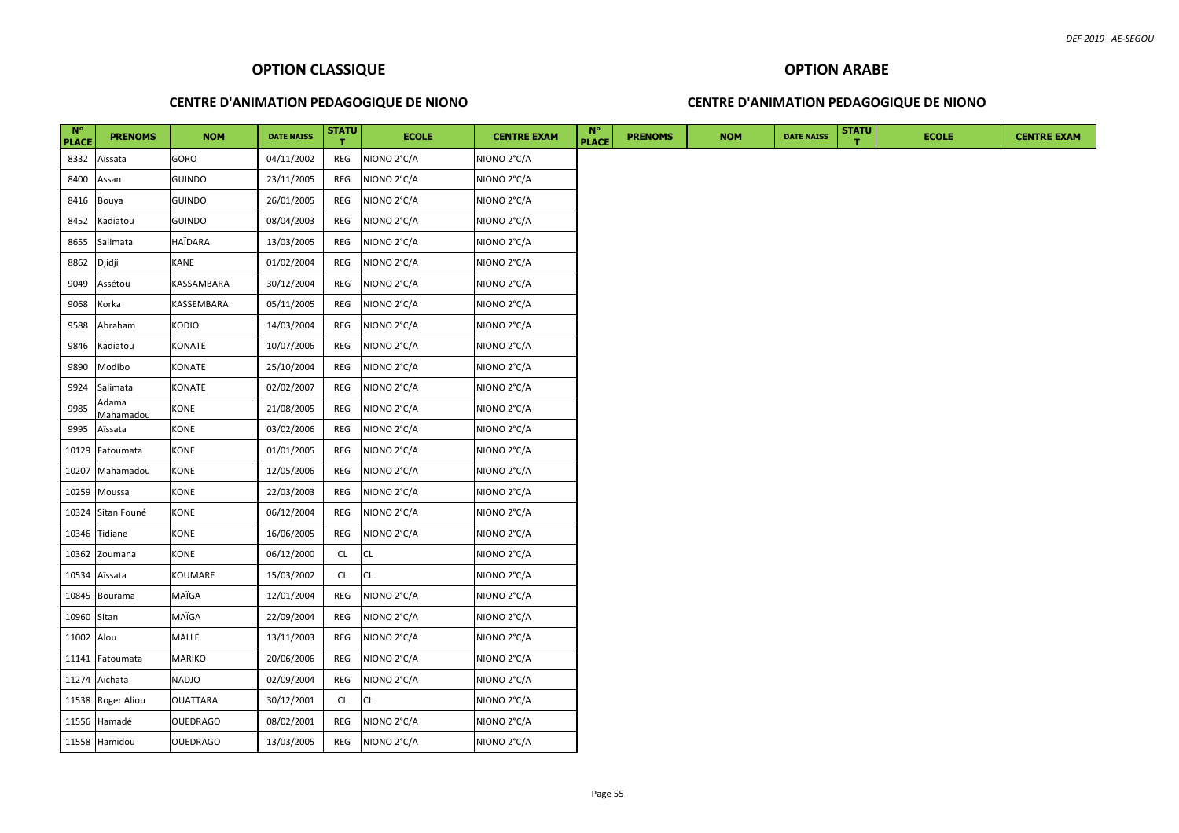## OPTION CLASSIQUE

### CENTRE D'ANIMATION PEDAGOGIQUE DE NIONO

| N° PLACE | PRENOMS | NOM | DATE NAISS | STATUT | ECOLE | CENTRE EXAM |
|---|---|---|---|---|---|---|
| 8332 | Aïssata | GORO | 04/11/2002 | REG | NIONO 2°C/A | NIONO 2°C/A |
| 8400 | Assan | GUINDO | 23/11/2005 | REG | NIONO 2°C/A | NIONO 2°C/A |
| 8416 | Bouya | GUINDO | 26/01/2005 | REG | NIONO 2°C/A | NIONO 2°C/A |
| 8452 | Kadiatou | GUINDO | 08/04/2003 | REG | NIONO 2°C/A | NIONO 2°C/A |
| 8655 | Salimata | HAÏDARA | 13/03/2005 | REG | NIONO 2°C/A | NIONO 2°C/A |
| 8862 | Djidji | KANE | 01/02/2004 | REG | NIONO 2°C/A | NIONO 2°C/A |
| 9049 | Assétou | KASSAMBARA | 30/12/2004 | REG | NIONO 2°C/A | NIONO 2°C/A |
| 9068 | Korka | KASSEMBARA | 05/11/2005 | REG | NIONO 2°C/A | NIONO 2°C/A |
| 9588 | Abraham | KODIO | 14/03/2004 | REG | NIONO 2°C/A | NIONO 2°C/A |
| 9846 | Kadiatou | KONATE | 10/07/2006 | REG | NIONO 2°C/A | NIONO 2°C/A |
| 9890 | Modibo | KONATE | 25/10/2004 | REG | NIONO 2°C/A | NIONO 2°C/A |
| 9924 | Salimata | KONATE | 02/02/2007 | REG | NIONO 2°C/A | NIONO 2°C/A |
| 9985 | Adama Mahamadou | KONE | 21/08/2005 | REG | NIONO 2°C/A | NIONO 2°C/A |
| 9995 | Aïssata | KONE | 03/02/2006 | REG | NIONO 2°C/A | NIONO 2°C/A |
| 10129 | Fatoumata | KONE | 01/01/2005 | REG | NIONO 2°C/A | NIONO 2°C/A |
| 10207 | Mahamadou | KONE | 12/05/2006 | REG | NIONO 2°C/A | NIONO 2°C/A |
| 10259 | Moussa | KONE | 22/03/2003 | REG | NIONO 2°C/A | NIONO 2°C/A |
| 10324 | Sitan Founé | KONE | 06/12/2004 | REG | NIONO 2°C/A | NIONO 2°C/A |
| 10346 | Tidiane | KONE | 16/06/2005 | REG | NIONO 2°C/A | NIONO 2°C/A |
| 10362 | Zoumana | KONE | 06/12/2000 | CL | CL | NIONO 2°C/A |
| 10534 | Aïssata | KOUMARE | 15/03/2002 | CL | CL | NIONO 2°C/A |
| 10845 | Bourama | MAÏGA | 12/01/2004 | REG | NIONO 2°C/A | NIONO 2°C/A |
| 10960 | Sitan | MAÏGA | 22/09/2004 | REG | NIONO 2°C/A | NIONO 2°C/A |
| 11002 | Alou | MALLE | 13/11/2003 | REG | NIONO 2°C/A | NIONO 2°C/A |
| 11141 | Fatoumata | MARIKO | 20/06/2006 | REG | NIONO 2°C/A | NIONO 2°C/A |
| 11274 | Aïchata | NADJO | 02/09/2004 | REG | NIONO 2°C/A | NIONO 2°C/A |
| 11538 | Roger Aliou | OUATTARA | 30/12/2001 | CL | CL | NIONO 2°C/A |
| 11556 | Hamadé | OUEDRAGO | 08/02/2001 | REG | NIONO 2°C/A | NIONO 2°C/A |
| 11558 | Hamidou | OUEDRAGO | 13/03/2005 | REG | NIONO 2°C/A | NIONO 2°C/A |

## OPTION ARABE

### CENTRE D'ANIMATION PEDAGOGIQUE DE NIONO

| N° PLACE | PRENOMS | NOM | DATE NAISS | STATUT | ECOLE | CENTRE EXAM |
|---|---|---|---|---|---|---|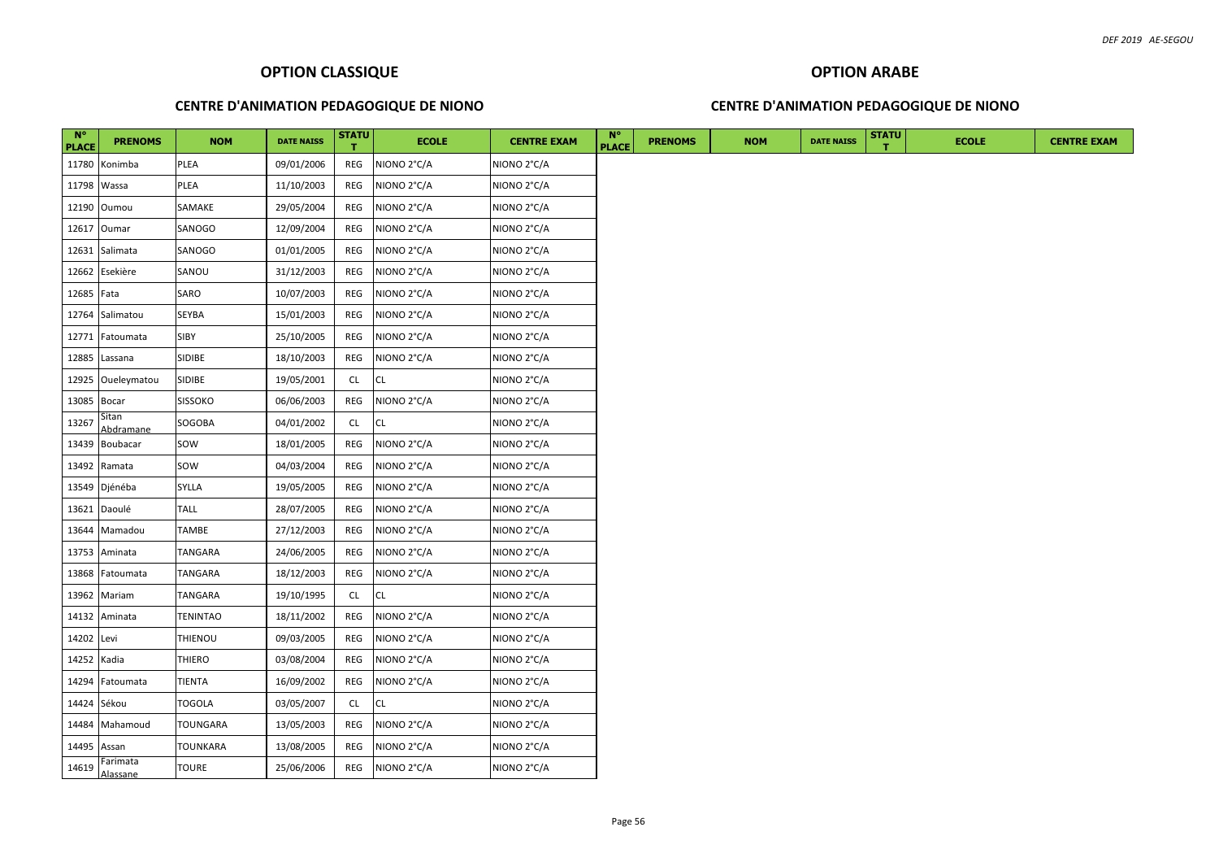## OPTION CLASSIQUE

### CENTRE D'ANIMATION PEDAGOGIQUE DE NIONO

| N° PLACE | PRENOMS | NOM | DATE NAISS | STATUT | ECOLE | CENTRE EXAM |
|---|---|---|---|---|---|---|
| 11780 | Konimba | PLEA | 09/01/2006 | REG | NIONO 2°C/A | NIONO 2°C/A |
| 11798 | Wassa | PLEA | 11/10/2003 | REG | NIONO 2°C/A | NIONO 2°C/A |
| 12190 | Oumou | SAMAKE | 29/05/2004 | REG | NIONO 2°C/A | NIONO 2°C/A |
| 12617 | Oumar | SANOGO | 12/09/2004 | REG | NIONO 2°C/A | NIONO 2°C/A |
| 12631 | Salimata | SANOGO | 01/01/2005 | REG | NIONO 2°C/A | NIONO 2°C/A |
| 12662 | Esekière | SANOU | 31/12/2003 | REG | NIONO 2°C/A | NIONO 2°C/A |
| 12685 | Fata | SARO | 10/07/2003 | REG | NIONO 2°C/A | NIONO 2°C/A |
| 12764 | Salimatou | SEYBA | 15/01/2003 | REG | NIONO 2°C/A | NIONO 2°C/A |
| 12771 | Fatoumata | SIBY | 25/10/2005 | REG | NIONO 2°C/A | NIONO 2°C/A |
| 12885 | Lassana | SIDIBE | 18/10/2003 | REG | NIONO 2°C/A | NIONO 2°C/A |
| 12925 | Oueleymatou | SIDIBE | 19/05/2001 | CL | CL | NIONO 2°C/A |
| 13085 | Bocar | SISSOKO | 06/06/2003 | REG | NIONO 2°C/A | NIONO 2°C/A |
| 13267 | Sitan Abdramane | SOGOBA | 04/01/2002 | CL | CL | NIONO 2°C/A |
| 13439 | Boubacar | SOW | 18/01/2005 | REG | NIONO 2°C/A | NIONO 2°C/A |
| 13492 | Ramata | SOW | 04/03/2004 | REG | NIONO 2°C/A | NIONO 2°C/A |
| 13549 | Djénéba | SYLLA | 19/05/2005 | REG | NIONO 2°C/A | NIONO 2°C/A |
| 13621 | Daoulé | TALL | 28/07/2005 | REG | NIONO 2°C/A | NIONO 2°C/A |
| 13644 | Mamadou | TAMBE | 27/12/2003 | REG | NIONO 2°C/A | NIONO 2°C/A |
| 13753 | Aminata | TANGARA | 24/06/2005 | REG | NIONO 2°C/A | NIONO 2°C/A |
| 13868 | Fatoumata | TANGARA | 18/12/2003 | REG | NIONO 2°C/A | NIONO 2°C/A |
| 13962 | Mariam | TANGARA | 19/10/1995 | CL | CL | NIONO 2°C/A |
| 14132 | Aminata | TENINTAO | 18/11/2002 | REG | NIONO 2°C/A | NIONO 2°C/A |
| 14202 | Levi | THIENOU | 09/03/2005 | REG | NIONO 2°C/A | NIONO 2°C/A |
| 14252 | Kadia | THIERO | 03/08/2004 | REG | NIONO 2°C/A | NIONO 2°C/A |
| 14294 | Fatoumata | TIENTA | 16/09/2002 | REG | NIONO 2°C/A | NIONO 2°C/A |
| 14424 | Sékou | TOGOLA | 03/05/2007 | CL | CL | NIONO 2°C/A |
| 14484 | Mahamoud | TOUNGARA | 13/05/2003 | REG | NIONO 2°C/A | NIONO 2°C/A |
| 14495 | Assan | TOUNKARA | 13/08/2005 | REG | NIONO 2°C/A | NIONO 2°C/A |
| 14619 | Farimata Alassane | TOURE | 25/06/2006 | REG | NIONO 2°C/A | NIONO 2°C/A |

## OPTION ARABE

### CENTRE D'ANIMATION PEDAGOGIQUE DE NIONO

| N° PLACE | PRENOMS | NOM | DATE NAISS | STATUT | ECOLE | CENTRE EXAM |
|---|---|---|---|---|---|---|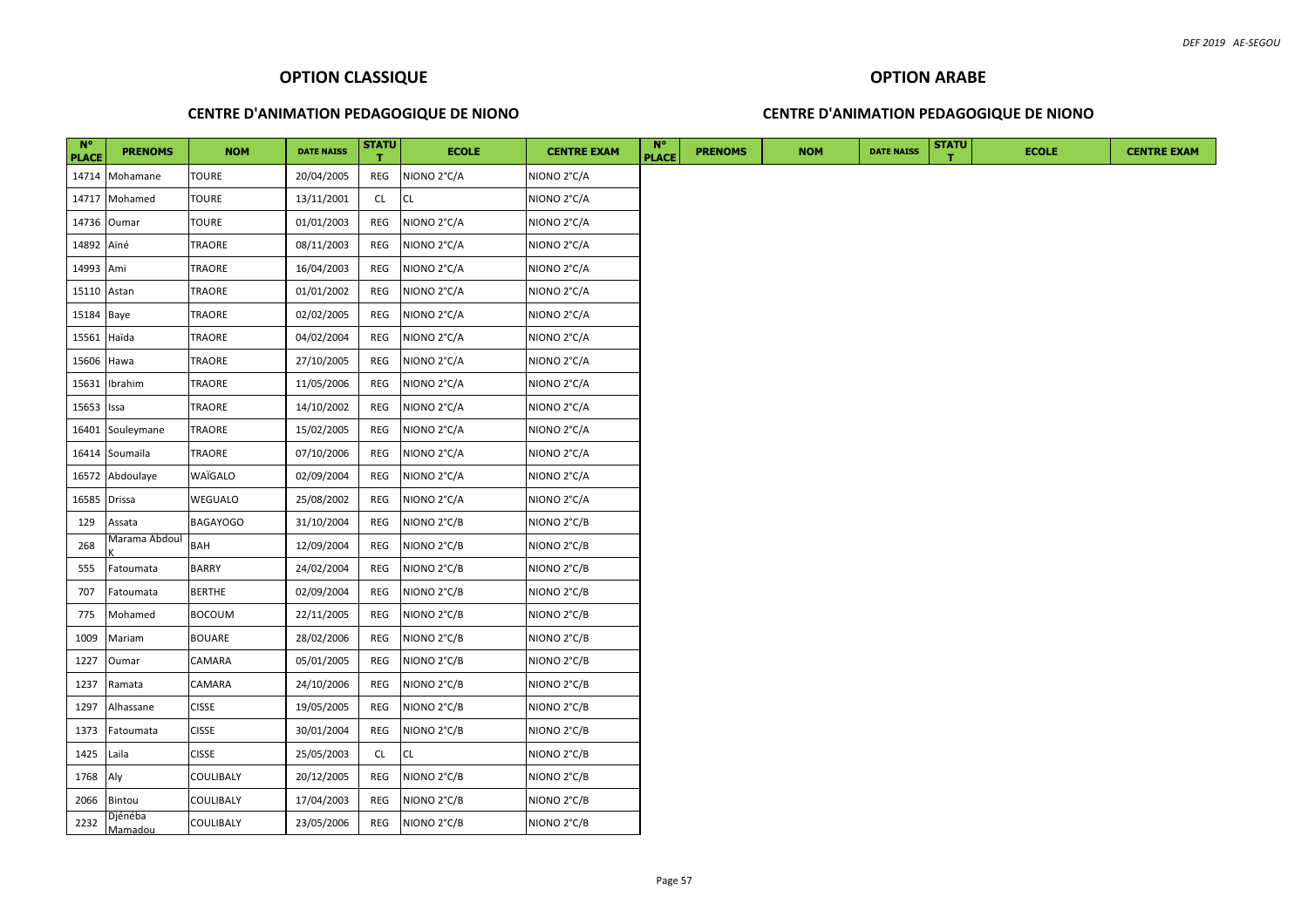## OPTION CLASSIQUE

### CENTRE D'ANIMATION PEDAGOGIQUE DE NIONO

| N° PLACE | PRENOMS | NOM | DATE NAISS | STATUT | ECOLE | CENTRE EXAM |
|---|---|---|---|---|---|---|
| 14714 | Mohamane | TOURE | 20/04/2005 | REG | NIONO 2°C/A | NIONO 2°C/A |
| 14717 | Mohamed | TOURE | 13/11/2001 | CL | CL | NIONO 2°C/A |
| 14736 | Oumar | TOURE | 01/01/2003 | REG | NIONO 2°C/A | NIONO 2°C/A |
| 14892 | Ainé | TRAORE | 08/11/2003 | REG | NIONO 2°C/A | NIONO 2°C/A |
| 14993 | Ami | TRAORE | 16/04/2003 | REG | NIONO 2°C/A | NIONO 2°C/A |
| 15110 | Astan | TRAORE | 01/01/2002 | REG | NIONO 2°C/A | NIONO 2°C/A |
| 15184 | Baye | TRAORE | 02/02/2005 | REG | NIONO 2°C/A | NIONO 2°C/A |
| 15561 | Haïda | TRAORE | 04/02/2004 | REG | NIONO 2°C/A | NIONO 2°C/A |
| 15606 | Hawa | TRAORE | 27/10/2005 | REG | NIONO 2°C/A | NIONO 2°C/A |
| 15631 | Ibrahim | TRAORE | 11/05/2006 | REG | NIONO 2°C/A | NIONO 2°C/A |
| 15653 | Issa | TRAORE | 14/10/2002 | REG | NIONO 2°C/A | NIONO 2°C/A |
| 16401 | Souleymane | TRAORE | 15/02/2005 | REG | NIONO 2°C/A | NIONO 2°C/A |
| 16414 | Soumaïla | TRAORE | 07/10/2006 | REG | NIONO 2°C/A | NIONO 2°C/A |
| 16572 | Abdoulaye | WAÏGALO | 02/09/2004 | REG | NIONO 2°C/A | NIONO 2°C/A |
| 16585 | Drissa | WEGUALO | 25/08/2002 | REG | NIONO 2°C/A | NIONO 2°C/A |
| 129 | Assata | BAGAYOGO | 31/10/2004 | REG | NIONO 2°C/B | NIONO 2°C/B |
| 268 | Marama Abdoul K | BAH | 12/09/2004 | REG | NIONO 2°C/B | NIONO 2°C/B |
| 555 | Fatoumata | BARRY | 24/02/2004 | REG | NIONO 2°C/B | NIONO 2°C/B |
| 707 | Fatoumata | BERTHE | 02/09/2004 | REG | NIONO 2°C/B | NIONO 2°C/B |
| 775 | Mohamed | BOCOUM | 22/11/2005 | REG | NIONO 2°C/B | NIONO 2°C/B |
| 1009 | Mariam | BOUARE | 28/02/2006 | REG | NIONO 2°C/B | NIONO 2°C/B |
| 1227 | Oumar | CAMARA | 05/01/2005 | REG | NIONO 2°C/B | NIONO 2°C/B |
| 1237 | Ramata | CAMARA | 24/10/2006 | REG | NIONO 2°C/B | NIONO 2°C/B |
| 1297 | Alhassane | CISSE | 19/05/2005 | REG | NIONO 2°C/B | NIONO 2°C/B |
| 1373 | Fatoumata | CISSE | 30/01/2004 | REG | NIONO 2°C/B | NIONO 2°C/B |
| 1425 | Laila | CISSE | 25/05/2003 | CL | CL | NIONO 2°C/B |
| 1768 | Aly | COULIBALY | 20/12/2005 | REG | NIONO 2°C/B | NIONO 2°C/B |
| 2066 | Bintou | COULIBALY | 17/04/2003 | REG | NIONO 2°C/B | NIONO 2°C/B |
| 2232 | Djénéba Mamadou | COULIBALY | 23/05/2006 | REG | NIONO 2°C/B | NIONO 2°C/B |

## OPTION ARABE

### CENTRE D'ANIMATION PEDAGOGIQUE DE NIONO

| N° PLACE | PRENOMS | NOM | DATE NAISS | STATUT | ECOLE | CENTRE EXAM |
|---|---|---|---|---|---|---|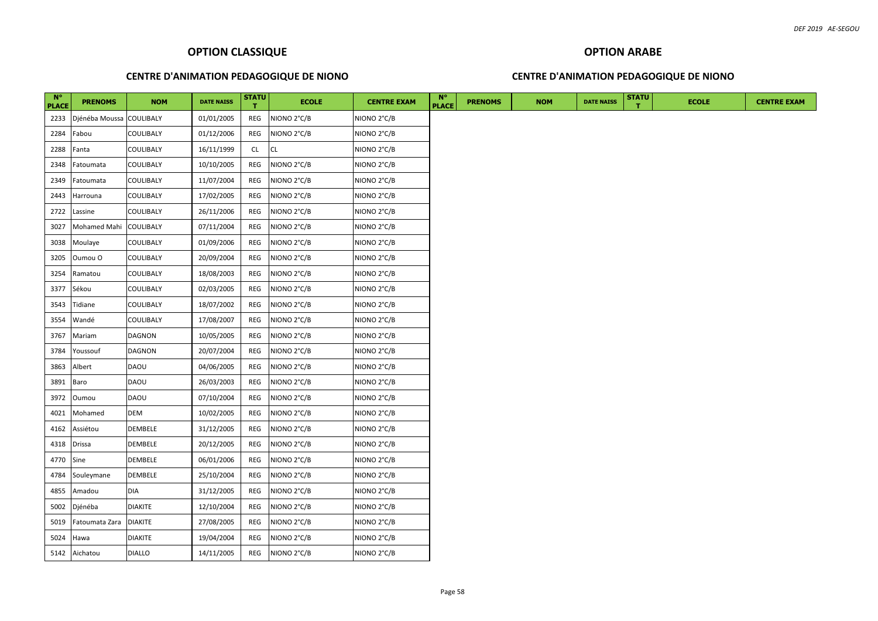## OPTION CLASSIQUE

### CENTRE D'ANIMATION PEDAGOGIQUE DE NIONO

## OPTION ARABE

### CENTRE D'ANIMATION PEDAGOGIQUE DE NIONO

| N° PLACE | PRENOMS | NOM | DATE NAISS | STATUT | ECOLE | CENTRE EXAM | N° PLACE | PRENOMS | NOM | DATE NAISS | STATUT | ECOLE | CENTRE EXAM |
|---|---|---|---|---|---|---|---|---|---|---|---|---|---|
| 2233 | Djénéba Moussa | COULIBALY | 01/01/2005 | REG | NIONO 2°C/B | NIONO 2°C/B | | | | | | | |
| 2284 | Fabou | COULIBALY | 01/12/2006 | REG | NIONO 2°C/B | NIONO 2°C/B | | | | | | | |
| 2288 | Fanta | COULIBALY | 16/11/1999 | CL | CL | NIONO 2°C/B | | | | | | | |
| 2348 | Fatoumata | COULIBALY | 10/10/2005 | REG | NIONO 2°C/B | NIONO 2°C/B | | | | | | | |
| 2349 | Fatoumata | COULIBALY | 11/07/2004 | REG | NIONO 2°C/B | NIONO 2°C/B | | | | | | | |
| 2443 | Harrouna | COULIBALY | 17/02/2005 | REG | NIONO 2°C/B | NIONO 2°C/B | | | | | | | |
| 2722 | Lassine | COULIBALY | 26/11/2006 | REG | NIONO 2°C/B | NIONO 2°C/B | | | | | | | |
| 3027 | Mohamed Mahi | COULIBALY | 07/11/2004 | REG | NIONO 2°C/B | NIONO 2°C/B | | | | | | | |
| 3038 | Moulaye | COULIBALY | 01/09/2006 | REG | NIONO 2°C/B | NIONO 2°C/B | | | | | | | |
| 3205 | Oumou O | COULIBALY | 20/09/2004 | REG | NIONO 2°C/B | NIONO 2°C/B | | | | | | | |
| 3254 | Ramatou | COULIBALY | 18/08/2003 | REG | NIONO 2°C/B | NIONO 2°C/B | | | | | | | |
| 3377 | Sékou | COULIBALY | 02/03/2005 | REG | NIONO 2°C/B | NIONO 2°C/B | | | | | | | |
| 3543 | Tidiane | COULIBALY | 18/07/2002 | REG | NIONO 2°C/B | NIONO 2°C/B | | | | | | | |
| 3554 | Wandé | COULIBALY | 17/08/2007 | REG | NIONO 2°C/B | NIONO 2°C/B | | | | | | | |
| 3767 | Mariam | DAGNON | 10/05/2005 | REG | NIONO 2°C/B | NIONO 2°C/B | | | | | | | |
| 3784 | Youssouf | DAGNON | 20/07/2004 | REG | NIONO 2°C/B | NIONO 2°C/B | | | | | | | |
| 3863 | Albert | DAOU | 04/06/2005 | REG | NIONO 2°C/B | NIONO 2°C/B | | | | | | | |
| 3891 | Baro | DAOU | 26/03/2003 | REG | NIONO 2°C/B | NIONO 2°C/B | | | | | | | |
| 3972 | Oumou | DAOU | 07/10/2004 | REG | NIONO 2°C/B | NIONO 2°C/B | | | | | | | |
| 4021 | Mohamed | DEM | 10/02/2005 | REG | NIONO 2°C/B | NIONO 2°C/B | | | | | | | |
| 4162 | Assiétou | DEMBELE | 31/12/2005 | REG | NIONO 2°C/B | NIONO 2°C/B | | | | | | | |
| 4318 | Drissa | DEMBELE | 20/12/2005 | REG | NIONO 2°C/B | NIONO 2°C/B | | | | | | | |
| 4770 | Sine | DEMBELE | 06/01/2006 | REG | NIONO 2°C/B | NIONO 2°C/B | | | | | | | |
| 4784 | Souleymane | DEMBELE | 25/10/2004 | REG | NIONO 2°C/B | NIONO 2°C/B | | | | | | | |
| 4855 | Amadou | DIA | 31/12/2005 | REG | NIONO 2°C/B | NIONO 2°C/B | | | | | | | |
| 5002 | Djénéba | DIAKITE | 12/10/2004 | REG | NIONO 2°C/B | NIONO 2°C/B | | | | | | | |
| 5019 | Fatoumata Zara | DIAKITE | 27/08/2005 | REG | NIONO 2°C/B | NIONO 2°C/B | | | | | | | |
| 5024 | Hawa | DIAKITE | 19/04/2004 | REG | NIONO 2°C/B | NIONO 2°C/B | | | | | | | |
| 5142 | Aichatou | DIALLO | 14/11/2005 | REG | NIONO 2°C/B | NIONO 2°C/B | | | | | | | |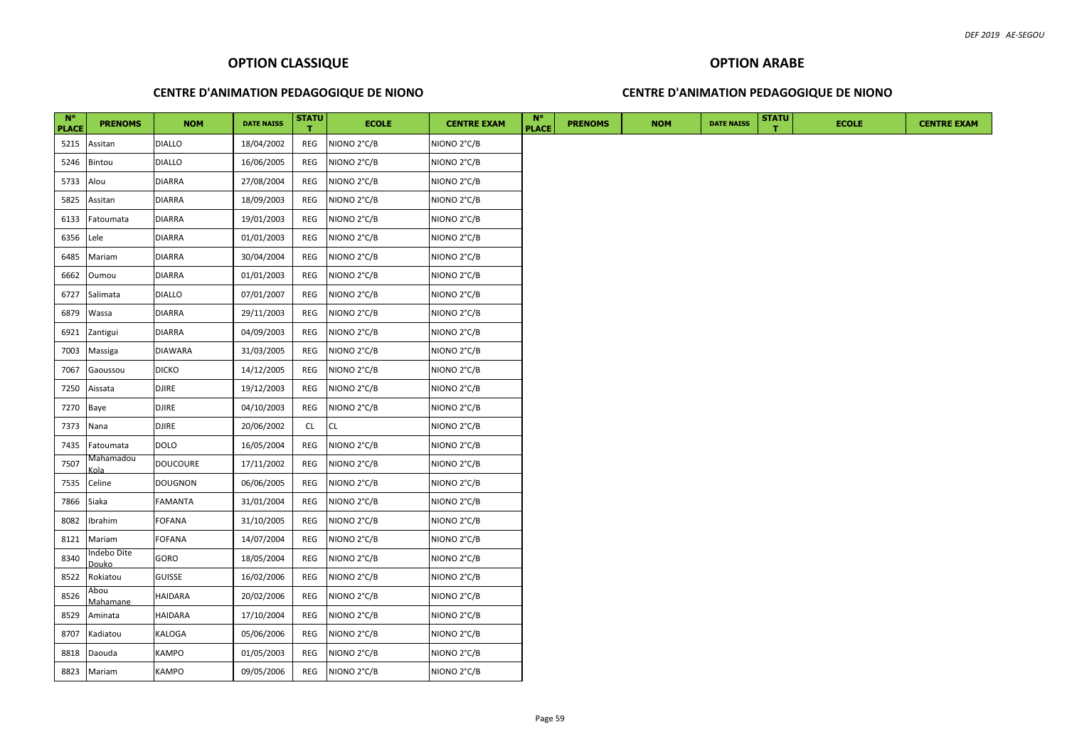## OPTION CLASSIQUE

### CENTRE D'ANIMATION PEDAGOGIQUE DE NIONO

| N° PLACE | PRENOMS | NOM | DATE NAISS | STATUT | ECOLE | CENTRE EXAM |
|---|---|---|---|---|---|---|
| 5215 | Assitan | DIALLO | 18/04/2002 | REG | NIONO 2°C/B | NIONO 2°C/B |
| 5246 | Bintou | DIALLO | 16/06/2005 | REG | NIONO 2°C/B | NIONO 2°C/B |
| 5733 | Alou | DIARRA | 27/08/2004 | REG | NIONO 2°C/B | NIONO 2°C/B |
| 5825 | Assitan | DIARRA | 18/09/2003 | REG | NIONO 2°C/B | NIONO 2°C/B |
| 6133 | Fatoumata | DIARRA | 19/01/2003 | REG | NIONO 2°C/B | NIONO 2°C/B |
| 6356 | Lele | DIARRA | 01/01/2003 | REG | NIONO 2°C/B | NIONO 2°C/B |
| 6485 | Mariam | DIARRA | 30/04/2004 | REG | NIONO 2°C/B | NIONO 2°C/B |
| 6662 | Oumou | DIARRA | 01/01/2003 | REG | NIONO 2°C/B | NIONO 2°C/B |
| 6727 | Salimata | DIALLO | 07/01/2007 | REG | NIONO 2°C/B | NIONO 2°C/B |
| 6879 | Wassa | DIARRA | 29/11/2003 | REG | NIONO 2°C/B | NIONO 2°C/B |
| 6921 | Zantigui | DIARRA | 04/09/2003 | REG | NIONO 2°C/B | NIONO 2°C/B |
| 7003 | Massiga | DIAWARA | 31/03/2005 | REG | NIONO 2°C/B | NIONO 2°C/B |
| 7067 | Gaoussou | DICKO | 14/12/2005 | REG | NIONO 2°C/B | NIONO 2°C/B |
| 7250 | Aissata | DJIRE | 19/12/2003 | REG | NIONO 2°C/B | NIONO 2°C/B |
| 7270 | Baye | DJIRE | 04/10/2003 | REG | NIONO 2°C/B | NIONO 2°C/B |
| 7373 | Nana | DJIRE | 20/06/2002 | CL | CL | NIONO 2°C/B |
| 7435 | Fatoumata | DOLO | 16/05/2004 | REG | NIONO 2°C/B | NIONO 2°C/B |
| 7507 | Mahamadou Kola | DOUCOURE | 17/11/2002 | REG | NIONO 2°C/B | NIONO 2°C/B |
| 7535 | Celine | DOUGNON | 06/06/2005 | REG | NIONO 2°C/B | NIONO 2°C/B |
| 7866 | Siaka | FAMANTA | 31/01/2004 | REG | NIONO 2°C/B | NIONO 2°C/B |
| 8082 | Ibrahim | FOFANA | 31/10/2005 | REG | NIONO 2°C/B | NIONO 2°C/B |
| 8121 | Mariam | FOFANA | 14/07/2004 | REG | NIONO 2°C/B | NIONO 2°C/B |
| 8340 | Indebo Dite Douko | GORO | 18/05/2004 | REG | NIONO 2°C/B | NIONO 2°C/B |
| 8522 | Rokiatou | GUISSE | 16/02/2006 | REG | NIONO 2°C/B | NIONO 2°C/B |
| 8526 | Abou Mahamane | HAIDARA | 20/02/2006 | REG | NIONO 2°C/B | NIONO 2°C/B |
| 8529 | Aminata | HAIDARA | 17/10/2004 | REG | NIONO 2°C/B | NIONO 2°C/B |
| 8707 | Kadiatou | KALOGA | 05/06/2006 | REG | NIONO 2°C/B | NIONO 2°C/B |
| 8818 | Daouda | KAMPO | 01/05/2003 | REG | NIONO 2°C/B | NIONO 2°C/B |
| 8823 | Mariam | KAMPO | 09/05/2006 | REG | NIONO 2°C/B | NIONO 2°C/B |

## OPTION ARABE

### CENTRE D'ANIMATION PEDAGOGIQUE DE NIONO

| N° PLACE | PRENOMS | NOM | DATE NAISS | STATUT | ECOLE | CENTRE EXAM |
|---|---|---|---|---|---|---|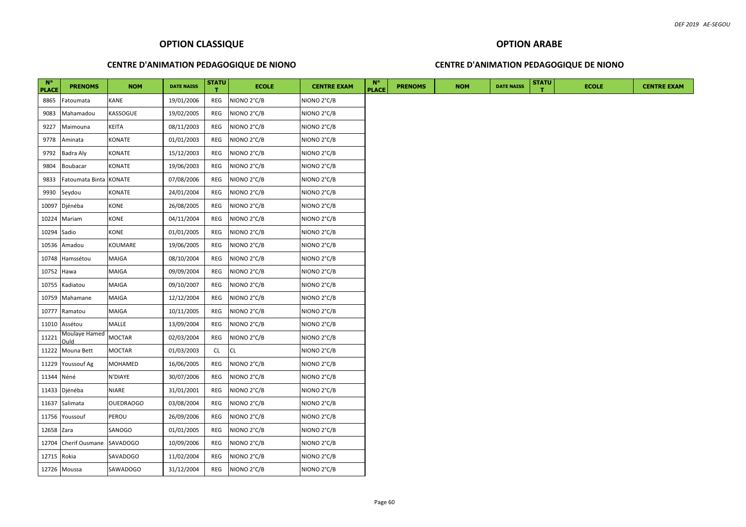## OPTION CLASSIQUE

### CENTRE D'ANIMATION PEDAGOGIQUE DE NIONO

| N° PLACE | PRENOMS | NOM | DATE NAISS | STATUT | ECOLE | CENTRE EXAM |
|---|---|---|---|---|---|---|
| 8865 | Fatoumata | KANE | 19/01/2006 | REG | NIONO 2°C/B | NIONO 2°C/B |
| 9083 | Mahamadou | KASSOGUE | 19/02/2005 | REG | NIONO 2°C/B | NIONO 2°C/B |
| 9227 | Maimouna | KEITA | 08/11/2003 | REG | NIONO 2°C/B | NIONO 2°C/B |
| 9778 | Aminata | KONATE | 01/01/2003 | REG | NIONO 2°C/B | NIONO 2°C/B |
| 9792 | Badra Aly | KONATE | 15/12/2003 | REG | NIONO 2°C/B | NIONO 2°C/B |
| 9804 | Boubacar | KONATE | 19/06/2003 | REG | NIONO 2°C/B | NIONO 2°C/B |
| 9833 | Fatoumata Binta | KONATE | 07/08/2006 | REG | NIONO 2°C/B | NIONO 2°C/B |
| 9930 | Seydou | KONATE | 24/01/2004 | REG | NIONO 2°C/B | NIONO 2°C/B |
| 10097 | Djénéba | KONE | 26/08/2005 | REG | NIONO 2°C/B | NIONO 2°C/B |
| 10224 | Mariam | KONE | 04/11/2004 | REG | NIONO 2°C/B | NIONO 2°C/B |
| 10294 | Sadio | KONE | 01/01/2005 | REG | NIONO 2°C/B | NIONO 2°C/B |
| 10536 | Amadou | KOUMARE | 19/06/2005 | REG | NIONO 2°C/B | NIONO 2°C/B |
| 10748 | Hamssétou | MAIGA | 08/10/2004 | REG | NIONO 2°C/B | NIONO 2°C/B |
| 10752 | Hawa | MAIGA | 09/09/2004 | REG | NIONO 2°C/B | NIONO 2°C/B |
| 10755 | Kadiatou | MAIGA | 09/10/2007 | REG | NIONO 2°C/B | NIONO 2°C/B |
| 10759 | Mahamane | MAIGA | 12/12/2004 | REG | NIONO 2°C/B | NIONO 2°C/B |
| 10777 | Ramatou | MAIGA | 10/11/2005 | REG | NIONO 2°C/B | NIONO 2°C/B |
| 11010 | Assétou | MALLE | 13/09/2004 | REG | NIONO 2°C/B | NIONO 2°C/B |
| 11221 | Moulaye Hamed Ould | MOCTAR | 02/03/2004 | REG | NIONO 2°C/B | NIONO 2°C/B |
| 11222 | Mouna Bett | MOCTAR | 01/03/2003 | CL | CL | NIONO 2°C/B |
| 11229 | Youssouf Ag | MOHAMED | 16/06/2005 | REG | NIONO 2°C/B | NIONO 2°C/B |
| 11344 | Néné | N'DIAYE | 30/07/2006 | REG | NIONO 2°C/B | NIONO 2°C/B |
| 11433 | Djénéba | NIARE | 31/01/2001 | REG | NIONO 2°C/B | NIONO 2°C/B |
| 11637 | Salimata | OUEDRAOGO | 03/08/2004 | REG | NIONO 2°C/B | NIONO 2°C/B |
| 11756 | Youssouf | PEROU | 26/09/2006 | REG | NIONO 2°C/B | NIONO 2°C/B |
| 12658 | Zara | SANOGO | 01/01/2005 | REG | NIONO 2°C/B | NIONO 2°C/B |
| 12704 | Cherif Ousmane | SAVADOGO | 10/09/2006 | REG | NIONO 2°C/B | NIONO 2°C/B |
| 12715 | Rokia | SAVADOGO | 11/02/2004 | REG | NIONO 2°C/B | NIONO 2°C/B |
| 12726 | Moussa | SAWADOGO | 31/12/2004 | REG | NIONO 2°C/B | NIONO 2°C/B |

## OPTION ARABE

### CENTRE D'ANIMATION PEDAGOGIQUE DE NIONO

| N° PLACE | PRENOMS | NOM | DATE NAISS | STATUT | ECOLE | CENTRE EXAM |
|---|---|---|---|---|---|---|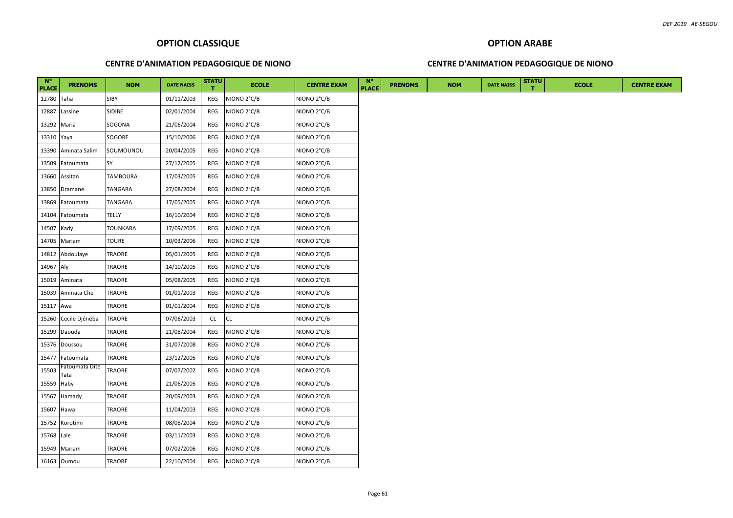## OPTION CLASSIQUE

### CENTRE D'ANIMATION PEDAGOGIQUE DE NIONO

| N° PLACE | PRENOMS | NOM | DATE NAISS | STATUT | ECOLE | CENTRE EXAM |
|---|---|---|---|---|---|---|
| 12780 | Taha | SIBY | 01/11/2003 | REG | NIONO 2°C/B | NIONO 2°C/B |
| 12887 | Lassine | SIDIBE | 02/01/2004 | REG | NIONO 2°C/B | NIONO 2°C/B |
| 13292 | Maria | SOGONA | 21/06/2004 | REG | NIONO 2°C/B | NIONO 2°C/B |
| 13310 | Yaya | SOGORE | 15/10/2006 | REG | NIONO 2°C/B | NIONO 2°C/B |
| 13390 | Aminata Salim | SOUMOUNOU | 20/04/2005 | REG | NIONO 2°C/B | NIONO 2°C/B |
| 13509 | Fatoumata | SY | 27/12/2005 | REG | NIONO 2°C/B | NIONO 2°C/B |
| 13660 | Assitan | TAMBOURA | 17/03/2005 | REG | NIONO 2°C/B | NIONO 2°C/B |
| 13850 | Dramane | TANGARA | 27/08/2004 | REG | NIONO 2°C/B | NIONO 2°C/B |
| 13869 | Fatoumata | TANGARA | 17/05/2005 | REG | NIONO 2°C/B | NIONO 2°C/B |
| 14104 | Fatoumata | TELLY | 16/10/2004 | REG | NIONO 2°C/B | NIONO 2°C/B |
| 14507 | Kady | TOUNKARA | 17/09/2005 | REG | NIONO 2°C/B | NIONO 2°C/B |
| 14705 | Mariam | TOURE | 10/03/2006 | REG | NIONO 2°C/B | NIONO 2°C/B |
| 14812 | Abdoulaye | TRAORE | 05/01/2005 | REG | NIONO 2°C/B | NIONO 2°C/B |
| 14967 | Aly | TRAORE | 14/10/2005 | REG | NIONO 2°C/B | NIONO 2°C/B |
| 15019 | Aminata | TRAORE | 05/08/2005 | REG | NIONO 2°C/B | NIONO 2°C/B |
| 15039 | Aminata Che | TRAORE | 01/01/2003 | REG | NIONO 2°C/B | NIONO 2°C/B |
| 15117 | Awa | TRAORE | 01/01/2004 | REG | NIONO 2°C/B | NIONO 2°C/B |
| 15260 | Cecile Djénéba | TRAORE | 07/06/2003 | CL | CL | NIONO 2°C/B |
| 15299 | Daouda | TRAORE | 21/08/2004 | REG | NIONO 2°C/B | NIONO 2°C/B |
| 15376 | Doussou | TRAORE | 31/07/2008 | REG | NIONO 2°C/B | NIONO 2°C/B |
| 15477 | Fatoumata | TRAORE | 23/12/2005 | REG | NIONO 2°C/B | NIONO 2°C/B |
| 15503 | Fatoumata Dite Tata | TRAORE | 07/07/2002 | REG | NIONO 2°C/B | NIONO 2°C/B |
| 15559 | Haby | TRAORE | 21/06/2005 | REG | NIONO 2°C/B | NIONO 2°C/B |
| 15567 | Hamady | TRAORE | 20/09/2003 | REG | NIONO 2°C/B | NIONO 2°C/B |
| 15607 | Hawa | TRAORE | 11/04/2003 | REG | NIONO 2°C/B | NIONO 2°C/B |
| 15752 | Korotimi | TRAORE | 08/08/2004 | REG | NIONO 2°C/B | NIONO 2°C/B |
| 15768 | Lale | TRAORE | 03/11/2003 | REG | NIONO 2°C/B | NIONO 2°C/B |
| 15949 | Mariam | TRAORE | 07/02/2006 | REG | NIONO 2°C/B | NIONO 2°C/B |
| 16163 | Oumou | TRAORE | 22/10/2004 | REG | NIONO 2°C/B | NIONO 2°C/B |

## OPTION ARABE

### CENTRE D'ANIMATION PEDAGOGIQUE DE NIONO

| N° PLACE | PRENOMS | NOM | DATE NAISS | STATUT | ECOLE | CENTRE EXAM |
|---|---|---|---|---|---|---|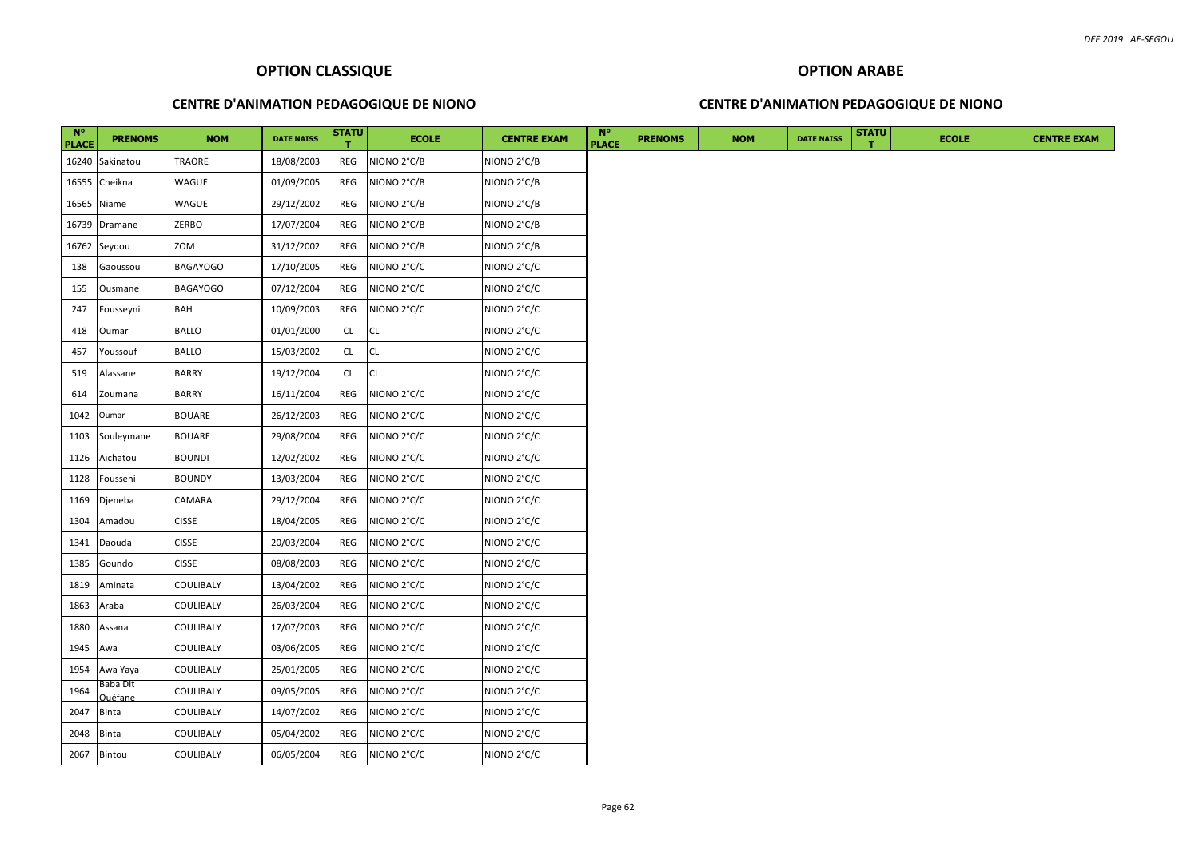## OPTION CLASSIQUE

### CENTRE D'ANIMATION PEDAGOGIQUE DE NIONO

| N° PLACE | PRENOMS | NOM | DATE NAISS | STATUT | ECOLE | CENTRE EXAM |
|---|---|---|---|---|---|---|
| 16240 | Sakinatou | TRAORE | 18/08/2003 | REG | NIONO 2°C/B | NIONO 2°C/B |
| 16555 | Cheikna | WAGUE | 01/09/2005 | REG | NIONO 2°C/B | NIONO 2°C/B |
| 16565 | Niame | WAGUE | 29/12/2002 | REG | NIONO 2°C/B | NIONO 2°C/B |
| 16739 | Dramane | ZERBO | 17/07/2004 | REG | NIONO 2°C/B | NIONO 2°C/B |
| 16762 | Seydou | ZOM | 31/12/2002 | REG | NIONO 2°C/B | NIONO 2°C/B |
| 138 | Gaoussou | BAGAYOGO | 17/10/2005 | REG | NIONO 2°C/C | NIONO 2°C/C |
| 155 | Ousmane | BAGAYOGO | 07/12/2004 | REG | NIONO 2°C/C | NIONO 2°C/C |
| 247 | Fousseyni | BAH | 10/09/2003 | REG | NIONO 2°C/C | NIONO 2°C/C |
| 418 | Oumar | BALLO | 01/01/2000 | CL | CL | NIONO 2°C/C |
| 457 | Youssouf | BALLO | 15/03/2002 | CL | CL | NIONO 2°C/C |
| 519 | Alassane | BARRY | 19/12/2004 | CL | CL | NIONO 2°C/C |
| 614 | Zoumana | BARRY | 16/11/2004 | REG | NIONO 2°C/C | NIONO 2°C/C |
| 1042 | Oumar | BOUARE | 26/12/2003 | REG | NIONO 2°C/C | NIONO 2°C/C |
| 1103 | Souleymane | BOUARE | 29/08/2004 | REG | NIONO 2°C/C | NIONO 2°C/C |
| 1126 | Aïchatou | BOUNDI | 12/02/2002 | REG | NIONO 2°C/C | NIONO 2°C/C |
| 1128 | Fousseni | BOUNDY | 13/03/2004 | REG | NIONO 2°C/C | NIONO 2°C/C |
| 1169 | Djeneba | CAMARA | 29/12/2004 | REG | NIONO 2°C/C | NIONO 2°C/C |
| 1304 | Amadou | CISSE | 18/04/2005 | REG | NIONO 2°C/C | NIONO 2°C/C |
| 1341 | Daouda | CISSE | 20/03/2004 | REG | NIONO 2°C/C | NIONO 2°C/C |
| 1385 | Goundo | CISSE | 08/08/2003 | REG | NIONO 2°C/C | NIONO 2°C/C |
| 1819 | Aminata | COULIBALY | 13/04/2002 | REG | NIONO 2°C/C | NIONO 2°C/C |
| 1863 | Araba | COULIBALY | 26/03/2004 | REG | NIONO 2°C/C | NIONO 2°C/C |
| 1880 | Assana | COULIBALY | 17/07/2003 | REG | NIONO 2°C/C | NIONO 2°C/C |
| 1945 | Awa | COULIBALY | 03/06/2005 | REG | NIONO 2°C/C | NIONO 2°C/C |
| 1954 | Awa Yaya | COULIBALY | 25/01/2005 | REG | NIONO 2°C/C | NIONO 2°C/C |
| 1964 | Baba Dit Ouéfane | COULIBALY | 09/05/2005 | REG | NIONO 2°C/C | NIONO 2°C/C |
| 2047 | Binta | COULIBALY | 14/07/2002 | REG | NIONO 2°C/C | NIONO 2°C/C |
| 2048 | Binta | COULIBALY | 05/04/2002 | REG | NIONO 2°C/C | NIONO 2°C/C |
| 2067 | Bintou | COULIBALY | 06/05/2004 | REG | NIONO 2°C/C | NIONO 2°C/C |

## OPTION ARABE

### CENTRE D'ANIMATION PEDAGOGIQUE DE NIONO

| N° PLACE | PRENOMS | NOM | DATE NAISS | STATUT | ECOLE | CENTRE EXAM |
|---|---|---|---|---|---|---|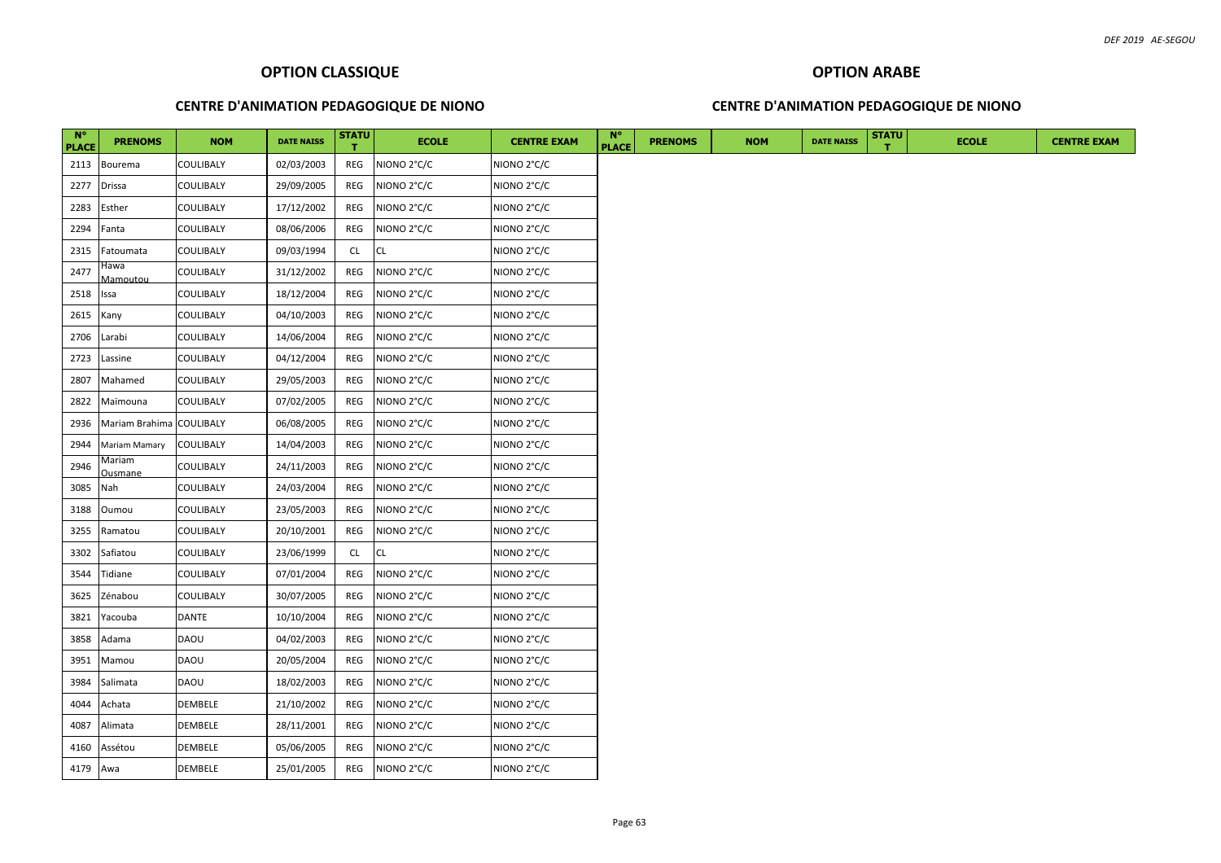## OPTION CLASSIQUE

### CENTRE D'ANIMATION PEDAGOGIQUE DE NIONO

| N° PLACE | PRENOMS | NOM | DATE NAISS | STATUT | ECOLE | CENTRE EXAM |
|---|---|---|---|---|---|---|
| 2113 | Bourema | COULIBALY | 02/03/2003 | REG | NIONO 2°C/C | NIONO 2°C/C |
| 2277 | Drissa | COULIBALY | 29/09/2005 | REG | NIONO 2°C/C | NIONO 2°C/C |
| 2283 | Esther | COULIBALY | 17/12/2002 | REG | NIONO 2°C/C | NIONO 2°C/C |
| 2294 | Fanta | COULIBALY | 08/06/2006 | REG | NIONO 2°C/C | NIONO 2°C/C |
| 2315 | Fatoumata | COULIBALY | 09/03/1994 | CL | CL | NIONO 2°C/C |
| 2477 | Hawa Mamoutou | COULIBALY | 31/12/2002 | REG | NIONO 2°C/C | NIONO 2°C/C |
| 2518 | Issa | COULIBALY | 18/12/2004 | REG | NIONO 2°C/C | NIONO 2°C/C |
| 2615 | Kany | COULIBALY | 04/10/2003 | REG | NIONO 2°C/C | NIONO 2°C/C |
| 2706 | Larabi | COULIBALY | 14/06/2004 | REG | NIONO 2°C/C | NIONO 2°C/C |
| 2723 | Lassine | COULIBALY | 04/12/2004 | REG | NIONO 2°C/C | NIONO 2°C/C |
| 2807 | Mahamed | COULIBALY | 29/05/2003 | REG | NIONO 2°C/C | NIONO 2°C/C |
| 2822 | Maïmouna | COULIBALY | 07/02/2005 | REG | NIONO 2°C/C | NIONO 2°C/C |
| 2936 | Mariam Brahima | COULIBALY | 06/08/2005 | REG | NIONO 2°C/C | NIONO 2°C/C |
| 2944 | Mariam Mamary | COULIBALY | 14/04/2003 | REG | NIONO 2°C/C | NIONO 2°C/C |
| 2946 | Mariam Ousmane | COULIBALY | 24/11/2003 | REG | NIONO 2°C/C | NIONO 2°C/C |
| 3085 | Nah | COULIBALY | 24/03/2004 | REG | NIONO 2°C/C | NIONO 2°C/C |
| 3188 | Oumou | COULIBALY | 23/05/2003 | REG | NIONO 2°C/C | NIONO 2°C/C |
| 3255 | Ramatou | COULIBALY | 20/10/2001 | REG | NIONO 2°C/C | NIONO 2°C/C |
| 3302 | Safiatou | COULIBALY | 23/06/1999 | CL | CL | NIONO 2°C/C |
| 3544 | Tidiane | COULIBALY | 07/01/2004 | REG | NIONO 2°C/C | NIONO 2°C/C |
| 3625 | Zénabou | COULIBALY | 30/07/2005 | REG | NIONO 2°C/C | NIONO 2°C/C |
| 3821 | Yacouba | DANTE | 10/10/2004 | REG | NIONO 2°C/C | NIONO 2°C/C |
| 3858 | Adama | DAOU | 04/02/2003 | REG | NIONO 2°C/C | NIONO 2°C/C |
| 3951 | Mamou | DAOU | 20/05/2004 | REG | NIONO 2°C/C | NIONO 2°C/C |
| 3984 | Salimata | DAOU | 18/02/2003 | REG | NIONO 2°C/C | NIONO 2°C/C |
| 4044 | Achata | DEMBELE | 21/10/2002 | REG | NIONO 2°C/C | NIONO 2°C/C |
| 4087 | Alimata | DEMBELE | 28/11/2001 | REG | NIONO 2°C/C | NIONO 2°C/C |
| 4160 | Assétou | DEMBELE | 05/06/2005 | REG | NIONO 2°C/C | NIONO 2°C/C |
| 4179 | Awa | DEMBELE | 25/01/2005 | REG | NIONO 2°C/C | NIONO 2°C/C |

## OPTION ARABE

### CENTRE D'ANIMATION PEDAGOGIQUE DE NIONO

| N° PLACE | PRENOMS | NOM | DATE NAISS | STATUT | ECOLE | CENTRE EXAM |
|---|---|---|---|---|---|---|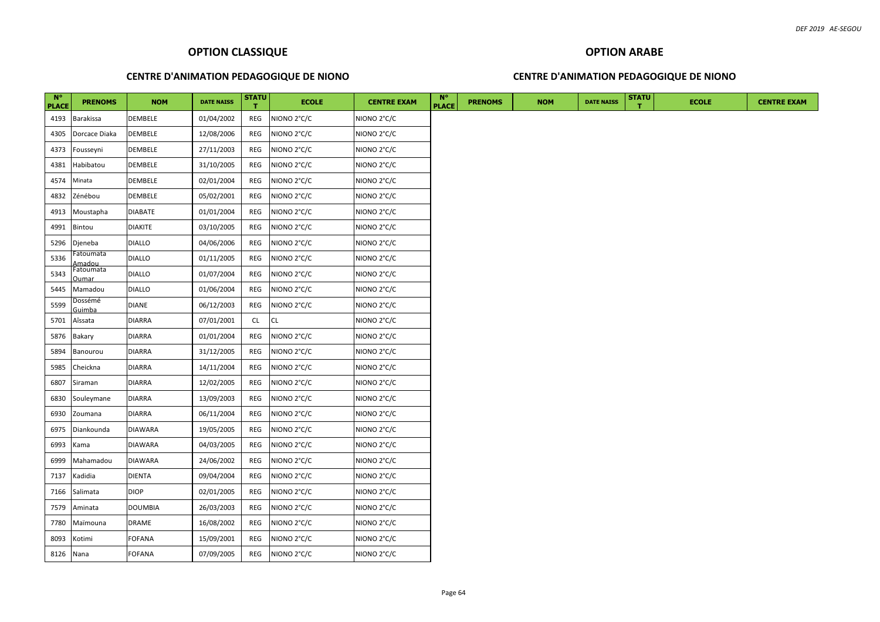## OPTION CLASSIQUE

### CENTRE D'ANIMATION PEDAGOGIQUE DE NIONO

| N° PLACE | PRENOMS | NOM | DATE NAISS | STATUT | ECOLE | CENTRE EXAM |
|---|---|---|---|---|---|---|
| 4193 | Barakissa | DEMBELE | 01/04/2002 | REG | NIONO 2°C/C | NIONO 2°C/C |
| 4305 | Dorcace Diaka | DEMBELE | 12/08/2006 | REG | NIONO 2°C/C | NIONO 2°C/C |
| 4373 | Fousseyni | DEMBELE | 27/11/2003 | REG | NIONO 2°C/C | NIONO 2°C/C |
| 4381 | Habibatou | DEMBELE | 31/10/2005 | REG | NIONO 2°C/C | NIONO 2°C/C |
| 4574 | Minata | DEMBELE | 02/01/2004 | REG | NIONO 2°C/C | NIONO 2°C/C |
| 4832 | Zénébou | DEMBELE | 05/02/2001 | REG | NIONO 2°C/C | NIONO 2°C/C |
| 4913 | Moustapha | DIABATE | 01/01/2004 | REG | NIONO 2°C/C | NIONO 2°C/C |
| 4991 | Bintou | DIAKITE | 03/10/2005 | REG | NIONO 2°C/C | NIONO 2°C/C |
| 5296 | Djeneba | DIALLO | 04/06/2006 | REG | NIONO 2°C/C | NIONO 2°C/C |
| 5336 | Fatoumata Amadou | DIALLO | 01/11/2005 | REG | NIONO 2°C/C | NIONO 2°C/C |
| 5343 | Fatoumata Oumar | DIALLO | 01/07/2004 | REG | NIONO 2°C/C | NIONO 2°C/C |
| 5445 | Mamadou | DIALLO | 01/06/2004 | REG | NIONO 2°C/C | NIONO 2°C/C |
| 5599 | Dossémé Guimba | DIANE | 06/12/2003 | REG | NIONO 2°C/C | NIONO 2°C/C |
| 5701 | Aîssata | DIARRA | 07/01/2001 | CL | CL | NIONO 2°C/C |
| 5876 | Bakary | DIARRA | 01/01/2004 | REG | NIONO 2°C/C | NIONO 2°C/C |
| 5894 | Banourou | DIARRA | 31/12/2005 | REG | NIONO 2°C/C | NIONO 2°C/C |
| 5985 | Cheickna | DIARRA | 14/11/2004 | REG | NIONO 2°C/C | NIONO 2°C/C |
| 6807 | Siraman | DIARRA | 12/02/2005 | REG | NIONO 2°C/C | NIONO 2°C/C |
| 6830 | Souleymane | DIARRA | 13/09/2003 | REG | NIONO 2°C/C | NIONO 2°C/C |
| 6930 | Zoumana | DIARRA | 06/11/2004 | REG | NIONO 2°C/C | NIONO 2°C/C |
| 6975 | Diankounda | DIAWARA | 19/05/2005 | REG | NIONO 2°C/C | NIONO 2°C/C |
| 6993 | Kama | DIAWARA | 04/03/2005 | REG | NIONO 2°C/C | NIONO 2°C/C |
| 6999 | Mahamadou | DIAWARA | 24/06/2002 | REG | NIONO 2°C/C | NIONO 2°C/C |
| 7137 | Kadidia | DIENTA | 09/04/2004 | REG | NIONO 2°C/C | NIONO 2°C/C |
| 7166 | Salimata | DIOP | 02/01/2005 | REG | NIONO 2°C/C | NIONO 2°C/C |
| 7579 | Aminata | DOUMBIA | 26/03/2003 | REG | NIONO 2°C/C | NIONO 2°C/C |
| 7780 | Maïmouna | DRAME | 16/08/2002 | REG | NIONO 2°C/C | NIONO 2°C/C |
| 8093 | Kotimi | FOFANA | 15/09/2001 | REG | NIONO 2°C/C | NIONO 2°C/C |
| 8126 | Nana | FOFANA | 07/09/2005 | REG | NIONO 2°C/C | NIONO 2°C/C |

## OPTION ARABE

### CENTRE D'ANIMATION PEDAGOGIQUE DE NIONO

| N° PLACE | PRENOMS | NOM | DATE NAISS | STATUT | ECOLE | CENTRE EXAM |
|---|---|---|---|---|---|---|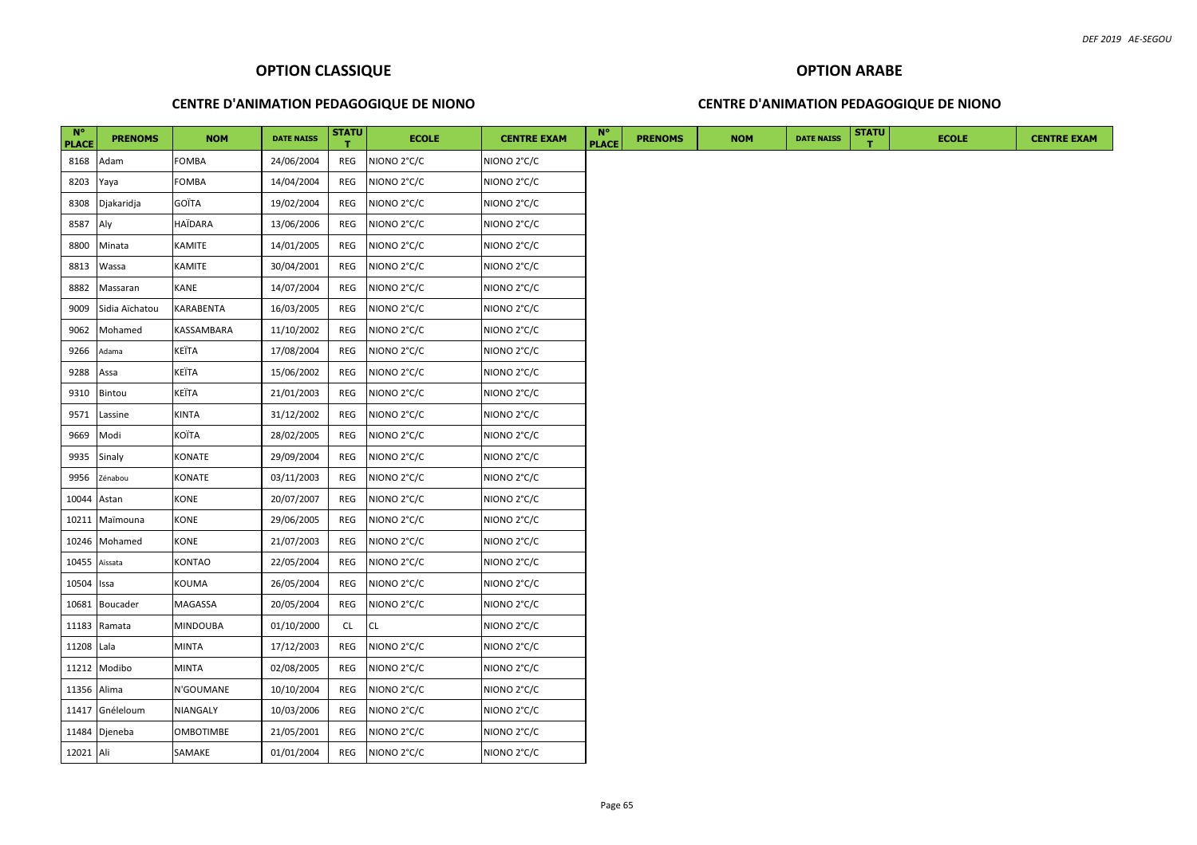## OPTION CLASSIQUE

### CENTRE D'ANIMATION PEDAGOGIQUE DE NIONO

| N° PLACE | PRENOMS | NOM | DATE NAISS | STATUT | ECOLE | CENTRE EXAM |
|---|---|---|---|---|---|---|
| 8168 | Adam | FOMBA | 24/06/2004 | REG | NIONO 2°C/C | NIONO 2°C/C |
| 8203 | Yaya | FOMBA | 14/04/2004 | REG | NIONO 2°C/C | NIONO 2°C/C |
| 8308 | Djakaridja | GOÏTA | 19/02/2004 | REG | NIONO 2°C/C | NIONO 2°C/C |
| 8587 | Aly | HAÏDARA | 13/06/2006 | REG | NIONO 2°C/C | NIONO 2°C/C |
| 8800 | Minata | KAMITE | 14/01/2005 | REG | NIONO 2°C/C | NIONO 2°C/C |
| 8813 | Wassa | KAMITE | 30/04/2001 | REG | NIONO 2°C/C | NIONO 2°C/C |
| 8882 | Massaran | KANE | 14/07/2004 | REG | NIONO 2°C/C | NIONO 2°C/C |
| 9009 | Sidia Aïchatou | KARABENTA | 16/03/2005 | REG | NIONO 2°C/C | NIONO 2°C/C |
| 9062 | Mohamed | KASSAMBARA | 11/10/2002 | REG | NIONO 2°C/C | NIONO 2°C/C |
| 9266 | Adama | KEÏTA | 17/08/2004 | REG | NIONO 2°C/C | NIONO 2°C/C |
| 9288 | Assa | KEÏTA | 15/06/2002 | REG | NIONO 2°C/C | NIONO 2°C/C |
| 9310 | Bintou | KEÏTA | 21/01/2003 | REG | NIONO 2°C/C | NIONO 2°C/C |
| 9571 | Lassine | KINTA | 31/12/2002 | REG | NIONO 2°C/C | NIONO 2°C/C |
| 9669 | Modi | KOÏTA | 28/02/2005 | REG | NIONO 2°C/C | NIONO 2°C/C |
| 9935 | Sinaly | KONATE | 29/09/2004 | REG | NIONO 2°C/C | NIONO 2°C/C |
| 9956 | Zénabou | KONATE | 03/11/2003 | REG | NIONO 2°C/C | NIONO 2°C/C |
| 10044 | Astan | KONE | 20/07/2007 | REG | NIONO 2°C/C | NIONO 2°C/C |
| 10211 | Maïmouna | KONE | 29/06/2005 | REG | NIONO 2°C/C | NIONO 2°C/C |
| 10246 | Mohamed | KONE | 21/07/2003 | REG | NIONO 2°C/C | NIONO 2°C/C |
| 10455 | Aïssata | KONTAO | 22/05/2004 | REG | NIONO 2°C/C | NIONO 2°C/C |
| 10504 | Issa | KOUMA | 26/05/2004 | REG | NIONO 2°C/C | NIONO 2°C/C |
| 10681 | Boucader | MAGASSA | 20/05/2004 | REG | NIONO 2°C/C | NIONO 2°C/C |
| 11183 | Ramata | MINDOUBA | 01/10/2000 | CL | CL | NIONO 2°C/C |
| 11208 | Lala | MINTA | 17/12/2003 | REG | NIONO 2°C/C | NIONO 2°C/C |
| 11212 | Modibo | MINTA | 02/08/2005 | REG | NIONO 2°C/C | NIONO 2°C/C |
| 11356 | Alima | N'GOUMANE | 10/10/2004 | REG | NIONO 2°C/C | NIONO 2°C/C |
| 11417 | Gnéleloum | NIANGALY | 10/03/2006 | REG | NIONO 2°C/C | NIONO 2°C/C |
| 11484 | Djeneba | OMBOTIMBE | 21/05/2001 | REG | NIONO 2°C/C | NIONO 2°C/C |
| 12021 | Ali | SAMAKE | 01/01/2004 | REG | NIONO 2°C/C | NIONO 2°C/C |

## OPTION ARABE

### CENTRE D'ANIMATION PEDAGOGIQUE DE NIONO

| N° PLACE | PRENOMS | NOM | DATE NAISS | STATUT | ECOLE | CENTRE EXAM |
|---|---|---|---|---|---|---|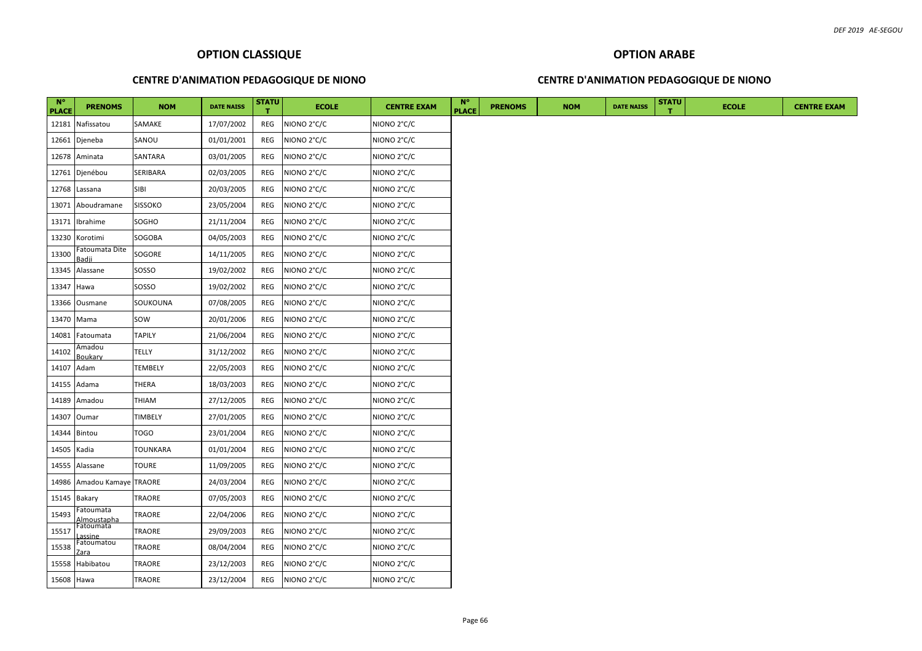## OPTION CLASSIQUE

### CENTRE D'ANIMATION PEDAGOGIQUE DE NIONO

| N° PLACE | PRENOMS | NOM | DATE NAISS | STATUT | ECOLE | CENTRE EXAM |
|---|---|---|---|---|---|---|
| 12181 | Nafissatou | SAMAKE | 17/07/2002 | REG | NIONO 2°C/C | NIONO 2°C/C |
| 12661 | Djeneba | SANOU | 01/01/2001 | REG | NIONO 2°C/C | NIONO 2°C/C |
| 12678 | Aminata | SANTARA | 03/01/2005 | REG | NIONO 2°C/C | NIONO 2°C/C |
| 12761 | Djenébou | SERIBARA | 02/03/2005 | REG | NIONO 2°C/C | NIONO 2°C/C |
| 12768 | Lassana | SIBI | 20/03/2005 | REG | NIONO 2°C/C | NIONO 2°C/C |
| 13071 | Aboudramane | SISSOKO | 23/05/2004 | REG | NIONO 2°C/C | NIONO 2°C/C |
| 13171 | Ibrahime | SOGHO | 21/11/2004 | REG | NIONO 2°C/C | NIONO 2°C/C |
| 13230 | Korotimi | SOGOBA | 04/05/2003 | REG | NIONO 2°C/C | NIONO 2°C/C |
| 13300 | Fatoumata Dite Badji | SOGORE | 14/11/2005 | REG | NIONO 2°C/C | NIONO 2°C/C |
| 13345 | Alassane | SOSSO | 19/02/2002 | REG | NIONO 2°C/C | NIONO 2°C/C |
| 13347 | Hawa | SOSSO | 19/02/2002 | REG | NIONO 2°C/C | NIONO 2°C/C |
| 13366 | Ousmane | SOUKOUNA | 07/08/2005 | REG | NIONO 2°C/C | NIONO 2°C/C |
| 13470 | Mama | SOW | 20/01/2006 | REG | NIONO 2°C/C | NIONO 2°C/C |
| 14081 | Fatoumata | TAPILY | 21/06/2004 | REG | NIONO 2°C/C | NIONO 2°C/C |
| 14102 | Amadou Boukary | TELLY | 31/12/2002 | REG | NIONO 2°C/C | NIONO 2°C/C |
| 14107 | Adam | TEMBELY | 22/05/2003 | REG | NIONO 2°C/C | NIONO 2°C/C |
| 14155 | Adama | THERA | 18/03/2003 | REG | NIONO 2°C/C | NIONO 2°C/C |
| 14189 | Amadou | THIAM | 27/12/2005 | REG | NIONO 2°C/C | NIONO 2°C/C |
| 14307 | Oumar | TIMBELY | 27/01/2005 | REG | NIONO 2°C/C | NIONO 2°C/C |
| 14344 | Bintou | TOGO | 23/01/2004 | REG | NIONO 2°C/C | NIONO 2°C/C |
| 14505 | Kadia | TOUNKARA | 01/01/2004 | REG | NIONO 2°C/C | NIONO 2°C/C |
| 14555 | Alassane | TOURE | 11/09/2005 | REG | NIONO 2°C/C | NIONO 2°C/C |
| 14986 | Amadou Kamaye | TRAORE | 24/03/2004 | REG | NIONO 2°C/C | NIONO 2°C/C |
| 15145 | Bakary | TRAORE | 07/05/2003 | REG | NIONO 2°C/C | NIONO 2°C/C |
| 15493 | Fatoumata Almoustapha | TRAORE | 22/04/2006 | REG | NIONO 2°C/C | NIONO 2°C/C |
| 15517 | Fatoumata Lassine | TRAORE | 29/09/2003 | REG | NIONO 2°C/C | NIONO 2°C/C |
| 15538 | Fatoumatou Zara | TRAORE | 08/04/2004 | REG | NIONO 2°C/C | NIONO 2°C/C |
| 15558 | Habibatou | TRAORE | 23/12/2003 | REG | NIONO 2°C/C | NIONO 2°C/C |
| 15608 | Hawa | TRAORE | 23/12/2004 | REG | NIONO 2°C/C | NIONO 2°C/C |

## OPTION ARABE

### CENTRE D'ANIMATION PEDAGOGIQUE DE NIONO

| N° PLACE | PRENOMS | NOM | DATE NAISS | STATUT | ECOLE | CENTRE EXAM |
|---|---|---|---|---|---|---|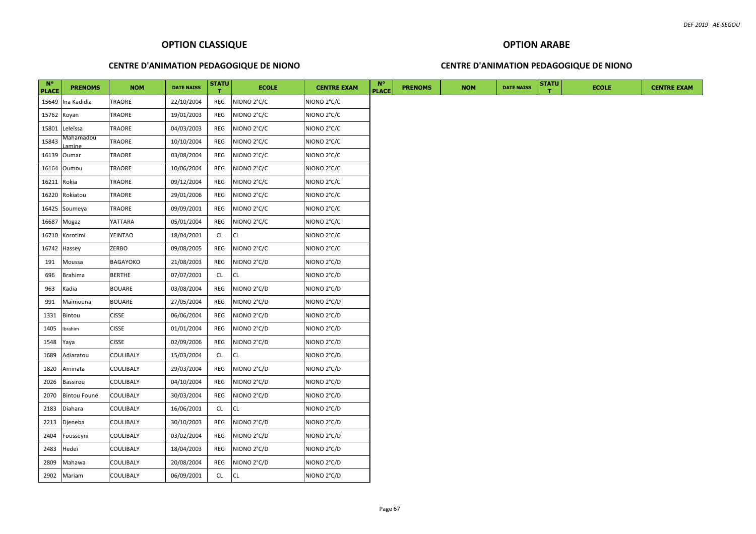## OPTION CLASSIQUE

### CENTRE D'ANIMATION PEDAGOGIQUE DE NIONO

| N° PLACE | PRENOMS | NOM | DATE NAISS | STATUT | ECOLE | CENTRE EXAM |
|---|---|---|---|---|---|---|
| 15649 | Ina Kadidia | TRAORE | 22/10/2004 | REG | NIONO 2°C/C | NIONO 2°C/C |
| 15762 | Koyan | TRAORE | 19/01/2003 | REG | NIONO 2°C/C | NIONO 2°C/C |
| 15801 | Leleïssa | TRAORE | 04/03/2003 | REG | NIONO 2°C/C | NIONO 2°C/C |
| 15843 | Mahamadou Lamine | TRAORE | 10/10/2004 | REG | NIONO 2°C/C | NIONO 2°C/C |
| 16139 | Oumar | TRAORE | 03/08/2004 | REG | NIONO 2°C/C | NIONO 2°C/C |
| 16164 | Oumou | TRAORE | 10/06/2004 | REG | NIONO 2°C/C | NIONO 2°C/C |
| 16211 | Rokia | TRAORE | 09/12/2004 | REG | NIONO 2°C/C | NIONO 2°C/C |
| 16220 | Rokiatou | TRAORE | 29/01/2006 | REG | NIONO 2°C/C | NIONO 2°C/C |
| 16425 | Soumeya | TRAORE | 09/09/2001 | REG | NIONO 2°C/C | NIONO 2°C/C |
| 16687 | Mogaz | YATTARA | 05/01/2004 | REG | NIONO 2°C/C | NIONO 2°C/C |
| 16710 | Korotimi | YEINTAO | 18/04/2001 | CL | CL | NIONO 2°C/C |
| 16742 | Hassey | ZERBO | 09/08/2005 | REG | NIONO 2°C/C | NIONO 2°C/C |
| 191 | Moussa | BAGAYOKO | 21/08/2003 | REG | NIONO 2°C/D | NIONO 2°C/D |
| 696 | Brahima | BERTHE | 07/07/2001 | CL | CL | NIONO 2°C/D |
| 963 | Kadia | BOUARE | 03/08/2004 | REG | NIONO 2°C/D | NIONO 2°C/D |
| 991 | Maïmouna | BOUARE | 27/05/2004 | REG | NIONO 2°C/D | NIONO 2°C/D |
| 1331 | Bintou | CISSE | 06/06/2004 | REG | NIONO 2°C/D | NIONO 2°C/D |
| 1405 | Ibrahim | CISSE | 01/01/2004 | REG | NIONO 2°C/D | NIONO 2°C/D |
| 1548 | Yaya | CISSE | 02/09/2006 | REG | NIONO 2°C/D | NIONO 2°C/D |
| 1689 | Adiaratou | COULIBALY | 15/03/2004 | CL | CL | NIONO 2°C/D |
| 1820 | Aminata | COULIBALY | 29/03/2004 | REG | NIONO 2°C/D | NIONO 2°C/D |
| 2026 | Bassirou | COULIBALY | 04/10/2004 | REG | NIONO 2°C/D | NIONO 2°C/D |
| 2070 | Bintou Founé | COULIBALY | 30/03/2004 | REG | NIONO 2°C/D | NIONO 2°C/D |
| 2183 | Diahara | COULIBALY | 16/06/2001 | CL | CL | NIONO 2°C/D |
| 2213 | Djeneba | COULIBALY | 30/10/2003 | REG | NIONO 2°C/D | NIONO 2°C/D |
| 2404 | Fousseyni | COULIBALY | 03/02/2004 | REG | NIONO 2°C/D | NIONO 2°C/D |
| 2483 | Hedeï | COULIBALY | 18/04/2003 | REG | NIONO 2°C/D | NIONO 2°C/D |
| 2809 | Mahawa | COULIBALY | 20/08/2004 | REG | NIONO 2°C/D | NIONO 2°C/D |
| 2902 | Mariam | COULIBALY | 06/09/2001 | CL | CL | NIONO 2°C/D |

## OPTION ARABE

### CENTRE D'ANIMATION PEDAGOGIQUE DE NIONO

| N° PLACE | PRENOMS | NOM | DATE NAISS | STATUT | ECOLE | CENTRE EXAM |
|---|---|---|---|---|---|---|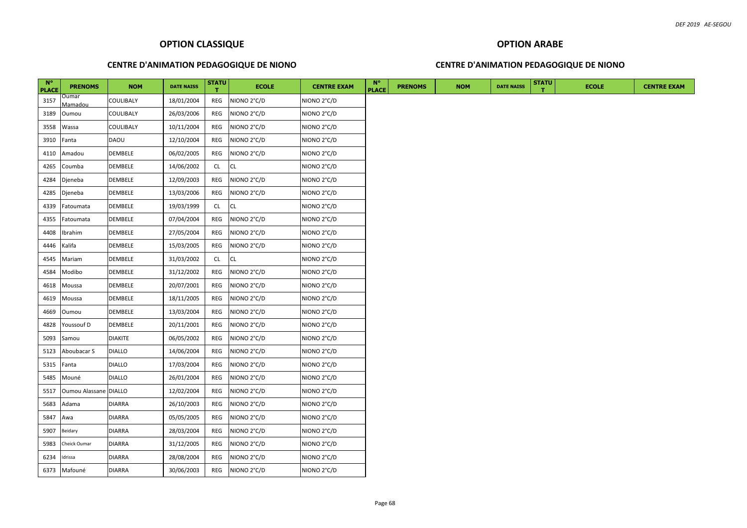## OPTION CLASSIQUE

### CENTRE D'ANIMATION PEDAGOGIQUE DE NIONO

| N° PLACE | PRENOMS | NOM | DATE NAISS | STATUT | ECOLE | CENTRE EXAM |
|---|---|---|---|---|---|---|
| 3157 | Oumar Mamadou | COULIBALY | 18/01/2004 | REG | NIONO 2°C/D | NIONO 2°C/D |
| 3189 | Oumou | COULIBALY | 26/03/2006 | REG | NIONO 2°C/D | NIONO 2°C/D |
| 3558 | Wassa | COULIBALY | 10/11/2004 | REG | NIONO 2°C/D | NIONO 2°C/D |
| 3910 | Fanta | DAOU | 12/10/2004 | REG | NIONO 2°C/D | NIONO 2°C/D |
| 4110 | Amadou | DEMBELE | 06/02/2005 | REG | NIONO 2°C/D | NIONO 2°C/D |
| 4265 | Coumba | DEMBELE | 14/06/2002 | CL | CL | NIONO 2°C/D |
| 4284 | Djeneba | DEMBELE | 12/09/2003 | REG | NIONO 2°C/D | NIONO 2°C/D |
| 4285 | Djeneba | DEMBELE | 13/03/2006 | REG | NIONO 2°C/D | NIONO 2°C/D |
| 4339 | Fatoumata | DEMBELE | 19/03/1999 | CL | CL | NIONO 2°C/D |
| 4355 | Fatoumata | DEMBELE | 07/04/2004 | REG | NIONO 2°C/D | NIONO 2°C/D |
| 4408 | Ibrahim | DEMBELE | 27/05/2004 | REG | NIONO 2°C/D | NIONO 2°C/D |
| 4446 | Kalifa | DEMBELE | 15/03/2005 | REG | NIONO 2°C/D | NIONO 2°C/D |
| 4545 | Mariam | DEMBELE | 31/03/2002 | CL | CL | NIONO 2°C/D |
| 4584 | Modibo | DEMBELE | 31/12/2002 | REG | NIONO 2°C/D | NIONO 2°C/D |
| 4618 | Moussa | DEMBELE | 20/07/2001 | REG | NIONO 2°C/D | NIONO 2°C/D |
| 4619 | Moussa | DEMBELE | 18/11/2005 | REG | NIONO 2°C/D | NIONO 2°C/D |
| 4669 | Oumou | DEMBELE | 13/03/2004 | REG | NIONO 2°C/D | NIONO 2°C/D |
| 4828 | Youssouf D | DEMBELE | 20/11/2001 | REG | NIONO 2°C/D | NIONO 2°C/D |
| 5093 | Samou | DIAKITE | 06/05/2002 | REG | NIONO 2°C/D | NIONO 2°C/D |
| 5123 | Aboubacar S | DIALLO | 14/06/2004 | REG | NIONO 2°C/D | NIONO 2°C/D |
| 5315 | Fanta | DIALLO | 17/03/2004 | REG | NIONO 2°C/D | NIONO 2°C/D |
| 5485 | Mouné | DIALLO | 26/01/2004 | REG | NIONO 2°C/D | NIONO 2°C/D |
| 5517 | Oumou Alassane | DIALLO | 12/02/2004 | REG | NIONO 2°C/D | NIONO 2°C/D |
| 5683 | Adama | DIARRA | 26/10/2003 | REG | NIONO 2°C/D | NIONO 2°C/D |
| 5847 | Awa | DIARRA | 05/05/2005 | REG | NIONO 2°C/D | NIONO 2°C/D |
| 5907 | Beidary | DIARRA | 28/03/2004 | REG | NIONO 2°C/D | NIONO 2°C/D |
| 5983 | Cheick Oumar | DIARRA | 31/12/2005 | REG | NIONO 2°C/D | NIONO 2°C/D |
| 6234 | Idrissa | DIARRA | 28/08/2004 | REG | NIONO 2°C/D | NIONO 2°C/D |
| 6373 | Mafouné | DIARRA | 30/06/2003 | REG | NIONO 2°C/D | NIONO 2°C/D |

## OPTION ARABE

### CENTRE D'ANIMATION PEDAGOGIQUE DE NIONO

| N° PLACE | PRENOMS | NOM | DATE NAISS | STATUT | ECOLE | CENTRE EXAM |
|---|---|---|---|---|---|---|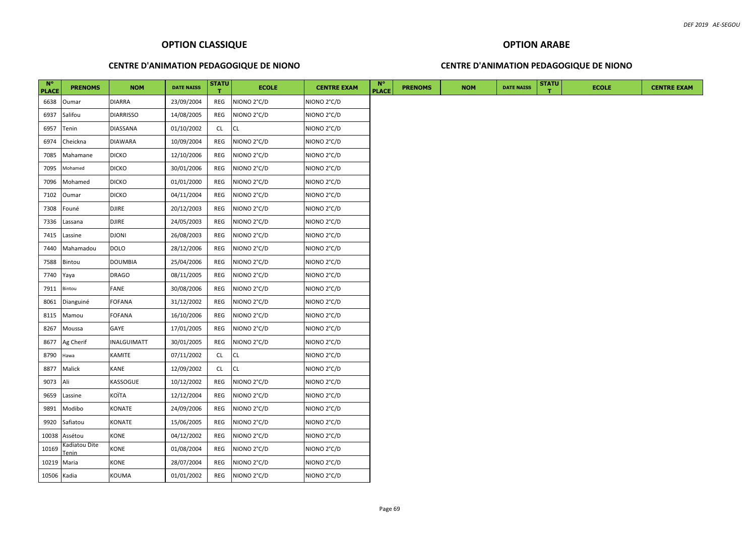## OPTION CLASSIQUE

### CENTRE D'ANIMATION PEDAGOGIQUE DE NIONO

| N° PLACE | PRENOMS | NOM | DATE NAISS | STATUT | ECOLE | CENTRE EXAM |
|---|---|---|---|---|---|---|
| 6638 | Oumar | DIARRA | 23/09/2004 | REG | NIONO 2°C/D | NIONO 2°C/D |
| 6937 | Salifou | DIARRISSO | 14/08/2005 | REG | NIONO 2°C/D | NIONO 2°C/D |
| 6957 | Tenin | DIASSANA | 01/10/2002 | CL | CL | NIONO 2°C/D |
| 6974 | Cheickna | DIAWARA | 10/09/2004 | REG | NIONO 2°C/D | NIONO 2°C/D |
| 7085 | Mahamane | DICKO | 12/10/2006 | REG | NIONO 2°C/D | NIONO 2°C/D |
| 7095 | Mohamed | DICKO | 30/01/2006 | REG | NIONO 2°C/D | NIONO 2°C/D |
| 7096 | Mohamed | DICKO | 01/01/2000 | REG | NIONO 2°C/D | NIONO 2°C/D |
| 7102 | Oumar | DICKO | 04/11/2004 | REG | NIONO 2°C/D | NIONO 2°C/D |
| 7308 | Founé | DJIRE | 20/12/2003 | REG | NIONO 2°C/D | NIONO 2°C/D |
| 7336 | Lassana | DJIRE | 24/05/2003 | REG | NIONO 2°C/D | NIONO 2°C/D |
| 7415 | Lassine | DJONI | 26/08/2003 | REG | NIONO 2°C/D | NIONO 2°C/D |
| 7440 | Mahamadou | DOLO | 28/12/2006 | REG | NIONO 2°C/D | NIONO 2°C/D |
| 7588 | Bintou | DOUMBIA | 25/04/2006 | REG | NIONO 2°C/D | NIONO 2°C/D |
| 7740 | Yaya | DRAGO | 08/11/2005 | REG | NIONO 2°C/D | NIONO 2°C/D |
| 7911 | Bintou | FANE | 30/08/2006 | REG | NIONO 2°C/D | NIONO 2°C/D |
| 8061 | Dianguiné | FOFANA | 31/12/2002 | REG | NIONO 2°C/D | NIONO 2°C/D |
| 8115 | Mamou | FOFANA | 16/10/2006 | REG | NIONO 2°C/D | NIONO 2°C/D |
| 8267 | Moussa | GAYE | 17/01/2005 | REG | NIONO 2°C/D | NIONO 2°C/D |
| 8677 | Ag Cherif | INALGUIMATT | 30/01/2005 | REG | NIONO 2°C/D | NIONO 2°C/D |
| 8790 | Hawa | KAMITE | 07/11/2002 | CL | CL | NIONO 2°C/D |
| 8877 | Malick | KANE | 12/09/2002 | CL | CL | NIONO 2°C/D |
| 9073 | Ali | KASSOGUE | 10/12/2002 | REG | NIONO 2°C/D | NIONO 2°C/D |
| 9659 | Lassine | KOÏTA | 12/12/2004 | REG | NIONO 2°C/D | NIONO 2°C/D |
| 9891 | Modibo | KONATE | 24/09/2006 | REG | NIONO 2°C/D | NIONO 2°C/D |
| 9920 | Safiatou | KONATE | 15/06/2005 | REG | NIONO 2°C/D | NIONO 2°C/D |
| 10038 | Assétou | KONE | 04/12/2002 | REG | NIONO 2°C/D | NIONO 2°C/D |
| 10169 | Kadiatou Dite Tenin | KONE | 01/08/2004 | REG | NIONO 2°C/D | NIONO 2°C/D |
| 10219 | Maria | KONE | 28/07/2004 | REG | NIONO 2°C/D | NIONO 2°C/D |
| 10506 | Kadia | KOUMA | 01/01/2002 | REG | NIONO 2°C/D | NIONO 2°C/D |

## OPTION ARABE

### CENTRE D'ANIMATION PEDAGOGIQUE DE NIONO

| N° PLACE | PRENOMS | NOM | DATE NAISS | STATUT | ECOLE | CENTRE EXAM |
|---|---|---|---|---|---|---|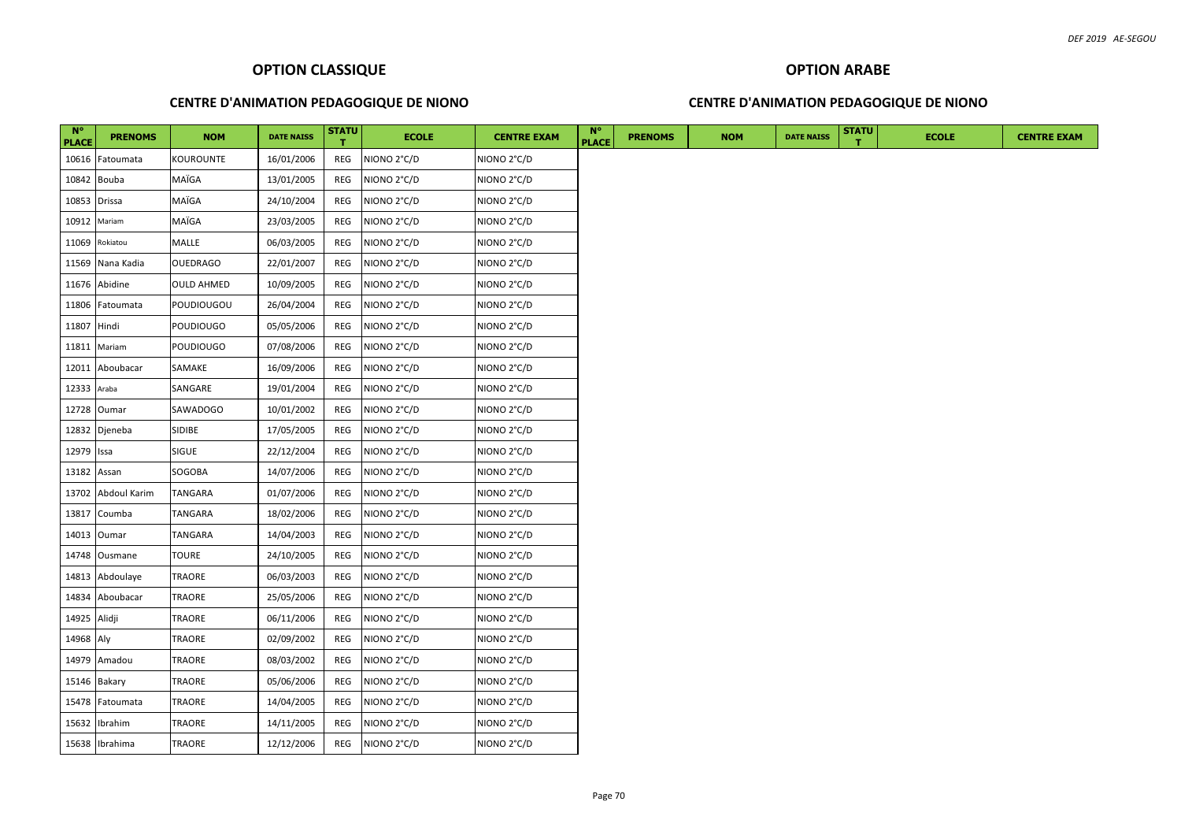## OPTION CLASSIQUE

### CENTRE D'ANIMATION PEDAGOGIQUE DE NIONO

| N° PLACE | PRENOMS | NOM | DATE NAISS | STATUT | ECOLE | CENTRE EXAM |
|---|---|---|---|---|---|---|
| 10616 | Fatoumata | KOUROUNTE | 16/01/2006 | REG | NIONO 2°C/D | NIONO 2°C/D |
| 10842 | Bouba | MAÏGA | 13/01/2005 | REG | NIONO 2°C/D | NIONO 2°C/D |
| 10853 | Drissa | MAÏGA | 24/10/2004 | REG | NIONO 2°C/D | NIONO 2°C/D |
| 10912 | Mariam | MAÏGA | 23/03/2005 | REG | NIONO 2°C/D | NIONO 2°C/D |
| 11069 | Rokiatou | MALLE | 06/03/2005 | REG | NIONO 2°C/D | NIONO 2°C/D |
| 11569 | Nana Kadia | OUEDRAGO | 22/01/2007 | REG | NIONO 2°C/D | NIONO 2°C/D |
| 11676 | Abidine | OULD AHMED | 10/09/2005 | REG | NIONO 2°C/D | NIONO 2°C/D |
| 11806 | Fatoumata | POUDIOUGOU | 26/04/2004 | REG | NIONO 2°C/D | NIONO 2°C/D |
| 11807 | Hindi | POUDIOUGO | 05/05/2006 | REG | NIONO 2°C/D | NIONO 2°C/D |
| 11811 | Mariam | POUDIOUGO | 07/08/2006 | REG | NIONO 2°C/D | NIONO 2°C/D |
| 12011 | Aboubacar | SAMAKE | 16/09/2006 | REG | NIONO 2°C/D | NIONO 2°C/D |
| 12333 | Araba | SANGARE | 19/01/2004 | REG | NIONO 2°C/D | NIONO 2°C/D |
| 12728 | Oumar | SAWADOGO | 10/01/2002 | REG | NIONO 2°C/D | NIONO 2°C/D |
| 12832 | Djeneba | SIDIBE | 17/05/2005 | REG | NIONO 2°C/D | NIONO 2°C/D |
| 12979 | Issa | SIGUE | 22/12/2004 | REG | NIONO 2°C/D | NIONO 2°C/D |
| 13182 | Assan | SOGOBA | 14/07/2006 | REG | NIONO 2°C/D | NIONO 2°C/D |
| 13702 | Abdoul Karim | TANGARA | 01/07/2006 | REG | NIONO 2°C/D | NIONO 2°C/D |
| 13817 | Coumba | TANGARA | 18/02/2006 | REG | NIONO 2°C/D | NIONO 2°C/D |
| 14013 | Oumar | TANGARA | 14/04/2003 | REG | NIONO 2°C/D | NIONO 2°C/D |
| 14748 | Ousmane | TOURE | 24/10/2005 | REG | NIONO 2°C/D | NIONO 2°C/D |
| 14813 | Abdoulaye | TRAORE | 06/03/2003 | REG | NIONO 2°C/D | NIONO 2°C/D |
| 14834 | Aboubacar | TRAORE | 25/05/2006 | REG | NIONO 2°C/D | NIONO 2°C/D |
| 14925 | Alidji | TRAORE | 06/11/2006 | REG | NIONO 2°C/D | NIONO 2°C/D |
| 14968 | Aly | TRAORE | 02/09/2002 | REG | NIONO 2°C/D | NIONO 2°C/D |
| 14979 | Amadou | TRAORE | 08/03/2002 | REG | NIONO 2°C/D | NIONO 2°C/D |
| 15146 | Bakary | TRAORE | 05/06/2006 | REG | NIONO 2°C/D | NIONO 2°C/D |
| 15478 | Fatoumata | TRAORE | 14/04/2005 | REG | NIONO 2°C/D | NIONO 2°C/D |
| 15632 | Ibrahim | TRAORE | 14/11/2005 | REG | NIONO 2°C/D | NIONO 2°C/D |
| 15638 | Ibrahima | TRAORE | 12/12/2006 | REG | NIONO 2°C/D | NIONO 2°C/D |

## OPTION ARABE

### CENTRE D'ANIMATION PEDAGOGIQUE DE NIONO

| N° PLACE | PRENOMS | NOM | DATE NAISS | STATUT | ECOLE | CENTRE EXAM |
|---|---|---|---|---|---|---|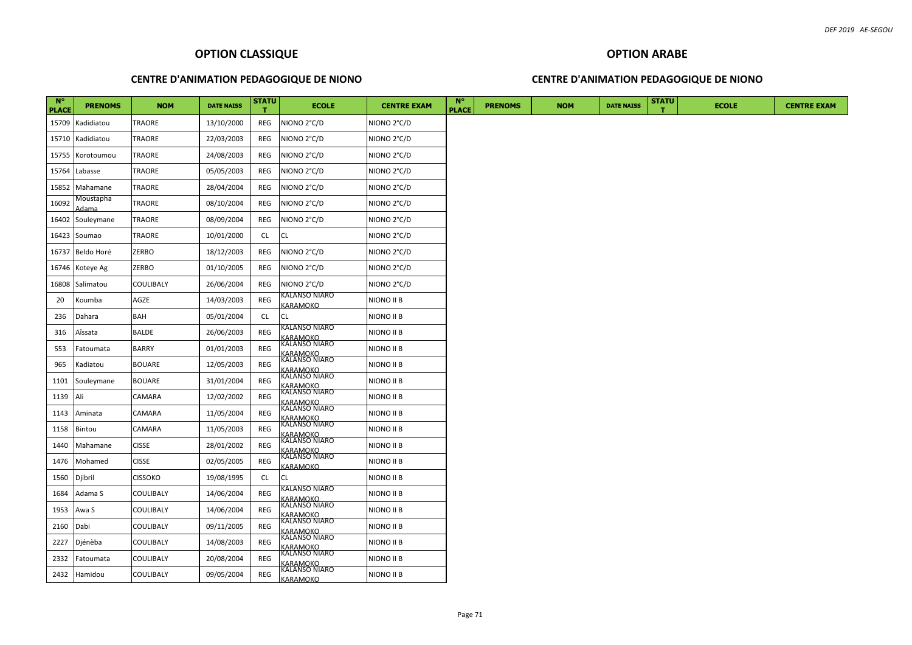## OPTION CLASSIQUE

### CENTRE D'ANIMATION PEDAGOGIQUE DE NIONO

| N° PLACE | PRENOMS | NOM | DATE NAISS | STATUT | ECOLE | CENTRE EXAM |
|---|---|---|---|---|---|---|
| 15709 | Kadidiatou | TRAORE | 13/10/2000 | REG | NIONO 2°C/D | NIONO 2°C/D |
| 15710 | Kadidiatou | TRAORE | 22/03/2003 | REG | NIONO 2°C/D | NIONO 2°C/D |
| 15755 | Korotoumou | TRAORE | 24/08/2003 | REG | NIONO 2°C/D | NIONO 2°C/D |
| 15764 | Labasse | TRAORE | 05/05/2003 | REG | NIONO 2°C/D | NIONO 2°C/D |
| 15852 | Mahamane | TRAORE | 28/04/2004 | REG | NIONO 2°C/D | NIONO 2°C/D |
| 16092 | Moustapha Adama | TRAORE | 08/10/2004 | REG | NIONO 2°C/D | NIONO 2°C/D |
| 16402 | Souleymane | TRAORE | 08/09/2004 | REG | NIONO 2°C/D | NIONO 2°C/D |
| 16423 | Soumao | TRAORE | 10/01/2000 | CL | CL | NIONO 2°C/D |
| 16737 | Beldo Horé | ZERBO | 18/12/2003 | REG | NIONO 2°C/D | NIONO 2°C/D |
| 16746 | Koteye Ag | ZERBO | 01/10/2005 | REG | NIONO 2°C/D | NIONO 2°C/D |
| 16808 | Salimatou | COULIBALY | 26/06/2004 | REG | NIONO 2°C/D | NIONO 2°C/D |
| 20 | Koumba | AGZE | 14/03/2003 | REG | KALANSO NIARO KARAMOKO | NIONO II B |
| 236 | Dahara | BAH | 05/01/2004 | CL | CL | NIONO II B |
| 316 | Aîssata | BALDE | 26/06/2003 | REG | KALANSO NIARO KARAMOKO | NIONO II B |
| 553 | Fatoumata | BARRY | 01/01/2003 | REG | KALANSO NIARO KARAMOKO | NIONO II B |
| 965 | Kadiatou | BOUARE | 12/05/2003 | REG | KALANSO NIARO KARAMOKO | NIONO II B |
| 1101 | Souleymane | BOUARE | 31/01/2004 | REG | KALANSO NIARO KARAMOKO | NIONO II B |
| 1139 | Ali | CAMARA | 12/02/2002 | REG | KALANSO NIARO KARAMOKO | NIONO II B |
| 1143 | Aminata | CAMARA | 11/05/2004 | REG | KALANSO NIARO KARAMOKO | NIONO II B |
| 1158 | Bintou | CAMARA | 11/05/2003 | REG | KALANSO NIARO KARAMOKO | NIONO II B |
| 1440 | Mahamane | CISSE | 28/01/2002 | REG | KALANSO NIARO KARAMOKO | NIONO II B |
| 1476 | Mohamed | CISSE | 02/05/2005 | REG | KALANSO NIARO KARAMOKO | NIONO II B |
| 1560 | Djibril | CISSOKO | 19/08/1995 | CL | CL | NIONO II B |
| 1684 | Adama S | COULIBALY | 14/06/2004 | REG | KALANSO NIARO KARAMOKO | NIONO II B |
| 1953 | Awa S | COULIBALY | 14/06/2004 | REG | KALANSO NIARO KARAMOKO | NIONO II B |
| 2160 | Dabi | COULIBALY | 09/11/2005 | REG | KALANSO NIARO KARAMOKO | NIONO II B |
| 2227 | Djénèba | COULIBALY | 14/08/2003 | REG | KALANSO NIARO KARAMOKO | NIONO II B |
| 2332 | Fatoumata | COULIBALY | 20/08/2004 | REG | KALANSO NIARO KARAMOKO | NIONO II B |
| 2432 | Hamidou | COULIBALY | 09/05/2004 | REG | KALANSO NIARO KARAMOKO | NIONO II B |

## OPTION ARABE

### CENTRE D'ANIMATION PEDAGOGIQUE DE NIONO

| N° PLACE | PRENOMS | NOM | DATE NAISS | STATUT | ECOLE | CENTRE EXAM |
|---|---|---|---|---|---|---|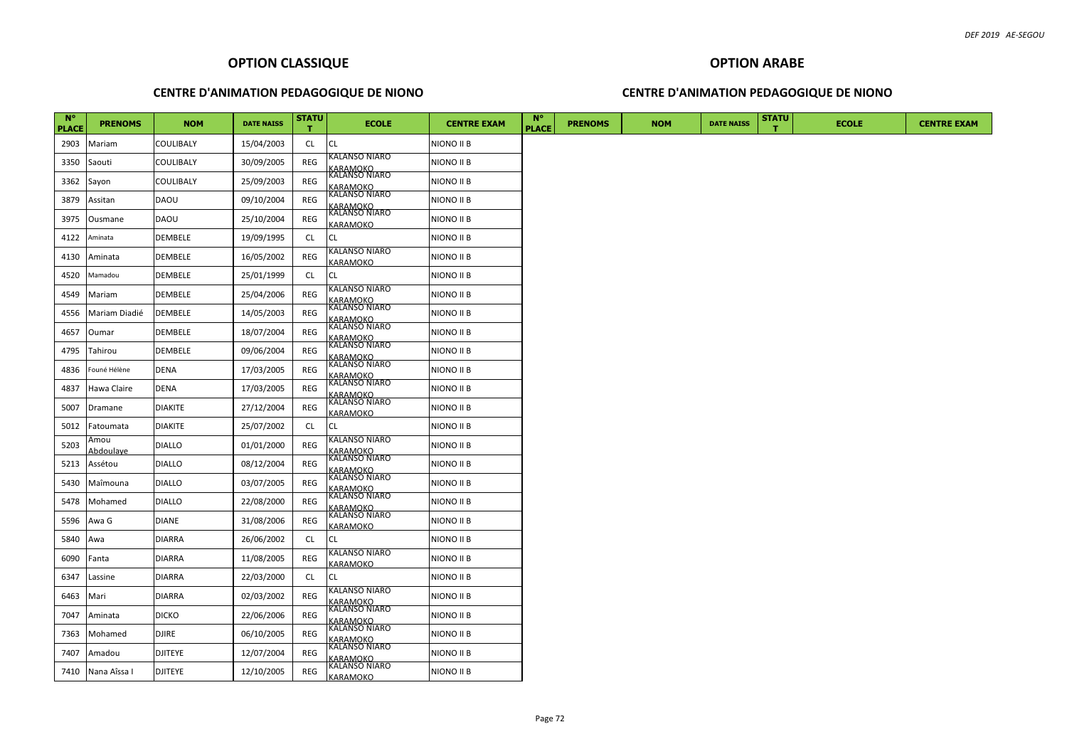## OPTION CLASSIQUE

### CENTRE D'ANIMATION PEDAGOGIQUE DE NIONO

| N° PLACE | PRENOMS | NOM | DATE NAISS | STATUT | ECOLE | CENTRE EXAM |
|---|---|---|---|---|---|---|
| 2903 | Mariam | COULIBALY | 15/04/2003 | CL | CL | NIONO II B |
| 3350 | Saouti | COULIBALY | 30/09/2005 | REG | KALANSO NIARO KARAMOKO | NIONO II B |
| 3362 | Sayon | COULIBALY | 25/09/2003 | REG | KALANSO NIARO KARAMOKO | NIONO II B |
| 3879 | Assitan | DAOU | 09/10/2004 | REG | KALANSO NIARO KARAMOKO | NIONO II B |
| 3975 | Ousmane | DAOU | 25/10/2004 | REG | KALANSO NIARO KARAMOKO | NIONO II B |
| 4122 | Aminata | DEMBELE | 19/09/1995 | CL | CL | NIONO II B |
| 4130 | Aminata | DEMBELE | 16/05/2002 | REG | KALANSO NIARO KARAMOKO | NIONO II B |
| 4520 | Mamadou | DEMBELE | 25/01/1999 | CL | CL | NIONO II B |
| 4549 | Mariam | DEMBELE | 25/04/2006 | REG | KALANSO NIARO KARAMOKO | NIONO II B |
| 4556 | Mariam Diadié | DEMBELE | 14/05/2003 | REG | KALANSO NIARO KARAMOKO | NIONO II B |
| 4657 | Oumar | DEMBELE | 18/07/2004 | REG | KALANSO NIARO KARAMOKO | NIONO II B |
| 4795 | Tahirou | DEMBELE | 09/06/2004 | REG | KALANSO NIARO KARAMOKO | NIONO II B |
| 4836 | Founé Hélène | DENA | 17/03/2005 | REG | KALANSO NIARO KARAMOKO | NIONO II B |
| 4837 | Hawa Claire | DENA | 17/03/2005 | REG | KALANSO NIARO KARAMOKO | NIONO II B |
| 5007 | Dramane | DIAKITE | 27/12/2004 | REG | KALANSO NIARO KARAMOKO | NIONO II B |
| 5012 | Fatoumata | DIAKITE | 25/07/2002 | CL | CL | NIONO II B |
| 5203 | Amou Abdoulaye | DIALLO | 01/01/2000 | REG | KALANSO NIARO KARAMOKO | NIONO II B |
| 5213 | Assétou | DIALLO | 08/12/2004 | REG | KALANSO NIARO KARAMOKO | NIONO II B |
| 5430 | Maîmouna | DIALLO | 03/07/2005 | REG | KALANSO NIARO KARAMOKO | NIONO II B |
| 5478 | Mohamed | DIALLO | 22/08/2000 | REG | KALANSO NIARO KARAMOKO | NIONO II B |
| 5596 | Awa G | DIANE | 31/08/2006 | REG | KALANSO NIARO KARAMOKO | NIONO II B |
| 5840 | Awa | DIARRA | 26/06/2002 | CL | CL | NIONO II B |
| 6090 | Fanta | DIARRA | 11/08/2005 | REG | KALANSO NIARO KARAMOKO | NIONO II B |
| 6347 | Lassine | DIARRA | 22/03/2000 | CL | CL | NIONO II B |
| 6463 | Mari | DIARRA | 02/03/2002 | REG | KALANSO NIARO KARAMOKO | NIONO II B |
| 7047 | Aminata | DICKO | 22/06/2006 | REG | KALANSO NIARO KARAMOKO | NIONO II B |
| 7363 | Mohamed | DJIRE | 06/10/2005 | REG | KALANSO NIARO KARAMOKO | NIONO II B |
| 7407 | Amadou | DJITEYE | 12/07/2004 | REG | KALANSO NIARO KARAMOKO | NIONO II B |
| 7410 | Nana Aîssa I | DJITEYE | 12/10/2005 | REG | KALANSO NIARO KARAMOKO | NIONO II B |

## OPTION ARABE

### CENTRE D'ANIMATION PEDAGOGIQUE DE NIONO

| N° PLACE | PRENOMS | NOM | DATE NAISS | STATUT | ECOLE | CENTRE EXAM |
|---|---|---|---|---|---|---|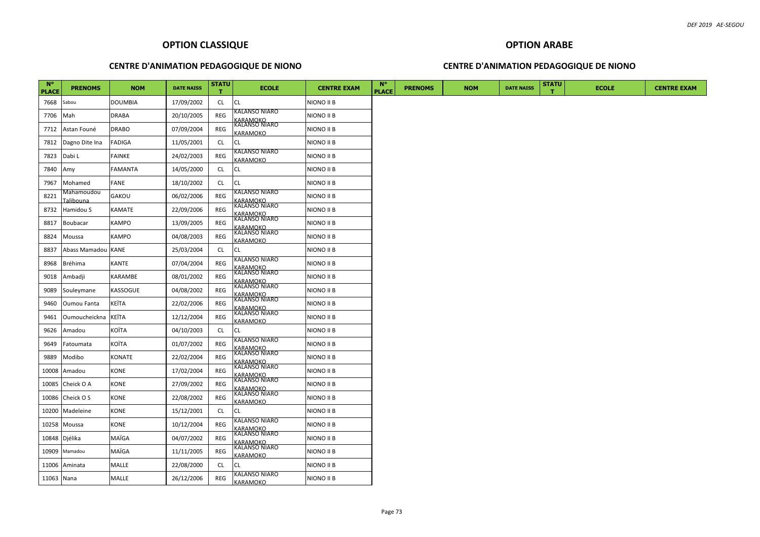## OPTION CLASSIQUE

### CENTRE D'ANIMATION PEDAGOGIQUE DE NIONO

| N° PLACE | PRENOMS | NOM | DATE NAISS | STATUT | ECOLE | CENTRE EXAM |
|---|---|---|---|---|---|---|
| 7668 | Sabou | DOUMBIA | 17/09/2002 | CL | CL | NIONO II B |
| 7706 | Mah | DRABA | 20/10/2005 | REG | KALANSO NIARO KARAMOKO | NIONO II B |
| 7712 | Astan Founé | DRABO | 07/09/2004 | REG | KALANSO NIARO KARAMOKO | NIONO II B |
| 7812 | Dagno Dite Ina | FADIGA | 11/05/2001 | CL | CL | NIONO II B |
| 7823 | Dabi L | FAINKE | 24/02/2003 | REG | KALANSO NIARO KARAMOKO | NIONO II B |
| 7840 | Amy | FAMANTA | 14/05/2000 | CL | CL | NIONO II B |
| 7967 | Mohamed | FANE | 18/10/2002 | CL | CL | NIONO II B |
| 8221 | Mahamoudou Talibouna | GAKOU | 06/02/2006 | REG | KALANSO NIARO KARAMOKO | NIONO II B |
| 8732 | Hamidou S | KAMATE | 22/09/2006 | REG | KALANSO NIARO KARAMOKO | NIONO II B |
| 8817 | Boubacar | KAMPO | 13/09/2005 | REG | KALANSO NIARO KARAMOKO | NIONO II B |
| 8824 | Moussa | KAMPO | 04/08/2003 | REG | KALANSO NIARO KARAMOKO | NIONO II B |
| 8837 | Abass Mamadou | KANE | 25/03/2004 | CL | CL | NIONO II B |
| 8968 | Bréhima | KANTE | 07/04/2004 | REG | KALANSO NIARO KARAMOKO | NIONO II B |
| 9018 | Ambadji | KARAMBE | 08/01/2002 | REG | KALANSO NIARO KARAMOKO | NIONO II B |
| 9089 | Souleymane | KASSOGUE | 04/08/2002 | REG | KALANSO NIARO KARAMOKO | NIONO II B |
| 9460 | Oumou Fanta | KEÏTA | 22/02/2006 | REG | KALANSO NIARO KARAMOKO | NIONO II B |
| 9461 | Oumoucheickna | KEÏTA | 12/12/2004 | REG | KALANSO NIARO KARAMOKO | NIONO II B |
| 9626 | Amadou | KOÏTA | 04/10/2003 | CL | CL | NIONO II B |
| 9649 | Fatoumata | KOÏTA | 01/07/2002 | REG | KALANSO NIARO KARAMOKO | NIONO II B |
| 9889 | Modibo | KONATE | 22/02/2004 | REG | KALANSO NIARO KARAMOKO | NIONO II B |
| 10008 | Amadou | KONE | 17/02/2004 | REG | KALANSO NIARO KARAMOKO | NIONO II B |
| 10085 | Cheick O A | KONE | 27/09/2002 | REG | KALANSO NIARO KARAMOKO | NIONO II B |
| 10086 | Cheick O S | KONE | 22/08/2002 | REG | KALANSO NIARO KARAMOKO | NIONO II B |
| 10200 | Madeleine | KONE | 15/12/2001 | CL | CL | NIONO II B |
| 10258 | Moussa | KONE | 10/12/2004 | REG | KALANSO NIARO KARAMOKO | NIONO II B |
| 10848 | Djélika | MAÏGA | 04/07/2002 | REG | KALANSO NIARO KARAMOKO | NIONO II B |
| 10909 | Mamadou | MAÏGA | 11/11/2005 | REG | KALANSO NIARO KARAMOKO | NIONO II B |
| 11006 | Aminata | MALLE | 22/08/2000 | CL | CL | NIONO II B |
| 11063 | Nana | MALLE | 26/12/2006 | REG | KALANSO NIARO KARAMOKO | NIONO II B |

## OPTION ARABE

### CENTRE D'ANIMATION PEDAGOGIQUE DE NIONO

| N° PLACE | PRENOMS | NOM | DATE NAISS | STATUT | ECOLE | CENTRE EXAM |
|---|---|---|---|---|---|---|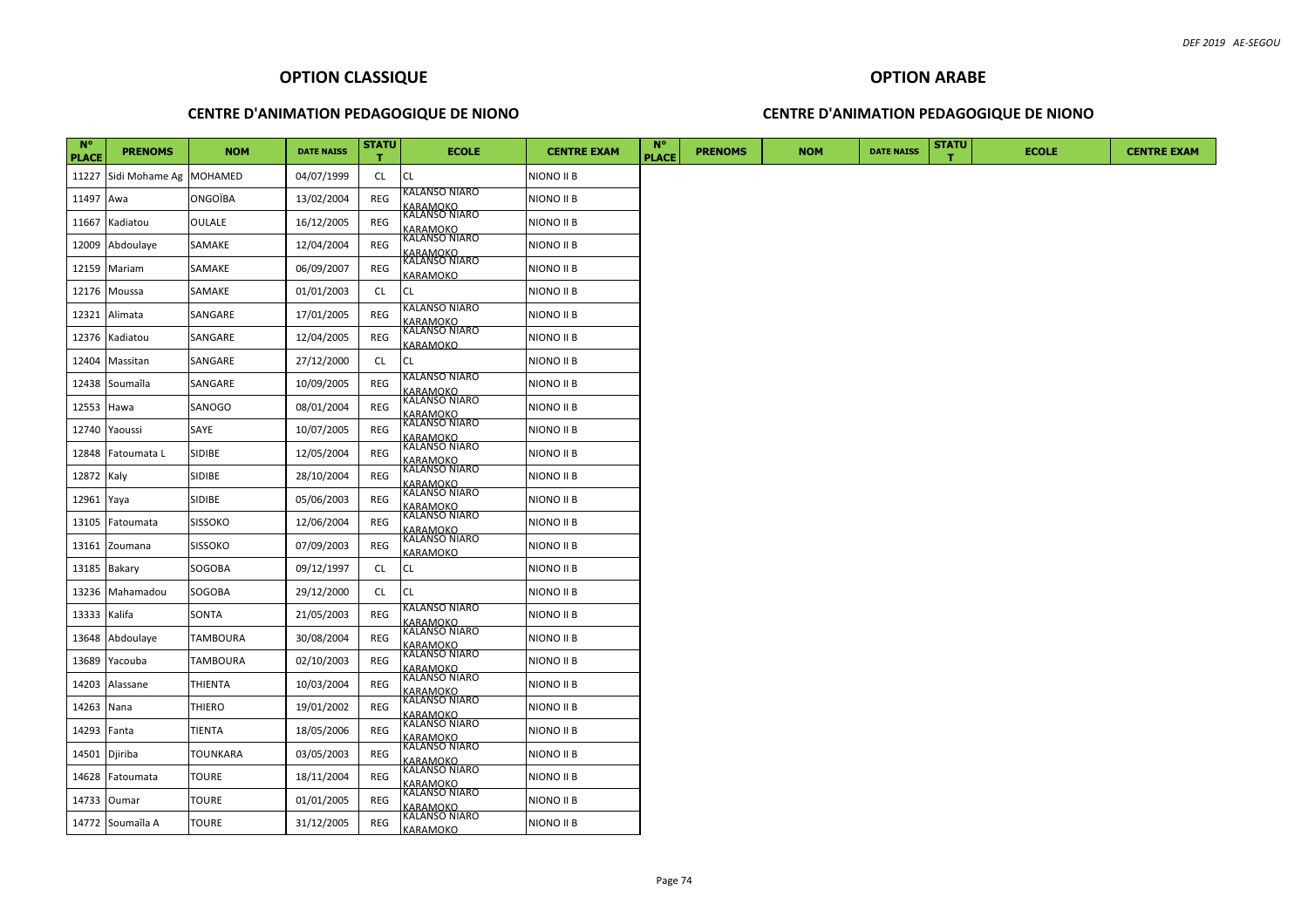## OPTION CLASSIQUE

### CENTRE D'ANIMATION PEDAGOGIQUE DE NIONO

| N° PLACE | PRENOMS | NOM | DATE NAISS | STATUT | ECOLE | CENTRE EXAM |
|---|---|---|---|---|---|---|
| 11227 | Sidi Mohame Ag | MOHAMED | 04/07/1999 | CL | CL | NIONO II B |
| 11497 | Awa | ONGOÏBA | 13/02/2004 | REG | KALANSO NIARO KARAMOKO | NIONO II B |
| 11667 | Kadiatou | OULALE | 16/12/2005 | REG | KALANSO NIARO KARAMOKO | NIONO II B |
| 12009 | Abdoulaye | SAMAKE | 12/04/2004 | REG | KALANSO NIARO KARAMOKO | NIONO II B |
| 12159 | Mariam | SAMAKE | 06/09/2007 | REG | KALANSO NIARO KARAMOKO | NIONO II B |
| 12176 | Moussa | SAMAKE | 01/01/2003 | CL | CL | NIONO II B |
| 12321 | Alimata | SANGARE | 17/01/2005 | REG | KALANSO NIARO KARAMOKO | NIONO II B |
| 12376 | Kadiatou | SANGARE | 12/04/2005 | REG | KALANSO NIARO KARAMOKO | NIONO II B |
| 12404 | Massitan | SANGARE | 27/12/2000 | CL | CL | NIONO II B |
| 12438 | Soumaïla | SANGARE | 10/09/2005 | REG | KALANSO NIARO KARAMOKO | NIONO II B |
| 12553 | Hawa | SANOGO | 08/01/2004 | REG | KALANSO NIARO KARAMOKO | NIONO II B |
| 12740 | Yaoussi | SAYE | 10/07/2005 | REG | KALANSO NIARO KARAMOKO | NIONO II B |
| 12848 | Fatoumata L | SIDIBE | 12/05/2004 | REG | KALANSO NIARO KARAMOKO | NIONO II B |
| 12872 | Kaly | SIDIBE | 28/10/2004 | REG | KALANSO NIARO KARAMOKO | NIONO II B |
| 12961 | Yaya | SIDIBE | 05/06/2003 | REG | KALANSO NIARO KARAMOKO | NIONO II B |
| 13105 | Fatoumata | SISSOKO | 12/06/2004 | REG | KALANSO NIARO KARAMOKO | NIONO II B |
| 13161 | Zoumana | SISSOKO | 07/09/2003 | REG | KALANSO NIARO KARAMOKO | NIONO II B |
| 13185 | Bakary | SOGOBA | 09/12/1997 | CL | CL | NIONO II B |
| 13236 | Mahamadou | SOGOBA | 29/12/2000 | CL | CL | NIONO II B |
| 13333 | Kalifa | SONTA | 21/05/2003 | REG | KALANSO NIARO KARAMOKO | NIONO II B |
| 13648 | Abdoulaye | TAMBOURA | 30/08/2004 | REG | KALANSO NIARO KARAMOKO | NIONO II B |
| 13689 | Yacouba | TAMBOURA | 02/10/2003 | REG | KALANSO NIARO KARAMOKO | NIONO II B |
| 14203 | Alassane | THIENTA | 10/03/2004 | REG | KALANSO NIARO KARAMOKO | NIONO II B |
| 14263 | Nana | THIERO | 19/01/2002 | REG | KALANSO NIARO KARAMOKO | NIONO II B |
| 14293 | Fanta | TIENTA | 18/05/2006 | REG | KALANSO NIARO KARAMOKO | NIONO II B |
| 14501 | Djiriba | TOUNKARA | 03/05/2003 | REG | KALANSO NIARO KARAMOKO | NIONO II B |
| 14628 | Fatoumata | TOURE | 18/11/2004 | REG | KALANSO NIARO KARAMOKO | NIONO II B |
| 14733 | Oumar | TOURE | 01/01/2005 | REG | KALANSO NIARO KARAMOKO | NIONO II B |
| 14772 | Soumaïla A | TOURE | 31/12/2005 | REG | KALANSO NIARO KARAMOKO | NIONO II B |

## OPTION ARABE

### CENTRE D'ANIMATION PEDAGOGIQUE DE NIONO

| N° PLACE | PRENOMS | NOM | DATE NAISS | STATUT | ECOLE | CENTRE EXAM |
|---|---|---|---|---|---|---|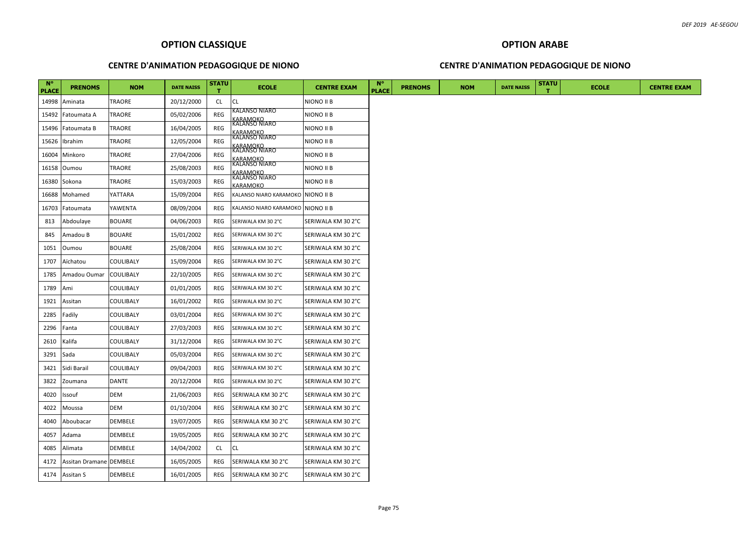## OPTION CLASSIQUE

### CENTRE D'ANIMATION PEDAGOGIQUE DE NIONO

| N° PLACE | PRENOMS | NOM | DATE NAISS | STATUT | ECOLE | CENTRE EXAM |
|---|---|---|---|---|---|---|
| 14998 | Aminata | TRAORE | 20/12/2000 | CL | CL | NIONO II B |
| 15492 | Fatoumata A | TRAORE | 05/02/2006 | REG | KALANSO NIARO KARAMOKO | NIONO II B |
| 15496 | Fatoumata B | TRAORE | 16/04/2005 | REG | KALANSO NIARO KARAMOKO | NIONO II B |
| 15626 | Ibrahim | TRAORE | 12/05/2004 | REG | KALANSO NIARO KARAMOKO | NIONO II B |
| 16004 | Minkoro | TRAORE | 27/04/2006 | REG | KALANSO NIARO KARAMOKO | NIONO II B |
| 16158 | Oumou | TRAORE | 25/08/2003 | REG | KALANSO NIARO KARAMOKO | NIONO II B |
| 16380 | Sokona | TRAORE | 15/03/2003 | REG | KALANSO NIARO KARAMOKO | NIONO II B |
| 16688 | Mohamed | YATTARA | 15/09/2004 | REG | KALANSO NIARO KARAMOKO | NIONO II B |
| 16703 | Fatoumata | YAWENTA | 08/09/2004 | REG | KALANSO NIARO KARAMOKO | NIONO II B |
| 813 | Abdoulaye | BOUARE | 04/06/2003 | REG | SERIWALA KM 30 2°C | SERIWALA KM 30 2°C |
| 845 | Amadou B | BOUARE | 15/01/2002 | REG | SERIWALA KM 30 2°C | SERIWALA KM 30 2°C |
| 1051 | Oumou | BOUARE | 25/08/2004 | REG | SERIWALA KM 30 2°C | SERIWALA KM 30 2°C |
| 1707 | Aïchatou | COULIBALY | 15/09/2004 | REG | SERIWALA KM 30 2°C | SERIWALA KM 30 2°C |
| 1785 | Amadou Oumar | COULIBALY | 22/10/2005 | REG | SERIWALA KM 30 2°C | SERIWALA KM 30 2°C |
| 1789 | Ami | COULIBALY | 01/01/2005 | REG | SERIWALA KM 30 2°C | SERIWALA KM 30 2°C |
| 1921 | Assitan | COULIBALY | 16/01/2002 | REG | SERIWALA KM 30 2°C | SERIWALA KM 30 2°C |
| 2285 | Fadily | COULIBALY | 03/01/2004 | REG | SERIWALA KM 30 2°C | SERIWALA KM 30 2°C |
| 2296 | Fanta | COULIBALY | 27/03/2003 | REG | SERIWALA KM 30 2°C | SERIWALA KM 30 2°C |
| 2610 | Kalifa | COULIBALY | 31/12/2004 | REG | SERIWALA KM 30 2°C | SERIWALA KM 30 2°C |
| 3291 | Sada | COULIBALY | 05/03/2004 | REG | SERIWALA KM 30 2°C | SERIWALA KM 30 2°C |
| 3421 | Sidi Barail | COULIBALY | 09/04/2003 | REG | SERIWALA KM 30 2°C | SERIWALA KM 30 2°C |
| 3822 | Zoumana | DANTE | 20/12/2004 | REG | SERIWALA KM 30 2°C | SERIWALA KM 30 2°C |
| 4020 | Issouf | DEM | 21/06/2003 | REG | SERIWALA KM 30 2°C | SERIWALA KM 30 2°C |
| 4022 | Moussa | DEM | 01/10/2004 | REG | SERIWALA KM 30 2°C | SERIWALA KM 30 2°C |
| 4040 | Aboubacar | DEMBELE | 19/07/2005 | REG | SERIWALA KM 30 2°C | SERIWALA KM 30 2°C |
| 4057 | Adama | DEMBELE | 19/05/2005 | REG | SERIWALA KM 30 2°C | SERIWALA KM 30 2°C |
| 4085 | Alimata | DEMBELE | 14/04/2002 | CL | CL | SERIWALA KM 30 2°C |
| 4172 | Assitan Dramane | DEMBELE | 16/05/2005 | REG | SERIWALA KM 30 2°C | SERIWALA KM 30 2°C |
| 4174 | Assitan S | DEMBELE | 16/01/2005 | REG | SERIWALA KM 30 2°C | SERIWALA KM 30 2°C |

## OPTION ARABE

### CENTRE D'ANIMATION PEDAGOGIQUE DE NIONO

| N° PLACE | PRENOMS | NOM | DATE NAISS | STATUT | ECOLE | CENTRE EXAM |
|---|---|---|---|---|---|---|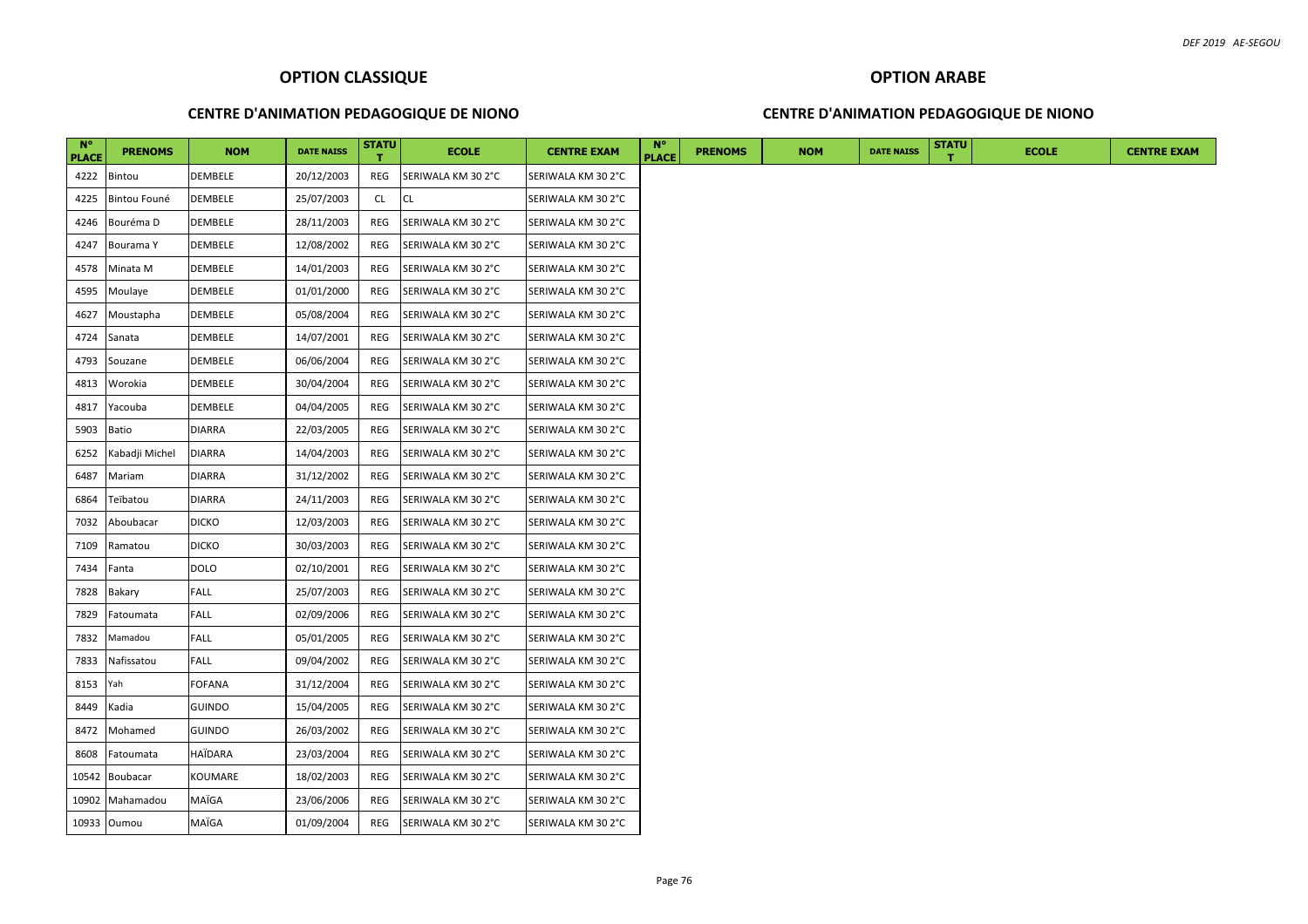## OPTION CLASSIQUE

### CENTRE D'ANIMATION PEDAGOGIQUE DE NIONO

| N° PLACE | PRENOMS | NOM | DATE NAISS | STATUT | ECOLE | CENTRE EXAM |
|---|---|---|---|---|---|---|
| 4222 | Bintou | DEMBELE | 20/12/2003 | REG | SERIWALA KM 30 2°C | SERIWALA KM 30 2°C |
| 4225 | Bintou Founé | DEMBELE | 25/07/2003 | CL | CL | SERIWALA KM 30 2°C |
| 4246 | Bouréma D | DEMBELE | 28/11/2003 | REG | SERIWALA KM 30 2°C | SERIWALA KM 30 2°C |
| 4247 | Bourama Y | DEMBELE | 12/08/2002 | REG | SERIWALA KM 30 2°C | SERIWALA KM 30 2°C |
| 4578 | Minata M | DEMBELE | 14/01/2003 | REG | SERIWALA KM 30 2°C | SERIWALA KM 30 2°C |
| 4595 | Moulaye | DEMBELE | 01/01/2000 | REG | SERIWALA KM 30 2°C | SERIWALA KM 30 2°C |
| 4627 | Moustapha | DEMBELE | 05/08/2004 | REG | SERIWALA KM 30 2°C | SERIWALA KM 30 2°C |
| 4724 | Sanata | DEMBELE | 14/07/2001 | REG | SERIWALA KM 30 2°C | SERIWALA KM 30 2°C |
| 4793 | Souzane | DEMBELE | 06/06/2004 | REG | SERIWALA KM 30 2°C | SERIWALA KM 30 2°C |
| 4813 | Worokia | DEMBELE | 30/04/2004 | REG | SERIWALA KM 30 2°C | SERIWALA KM 30 2°C |
| 4817 | Yacouba | DEMBELE | 04/04/2005 | REG | SERIWALA KM 30 2°C | SERIWALA KM 30 2°C |
| 5903 | Batio | DIARRA | 22/03/2005 | REG | SERIWALA KM 30 2°C | SERIWALA KM 30 2°C |
| 6252 | Kabadji Michel | DIARRA | 14/04/2003 | REG | SERIWALA KM 30 2°C | SERIWALA KM 30 2°C |
| 6487 | Mariam | DIARRA | 31/12/2002 | REG | SERIWALA KM 30 2°C | SERIWALA KM 30 2°C |
| 6864 | Teïbatou | DIARRA | 24/11/2003 | REG | SERIWALA KM 30 2°C | SERIWALA KM 30 2°C |
| 7032 | Aboubacar | DICKO | 12/03/2003 | REG | SERIWALA KM 30 2°C | SERIWALA KM 30 2°C |
| 7109 | Ramatou | DICKO | 30/03/2003 | REG | SERIWALA KM 30 2°C | SERIWALA KM 30 2°C |
| 7434 | Fanta | DOLO | 02/10/2001 | REG | SERIWALA KM 30 2°C | SERIWALA KM 30 2°C |
| 7828 | Bakary | FALL | 25/07/2003 | REG | SERIWALA KM 30 2°C | SERIWALA KM 30 2°C |
| 7829 | Fatoumata | FALL | 02/09/2006 | REG | SERIWALA KM 30 2°C | SERIWALA KM 30 2°C |
| 7832 | Mamadou | FALL | 05/01/2005 | REG | SERIWALA KM 30 2°C | SERIWALA KM 30 2°C |
| 7833 | Nafissatou | FALL | 09/04/2002 | REG | SERIWALA KM 30 2°C | SERIWALA KM 30 2°C |
| 8153 | Yah | FOFANA | 31/12/2004 | REG | SERIWALA KM 30 2°C | SERIWALA KM 30 2°C |
| 8449 | Kadia | GUINDO | 15/04/2005 | REG | SERIWALA KM 30 2°C | SERIWALA KM 30 2°C |
| 8472 | Mohamed | GUINDO | 26/03/2002 | REG | SERIWALA KM 30 2°C | SERIWALA KM 30 2°C |
| 8608 | Fatoumata | HAÏDARA | 23/03/2004 | REG | SERIWALA KM 30 2°C | SERIWALA KM 30 2°C |
| 10542 | Boubacar | KOUMARE | 18/02/2003 | REG | SERIWALA KM 30 2°C | SERIWALA KM 30 2°C |
| 10902 | Mahamadou | MAÏGA | 23/06/2006 | REG | SERIWALA KM 30 2°C | SERIWALA KM 30 2°C |
| 10933 | Oumou | MAÏGA | 01/09/2004 | REG | SERIWALA KM 30 2°C | SERIWALA KM 30 2°C |

## OPTION ARABE

### CENTRE D'ANIMATION PEDAGOGIQUE DE NIONO

| N° PLACE | PRENOMS | NOM | DATE NAISS | STATUT | ECOLE | CENTRE EXAM |
|---|---|---|---|---|---|---|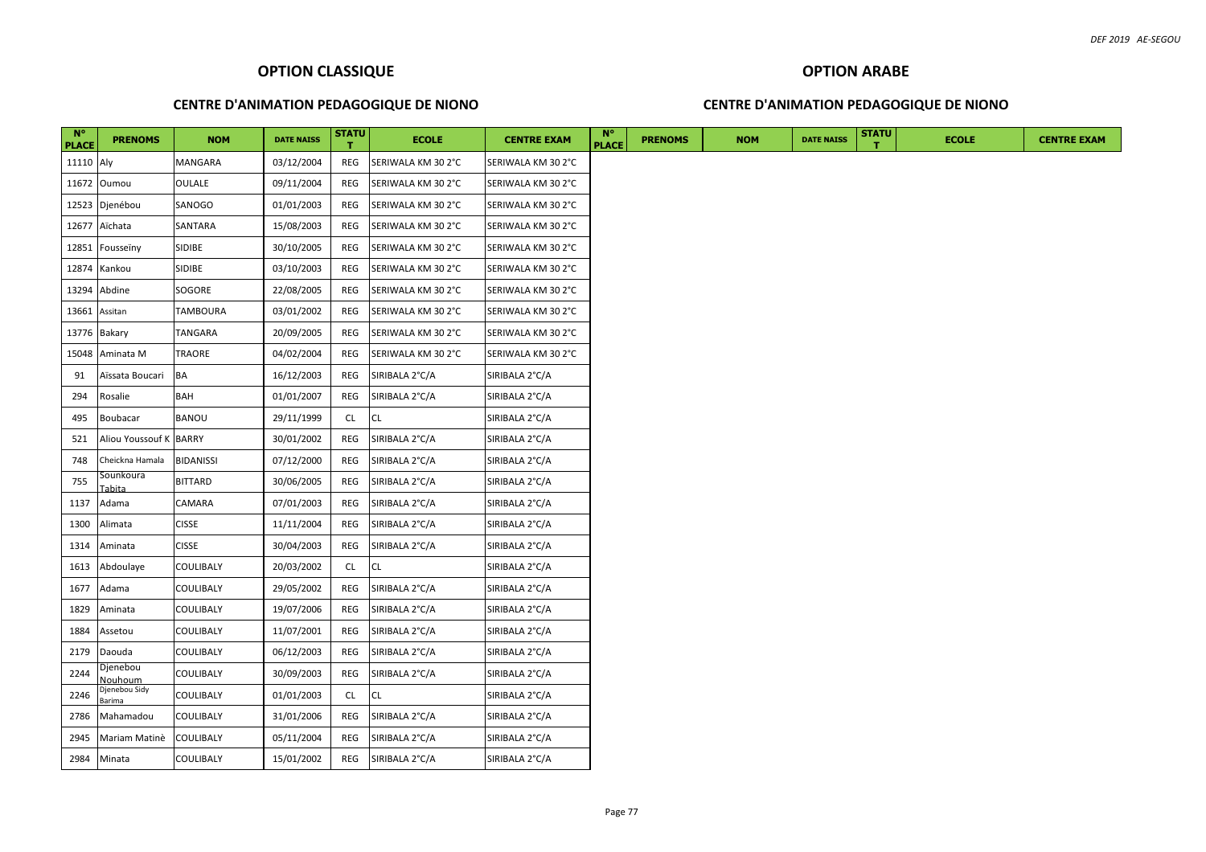## OPTION CLASSIQUE

### CENTRE D'ANIMATION PEDAGOGIQUE DE NIONO

| N° PLACE | PRENOMS | NOM | DATE NAISS | STATUT | ECOLE | CENTRE EXAM |
|---|---|---|---|---|---|---|
| 11110 | Aly | MANGARA | 03/12/2004 | REG | SERIWALA KM 30 2°C | SERIWALA KM 30 2°C |
| 11672 | Oumou | OULALE | 09/11/2004 | REG | SERIWALA KM 30 2°C | SERIWALA KM 30 2°C |
| 12523 | Djénébou | SANOGO | 01/01/2003 | REG | SERIWALA KM 30 2°C | SERIWALA KM 30 2°C |
| 12677 | Aïchata | SANTARA | 15/08/2003 | REG | SERIWALA KM 30 2°C | SERIWALA KM 30 2°C |
| 12851 | Fousseïny | SIDIBE | 30/10/2005 | REG | SERIWALA KM 30 2°C | SERIWALA KM 30 2°C |
| 12874 | Kankou | SIDIBE | 03/10/2003 | REG | SERIWALA KM 30 2°C | SERIWALA KM 30 2°C |
| 13294 | Abdine | SOGORE | 22/08/2005 | REG | SERIWALA KM 30 2°C | SERIWALA KM 30 2°C |
| 13661 | Assitan | TAMBOURA | 03/01/2002 | REG | SERIWALA KM 30 2°C | SERIWALA KM 30 2°C |
| 13776 | Bakary | TANGARA | 20/09/2005 | REG | SERIWALA KM 30 2°C | SERIWALA KM 30 2°C |
| 15048 | Aminata M | TRAORE | 04/02/2004 | REG | SERIWALA KM 30 2°C | SERIWALA KM 30 2°C |
| 91 | Aïssata Boucari | BA | 16/12/2003 | REG | SIRIBALA 2°C/A | SIRIBALA 2°C/A |
| 294 | Rosalie | BAH | 01/01/2007 | REG | SIRIBALA 2°C/A | SIRIBALA 2°C/A |
| 495 | Boubacar | BANOU | 29/11/1999 | CL | CL | SIRIBALA 2°C/A |
| 521 | Aliou Youssouf K | BARRY | 30/01/2002 | REG | SIRIBALA 2°C/A | SIRIBALA 2°C/A |
| 748 | Cheickna Hamala | BIDANISSI | 07/12/2000 | REG | SIRIBALA 2°C/A | SIRIBALA 2°C/A |
| 755 | Sounkoura Tabita | BITTARD | 30/06/2005 | REG | SIRIBALA 2°C/A | SIRIBALA 2°C/A |
| 1137 | Adama | CAMARA | 07/01/2003 | REG | SIRIBALA 2°C/A | SIRIBALA 2°C/A |
| 1300 | Alimata | CISSE | 11/11/2004 | REG | SIRIBALA 2°C/A | SIRIBALA 2°C/A |
| 1314 | Aminata | CISSE | 30/04/2003 | REG | SIRIBALA 2°C/A | SIRIBALA 2°C/A |
| 1613 | Abdoulaye | COULIBALY | 20/03/2002 | CL | CL | SIRIBALA 2°C/A |
| 1677 | Adama | COULIBALY | 29/05/2002 | REG | SIRIBALA 2°C/A | SIRIBALA 2°C/A |
| 1829 | Aminata | COULIBALY | 19/07/2006 | REG | SIRIBALA 2°C/A | SIRIBALA 2°C/A |
| 1884 | Assetou | COULIBALY | 11/07/2001 | REG | SIRIBALA 2°C/A | SIRIBALA 2°C/A |
| 2179 | Daouda | COULIBALY | 06/12/2003 | REG | SIRIBALA 2°C/A | SIRIBALA 2°C/A |
| 2244 | Djenebou Nouhoum | COULIBALY | 30/09/2003 | REG | SIRIBALA 2°C/A | SIRIBALA 2°C/A |
| 2246 | Djenebou Sidy Barima | COULIBALY | 01/01/2003 | CL | CL | SIRIBALA 2°C/A |
| 2786 | Mahamadou | COULIBALY | 31/01/2006 | REG | SIRIBALA 2°C/A | SIRIBALA 2°C/A |
| 2945 | Mariam Matinè | COULIBALY | 05/11/2004 | REG | SIRIBALA 2°C/A | SIRIBALA 2°C/A |
| 2984 | Minata | COULIBALY | 15/01/2002 | REG | SIRIBALA 2°C/A | SIRIBALA 2°C/A |

## OPTION ARABE

### CENTRE D'ANIMATION PEDAGOGIQUE DE NIONO

| N° PLACE | PRENOMS | NOM | DATE NAISS | STATUT | ECOLE | CENTRE EXAM |
|---|---|---|---|---|---|---|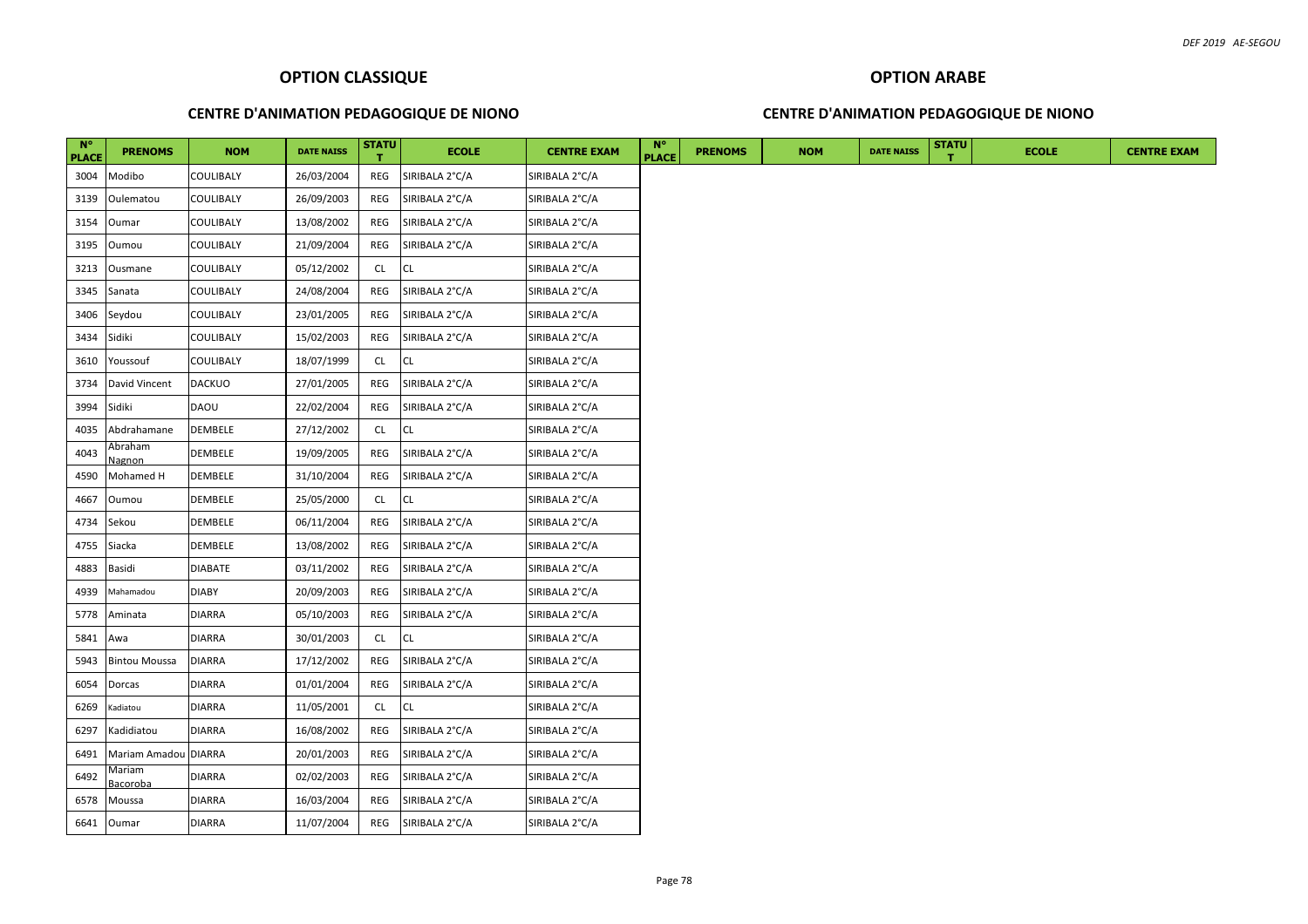## OPTION CLASSIQUE

### CENTRE D'ANIMATION PEDAGOGIQUE DE NIONO

| N° PLACE | PRENOMS | NOM | DATE NAISS | STATUT | ECOLE | CENTRE EXAM |
|---|---|---|---|---|---|---|
| 3004 | Modibo | COULIBALY | 26/03/2004 | REG | SIRIBALA 2°C/A | SIRIBALA 2°C/A |
| 3139 | Oulematou | COULIBALY | 26/09/2003 | REG | SIRIBALA 2°C/A | SIRIBALA 2°C/A |
| 3154 | Oumar | COULIBALY | 13/08/2002 | REG | SIRIBALA 2°C/A | SIRIBALA 2°C/A |
| 3195 | Oumou | COULIBALY | 21/09/2004 | REG | SIRIBALA 2°C/A | SIRIBALA 2°C/A |
| 3213 | Ousmane | COULIBALY | 05/12/2002 | CL | CL | SIRIBALA 2°C/A |
| 3345 | Sanata | COULIBALY | 24/08/2004 | REG | SIRIBALA 2°C/A | SIRIBALA 2°C/A |
| 3406 | Seydou | COULIBALY | 23/01/2005 | REG | SIRIBALA 2°C/A | SIRIBALA 2°C/A |
| 3434 | Sidiki | COULIBALY | 15/02/2003 | REG | SIRIBALA 2°C/A | SIRIBALA 2°C/A |
| 3610 | Youssouf | COULIBALY | 18/07/1999 | CL | CL | SIRIBALA 2°C/A |
| 3734 | David Vincent | DACKUO | 27/01/2005 | REG | SIRIBALA 2°C/A | SIRIBALA 2°C/A |
| 3994 | Sidiki | DAOU | 22/02/2004 | REG | SIRIBALA 2°C/A | SIRIBALA 2°C/A |
| 4035 | Abdrahamane | DEMBELE | 27/12/2002 | CL | CL | SIRIBALA 2°C/A |
| 4043 | Abraham Nagnon | DEMBELE | 19/09/2005 | REG | SIRIBALA 2°C/A | SIRIBALA 2°C/A |
| 4590 | Mohamed H | DEMBELE | 31/10/2004 | REG | SIRIBALA 2°C/A | SIRIBALA 2°C/A |
| 4667 | Oumou | DEMBELE | 25/05/2000 | CL | CL | SIRIBALA 2°C/A |
| 4734 | Sekou | DEMBELE | 06/11/2004 | REG | SIRIBALA 2°C/A | SIRIBALA 2°C/A |
| 4755 | Siacka | DEMBELE | 13/08/2002 | REG | SIRIBALA 2°C/A | SIRIBALA 2°C/A |
| 4883 | Basidi | DIABATE | 03/11/2002 | REG | SIRIBALA 2°C/A | SIRIBALA 2°C/A |
| 4939 | Mahamadou | DIABY | 20/09/2003 | REG | SIRIBALA 2°C/A | SIRIBALA 2°C/A |
| 5778 | Aminata | DIARRA | 05/10/2003 | REG | SIRIBALA 2°C/A | SIRIBALA 2°C/A |
| 5841 | Awa | DIARRA | 30/01/2003 | CL | CL | SIRIBALA 2°C/A |
| 5943 | Bintou Moussa | DIARRA | 17/12/2002 | REG | SIRIBALA 2°C/A | SIRIBALA 2°C/A |
| 6054 | Dorcas | DIARRA | 01/01/2004 | REG | SIRIBALA 2°C/A | SIRIBALA 2°C/A |
| 6269 | Kadiatou | DIARRA | 11/05/2001 | CL | CL | SIRIBALA 2°C/A |
| 6297 | Kadidiatou | DIARRA | 16/08/2002 | REG | SIRIBALA 2°C/A | SIRIBALA 2°C/A |
| 6491 | Mariam Amadou | DIARRA | 20/01/2003 | REG | SIRIBALA 2°C/A | SIRIBALA 2°C/A |
| 6492 | Mariam Bacoroba | DIARRA | 02/02/2003 | REG | SIRIBALA 2°C/A | SIRIBALA 2°C/A |
| 6578 | Moussa | DIARRA | 16/03/2004 | REG | SIRIBALA 2°C/A | SIRIBALA 2°C/A |
| 6641 | Oumar | DIARRA | 11/07/2004 | REG | SIRIBALA 2°C/A | SIRIBALA 2°C/A |

## OPTION ARABE

### CENTRE D'ANIMATION PEDAGOGIQUE DE NIONO

| N° PLACE | PRENOMS | NOM | DATE NAISS | STATUT | ECOLE | CENTRE EXAM |
|---|---|---|---|---|---|---|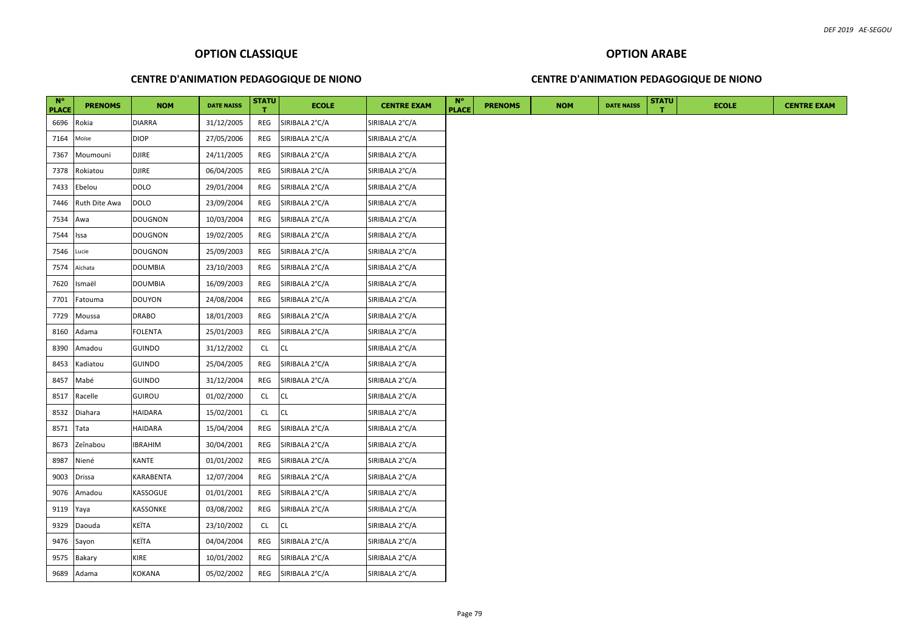## OPTION CLASSIQUE

### CENTRE D'ANIMATION PEDAGOGIQUE DE NIONO

| N° PLACE | PRENOMS | NOM | DATE NAISS | STATUT | ECOLE | CENTRE EXAM |
|---|---|---|---|---|---|---|
| 6696 | Rokia | DIARRA | 31/12/2005 | REG | SIRIBALA 2°C/A | SIRIBALA 2°C/A |
| 7164 | Moïse | DIOP | 27/05/2006 | REG | SIRIBALA 2°C/A | SIRIBALA 2°C/A |
| 7367 | Moumouni | DJIRE | 24/11/2005 | REG | SIRIBALA 2°C/A | SIRIBALA 2°C/A |
| 7378 | Rokiatou | DJIRE | 06/04/2005 | REG | SIRIBALA 2°C/A | SIRIBALA 2°C/A |
| 7433 | Ebelou | DOLO | 29/01/2004 | REG | SIRIBALA 2°C/A | SIRIBALA 2°C/A |
| 7446 | Ruth Dite Awa | DOLO | 23/09/2004 | REG | SIRIBALA 2°C/A | SIRIBALA 2°C/A |
| 7534 | Awa | DOUGNON | 10/03/2004 | REG | SIRIBALA 2°C/A | SIRIBALA 2°C/A |
| 7544 | Issa | DOUGNON | 19/02/2005 | REG | SIRIBALA 2°C/A | SIRIBALA 2°C/A |
| 7546 | Lucie | DOUGNON | 25/09/2003 | REG | SIRIBALA 2°C/A | SIRIBALA 2°C/A |
| 7574 | Aïchata | DOUMBIA | 23/10/2003 | REG | SIRIBALA 2°C/A | SIRIBALA 2°C/A |
| 7620 | Ismaël | DOUMBIA | 16/09/2003 | REG | SIRIBALA 2°C/A | SIRIBALA 2°C/A |
| 7701 | Fatouma | DOUYON | 24/08/2004 | REG | SIRIBALA 2°C/A | SIRIBALA 2°C/A |
| 7729 | Moussa | DRABO | 18/01/2003 | REG | SIRIBALA 2°C/A | SIRIBALA 2°C/A |
| 8160 | Adama | FOLENTA | 25/01/2003 | REG | SIRIBALA 2°C/A | SIRIBALA 2°C/A |
| 8390 | Amadou | GUINDO | 31/12/2002 | CL | CL | SIRIBALA 2°C/A |
| 8453 | Kadiatou | GUINDO | 25/04/2005 | REG | SIRIBALA 2°C/A | SIRIBALA 2°C/A |
| 8457 | Mabé | GUINDO | 31/12/2004 | REG | SIRIBALA 2°C/A | SIRIBALA 2°C/A |
| 8517 | Racelle | GUIROU | 01/02/2000 | CL | CL | SIRIBALA 2°C/A |
| 8532 | Diahara | HAIDARA | 15/02/2001 | CL | CL | SIRIBALA 2°C/A |
| 8571 | Tata | HAIDARA | 15/04/2004 | REG | SIRIBALA 2°C/A | SIRIBALA 2°C/A |
| 8673 | Zeïnabou | IBRAHIM | 30/04/2001 | REG | SIRIBALA 2°C/A | SIRIBALA 2°C/A |
| 8987 | Niené | KANTE | 01/01/2002 | REG | SIRIBALA 2°C/A | SIRIBALA 2°C/A |
| 9003 | Drissa | KARABENTA | 12/07/2004 | REG | SIRIBALA 2°C/A | SIRIBALA 2°C/A |
| 9076 | Amadou | KASSOGUE | 01/01/2001 | REG | SIRIBALA 2°C/A | SIRIBALA 2°C/A |
| 9119 | Yaya | KASSONKE | 03/08/2002 | REG | SIRIBALA 2°C/A | SIRIBALA 2°C/A |
| 9329 | Daouda | KEÏTA | 23/10/2002 | CL | CL | SIRIBALA 2°C/A |
| 9476 | Sayon | KEÏTA | 04/04/2004 | REG | SIRIBALA 2°C/A | SIRIBALA 2°C/A |
| 9575 | Bakary | KIRE | 10/01/2002 | REG | SIRIBALA 2°C/A | SIRIBALA 2°C/A |
| 9689 | Adama | KOKANA | 05/02/2002 | REG | SIRIBALA 2°C/A | SIRIBALA 2°C/A |

## OPTION ARABE

### CENTRE D'ANIMATION PEDAGOGIQUE DE NIONO

| N° PLACE | PRENOMS | NOM | DATE NAISS | STATUT | ECOLE | CENTRE EXAM |
|---|---|---|---|---|---|---|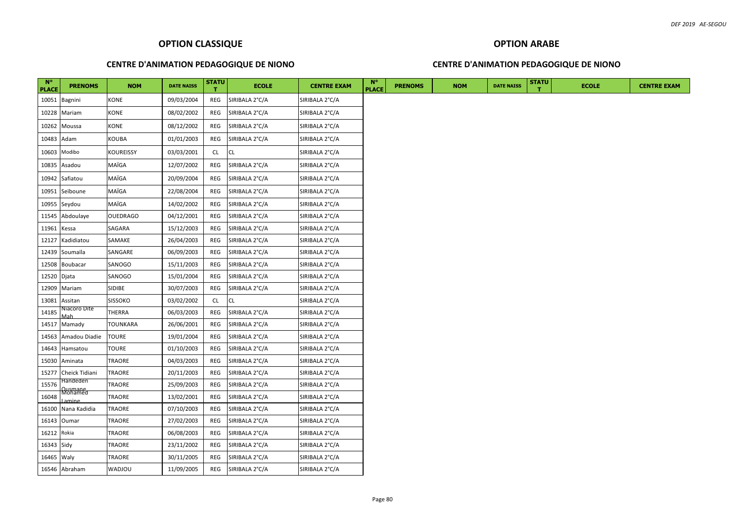## OPTION CLASSIQUE

### CENTRE D'ANIMATION PEDAGOGIQUE DE NIONO

| N° PLACE | PRENOMS | NOM | DATE NAISS | STATUT | ECOLE | CENTRE EXAM |
|---|---|---|---|---|---|---|
| 10051 | Bagnini | KONE | 09/03/2004 | REG | SIRIBALA 2°C/A | SIRIBALA 2°C/A |
| 10228 | Mariam | KONE | 08/02/2002 | REG | SIRIBALA 2°C/A | SIRIBALA 2°C/A |
| 10262 | Moussa | KONE | 08/12/2002 | REG | SIRIBALA 2°C/A | SIRIBALA 2°C/A |
| 10483 | Adam | KOUBA | 01/01/2003 | REG | SIRIBALA 2°C/A | SIRIBALA 2°C/A |
| 10603 | Modibo | KOUREISSY | 03/03/2001 | CL | CL | SIRIBALA 2°C/A |
| 10835 | Asadou | MAÏGA | 12/07/2002 | REG | SIRIBALA 2°C/A | SIRIBALA 2°C/A |
| 10942 | Safiatou | MAÏGA | 20/09/2004 | REG | SIRIBALA 2°C/A | SIRIBALA 2°C/A |
| 10951 | Seiboune | MAÏGA | 22/08/2004 | REG | SIRIBALA 2°C/A | SIRIBALA 2°C/A |
| 10955 | Seydou | MAÏGA | 14/02/2002 | REG | SIRIBALA 2°C/A | SIRIBALA 2°C/A |
| 11545 | Abdoulaye | OUEDRAGO | 04/12/2001 | REG | SIRIBALA 2°C/A | SIRIBALA 2°C/A |
| 11961 | Kessa | SAGARA | 15/12/2003 | REG | SIRIBALA 2°C/A | SIRIBALA 2°C/A |
| 12127 | Kadidiatou | SAMAKE | 26/04/2003 | REG | SIRIBALA 2°C/A | SIRIBALA 2°C/A |
| 12439 | Soumaïla | SANGARE | 06/09/2003 | REG | SIRIBALA 2°C/A | SIRIBALA 2°C/A |
| 12508 | Boubacar | SANOGO | 15/11/2003 | REG | SIRIBALA 2°C/A | SIRIBALA 2°C/A |
| 12520 | Djata | SANOGO | 15/01/2004 | REG | SIRIBALA 2°C/A | SIRIBALA 2°C/A |
| 12909 | Mariam | SIDIBE | 30/07/2003 | REG | SIRIBALA 2°C/A | SIRIBALA 2°C/A |
| 13081 | Assitan | SISSOKO | 03/02/2002 | CL | CL | SIRIBALA 2°C/A |
| 14185 | Niacoro Dite Mah | THERRA | 06/03/2003 | REG | SIRIBALA 2°C/A | SIRIBALA 2°C/A |
| 14517 | Mamady | TOUNKARA | 26/06/2001 | REG | SIRIBALA 2°C/A | SIRIBALA 2°C/A |
| 14563 | Amadou Diadie | TOURE | 19/01/2004 | REG | SIRIBALA 2°C/A | SIRIBALA 2°C/A |
| 14643 | Hamsatou | TOURE | 01/10/2003 | REG | SIRIBALA 2°C/A | SIRIBALA 2°C/A |
| 15030 | Aminata | TRAORE | 04/03/2003 | REG | SIRIBALA 2°C/A | SIRIBALA 2°C/A |
| 15277 | Cheick Tidiani | TRAORE | 20/11/2003 | REG | SIRIBALA 2°C/A | SIRIBALA 2°C/A |
| 15576 | Handeden Ousmane | TRAORE | 25/09/2003 | REG | SIRIBALA 2°C/A | SIRIBALA 2°C/A |
| 16048 | Mohamed Lamine | TRAORE | 13/02/2001 | REG | SIRIBALA 2°C/A | SIRIBALA 2°C/A |
| 16100 | Nana Kadidia | TRAORE | 07/10/2003 | REG | SIRIBALA 2°C/A | SIRIBALA 2°C/A |
| 16143 | Oumar | TRAORE | 27/02/2003 | REG | SIRIBALA 2°C/A | SIRIBALA 2°C/A |
| 16212 | Rokia | TRAORE | 06/08/2003 | REG | SIRIBALA 2°C/A | SIRIBALA 2°C/A |
| 16343 | Sidy | TRAORE | 23/11/2002 | REG | SIRIBALA 2°C/A | SIRIBALA 2°C/A |
| 16465 | Waly | TRAORE | 30/11/2005 | REG | SIRIBALA 2°C/A | SIRIBALA 2°C/A |
| 16546 | Abraham | WADJOU | 11/09/2005 | REG | SIRIBALA 2°C/A | SIRIBALA 2°C/A |

## OPTION ARABE

### CENTRE D'ANIMATION PEDAGOGIQUE DE NIONO

| N° PLACE | PRENOMS | NOM | DATE NAISS | STATUT | ECOLE | CENTRE EXAM |
|---|---|---|---|---|---|---|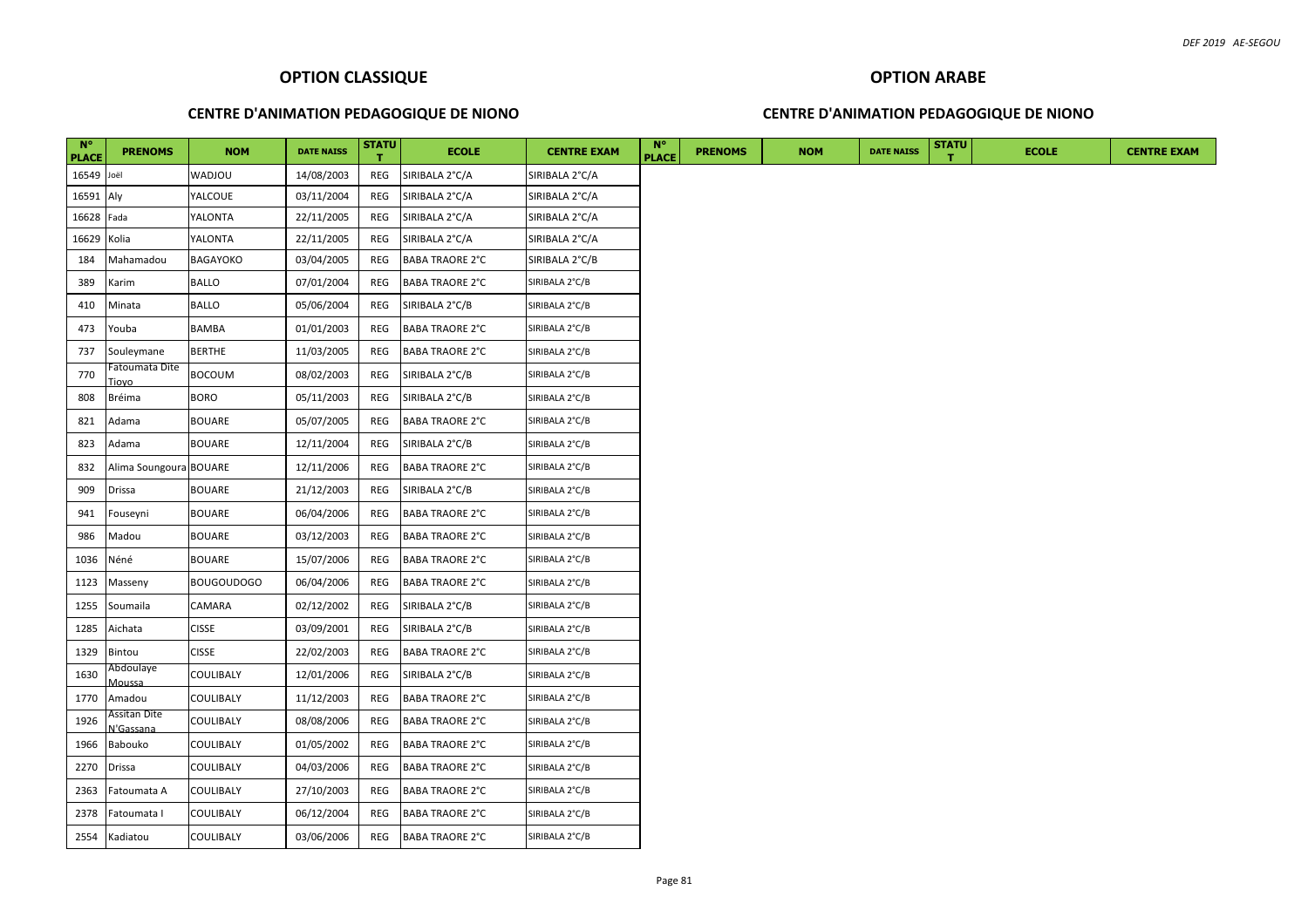## OPTION CLASSIQUE

### CENTRE D'ANIMATION PEDAGOGIQUE DE NIONO

| N° PLACE | PRENOMS | NOM | DATE NAISS | STATUT | ECOLE | CENTRE EXAM |
|---|---|---|---|---|---|---|
| 16549 | Joël | WADJOU | 14/08/2003 | REG | SIRIBALA 2°C/A | SIRIBALA 2°C/A |
| 16591 | Aly | YALCOUE | 03/11/2004 | REG | SIRIBALA 2°C/A | SIRIBALA 2°C/A |
| 16628 | Fada | YALONTA | 22/11/2005 | REG | SIRIBALA 2°C/A | SIRIBALA 2°C/A |
| 16629 | Kolia | YALONTA | 22/11/2005 | REG | SIRIBALA 2°C/A | SIRIBALA 2°C/A |
| 184 | Mahamadou | BAGAYOKO | 03/04/2005 | REG | BABA TRAORE 2°C | SIRIBALA 2°C/B |
| 389 | Karim | BALLO | 07/01/2004 | REG | BABA TRAORE 2°C | SIRIBALA 2°C/B |
| 410 | Minata | BALLO | 05/06/2004 | REG | SIRIBALA 2°C/B | SIRIBALA 2°C/B |
| 473 | Youba | BAMBA | 01/01/2003 | REG | BABA TRAORE 2°C | SIRIBALA 2°C/B |
| 737 | Souleymane | BERTHE | 11/03/2005 | REG | BABA TRAORE 2°C | SIRIBALA 2°C/B |
| 770 | Fatoumata Dite Tioyo | BOCOUM | 08/02/2003 | REG | SIRIBALA 2°C/B | SIRIBALA 2°C/B |
| 808 | Bréima | BORO | 05/11/2003 | REG | SIRIBALA 2°C/B | SIRIBALA 2°C/B |
| 821 | Adama | BOUARE | 05/07/2005 | REG | BABA TRAORE 2°C | SIRIBALA 2°C/B |
| 823 | Adama | BOUARE | 12/11/2004 | REG | SIRIBALA 2°C/B | SIRIBALA 2°C/B |
| 832 | Alima Soungoura | BOUARE | 12/11/2006 | REG | BABA TRAORE 2°C | SIRIBALA 2°C/B |
| 909 | Drissa | BOUARE | 21/12/2003 | REG | SIRIBALA 2°C/B | SIRIBALA 2°C/B |
| 941 | Fouseyni | BOUARE | 06/04/2006 | REG | BABA TRAORE 2°C | SIRIBALA 2°C/B |
| 986 | Madou | BOUARE | 03/12/2003 | REG | BABA TRAORE 2°C | SIRIBALA 2°C/B |
| 1036 | Néné | BOUARE | 15/07/2006 | REG | BABA TRAORE 2°C | SIRIBALA 2°C/B |
| 1123 | Masseny | BOUGOUDOGO | 06/04/2006 | REG | BABA TRAORE 2°C | SIRIBALA 2°C/B |
| 1255 | Soumaila | CAMARA | 02/12/2002 | REG | SIRIBALA 2°C/B | SIRIBALA 2°C/B |
| 1285 | Aichata | CISSE | 03/09/2001 | REG | SIRIBALA 2°C/B | SIRIBALA 2°C/B |
| 1329 | Bintou | CISSE | 22/02/2003 | REG | BABA TRAORE 2°C | SIRIBALA 2°C/B |
| 1630 | Abdoulaye Moussa | COULIBALY | 12/01/2006 | REG | SIRIBALA 2°C/B | SIRIBALA 2°C/B |
| 1770 | Amadou | COULIBALY | 11/12/2003 | REG | BABA TRAORE 2°C | SIRIBALA 2°C/B |
| 1926 | Assitan Dite N'Gassana | COULIBALY | 08/08/2006 | REG | BABA TRAORE 2°C | SIRIBALA 2°C/B |
| 1966 | Babouko | COULIBALY | 01/05/2002 | REG | BABA TRAORE 2°C | SIRIBALA 2°C/B |
| 2270 | Drissa | COULIBALY | 04/03/2006 | REG | BABA TRAORE 2°C | SIRIBALA 2°C/B |
| 2363 | Fatoumata A | COULIBALY | 27/10/2003 | REG | BABA TRAORE 2°C | SIRIBALA 2°C/B |
| 2378 | Fatoumata I | COULIBALY | 06/12/2004 | REG | BABA TRAORE 2°C | SIRIBALA 2°C/B |
| 2554 | Kadiatou | COULIBALY | 03/06/2006 | REG | BABA TRAORE 2°C | SIRIBALA 2°C/B |

## OPTION ARABE

### CENTRE D'ANIMATION PEDAGOGIQUE DE NIONO

| N° PLACE | PRENOMS | NOM | DATE NAISS | STATUT | ECOLE | CENTRE EXAM |
|---|---|---|---|---|---|---|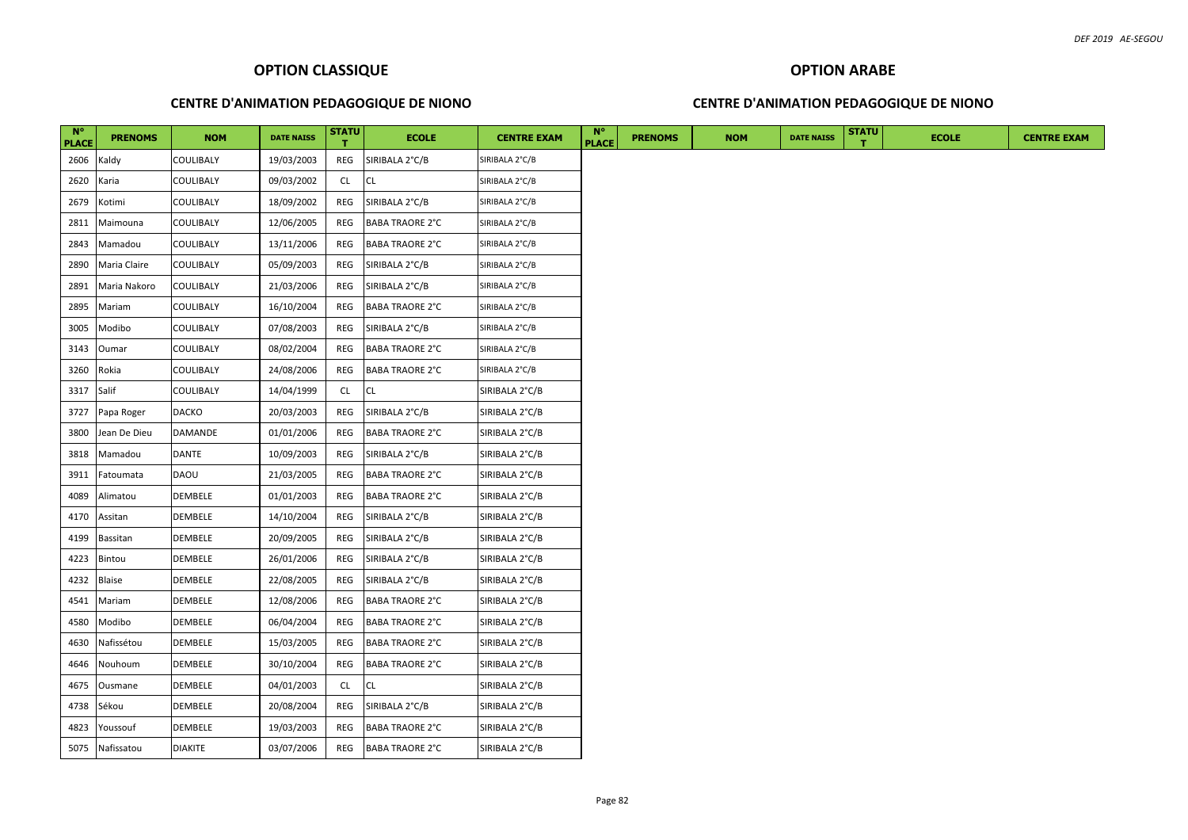## OPTION CLASSIQUE

### CENTRE D'ANIMATION PEDAGOGIQUE DE NIONO

| N° PLACE | PRENOMS | NOM | DATE NAISS | STATUT | ECOLE | CENTRE EXAM |
|---|---|---|---|---|---|---|
| 2606 | Kaldy | COULIBALY | 19/03/2003 | REG | SIRIBALA 2°C/B | SIRIBALA 2°C/B |
| 2620 | Karia | COULIBALY | 09/03/2002 | CL | CL | SIRIBALA 2°C/B |
| 2679 | Kotimi | COULIBALY | 18/09/2002 | REG | SIRIBALA 2°C/B | SIRIBALA 2°C/B |
| 2811 | Maimouna | COULIBALY | 12/06/2005 | REG | BABA TRAORE 2°C | SIRIBALA 2°C/B |
| 2843 | Mamadou | COULIBALY | 13/11/2006 | REG | BABA TRAORE 2°C | SIRIBALA 2°C/B |
| 2890 | Maria Claire | COULIBALY | 05/09/2003 | REG | SIRIBALA 2°C/B | SIRIBALA 2°C/B |
| 2891 | Maria Nakoro | COULIBALY | 21/03/2006 | REG | SIRIBALA 2°C/B | SIRIBALA 2°C/B |
| 2895 | Mariam | COULIBALY | 16/10/2004 | REG | BABA TRAORE 2°C | SIRIBALA 2°C/B |
| 3005 | Modibo | COULIBALY | 07/08/2003 | REG | SIRIBALA 2°C/B | SIRIBALA 2°C/B |
| 3143 | Oumar | COULIBALY | 08/02/2004 | REG | BABA TRAORE 2°C | SIRIBALA 2°C/B |
| 3260 | Rokia | COULIBALY | 24/08/2006 | REG | BABA TRAORE 2°C | SIRIBALA 2°C/B |
| 3317 | Salif | COULIBALY | 14/04/1999 | CL | CL | SIRIBALA 2°C/B |
| 3727 | Papa Roger | DACKO | 20/03/2003 | REG | SIRIBALA 2°C/B | SIRIBALA 2°C/B |
| 3800 | Jean De Dieu | DAMANDE | 01/01/2006 | REG | BABA TRAORE 2°C | SIRIBALA 2°C/B |
| 3818 | Mamadou | DANTE | 10/09/2003 | REG | SIRIBALA 2°C/B | SIRIBALA 2°C/B |
| 3911 | Fatoumata | DAOU | 21/03/2005 | REG | BABA TRAORE 2°C | SIRIBALA 2°C/B |
| 4089 | Alimatou | DEMBELE | 01/01/2003 | REG | BABA TRAORE 2°C | SIRIBALA 2°C/B |
| 4170 | Assitan | DEMBELE | 14/10/2004 | REG | SIRIBALA 2°C/B | SIRIBALA 2°C/B |
| 4199 | Bassitan | DEMBELE | 20/09/2005 | REG | SIRIBALA 2°C/B | SIRIBALA 2°C/B |
| 4223 | Bintou | DEMBELE | 26/01/2006 | REG | SIRIBALA 2°C/B | SIRIBALA 2°C/B |
| 4232 | Blaise | DEMBELE | 22/08/2005 | REG | SIRIBALA 2°C/B | SIRIBALA 2°C/B |
| 4541 | Mariam | DEMBELE | 12/08/2006 | REG | BABA TRAORE 2°C | SIRIBALA 2°C/B |
| 4580 | Modibo | DEMBELE | 06/04/2004 | REG | BABA TRAORE 2°C | SIRIBALA 2°C/B |
| 4630 | Nafissétou | DEMBELE | 15/03/2005 | REG | BABA TRAORE 2°C | SIRIBALA 2°C/B |
| 4646 | Nouhoum | DEMBELE | 30/10/2004 | REG | BABA TRAORE 2°C | SIRIBALA 2°C/B |
| 4675 | Ousmane | DEMBELE | 04/01/2003 | CL | CL | SIRIBALA 2°C/B |
| 4738 | Sékou | DEMBELE | 20/08/2004 | REG | SIRIBALA 2°C/B | SIRIBALA 2°C/B |
| 4823 | Youssouf | DEMBELE | 19/03/2003 | REG | BABA TRAORE 2°C | SIRIBALA 2°C/B |
| 5075 | Nafissatou | DIAKITE | 03/07/2006 | REG | BABA TRAORE 2°C | SIRIBALA 2°C/B |

## OPTION ARABE

### CENTRE D'ANIMATION PEDAGOGIQUE DE NIONO

| N° PLACE | PRENOMS | NOM | DATE NAISS | STATUT | ECOLE | CENTRE EXAM |
|---|---|---|---|---|---|---|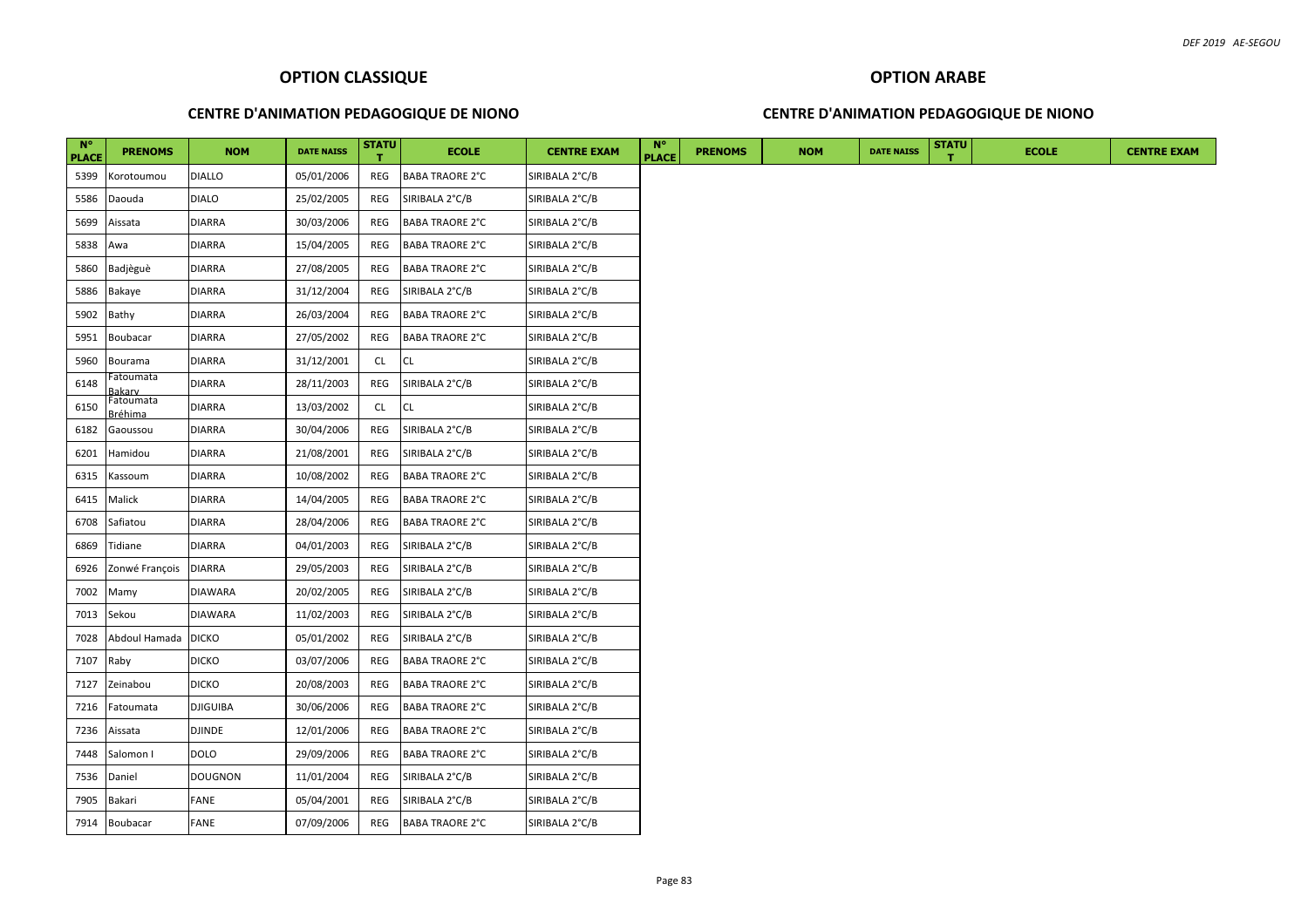## OPTION CLASSIQUE

### CENTRE D'ANIMATION PEDAGOGIQUE DE NIONO

| N° PLACE | PRENOMS | NOM | DATE NAISS | STATUT | ECOLE | CENTRE EXAM |
|---|---|---|---|---|---|---|
| 5399 | Korotoumou | DIALLO | 05/01/2006 | REG | BABA TRAORE 2°C | SIRIBALA 2°C/B |
| 5586 | Daouda | DIALO | 25/02/2005 | REG | SIRIBALA 2°C/B | SIRIBALA 2°C/B |
| 5699 | Aissata | DIARRA | 30/03/2006 | REG | BABA TRAORE 2°C | SIRIBALA 2°C/B |
| 5838 | Awa | DIARRA | 15/04/2005 | REG | BABA TRAORE 2°C | SIRIBALA 2°C/B |
| 5860 | Badjèguè | DIARRA | 27/08/2005 | REG | BABA TRAORE 2°C | SIRIBALA 2°C/B |
| 5886 | Bakaye | DIARRA | 31/12/2004 | REG | SIRIBALA 2°C/B | SIRIBALA 2°C/B |
| 5902 | Bathy | DIARRA | 26/03/2004 | REG | BABA TRAORE 2°C | SIRIBALA 2°C/B |
| 5951 | Boubacar | DIARRA | 27/05/2002 | REG | BABA TRAORE 2°C | SIRIBALA 2°C/B |
| 5960 | Bourama | DIARRA | 31/12/2001 | CL | CL | SIRIBALA 2°C/B |
| 6148 | Fatoumata Bakary | DIARRA | 28/11/2003 | REG | SIRIBALA 2°C/B | SIRIBALA 2°C/B |
| 6150 | Fatoumata Bréhima | DIARRA | 13/03/2002 | CL | CL | SIRIBALA 2°C/B |
| 6182 | Gaoussou | DIARRA | 30/04/2006 | REG | SIRIBALA 2°C/B | SIRIBALA 2°C/B |
| 6201 | Hamidou | DIARRA | 21/08/2001 | REG | SIRIBALA 2°C/B | SIRIBALA 2°C/B |
| 6315 | Kassoum | DIARRA | 10/08/2002 | REG | BABA TRAORE 2°C | SIRIBALA 2°C/B |
| 6415 | Malick | DIARRA | 14/04/2005 | REG | BABA TRAORE 2°C | SIRIBALA 2°C/B |
| 6708 | Safiatou | DIARRA | 28/04/2006 | REG | BABA TRAORE 2°C | SIRIBALA 2°C/B |
| 6869 | Tidiane | DIARRA | 04/01/2003 | REG | SIRIBALA 2°C/B | SIRIBALA 2°C/B |
| 6926 | Zonwé François | DIARRA | 29/05/2003 | REG | SIRIBALA 2°C/B | SIRIBALA 2°C/B |
| 7002 | Mamy | DIAWARA | 20/02/2005 | REG | SIRIBALA 2°C/B | SIRIBALA 2°C/B |
| 7013 | Sekou | DIAWARA | 11/02/2003 | REG | SIRIBALA 2°C/B | SIRIBALA 2°C/B |
| 7028 | Abdoul Hamada | DICKO | 05/01/2002 | REG | SIRIBALA 2°C/B | SIRIBALA 2°C/B |
| 7107 | Raby | DICKO | 03/07/2006 | REG | BABA TRAORE 2°C | SIRIBALA 2°C/B |
| 7127 | Zeinabou | DICKO | 20/08/2003 | REG | BABA TRAORE 2°C | SIRIBALA 2°C/B |
| 7216 | Fatoumata | DJIGUIBA | 30/06/2006 | REG | BABA TRAORE 2°C | SIRIBALA 2°C/B |
| 7236 | Aissata | DJINDE | 12/01/2006 | REG | BABA TRAORE 2°C | SIRIBALA 2°C/B |
| 7448 | Salomon I | DOLO | 29/09/2006 | REG | BABA TRAORE 2°C | SIRIBALA 2°C/B |
| 7536 | Daniel | DOUGNON | 11/01/2004 | REG | SIRIBALA 2°C/B | SIRIBALA 2°C/B |
| 7905 | Bakari | FANE | 05/04/2001 | REG | SIRIBALA 2°C/B | SIRIBALA 2°C/B |
| 7914 | Boubacar | FANE | 07/09/2006 | REG | BABA TRAORE 2°C | SIRIBALA 2°C/B |

## OPTION ARABE

### CENTRE D'ANIMATION PEDAGOGIQUE DE NIONO

| N° PLACE | PRENOMS | NOM | DATE NAISS | STATUT | ECOLE | CENTRE EXAM |
|---|---|---|---|---|---|---|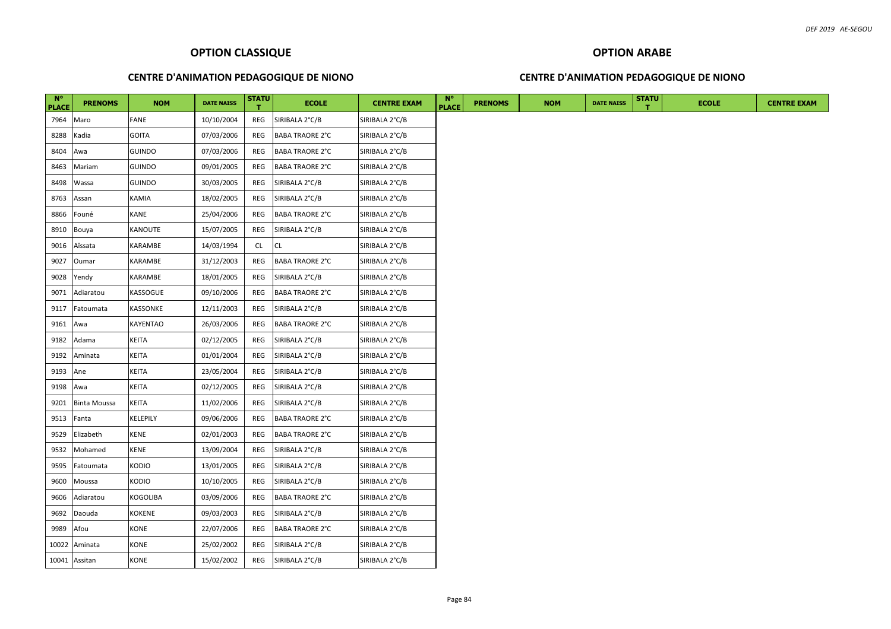## OPTION CLASSIQUE

### CENTRE D'ANIMATION PEDAGOGIQUE DE NIONO

| N° PLACE | PRENOMS | NOM | DATE NAISS | STATUT | ECOLE | CENTRE EXAM |
|---|---|---|---|---|---|---|
| 7964 | Maro | FANE | 10/10/2004 | REG | SIRIBALA 2°C/B | SIRIBALA 2°C/B |
| 8288 | Kadia | GOITA | 07/03/2006 | REG | BABA TRAORE 2°C | SIRIBALA 2°C/B |
| 8404 | Awa | GUINDO | 07/03/2006 | REG | BABA TRAORE 2°C | SIRIBALA 2°C/B |
| 8463 | Mariam | GUINDO | 09/01/2005 | REG | BABA TRAORE 2°C | SIRIBALA 2°C/B |
| 8498 | Wassa | GUINDO | 30/03/2005 | REG | SIRIBALA 2°C/B | SIRIBALA 2°C/B |
| 8763 | Assan | KAMIA | 18/02/2005 | REG | SIRIBALA 2°C/B | SIRIBALA 2°C/B |
| 8866 | Founé | KANE | 25/04/2006 | REG | BABA TRAORE 2°C | SIRIBALA 2°C/B |
| 8910 | Bouya | KANOUTE | 15/07/2005 | REG | SIRIBALA 2°C/B | SIRIBALA 2°C/B |
| 9016 | Aîssata | KARAMBE | 14/03/1994 | CL | CL | SIRIBALA 2°C/B |
| 9027 | Oumar | KARAMBE | 31/12/2003 | REG | BABA TRAORE 2°C | SIRIBALA 2°C/B |
| 9028 | Yendy | KARAMBE | 18/01/2005 | REG | SIRIBALA 2°C/B | SIRIBALA 2°C/B |
| 9071 | Adiaratou | KASSOGUE | 09/10/2006 | REG | BABA TRAORE 2°C | SIRIBALA 2°C/B |
| 9117 | Fatoumata | KASSONKE | 12/11/2003 | REG | SIRIBALA 2°C/B | SIRIBALA 2°C/B |
| 9161 | Awa | KAYENTAO | 26/03/2006 | REG | BABA TRAORE 2°C | SIRIBALA 2°C/B |
| 9182 | Adama | KEITA | 02/12/2005 | REG | SIRIBALA 2°C/B | SIRIBALA 2°C/B |
| 9192 | Aminata | KEITA | 01/01/2004 | REG | SIRIBALA 2°C/B | SIRIBALA 2°C/B |
| 9193 | Ane | KEITA | 23/05/2004 | REG | SIRIBALA 2°C/B | SIRIBALA 2°C/B |
| 9198 | Awa | KEITA | 02/12/2005 | REG | SIRIBALA 2°C/B | SIRIBALA 2°C/B |
| 9201 | Binta Moussa | KEITA | 11/02/2006 | REG | SIRIBALA 2°C/B | SIRIBALA 2°C/B |
| 9513 | Fanta | KELEPILY | 09/06/2006 | REG | BABA TRAORE 2°C | SIRIBALA 2°C/B |
| 9529 | Elizabeth | KENE | 02/01/2003 | REG | BABA TRAORE 2°C | SIRIBALA 2°C/B |
| 9532 | Mohamed | KENE | 13/09/2004 | REG | SIRIBALA 2°C/B | SIRIBALA 2°C/B |
| 9595 | Fatoumata | KODIO | 13/01/2005 | REG | SIRIBALA 2°C/B | SIRIBALA 2°C/B |
| 9600 | Moussa | KODIO | 10/10/2005 | REG | SIRIBALA 2°C/B | SIRIBALA 2°C/B |
| 9606 | Adiaratou | KOGOLIBA | 03/09/2006 | REG | BABA TRAORE 2°C | SIRIBALA 2°C/B |
| 9692 | Daouda | KOKENE | 09/03/2003 | REG | SIRIBALA 2°C/B | SIRIBALA 2°C/B |
| 9989 | Afou | KONE | 22/07/2006 | REG | BABA TRAORE 2°C | SIRIBALA 2°C/B |
| 10022 | Aminata | KONE | 25/02/2002 | REG | SIRIBALA 2°C/B | SIRIBALA 2°C/B |
| 10041 | Assitan | KONE | 15/02/2002 | REG | SIRIBALA 2°C/B | SIRIBALA 2°C/B |

## OPTION ARABE

### CENTRE D'ANIMATION PEDAGOGIQUE DE NIONO

| N° PLACE | PRENOMS | NOM | DATE NAISS | STATUT | ECOLE | CENTRE EXAM |
|---|---|---|---|---|---|---|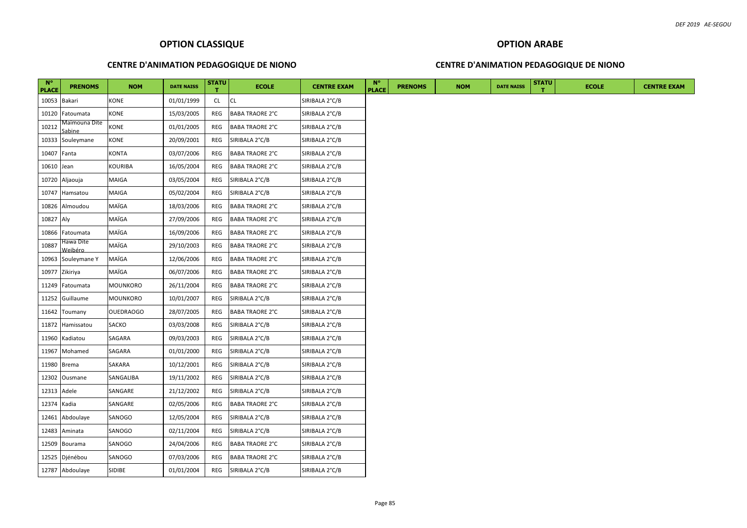## OPTION CLASSIQUE

### CENTRE D'ANIMATION PEDAGOGIQUE DE NIONO

| N° PLACE | PRENOMS | NOM | DATE NAISS | STATUT | ECOLE | CENTRE EXAM |
|---|---|---|---|---|---|---|
| 10053 | Bakari | KONE | 01/01/1999 | CL | CL | SIRIBALA 2°C/B |
| 10120 | Fatoumata | KONE | 15/03/2005 | REG | BABA TRAORE 2°C | SIRIBALA 2°C/B |
| 10212 | Maimouna Dite Sabine | KONE | 01/01/2005 | REG | BABA TRAORE 2°C | SIRIBALA 2°C/B |
| 10333 | Souleymane | KONE | 20/09/2001 | REG | SIRIBALA 2°C/B | SIRIBALA 2°C/B |
| 10407 | Fanta | KONTA | 03/07/2006 | REG | BABA TRAORE 2°C | SIRIBALA 2°C/B |
| 10610 | Jean | KOURIBA | 16/05/2004 | REG | BABA TRAORE 2°C | SIRIBALA 2°C/B |
| 10720 | Aljaouja | MAIGA | 03/05/2004 | REG | SIRIBALA 2°C/B | SIRIBALA 2°C/B |
| 10747 | Hamsatou | MAIGA | 05/02/2004 | REG | SIRIBALA 2°C/B | SIRIBALA 2°C/B |
| 10826 | Almoudou | MAÏGA | 18/03/2006 | REG | BABA TRAORE 2°C | SIRIBALA 2°C/B |
| 10827 | Aly | MAÏGA | 27/09/2006 | REG | BABA TRAORE 2°C | SIRIBALA 2°C/B |
| 10866 | Fatoumata | MAÏGA | 16/09/2006 | REG | BABA TRAORE 2°C | SIRIBALA 2°C/B |
| 10887 | Hawa Dite Weibéro | MAÏGA | 29/10/2003 | REG | BABA TRAORE 2°C | SIRIBALA 2°C/B |
| 10963 | Souleymane Y | MAÏGA | 12/06/2006 | REG | BABA TRAORE 2°C | SIRIBALA 2°C/B |
| 10977 | Zikiriya | MAÏGA | 06/07/2006 | REG | BABA TRAORE 2°C | SIRIBALA 2°C/B |
| 11249 | Fatoumata | MOUNKORO | 26/11/2004 | REG | BABA TRAORE 2°C | SIRIBALA 2°C/B |
| 11252 | Guillaume | MOUNKORO | 10/01/2007 | REG | SIRIBALA 2°C/B | SIRIBALA 2°C/B |
| 11642 | Toumany | OUEDRAOGO | 28/07/2005 | REG | BABA TRAORE 2°C | SIRIBALA 2°C/B |
| 11872 | Hamissatou | SACKO | 03/03/2008 | REG | SIRIBALA 2°C/B | SIRIBALA 2°C/B |
| 11960 | Kadiatou | SAGARA | 09/03/2003 | REG | SIRIBALA 2°C/B | SIRIBALA 2°C/B |
| 11967 | Mohamed | SAGARA | 01/01/2000 | REG | SIRIBALA 2°C/B | SIRIBALA 2°C/B |
| 11980 | Brema | SAKARA | 10/12/2001 | REG | SIRIBALA 2°C/B | SIRIBALA 2°C/B |
| 12302 | Ousmane | SANGALIBA | 19/11/2002 | REG | SIRIBALA 2°C/B | SIRIBALA 2°C/B |
| 12313 | Adele | SANGARE | 21/12/2002 | REG | SIRIBALA 2°C/B | SIRIBALA 2°C/B |
| 12374 | Kadia | SANGARE | 02/05/2006 | REG | BABA TRAORE 2°C | SIRIBALA 2°C/B |
| 12461 | Abdoulaye | SANOGO | 12/05/2004 | REG | SIRIBALA 2°C/B | SIRIBALA 2°C/B |
| 12483 | Aminata | SANOGO | 02/11/2004 | REG | SIRIBALA 2°C/B | SIRIBALA 2°C/B |
| 12509 | Bourama | SANOGO | 24/04/2006 | REG | BABA TRAORE 2°C | SIRIBALA 2°C/B |
| 12525 | Djénébou | SANOGO | 07/03/2006 | REG | BABA TRAORE 2°C | SIRIBALA 2°C/B |
| 12787 | Abdoulaye | SIDIBE | 01/01/2004 | REG | SIRIBALA 2°C/B | SIRIBALA 2°C/B |

## OPTION ARABE

### CENTRE D'ANIMATION PEDAGOGIQUE DE NIONO

| N° PLACE | PRENOMS | NOM | DATE NAISS | STATUT | ECOLE | CENTRE EXAM |
|---|---|---|---|---|---|---|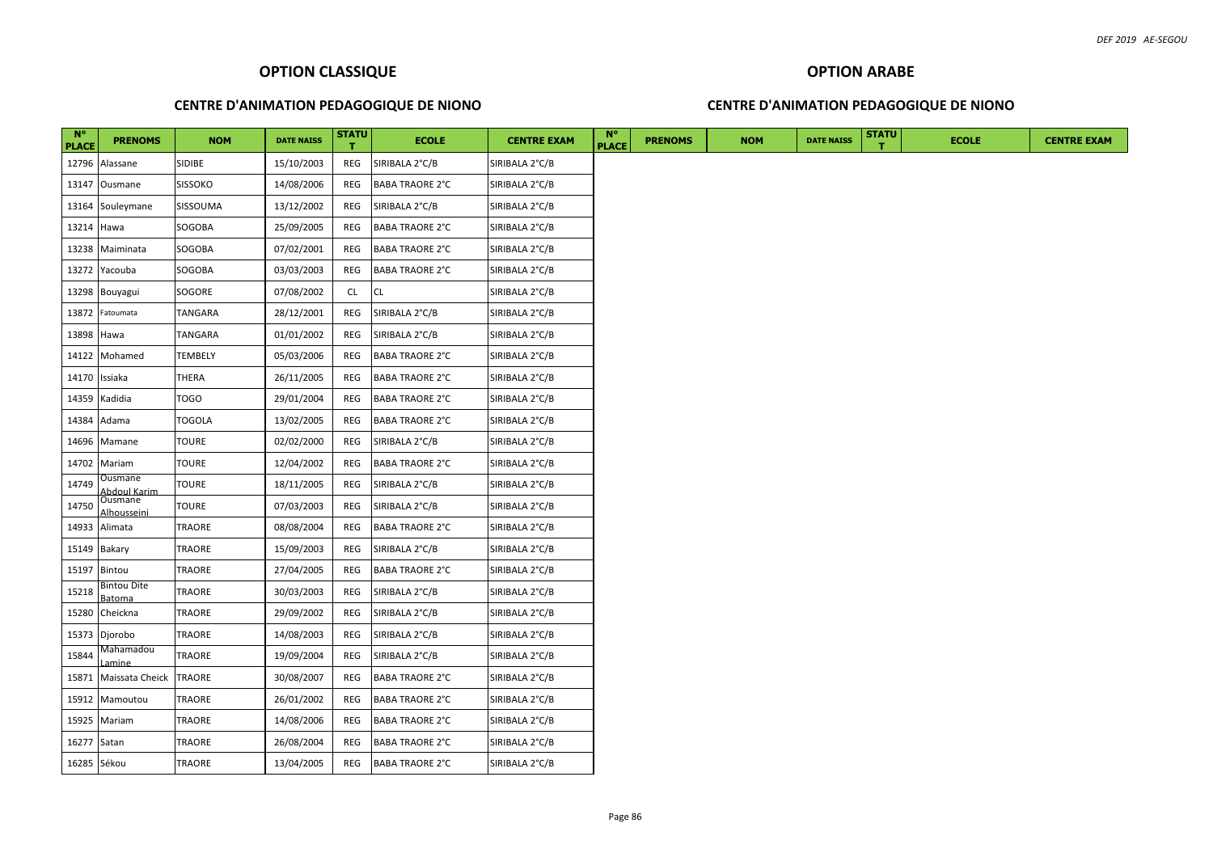## OPTION CLASSIQUE

### CENTRE D'ANIMATION PEDAGOGIQUE DE NIONO

| N° PLACE | PRENOMS | NOM | DATE NAISS | STATUT | ECOLE | CENTRE EXAM |
|---|---|---|---|---|---|---|
| 12796 | Alassane | SIDIBE | 15/10/2003 | REG | SIRIBALA 2°C/B | SIRIBALA 2°C/B |
| 13147 | Ousmane | SISSOKO | 14/08/2006 | REG | BABA TRAORE 2°C | SIRIBALA 2°C/B |
| 13164 | Souleymane | SISSOUMA | 13/12/2002 | REG | SIRIBALA 2°C/B | SIRIBALA 2°C/B |
| 13214 | Hawa | SOGOBA | 25/09/2005 | REG | BABA TRAORE 2°C | SIRIBALA 2°C/B |
| 13238 | Maiminata | SOGOBA | 07/02/2001 | REG | BABA TRAORE 2°C | SIRIBALA 2°C/B |
| 13272 | Yacouba | SOGOBA | 03/03/2003 | REG | BABA TRAORE 2°C | SIRIBALA 2°C/B |
| 13298 | Bouyagui | SOGORE | 07/08/2002 | CL | CL | SIRIBALA 2°C/B |
| 13872 | Fatoumata | TANGARA | 28/12/2001 | REG | SIRIBALA 2°C/B | SIRIBALA 2°C/B |
| 13898 | Hawa | TANGARA | 01/01/2002 | REG | SIRIBALA 2°C/B | SIRIBALA 2°C/B |
| 14122 | Mohamed | TEMBELY | 05/03/2006 | REG | BABA TRAORE 2°C | SIRIBALA 2°C/B |
| 14170 | Issiaka | THERA | 26/11/2005 | REG | BABA TRAORE 2°C | SIRIBALA 2°C/B |
| 14359 | Kadidia | TOGO | 29/01/2004 | REG | BABA TRAORE 2°C | SIRIBALA 2°C/B |
| 14384 | Adama | TOGOLA | 13/02/2005 | REG | BABA TRAORE 2°C | SIRIBALA 2°C/B |
| 14696 | Mamane | TOURE | 02/02/2000 | REG | SIRIBALA 2°C/B | SIRIBALA 2°C/B |
| 14702 | Mariam | TOURE | 12/04/2002 | REG | BABA TRAORE 2°C | SIRIBALA 2°C/B |
| 14749 | Ousmane Abdoul Karim | TOURE | 18/11/2005 | REG | SIRIBALA 2°C/B | SIRIBALA 2°C/B |
| 14750 | Ousmane Alhousseini | TOURE | 07/03/2003 | REG | SIRIBALA 2°C/B | SIRIBALA 2°C/B |
| 14933 | Alimata | TRAORE | 08/08/2004 | REG | BABA TRAORE 2°C | SIRIBALA 2°C/B |
| 15149 | Bakary | TRAORE | 15/09/2003 | REG | SIRIBALA 2°C/B | SIRIBALA 2°C/B |
| 15197 | Bintou | TRAORE | 27/04/2005 | REG | BABA TRAORE 2°C | SIRIBALA 2°C/B |
| 15218 | Bintou Dite Batoma | TRAORE | 30/03/2003 | REG | SIRIBALA 2°C/B | SIRIBALA 2°C/B |
| 15280 | Cheickna | TRAORE | 29/09/2002 | REG | SIRIBALA 2°C/B | SIRIBALA 2°C/B |
| 15373 | Djorobo | TRAORE | 14/08/2003 | REG | SIRIBALA 2°C/B | SIRIBALA 2°C/B |
| 15844 | Mahamadou Lamine | TRAORE | 19/09/2004 | REG | SIRIBALA 2°C/B | SIRIBALA 2°C/B |
| 15871 | Maissata Cheick | TRAORE | 30/08/2007 | REG | BABA TRAORE 2°C | SIRIBALA 2°C/B |
| 15912 | Mamoutou | TRAORE | 26/01/2002 | REG | BABA TRAORE 2°C | SIRIBALA 2°C/B |
| 15925 | Mariam | TRAORE | 14/08/2006 | REG | BABA TRAORE 2°C | SIRIBALA 2°C/B |
| 16277 | Satan | TRAORE | 26/08/2004 | REG | BABA TRAORE 2°C | SIRIBALA 2°C/B |
| 16285 | Sékou | TRAORE | 13/04/2005 | REG | BABA TRAORE 2°C | SIRIBALA 2°C/B |

## OPTION ARABE

### CENTRE D'ANIMATION PEDAGOGIQUE DE NIONO

| N° PLACE | PRENOMS | NOM | DATE NAISS | STATUT | ECOLE | CENTRE EXAM |
|---|---|---|---|---|---|---|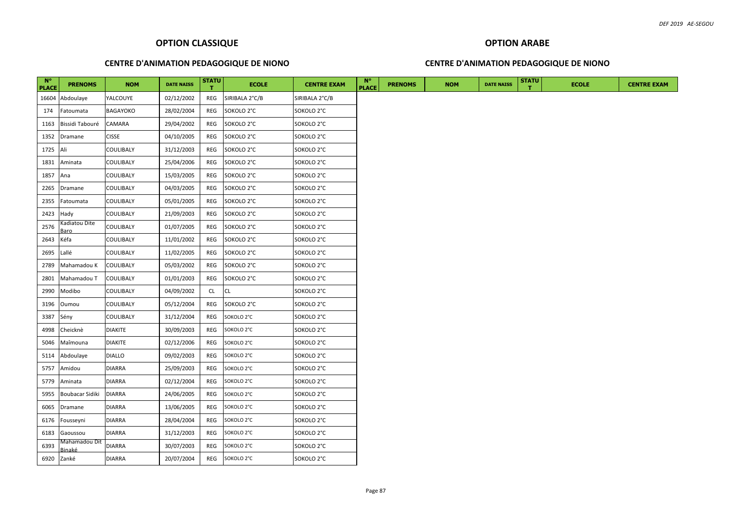## OPTION CLASSIQUE

### CENTRE D'ANIMATION PEDAGOGIQUE DE NIONO

| N° PLACE | PRENOMS | NOM | DATE NAISS | STATUT | ECOLE | CENTRE EXAM |
|---|---|---|---|---|---|---|
| 16604 | Abdoulaye | YALCOUYE | 02/12/2002 | REG | SIRIBALA 2°C/B | SIRIBALA 2°C/B |
| 174 | Fatoumata | BAGAYOKO | 28/02/2004 | REG | SOKOLO 2°C | SOKOLO 2°C |
| 1163 | Bissidi Tabouré | CAMARA | 29/04/2002 | REG | SOKOLO 2°C | SOKOLO 2°C |
| 1352 | Dramane | CISSE | 04/10/2005 | REG | SOKOLO 2°C | SOKOLO 2°C |
| 1725 | Ali | COULIBALY | 31/12/2003 | REG | SOKOLO 2°C | SOKOLO 2°C |
| 1831 | Aminata | COULIBALY | 25/04/2006 | REG | SOKOLO 2°C | SOKOLO 2°C |
| 1857 | Ana | COULIBALY | 15/03/2005 | REG | SOKOLO 2°C | SOKOLO 2°C |
| 2265 | Dramane | COULIBALY | 04/03/2005 | REG | SOKOLO 2°C | SOKOLO 2°C |
| 2355 | Fatoumata | COULIBALY | 05/01/2005 | REG | SOKOLO 2°C | SOKOLO 2°C |
| 2423 | Hady | COULIBALY | 21/09/2003 | REG | SOKOLO 2°C | SOKOLO 2°C |
| 2576 | Kadiatou Dite Baro | COULIBALY | 01/07/2005 | REG | SOKOLO 2°C | SOKOLO 2°C |
| 2643 | Kéfa | COULIBALY | 11/01/2002 | REG | SOKOLO 2°C | SOKOLO 2°C |
| 2695 | Lallé | COULIBALY | 11/02/2005 | REG | SOKOLO 2°C | SOKOLO 2°C |
| 2789 | Mahamadou K | COULIBALY | 05/03/2002 | REG | SOKOLO 2°C | SOKOLO 2°C |
| 2801 | Mahamadou T | COULIBALY | 01/01/2003 | REG | SOKOLO 2°C | SOKOLO 2°C |
| 2990 | Modibo | COULIBALY | 04/09/2002 | CL | CL | SOKOLO 2°C |
| 3196 | Oumou | COULIBALY | 05/12/2004 | REG | SOKOLO 2°C | SOKOLO 2°C |
| 3387 | Sény | COULIBALY | 31/12/2004 | REG | SOKOLO 2°C | SOKOLO 2°C |
| 4998 | Cheicknè | DIAKITE | 30/09/2003 | REG | SOKOLO 2°C | SOKOLO 2°C |
| 5046 | Maîmouna | DIAKITE | 02/12/2006 | REG | SOKOLO 2°C | SOKOLO 2°C |
| 5114 | Abdoulaye | DIALLO | 09/02/2003 | REG | SOKOLO 2°C | SOKOLO 2°C |
| 5757 | Amidou | DIARRA | 25/09/2003 | REG | SOKOLO 2°C | SOKOLO 2°C |
| 5779 | Aminata | DIARRA | 02/12/2004 | REG | SOKOLO 2°C | SOKOLO 2°C |
| 5955 | Boubacar Sidiki | DIARRA | 24/06/2005 | REG | SOKOLO 2°C | SOKOLO 2°C |
| 6065 | Dramane | DIARRA | 13/06/2005 | REG | SOKOLO 2°C | SOKOLO 2°C |
| 6176 | Fousseyni | DIARRA | 28/04/2004 | REG | SOKOLO 2°C | SOKOLO 2°C |
| 6183 | Gaoussou | DIARRA | 31/12/2003 | REG | SOKOLO 2°C | SOKOLO 2°C |
| 6393 | Mahamadou Dit Binaké | DIARRA | 30/07/2003 | REG | SOKOLO 2°C | SOKOLO 2°C |
| 6920 | Zanké | DIARRA | 20/07/2004 | REG | SOKOLO 2°C | SOKOLO 2°C |

## OPTION ARABE

### CENTRE D'ANIMATION PEDAGOGIQUE DE NIONO

| N° PLACE | PRENOMS | NOM | DATE NAISS | STATUT | ECOLE | CENTRE EXAM |
|---|---|---|---|---|---|---|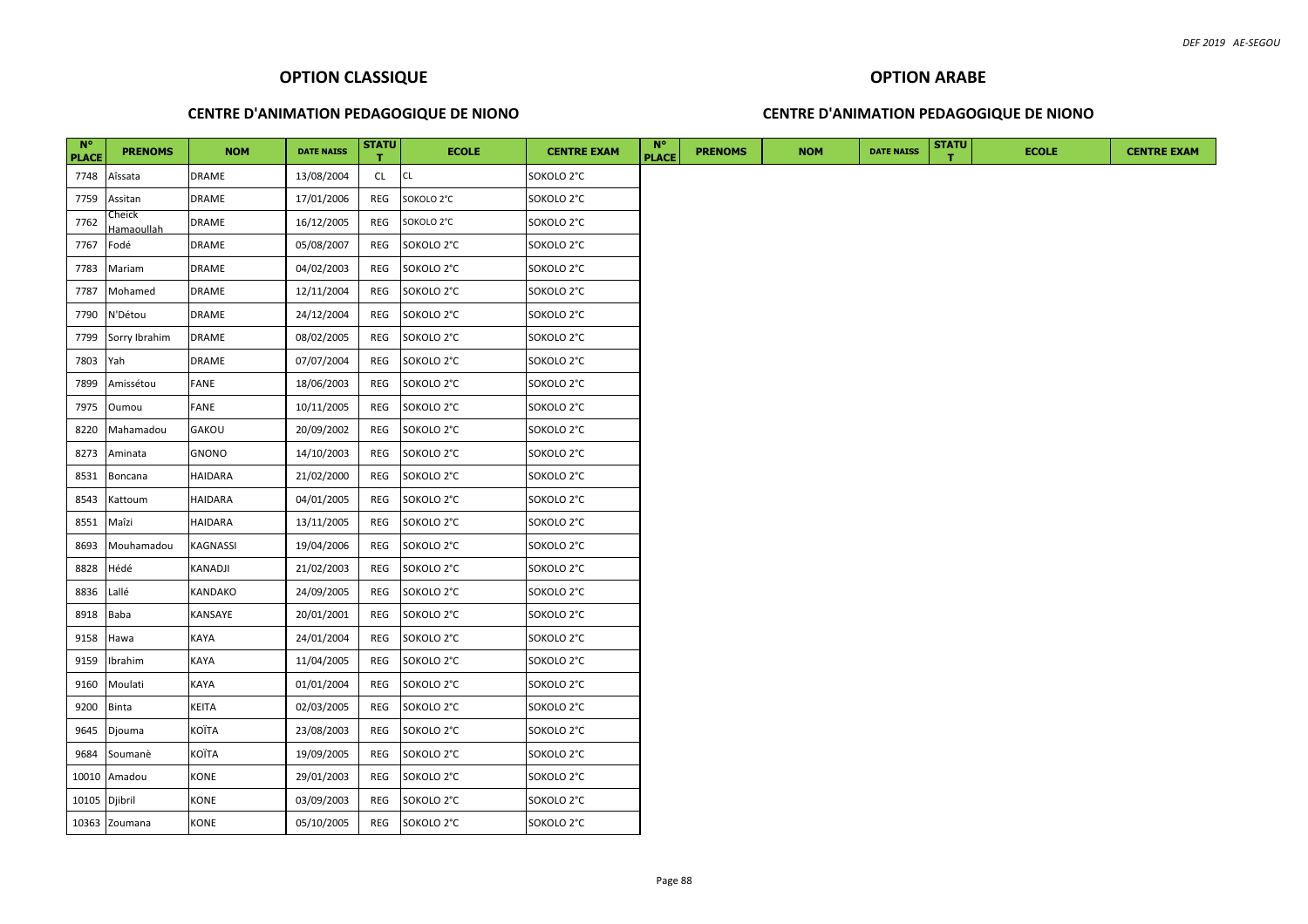## OPTION CLASSIQUE

### CENTRE D'ANIMATION PEDAGOGIQUE DE NIONO

| N° PLACE | PRENOMS | NOM | DATE NAISS | STATUT | ECOLE | CENTRE EXAM |
|---|---|---|---|---|---|---|
| 7748 | Aïssata | DRAME | 13/08/2004 | CL | CL | SOKOLO 2°C |
| 7759 | Assitan | DRAME | 17/01/2006 | REG | SOKOLO 2°C | SOKOLO 2°C |
| 7762 | Cheick Hamaoullah | DRAME | 16/12/2005 | REG | SOKOLO 2°C | SOKOLO 2°C |
| 7767 | Fodé | DRAME | 05/08/2007 | REG | SOKOLO 2°C | SOKOLO 2°C |
| 7783 | Mariam | DRAME | 04/02/2003 | REG | SOKOLO 2°C | SOKOLO 2°C |
| 7787 | Mohamed | DRAME | 12/11/2004 | REG | SOKOLO 2°C | SOKOLO 2°C |
| 7790 | N'Détou | DRAME | 24/12/2004 | REG | SOKOLO 2°C | SOKOLO 2°C |
| 7799 | Sorry Ibrahim | DRAME | 08/02/2005 | REG | SOKOLO 2°C | SOKOLO 2°C |
| 7803 | Yah | DRAME | 07/07/2004 | REG | SOKOLO 2°C | SOKOLO 2°C |
| 7899 | Amissétou | FANE | 18/06/2003 | REG | SOKOLO 2°C | SOKOLO 2°C |
| 7975 | Oumou | FANE | 10/11/2005 | REG | SOKOLO 2°C | SOKOLO 2°C |
| 8220 | Mahamadou | GAKOU | 20/09/2002 | REG | SOKOLO 2°C | SOKOLO 2°C |
| 8273 | Aminata | GNONO | 14/10/2003 | REG | SOKOLO 2°C | SOKOLO 2°C |
| 8531 | Boncana | HAIDARA | 21/02/2000 | REG | SOKOLO 2°C | SOKOLO 2°C |
| 8543 | Kattoum | HAIDARA | 04/01/2005 | REG | SOKOLO 2°C | SOKOLO 2°C |
| 8551 | Maîzi | HAIDARA | 13/11/2005 | REG | SOKOLO 2°C | SOKOLO 2°C |
| 8693 | Mouhamadou | KAGNASSI | 19/04/2006 | REG | SOKOLO 2°C | SOKOLO 2°C |
| 8828 | Hédé | KANADJI | 21/02/2003 | REG | SOKOLO 2°C | SOKOLO 2°C |
| 8836 | Lallé | KANDAKO | 24/09/2005 | REG | SOKOLO 2°C | SOKOLO 2°C |
| 8918 | Baba | KANSAYE | 20/01/2001 | REG | SOKOLO 2°C | SOKOLO 2°C |
| 9158 | Hawa | KAYA | 24/01/2004 | REG | SOKOLO 2°C | SOKOLO 2°C |
| 9159 | Ibrahim | KAYA | 11/04/2005 | REG | SOKOLO 2°C | SOKOLO 2°C |
| 9160 | Moulati | KAYA | 01/01/2004 | REG | SOKOLO 2°C | SOKOLO 2°C |
| 9200 | Binta | KEITA | 02/03/2005 | REG | SOKOLO 2°C | SOKOLO 2°C |
| 9645 | Djouma | KOÏTA | 23/08/2003 | REG | SOKOLO 2°C | SOKOLO 2°C |
| 9684 | Soumanè | KOÏTA | 19/09/2005 | REG | SOKOLO 2°C | SOKOLO 2°C |
| 10010 | Amadou | KONE | 29/01/2003 | REG | SOKOLO 2°C | SOKOLO 2°C |
| 10105 | Djibril | KONE | 03/09/2003 | REG | SOKOLO 2°C | SOKOLO 2°C |
| 10363 | Zoumana | KONE | 05/10/2005 | REG | SOKOLO 2°C | SOKOLO 2°C |

## OPTION ARABE

### CENTRE D'ANIMATION PEDAGOGIQUE DE NIONO

| N° PLACE | PRENOMS | NOM | DATE NAISS | STATUT | ECOLE | CENTRE EXAM |
|---|---|---|---|---|---|---|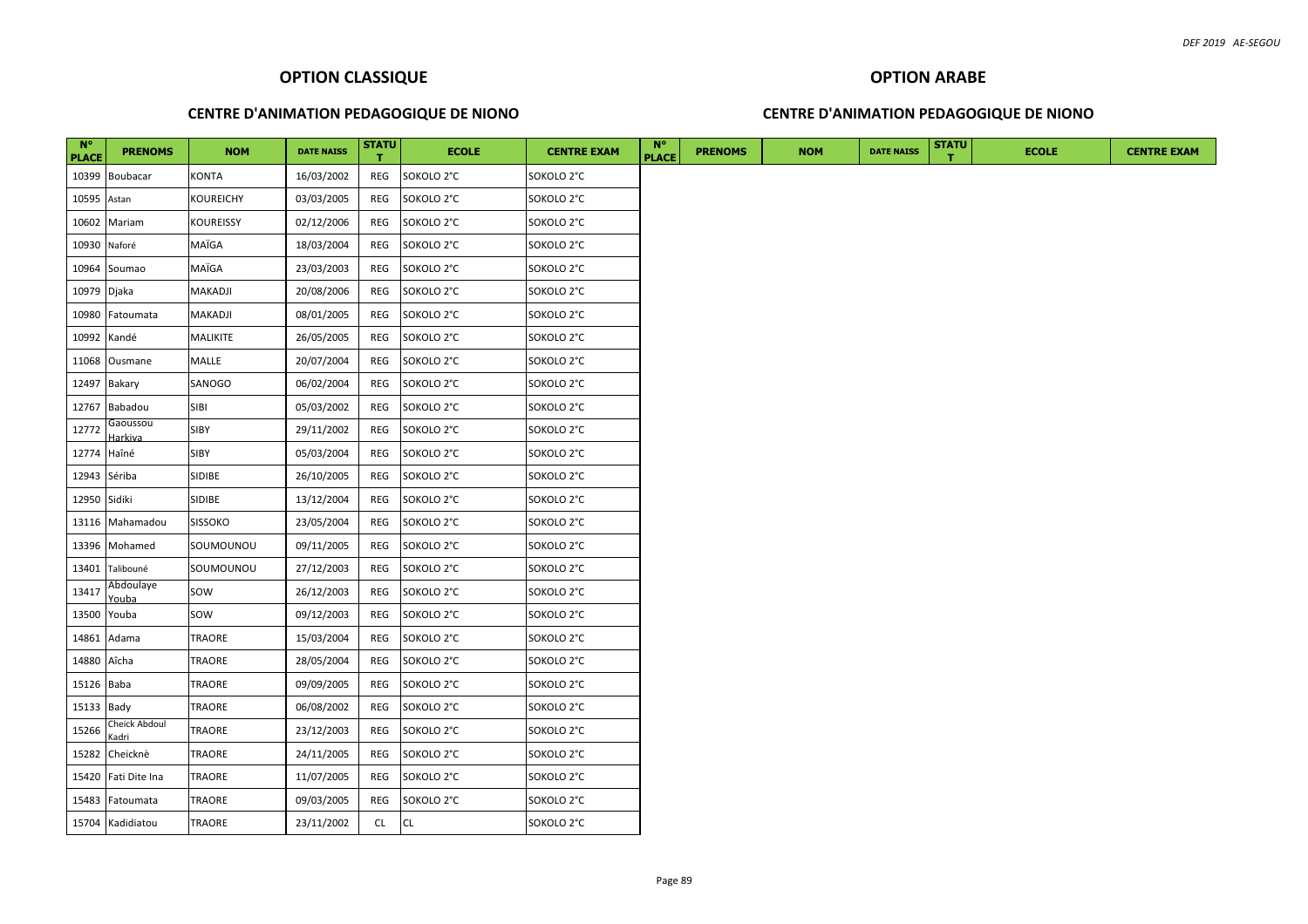## OPTION CLASSIQUE

### CENTRE D'ANIMATION PEDAGOGIQUE DE NIONO

## OPTION ARABE

### CENTRE D'ANIMATION PEDAGOGIQUE DE NIONO

| N° PLACE | PRENOMS | NOM | DATE NAISS | STATUT | ECOLE | CENTRE EXAM | N° PLACE | PRENOMS | NOM | DATE NAISS | STATUT | ECOLE | CENTRE EXAM |
|---|---|---|---|---|---|---|---|---|---|---|---|---|---|
| 10399 | Boubacar | KONTA | 16/03/2002 | REG | SOKOLO 2°C | SOKOLO 2°C | | | | | | | |
| 10595 | Astan | KOUREICHY | 03/03/2005 | REG | SOKOLO 2°C | SOKOLO 2°C | | | | | | | |
| 10602 | Mariam | KOUREISSY | 02/12/2006 | REG | SOKOLO 2°C | SOKOLO 2°C | | | | | | | |
| 10930 | Naforé | MAÏGA | 18/03/2004 | REG | SOKOLO 2°C | SOKOLO 2°C | | | | | | | |
| 10964 | Soumao | MAÏGA | 23/03/2003 | REG | SOKOLO 2°C | SOKOLO 2°C | | | | | | | |
| 10979 | Djaka | MAKADJI | 20/08/2006 | REG | SOKOLO 2°C | SOKOLO 2°C | | | | | | | |
| 10980 | Fatoumata | MAKADJI | 08/01/2005 | REG | SOKOLO 2°C | SOKOLO 2°C | | | | | | | |
| 10992 | Kandé | MALIKITE | 26/05/2005 | REG | SOKOLO 2°C | SOKOLO 2°C | | | | | | | |
| 11068 | Ousmane | MALLE | 20/07/2004 | REG | SOKOLO 2°C | SOKOLO 2°C | | | | | | | |
| 12497 | Bakary | SANOGO | 06/02/2004 | REG | SOKOLO 2°C | SOKOLO 2°C | | | | | | | |
| 12767 | Babadou | SIBI | 05/03/2002 | REG | SOKOLO 2°C | SOKOLO 2°C | | | | | | | |
| 12772 | Gaoussou Harkiya | SIBY | 29/11/2002 | REG | SOKOLO 2°C | SOKOLO 2°C | | | | | | | |
| 12774 | Haîné | SIBY | 05/03/2004 | REG | SOKOLO 2°C | SOKOLO 2°C | | | | | | | |
| 12943 | Sériba | SIDIBE | 26/10/2005 | REG | SOKOLO 2°C | SOKOLO 2°C | | | | | | | |
| 12950 | Sidiki | SIDIBE | 13/12/2004 | REG | SOKOLO 2°C | SOKOLO 2°C | | | | | | | |
| 13116 | Mahamadou | SISSOKO | 23/05/2004 | REG | SOKOLO 2°C | SOKOLO 2°C | | | | | | | |
| 13396 | Mohamed | SOUMOUNOU | 09/11/2005 | REG | SOKOLO 2°C | SOKOLO 2°C | | | | | | | |
| 13401 | Talibouné | SOUMOUNOU | 27/12/2003 | REG | SOKOLO 2°C | SOKOLO 2°C | | | | | | | |
| 13417 | Abdoulaye Youba | SOW | 26/12/2003 | REG | SOKOLO 2°C | SOKOLO 2°C | | | | | | | |
| 13500 | Youba | SOW | 09/12/2003 | REG | SOKOLO 2°C | SOKOLO 2°C | | | | | | | |
| 14861 | Adama | TRAORE | 15/03/2004 | REG | SOKOLO 2°C | SOKOLO 2°C | | | | | | | |
| 14880 | Aîcha | TRAORE | 28/05/2004 | REG | SOKOLO 2°C | SOKOLO 2°C | | | | | | | |
| 15126 | Baba | TRAORE | 09/09/2005 | REG | SOKOLO 2°C | SOKOLO 2°C | | | | | | | |
| 15133 | Bady | TRAORE | 06/08/2002 | REG | SOKOLO 2°C | SOKOLO 2°C | | | | | | | |
| 15266 | Cheick Abdoul Kadri | TRAORE | 23/12/2003 | REG | SOKOLO 2°C | SOKOLO 2°C | | | | | | | |
| 15282 | Cheicknè | TRAORE | 24/11/2005 | REG | SOKOLO 2°C | SOKOLO 2°C | | | | | | | |
| 15420 | Fati Dite Ina | TRAORE | 11/07/2005 | REG | SOKOLO 2°C | SOKOLO 2°C | | | | | | | |
| 15483 | Fatoumata | TRAORE | 09/03/2005 | REG | SOKOLO 2°C | SOKOLO 2°C | | | | | | | |
| 15704 | Kadidiatou | TRAORE | 23/11/2002 | CL | CL | SOKOLO 2°C | | | | | | | |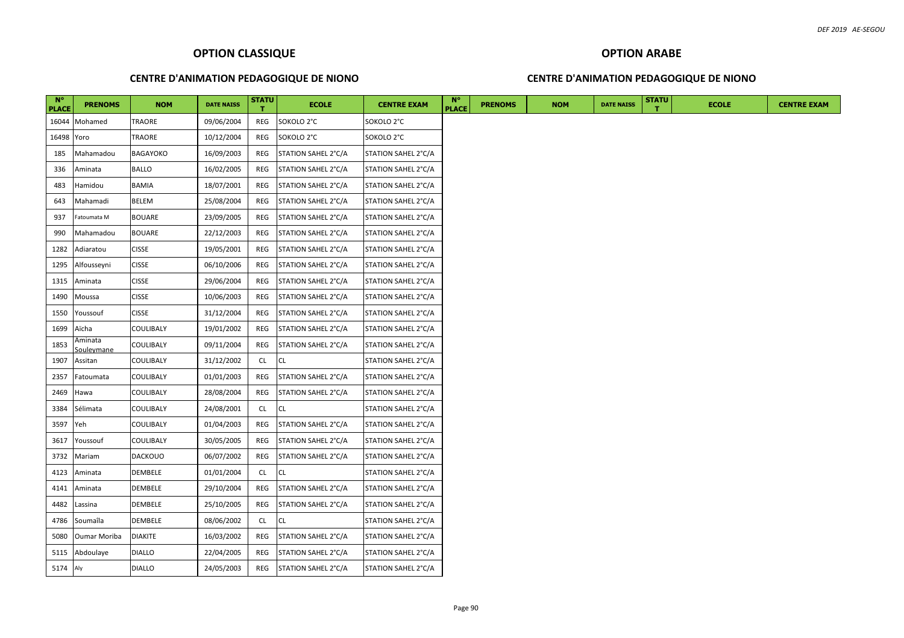## OPTION CLASSIQUE

### CENTRE D'ANIMATION PEDAGOGIQUE DE NIONO

| N° PLACE | PRENOMS | NOM | DATE NAISS | STATUT | ECOLE | CENTRE EXAM |
|---|---|---|---|---|---|---|
| 16044 | Mohamed | TRAORE | 09/06/2004 | REG | SOKOLO 2°C | SOKOLO 2°C |
| 16498 | Yoro | TRAORE | 10/12/2004 | REG | SOKOLO 2°C | SOKOLO 2°C |
| 185 | Mahamadou | BAGAYOKO | 16/09/2003 | REG | STATION SAHEL 2°C/A | STATION SAHEL 2°C/A |
| 336 | Aminata | BALLO | 16/02/2005 | REG | STATION SAHEL 2°C/A | STATION SAHEL 2°C/A |
| 483 | Hamidou | BAMIA | 18/07/2001 | REG | STATION SAHEL 2°C/A | STATION SAHEL 2°C/A |
| 643 | Mahamadi | BELEM | 25/08/2004 | REG | STATION SAHEL 2°C/A | STATION SAHEL 2°C/A |
| 937 | Fatoumata M | BOUARE | 23/09/2005 | REG | STATION SAHEL 2°C/A | STATION SAHEL 2°C/A |
| 990 | Mahamadou | BOUARE | 22/12/2003 | REG | STATION SAHEL 2°C/A | STATION SAHEL 2°C/A |
| 1282 | Adiaratou | CISSE | 19/05/2001 | REG | STATION SAHEL 2°C/A | STATION SAHEL 2°C/A |
| 1295 | Alfousseyni | CISSE | 06/10/2006 | REG | STATION SAHEL 2°C/A | STATION SAHEL 2°C/A |
| 1315 | Aminata | CISSE | 29/06/2004 | REG | STATION SAHEL 2°C/A | STATION SAHEL 2°C/A |
| 1490 | Moussa | CISSE | 10/06/2003 | REG | STATION SAHEL 2°C/A | STATION SAHEL 2°C/A |
| 1550 | Youssouf | CISSE | 31/12/2004 | REG | STATION SAHEL 2°C/A | STATION SAHEL 2°C/A |
| 1699 | Aïcha | COULIBALY | 19/01/2002 | REG | STATION SAHEL 2°C/A | STATION SAHEL 2°C/A |
| 1853 | Aminata Souleymane | COULIBALY | 09/11/2004 | REG | STATION SAHEL 2°C/A | STATION SAHEL 2°C/A |
| 1907 | Assitan | COULIBALY | 31/12/2002 | CL | CL | STATION SAHEL 2°C/A |
| 2357 | Fatoumata | COULIBALY | 01/01/2003 | REG | STATION SAHEL 2°C/A | STATION SAHEL 2°C/A |
| 2469 | Hawa | COULIBALY | 28/08/2004 | REG | STATION SAHEL 2°C/A | STATION SAHEL 2°C/A |
| 3384 | Sélimata | COULIBALY | 24/08/2001 | CL | CL | STATION SAHEL 2°C/A |
| 3597 | Yeh | COULIBALY | 01/04/2003 | REG | STATION SAHEL 2°C/A | STATION SAHEL 2°C/A |
| 3617 | Youssouf | COULIBALY | 30/05/2005 | REG | STATION SAHEL 2°C/A | STATION SAHEL 2°C/A |
| 3732 | Mariam | DACKOUO | 06/07/2002 | REG | STATION SAHEL 2°C/A | STATION SAHEL 2°C/A |
| 4123 | Aminata | DEMBELE | 01/01/2004 | CL | CL | STATION SAHEL 2°C/A |
| 4141 | Aminata | DEMBELE | 29/10/2004 | REG | STATION SAHEL 2°C/A | STATION SAHEL 2°C/A |
| 4482 | Lassina | DEMBELE | 25/10/2005 | REG | STATION SAHEL 2°C/A | STATION SAHEL 2°C/A |
| 4786 | Soumaïla | DEMBELE | 08/06/2002 | CL | CL | STATION SAHEL 2°C/A |
| 5080 | Oumar Moriba | DIAKITE | 16/03/2002 | REG | STATION SAHEL 2°C/A | STATION SAHEL 2°C/A |
| 5115 | Abdoulaye | DIALLO | 22/04/2005 | REG | STATION SAHEL 2°C/A | STATION SAHEL 2°C/A |
| 5174 | Aly | DIALLO | 24/05/2003 | REG | STATION SAHEL 2°C/A | STATION SAHEL 2°C/A |

## OPTION ARABE

### CENTRE D'ANIMATION PEDAGOGIQUE DE NIONO

| N° PLACE | PRENOMS | NOM | DATE NAISS | STATUT | ECOLE | CENTRE EXAM |
|---|---|---|---|---|---|---|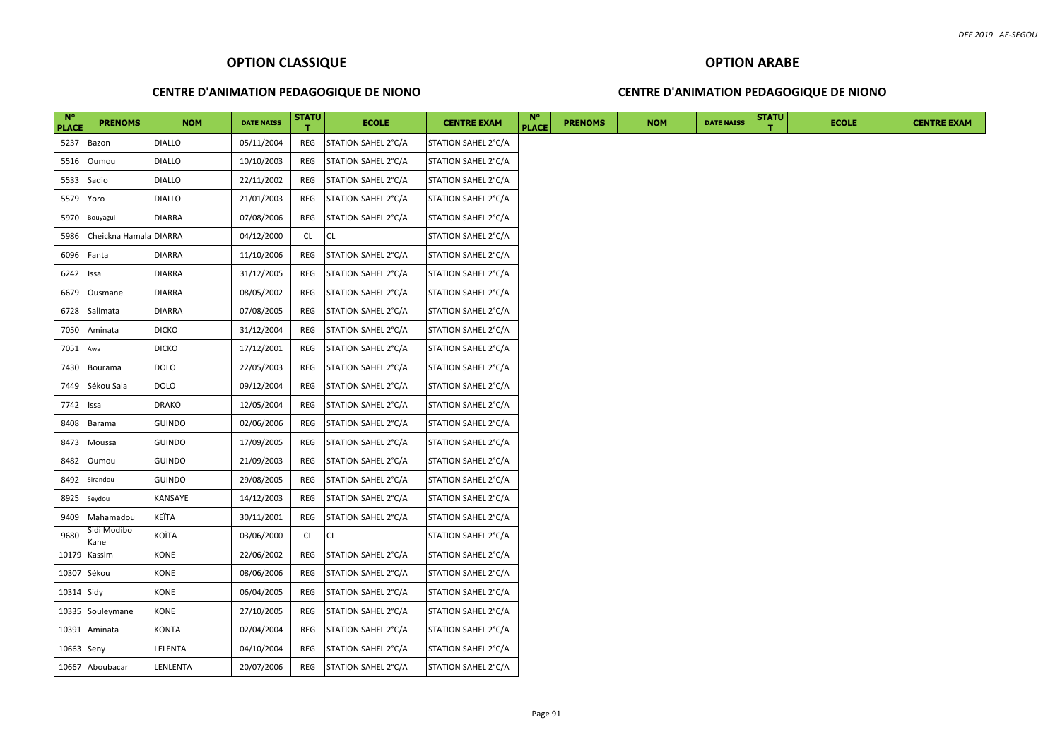## OPTION CLASSIQUE

### CENTRE D'ANIMATION PEDAGOGIQUE DE NIONO

| N° PLACE | PRENOMS | NOM | DATE NAISS | STATUT | ECOLE | CENTRE EXAM |
|---|---|---|---|---|---|---|
| 5237 | Bazon | DIALLO | 05/11/2004 | REG | STATION SAHEL 2°C/A | STATION SAHEL 2°C/A |
| 5516 | Oumou | DIALLO | 10/10/2003 | REG | STATION SAHEL 2°C/A | STATION SAHEL 2°C/A |
| 5533 | Sadio | DIALLO | 22/11/2002 | REG | STATION SAHEL 2°C/A | STATION SAHEL 2°C/A |
| 5579 | Yoro | DIALLO | 21/01/2003 | REG | STATION SAHEL 2°C/A | STATION SAHEL 2°C/A |
| 5970 | Bouyagui | DIARRA | 07/08/2006 | REG | STATION SAHEL 2°C/A | STATION SAHEL 2°C/A |
| 5986 | Cheickna Hamala | DIARRA | 04/12/2000 | CL | CL | STATION SAHEL 2°C/A |
| 6096 | Fanta | DIARRA | 11/10/2006 | REG | STATION SAHEL 2°C/A | STATION SAHEL 2°C/A |
| 6242 | Issa | DIARRA | 31/12/2005 | REG | STATION SAHEL 2°C/A | STATION SAHEL 2°C/A |
| 6679 | Ousmane | DIARRA | 08/05/2002 | REG | STATION SAHEL 2°C/A | STATION SAHEL 2°C/A |
| 6728 | Salimata | DIARRA | 07/08/2005 | REG | STATION SAHEL 2°C/A | STATION SAHEL 2°C/A |
| 7050 | Aminata | DICKO | 31/12/2004 | REG | STATION SAHEL 2°C/A | STATION SAHEL 2°C/A |
| 7051 | Awa | DICKO | 17/12/2001 | REG | STATION SAHEL 2°C/A | STATION SAHEL 2°C/A |
| 7430 | Bourama | DOLO | 22/05/2003 | REG | STATION SAHEL 2°C/A | STATION SAHEL 2°C/A |
| 7449 | Sékou Sala | DOLO | 09/12/2004 | REG | STATION SAHEL 2°C/A | STATION SAHEL 2°C/A |
| 7742 | Issa | DRAKO | 12/05/2004 | REG | STATION SAHEL 2°C/A | STATION SAHEL 2°C/A |
| 8408 | Barama | GUINDO | 02/06/2006 | REG | STATION SAHEL 2°C/A | STATION SAHEL 2°C/A |
| 8473 | Moussa | GUINDO | 17/09/2005 | REG | STATION SAHEL 2°C/A | STATION SAHEL 2°C/A |
| 8482 | Oumou | GUINDO | 21/09/2003 | REG | STATION SAHEL 2°C/A | STATION SAHEL 2°C/A |
| 8492 | Sirandou | GUINDO | 29/08/2005 | REG | STATION SAHEL 2°C/A | STATION SAHEL 2°C/A |
| 8925 | Seydou | KANSAYE | 14/12/2003 | REG | STATION SAHEL 2°C/A | STATION SAHEL 2°C/A |
| 9409 | Mahamadou | KEÏTA | 30/11/2001 | REG | STATION SAHEL 2°C/A | STATION SAHEL 2°C/A |
| 9680 | Sidi Modibo Kane | KOÏTA | 03/06/2000 | CL | CL | STATION SAHEL 2°C/A |
| 10179 | Kassim | KONE | 22/06/2002 | REG | STATION SAHEL 2°C/A | STATION SAHEL 2°C/A |
| 10307 | Sékou | KONE | 08/06/2006 | REG | STATION SAHEL 2°C/A | STATION SAHEL 2°C/A |
| 10314 | Sidy | KONE | 06/04/2005 | REG | STATION SAHEL 2°C/A | STATION SAHEL 2°C/A |
| 10335 | Souleymane | KONE | 27/10/2005 | REG | STATION SAHEL 2°C/A | STATION SAHEL 2°C/A |
| 10391 | Aminata | KONTA | 02/04/2004 | REG | STATION SAHEL 2°C/A | STATION SAHEL 2°C/A |
| 10663 | Seny | LELENTA | 04/10/2004 | REG | STATION SAHEL 2°C/A | STATION SAHEL 2°C/A |
| 10667 | Aboubacar | LENLENTA | 20/07/2006 | REG | STATION SAHEL 2°C/A | STATION SAHEL 2°C/A |

## OPTION ARABE

### CENTRE D'ANIMATION PEDAGOGIQUE DE NIONO

| N° PLACE | PRENOMS | NOM | DATE NAISS | STATUT | ECOLE | CENTRE EXAM |
|---|---|---|---|---|---|---|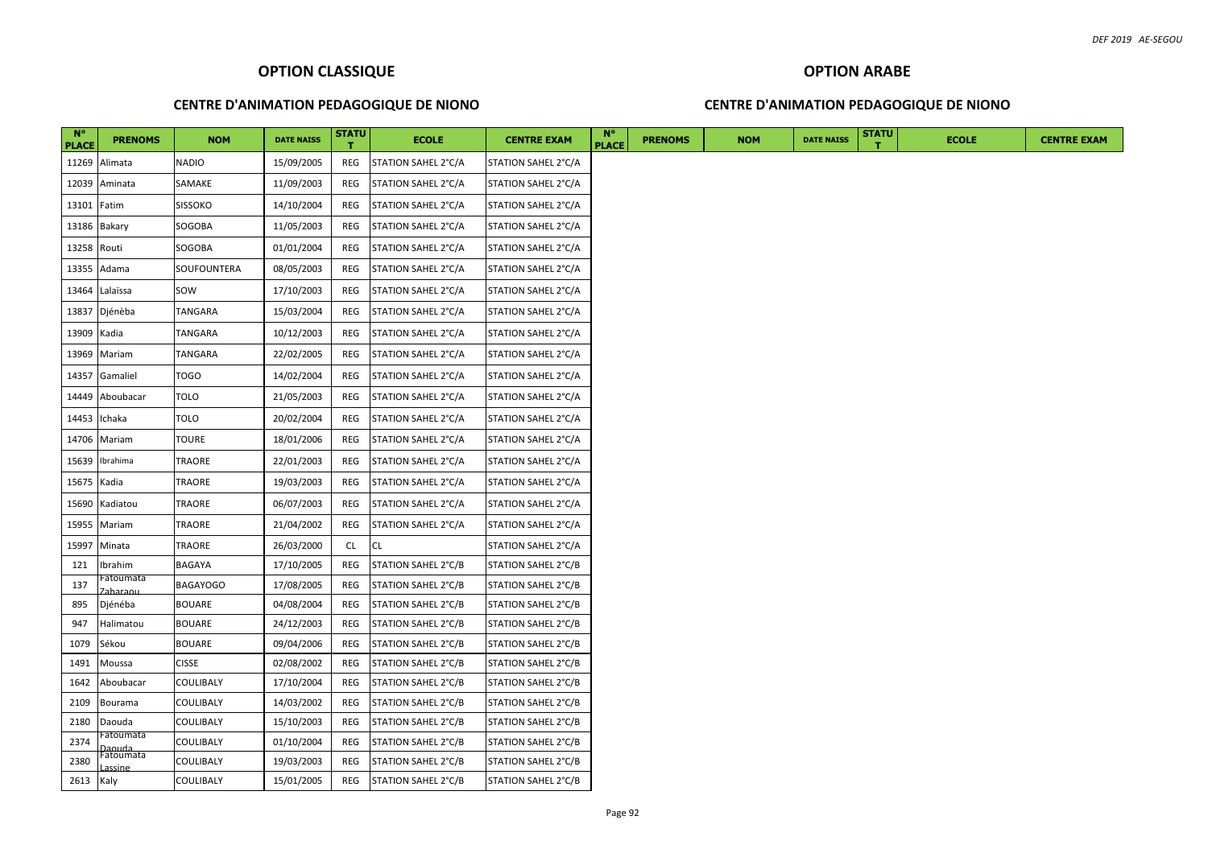## OPTION CLASSIQUE

### CENTRE D'ANIMATION PEDAGOGIQUE DE NIONO

| N° PLACE | PRENOMS | NOM | DATE NAISS | STATUT | ECOLE | CENTRE EXAM |
|---|---|---|---|---|---|---|
| 11269 | Alimata | NADIO | 15/09/2005 | REG | STATION SAHEL 2°C/A | STATION SAHEL 2°C/A |
| 12039 | Aminata | SAMAKE | 11/09/2003 | REG | STATION SAHEL 2°C/A | STATION SAHEL 2°C/A |
| 13101 | Fatim | SISSOKO | 14/10/2004 | REG | STATION SAHEL 2°C/A | STATION SAHEL 2°C/A |
| 13186 | Bakary | SOGOBA | 11/05/2003 | REG | STATION SAHEL 2°C/A | STATION SAHEL 2°C/A |
| 13258 | Routi | SOGOBA | 01/01/2004 | REG | STATION SAHEL 2°C/A | STATION SAHEL 2°C/A |
| 13355 | Adama | SOUFOUNTERA | 08/05/2003 | REG | STATION SAHEL 2°C/A | STATION SAHEL 2°C/A |
| 13464 | Lalaïssa | SOW | 17/10/2003 | REG | STATION SAHEL 2°C/A | STATION SAHEL 2°C/A |
| 13837 | Djénèba | TANGARA | 15/03/2004 | REG | STATION SAHEL 2°C/A | STATION SAHEL 2°C/A |
| 13909 | Kadia | TANGARA | 10/12/2003 | REG | STATION SAHEL 2°C/A | STATION SAHEL 2°C/A |
| 13969 | Mariam | TANGARA | 22/02/2005 | REG | STATION SAHEL 2°C/A | STATION SAHEL 2°C/A |
| 14357 | Gamaliel | TOGO | 14/02/2004 | REG | STATION SAHEL 2°C/A | STATION SAHEL 2°C/A |
| 14449 | Aboubacar | TOLO | 21/05/2003 | REG | STATION SAHEL 2°C/A | STATION SAHEL 2°C/A |
| 14453 | Ichaka | TOLO | 20/02/2004 | REG | STATION SAHEL 2°C/A | STATION SAHEL 2°C/A |
| 14706 | Mariam | TOURE | 18/01/2006 | REG | STATION SAHEL 2°C/A | STATION SAHEL 2°C/A |
| 15639 | Ibrahima | TRAORE | 22/01/2003 | REG | STATION SAHEL 2°C/A | STATION SAHEL 2°C/A |
| 15675 | Kadia | TRAORE | 19/03/2003 | REG | STATION SAHEL 2°C/A | STATION SAHEL 2°C/A |
| 15690 | Kadiatou | TRAORE | 06/07/2003 | REG | STATION SAHEL 2°C/A | STATION SAHEL 2°C/A |
| 15955 | Mariam | TRAORE | 21/04/2002 | REG | STATION SAHEL 2°C/A | STATION SAHEL 2°C/A |
| 15997 | Minata | TRAORE | 26/03/2000 | CL | CL | STATION SAHEL 2°C/A |
| 121 | Ibrahim | BAGAYA | 17/10/2005 | REG | STATION SAHEL 2°C/B | STATION SAHEL 2°C/B |
| 137 | Fatoumata Zaharaou | BAGAYOGO | 17/08/2005 | REG | STATION SAHEL 2°C/B | STATION SAHEL 2°C/B |
| 895 | Djénéba | BOUARE | 04/08/2004 | REG | STATION SAHEL 2°C/B | STATION SAHEL 2°C/B |
| 947 | Halimatou | BOUARE | 24/12/2003 | REG | STATION SAHEL 2°C/B | STATION SAHEL 2°C/B |
| 1079 | Sékou | BOUARE | 09/04/2006 | REG | STATION SAHEL 2°C/B | STATION SAHEL 2°C/B |
| 1491 | Moussa | CISSE | 02/08/2002 | REG | STATION SAHEL 2°C/B | STATION SAHEL 2°C/B |
| 1642 | Aboubacar | COULIBALY | 17/10/2004 | REG | STATION SAHEL 2°C/B | STATION SAHEL 2°C/B |
| 2109 | Bourama | COULIBALY | 14/03/2002 | REG | STATION SAHEL 2°C/B | STATION SAHEL 2°C/B |
| 2180 | Daouda | COULIBALY | 15/10/2003 | REG | STATION SAHEL 2°C/B | STATION SAHEL 2°C/B |
| 2374 | Fatoumata Daouda | COULIBALY | 01/10/2004 | REG | STATION SAHEL 2°C/B | STATION SAHEL 2°C/B |
| 2380 | Fatoumata Lassine | COULIBALY | 19/03/2003 | REG | STATION SAHEL 2°C/B | STATION SAHEL 2°C/B |
| 2613 | Kaly | COULIBALY | 15/01/2005 | REG | STATION SAHEL 2°C/B | STATION SAHEL 2°C/B |

## OPTION ARABE

### CENTRE D'ANIMATION PEDAGOGIQUE DE NIONO

| N° PLACE | PRENOMS | NOM | DATE NAISS | STATUT | ECOLE | CENTRE EXAM |
|---|---|---|---|---|---|---|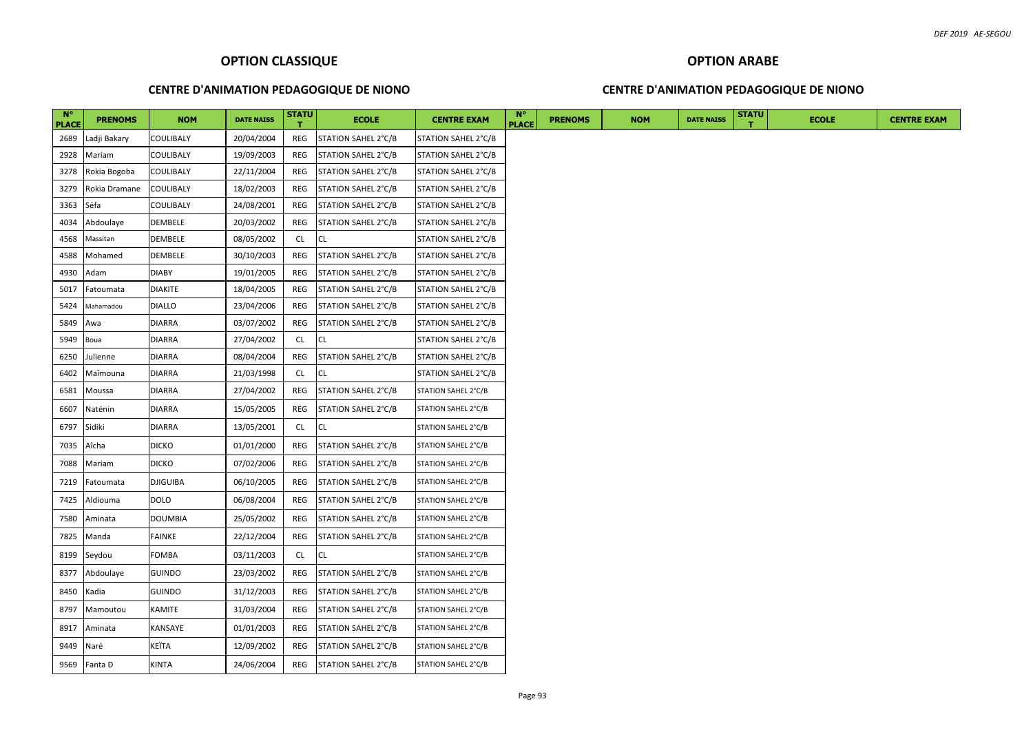## OPTION CLASSIQUE

### CENTRE D'ANIMATION PEDAGOGIQUE DE NIONO

| N° PLACE | PRENOMS | NOM | DATE NAISS | STATUT | ECOLE | CENTRE EXAM |
|---|---|---|---|---|---|---|
| 2689 | Ladji Bakary | COULIBALY | 20/04/2004 | REG | STATION SAHEL 2°C/B | STATION SAHEL 2°C/B |
| 2928 | Mariam | COULIBALY | 19/09/2003 | REG | STATION SAHEL 2°C/B | STATION SAHEL 2°C/B |
| 3278 | Rokia Bogoba | COULIBALY | 22/11/2004 | REG | STATION SAHEL 2°C/B | STATION SAHEL 2°C/B |
| 3279 | Rokia Dramane | COULIBALY | 18/02/2003 | REG | STATION SAHEL 2°C/B | STATION SAHEL 2°C/B |
| 3363 | Séfa | COULIBALY | 24/08/2001 | REG | STATION SAHEL 2°C/B | STATION SAHEL 2°C/B |
| 4034 | Abdoulaye | DEMBELE | 20/03/2002 | REG | STATION SAHEL 2°C/B | STATION SAHEL 2°C/B |
| 4568 | Massitan | DEMBELE | 08/05/2002 | CL | CL | STATION SAHEL 2°C/B |
| 4588 | Mohamed | DEMBELE | 30/10/2003 | REG | STATION SAHEL 2°C/B | STATION SAHEL 2°C/B |
| 4930 | Adam | DIABY | 19/01/2005 | REG | STATION SAHEL 2°C/B | STATION SAHEL 2°C/B |
| 5017 | Fatoumata | DIAKITE | 18/04/2005 | REG | STATION SAHEL 2°C/B | STATION SAHEL 2°C/B |
| 5424 | Mahamadou | DIALLO | 23/04/2006 | REG | STATION SAHEL 2°C/B | STATION SAHEL 2°C/B |
| 5849 | Awa | DIARRA | 03/07/2002 | REG | STATION SAHEL 2°C/B | STATION SAHEL 2°C/B |
| 5949 | Boua | DIARRA | 27/04/2002 | CL | CL | STATION SAHEL 2°C/B |
| 6250 | Julienne | DIARRA | 08/04/2004 | REG | STATION SAHEL 2°C/B | STATION SAHEL 2°C/B |
| 6402 | Maîmouna | DIARRA | 21/03/1998 | CL | CL | STATION SAHEL 2°C/B |
| 6581 | Moussa | DIARRA | 27/04/2002 | REG | STATION SAHEL 2°C/B | STATION SAHEL 2°C/B |
| 6607 | Naténin | DIARRA | 15/05/2005 | REG | STATION SAHEL 2°C/B | STATION SAHEL 2°C/B |
| 6797 | Sidiki | DIARRA | 13/05/2001 | CL | CL | STATION SAHEL 2°C/B |
| 7035 | Aîcha | DICKO | 01/01/2000 | REG | STATION SAHEL 2°C/B | STATION SAHEL 2°C/B |
| 7088 | Mariam | DICKO | 07/02/2006 | REG | STATION SAHEL 2°C/B | STATION SAHEL 2°C/B |
| 7219 | Fatoumata | DJIGUIBA | 06/10/2005 | REG | STATION SAHEL 2°C/B | STATION SAHEL 2°C/B |
| 7425 | Aldiouma | DOLO | 06/08/2004 | REG | STATION SAHEL 2°C/B | STATION SAHEL 2°C/B |
| 7580 | Aminata | DOUMBIA | 25/05/2002 | REG | STATION SAHEL 2°C/B | STATION SAHEL 2°C/B |
| 7825 | Manda | FAINKE | 22/12/2004 | REG | STATION SAHEL 2°C/B | STATION SAHEL 2°C/B |
| 8199 | Seydou | FOMBA | 03/11/2003 | CL | CL | STATION SAHEL 2°C/B |
| 8377 | Abdoulaye | GUINDO | 23/03/2002 | REG | STATION SAHEL 2°C/B | STATION SAHEL 2°C/B |
| 8450 | Kadia | GUINDO | 31/12/2003 | REG | STATION SAHEL 2°C/B | STATION SAHEL 2°C/B |
| 8797 | Mamoutou | KAMITE | 31/03/2004 | REG | STATION SAHEL 2°C/B | STATION SAHEL 2°C/B |
| 8917 | Aminata | KANSAYE | 01/01/2003 | REG | STATION SAHEL 2°C/B | STATION SAHEL 2°C/B |
| 9449 | Naré | KEÏTA | 12/09/2002 | REG | STATION SAHEL 2°C/B | STATION SAHEL 2°C/B |
| 9569 | Fanta D | KINTA | 24/06/2004 | REG | STATION SAHEL 2°C/B | STATION SAHEL 2°C/B |

## OPTION ARABE

### CENTRE D'ANIMATION PEDAGOGIQUE DE NIONO

| N° PLACE | PRENOMS | NOM | DATE NAISS | STATUT | ECOLE | CENTRE EXAM |
|---|---|---|---|---|---|---|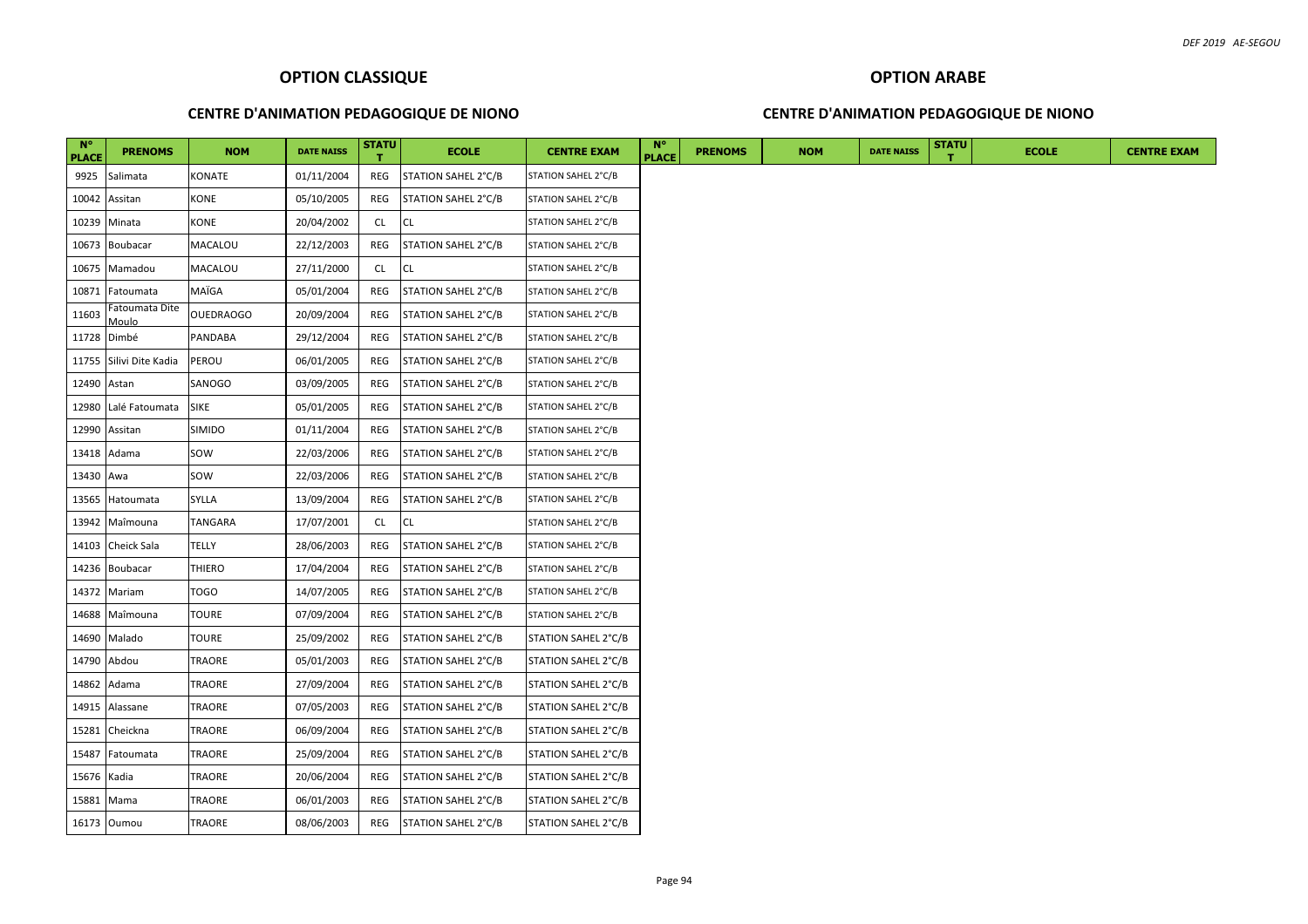## OPTION CLASSIQUE

### CENTRE D'ANIMATION PEDAGOGIQUE DE NIONO

| N° PLACE | PRENOMS | NOM | DATE NAISS | STATUT | ECOLE | CENTRE EXAM |
|---|---|---|---|---|---|---|
| 9925 | Salimata | KONATE | 01/11/2004 | REG | STATION SAHEL 2°C/B | STATION SAHEL 2°C/B |
| 10042 | Assitan | KONE | 05/10/2005 | REG | STATION SAHEL 2°C/B | STATION SAHEL 2°C/B |
| 10239 | Minata | KONE | 20/04/2002 | CL | CL | STATION SAHEL 2°C/B |
| 10673 | Boubacar | MACALOU | 22/12/2003 | REG | STATION SAHEL 2°C/B | STATION SAHEL 2°C/B |
| 10675 | Mamadou | MACALOU | 27/11/2000 | CL | CL | STATION SAHEL 2°C/B |
| 10871 | Fatoumata | MAÏGA | 05/01/2004 | REG | STATION SAHEL 2°C/B | STATION SAHEL 2°C/B |
| 11603 | Fatoumata Dite Moulo | OUEDRAOGO | 20/09/2004 | REG | STATION SAHEL 2°C/B | STATION SAHEL 2°C/B |
| 11728 | Dimbé | PANDABA | 29/12/2004 | REG | STATION SAHEL 2°C/B | STATION SAHEL 2°C/B |
| 11755 | Silivi Dite Kadia | PEROU | 06/01/2005 | REG | STATION SAHEL 2°C/B | STATION SAHEL 2°C/B |
| 12490 | Astan | SANOGO | 03/09/2005 | REG | STATION SAHEL 2°C/B | STATION SAHEL 2°C/B |
| 12980 | Lalé Fatoumata | SIKE | 05/01/2005 | REG | STATION SAHEL 2°C/B | STATION SAHEL 2°C/B |
| 12990 | Assitan | SIMIDO | 01/11/2004 | REG | STATION SAHEL 2°C/B | STATION SAHEL 2°C/B |
| 13418 | Adama | SOW | 22/03/2006 | REG | STATION SAHEL 2°C/B | STATION SAHEL 2°C/B |
| 13430 | Awa | SOW | 22/03/2006 | REG | STATION SAHEL 2°C/B | STATION SAHEL 2°C/B |
| 13565 | Hatoumata | SYLLA | 13/09/2004 | REG | STATION SAHEL 2°C/B | STATION SAHEL 2°C/B |
| 13942 | Maîmouna | TANGARA | 17/07/2001 | CL | CL | STATION SAHEL 2°C/B |
| 14103 | Cheick Sala | TELLY | 28/06/2003 | REG | STATION SAHEL 2°C/B | STATION SAHEL 2°C/B |
| 14236 | Boubacar | THIERO | 17/04/2004 | REG | STATION SAHEL 2°C/B | STATION SAHEL 2°C/B |
| 14372 | Mariam | TOGO | 14/07/2005 | REG | STATION SAHEL 2°C/B | STATION SAHEL 2°C/B |
| 14688 | Maîmouna | TOURE | 07/09/2004 | REG | STATION SAHEL 2°C/B | STATION SAHEL 2°C/B |
| 14690 | Malado | TOURE | 25/09/2002 | REG | STATION SAHEL 2°C/B | STATION SAHEL 2°C/B |
| 14790 | Abdou | TRAORE | 05/01/2003 | REG | STATION SAHEL 2°C/B | STATION SAHEL 2°C/B |
| 14862 | Adama | TRAORE | 27/09/2004 | REG | STATION SAHEL 2°C/B | STATION SAHEL 2°C/B |
| 14915 | Alassane | TRAORE | 07/05/2003 | REG | STATION SAHEL 2°C/B | STATION SAHEL 2°C/B |
| 15281 | Cheickna | TRAORE | 06/09/2004 | REG | STATION SAHEL 2°C/B | STATION SAHEL 2°C/B |
| 15487 | Fatoumata | TRAORE | 25/09/2004 | REG | STATION SAHEL 2°C/B | STATION SAHEL 2°C/B |
| 15676 | Kadia | TRAORE | 20/06/2004 | REG | STATION SAHEL 2°C/B | STATION SAHEL 2°C/B |
| 15881 | Mama | TRAORE | 06/01/2003 | REG | STATION SAHEL 2°C/B | STATION SAHEL 2°C/B |
| 16173 | Oumou | TRAORE | 08/06/2003 | REG | STATION SAHEL 2°C/B | STATION SAHEL 2°C/B |

## OPTION ARABE

### CENTRE D'ANIMATION PEDAGOGIQUE DE NIONO

| N° PLACE | PRENOMS | NOM | DATE NAISS | STATUT | ECOLE | CENTRE EXAM |
|---|---|---|---|---|---|---|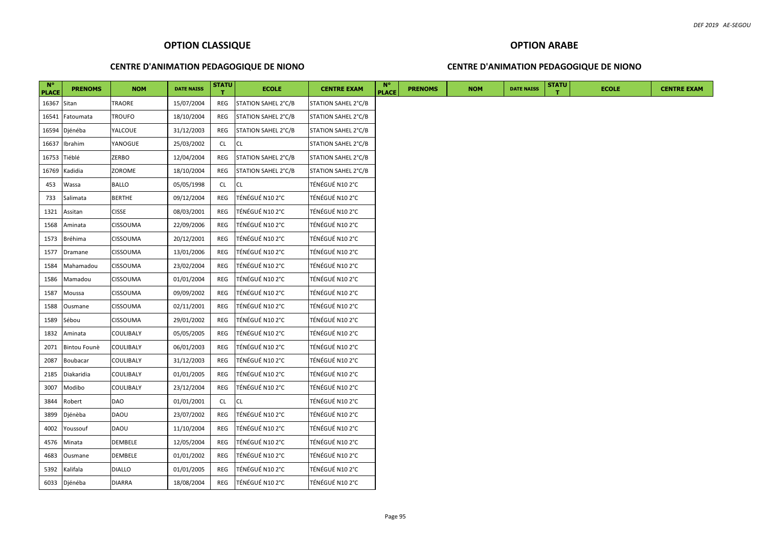## OPTION CLASSIQUE

### CENTRE D'ANIMATION PEDAGOGIQUE DE NIONO

| N° PLACE | PRENOMS | NOM | DATE NAISS | STATUT | ECOLE | CENTRE EXAM |
|---|---|---|---|---|---|---|
| 16367 | Sitan | TRAORE | 15/07/2004 | REG | STATION SAHEL 2°C/B | STATION SAHEL 2°C/B |
| 16541 | Fatoumata | TROUFO | 18/10/2004 | REG | STATION SAHEL 2°C/B | STATION SAHEL 2°C/B |
| 16594 | Djénéba | YALCOUE | 31/12/2003 | REG | STATION SAHEL 2°C/B | STATION SAHEL 2°C/B |
| 16637 | Ibrahim | YANOGUE | 25/03/2002 | CL | CL | STATION SAHEL 2°C/B |
| 16753 | Tiéblé | ZERBO | 12/04/2004 | REG | STATION SAHEL 2°C/B | STATION SAHEL 2°C/B |
| 16769 | Kadidia | ZOROME | 18/10/2004 | REG | STATION SAHEL 2°C/B | STATION SAHEL 2°C/B |
| 453 | Wassa | BALLO | 05/05/1998 | CL | CL | TÉNÉGUÉ N10 2°C |
| 733 | Salimata | BERTHE | 09/12/2004 | REG | TÉNÉGUÉ N10 2°C | TÉNÉGUÉ N10 2°C |
| 1321 | Assitan | CISSE | 08/03/2001 | REG | TÉNÉGUÉ N10 2°C | TÉNÉGUÉ N10 2°C |
| 1568 | Aminata | CISSOUMA | 22/09/2006 | REG | TÉNÉGUÉ N10 2°C | TÉNÉGUÉ N10 2°C |
| 1573 | Bréhima | CISSOUMA | 20/12/2001 | REG | TÉNÉGUÉ N10 2°C | TÉNÉGUÉ N10 2°C |
| 1577 | Dramane | CISSOUMA | 13/01/2006 | REG | TÉNÉGUÉ N10 2°C | TÉNÉGUÉ N10 2°C |
| 1584 | Mahamadou | CISSOUMA | 23/02/2004 | REG | TÉNÉGUÉ N10 2°C | TÉNÉGUÉ N10 2°C |
| 1586 | Mamadou | CISSOUMA | 01/01/2004 | REG | TÉNÉGUÉ N10 2°C | TÉNÉGUÉ N10 2°C |
| 1587 | Moussa | CISSOUMA | 09/09/2002 | REG | TÉNÉGUÉ N10 2°C | TÉNÉGUÉ N10 2°C |
| 1588 | Ousmane | CISSOUMA | 02/11/2001 | REG | TÉNÉGUÉ N10 2°C | TÉNÉGUÉ N10 2°C |
| 1589 | Sébou | CISSOUMA | 29/01/2002 | REG | TÉNÉGUÉ N10 2°C | TÉNÉGUÉ N10 2°C |
| 1832 | Aminata | COULIBALY | 05/05/2005 | REG | TÉNÉGUÉ N10 2°C | TÉNÉGUÉ N10 2°C |
| 2071 | Bintou Founè | COULIBALY | 06/01/2003 | REG | TÉNÉGUÉ N10 2°C | TÉNÉGUÉ N10 2°C |
| 2087 | Boubacar | COULIBALY | 31/12/2003 | REG | TÉNÉGUÉ N10 2°C | TÉNÉGUÉ N10 2°C |
| 2185 | Diakaridia | COULIBALY | 01/01/2005 | REG | TÉNÉGUÉ N10 2°C | TÉNÉGUÉ N10 2°C |
| 3007 | Modibo | COULIBALY | 23/12/2004 | REG | TÉNÉGUÉ N10 2°C | TÉNÉGUÉ N10 2°C |
| 3844 | Robert | DAO | 01/01/2001 | CL | CL | TÉNÉGUÉ N10 2°C |
| 3899 | Djénèba | DAOU | 23/07/2002 | REG | TÉNÉGUÉ N10 2°C | TÉNÉGUÉ N10 2°C |
| 4002 | Youssouf | DAOU | 11/10/2004 | REG | TÉNÉGUÉ N10 2°C | TÉNÉGUÉ N10 2°C |
| 4576 | Minata | DEMBELE | 12/05/2004 | REG | TÉNÉGUÉ N10 2°C | TÉNÉGUÉ N10 2°C |
| 4683 | Ousmane | DEMBELE | 01/01/2002 | REG | TÉNÉGUÉ N10 2°C | TÉNÉGUÉ N10 2°C |
| 5392 | Kalifala | DIALLO | 01/01/2005 | REG | TÉNÉGUÉ N10 2°C | TÉNÉGUÉ N10 2°C |
| 6033 | Djénéba | DIARRA | 18/08/2004 | REG | TÉNÉGUÉ N10 2°C | TÉNÉGUÉ N10 2°C |

## OPTION ARABE

### CENTRE D'ANIMATION PEDAGOGIQUE DE NIONO

| N° PLACE | PRENOMS | NOM | DATE NAISS | STATUT | ECOLE | CENTRE EXAM |
|---|---|---|---|---|---|---|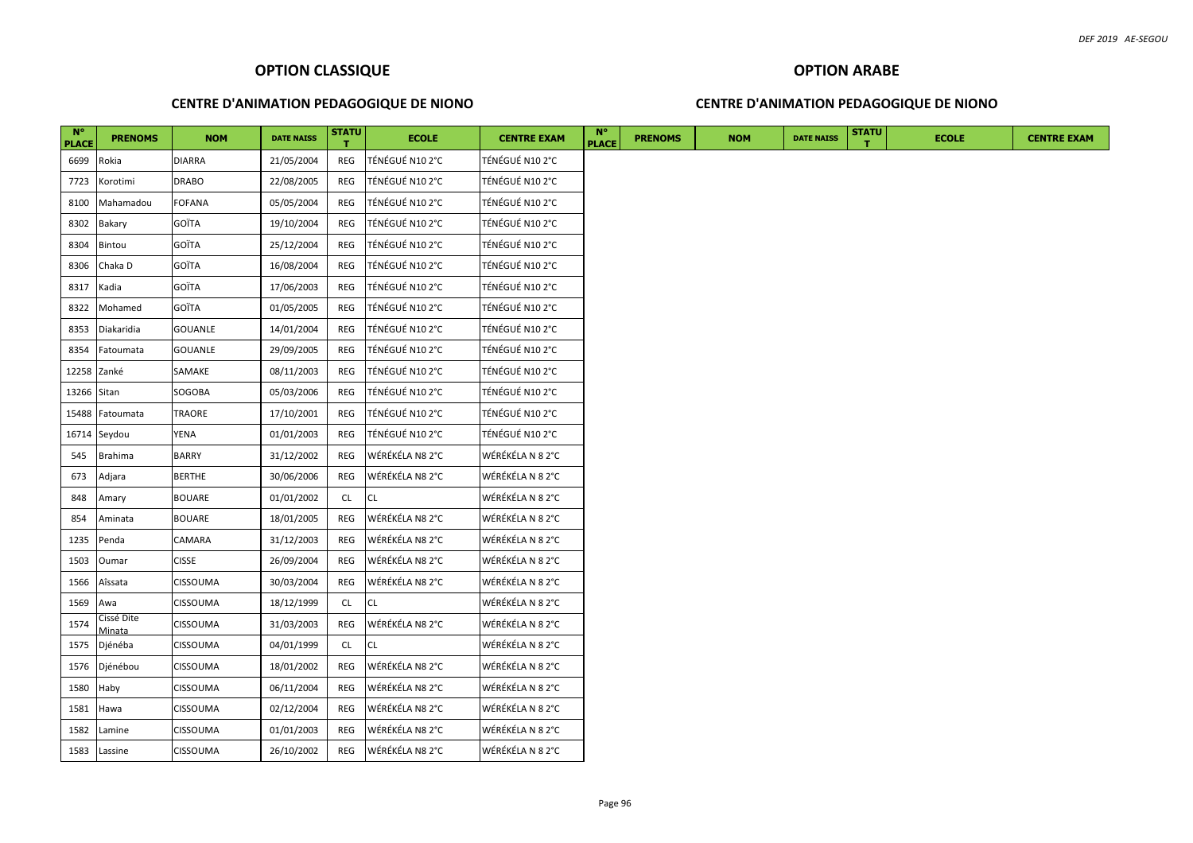## OPTION CLASSIQUE

### CENTRE D'ANIMATION PEDAGOGIQUE DE NIONO

| N° PLACE | PRENOMS | NOM | DATE NAISS | STATUT | ECOLE | CENTRE EXAM |
|---|---|---|---|---|---|---|
| 6699 | Rokia | DIARRA | 21/05/2004 | REG | TÉNÉGUÉ N10 2°C | TÉNÉGUÉ N10 2°C |
| 7723 | Korotimi | DRABO | 22/08/2005 | REG | TÉNÉGUÉ N10 2°C | TÉNÉGUÉ N10 2°C |
| 8100 | Mahamadou | FOFANA | 05/05/2004 | REG | TÉNÉGUÉ N10 2°C | TÉNÉGUÉ N10 2°C |
| 8302 | Bakary | GOÏTA | 19/10/2004 | REG | TÉNÉGUÉ N10 2°C | TÉNÉGUÉ N10 2°C |
| 8304 | Bintou | GOÏTA | 25/12/2004 | REG | TÉNÉGUÉ N10 2°C | TÉNÉGUÉ N10 2°C |
| 8306 | Chaka D | GOÏTA | 16/08/2004 | REG | TÉNÉGUÉ N10 2°C | TÉNÉGUÉ N10 2°C |
| 8317 | Kadia | GOÏTA | 17/06/2003 | REG | TÉNÉGUÉ N10 2°C | TÉNÉGUÉ N10 2°C |
| 8322 | Mohamed | GOÏTA | 01/05/2005 | REG | TÉNÉGUÉ N10 2°C | TÉNÉGUÉ N10 2°C |
| 8353 | Diakaridia | GOUANLE | 14/01/2004 | REG | TÉNÉGUÉ N10 2°C | TÉNÉGUÉ N10 2°C |
| 8354 | Fatoumata | GOUANLE | 29/09/2005 | REG | TÉNÉGUÉ N10 2°C | TÉNÉGUÉ N10 2°C |
| 12258 | Zanké | SAMAKE | 08/11/2003 | REG | TÉNÉGUÉ N10 2°C | TÉNÉGUÉ N10 2°C |
| 13266 | Sitan | SOGOBA | 05/03/2006 | REG | TÉNÉGUÉ N10 2°C | TÉNÉGUÉ N10 2°C |
| 15488 | Fatoumata | TRAORE | 17/10/2001 | REG | TÉNÉGUÉ N10 2°C | TÉNÉGUÉ N10 2°C |
| 16714 | Seydou | YENA | 01/01/2003 | REG | TÉNÉGUÉ N10 2°C | TÉNÉGUÉ N10 2°C |
| 545 | Brahima | BARRY | 31/12/2002 | REG | WÉRÉKÉLA N8 2°C | WÉRÉKÉLA N 8 2°C |
| 673 | Adjara | BERTHE | 30/06/2006 | REG | WÉRÉKÉLA N8 2°C | WÉRÉKÉLA N 8 2°C |
| 848 | Amary | BOUARE | 01/01/2002 | CL | CL | WÉRÉKÉLA N 8 2°C |
| 854 | Aminata | BOUARE | 18/01/2005 | REG | WÉRÉKÉLA N8 2°C | WÉRÉKÉLA N 8 2°C |
| 1235 | Penda | CAMARA | 31/12/2003 | REG | WÉRÉKÉLA N8 2°C | WÉRÉKÉLA N 8 2°C |
| 1503 | Oumar | CISSE | 26/09/2004 | REG | WÉRÉKÉLA N8 2°C | WÉRÉKÉLA N 8 2°C |
| 1566 | Aïssata | CISSOUMA | 30/03/2004 | REG | WÉRÉKÉLA N8 2°C | WÉRÉKÉLA N 8 2°C |
| 1569 | Awa | CISSOUMA | 18/12/1999 | CL | CL | WÉRÉKÉLA N 8 2°C |
| 1574 | Cissé Dite Minata | CISSOUMA | 31/03/2003 | REG | WÉRÉKÉLA N8 2°C | WÉRÉKÉLA N 8 2°C |
| 1575 | Djénéba | CISSOUMA | 04/01/1999 | CL | CL | WÉRÉKÉLA N 8 2°C |
| 1576 | Djénébou | CISSOUMA | 18/01/2002 | REG | WÉRÉKÉLA N8 2°C | WÉRÉKÉLA N 8 2°C |
| 1580 | Haby | CISSOUMA | 06/11/2004 | REG | WÉRÉKÉLA N8 2°C | WÉRÉKÉLA N 8 2°C |
| 1581 | Hawa | CISSOUMA | 02/12/2004 | REG | WÉRÉKÉLA N8 2°C | WÉRÉKÉLA N 8 2°C |
| 1582 | Lamine | CISSOUMA | 01/01/2003 | REG | WÉRÉKÉLA N8 2°C | WÉRÉKÉLA N 8 2°C |
| 1583 | Lassine | CISSOUMA | 26/10/2002 | REG | WÉRÉKÉLA N8 2°C | WÉRÉKÉLA N 8 2°C |

## OPTION ARABE

### CENTRE D'ANIMATION PEDAGOGIQUE DE NIONO

| N° PLACE | PRENOMS | NOM | DATE NAISS | STATUT | ECOLE | CENTRE EXAM |
|---|---|---|---|---|---|---|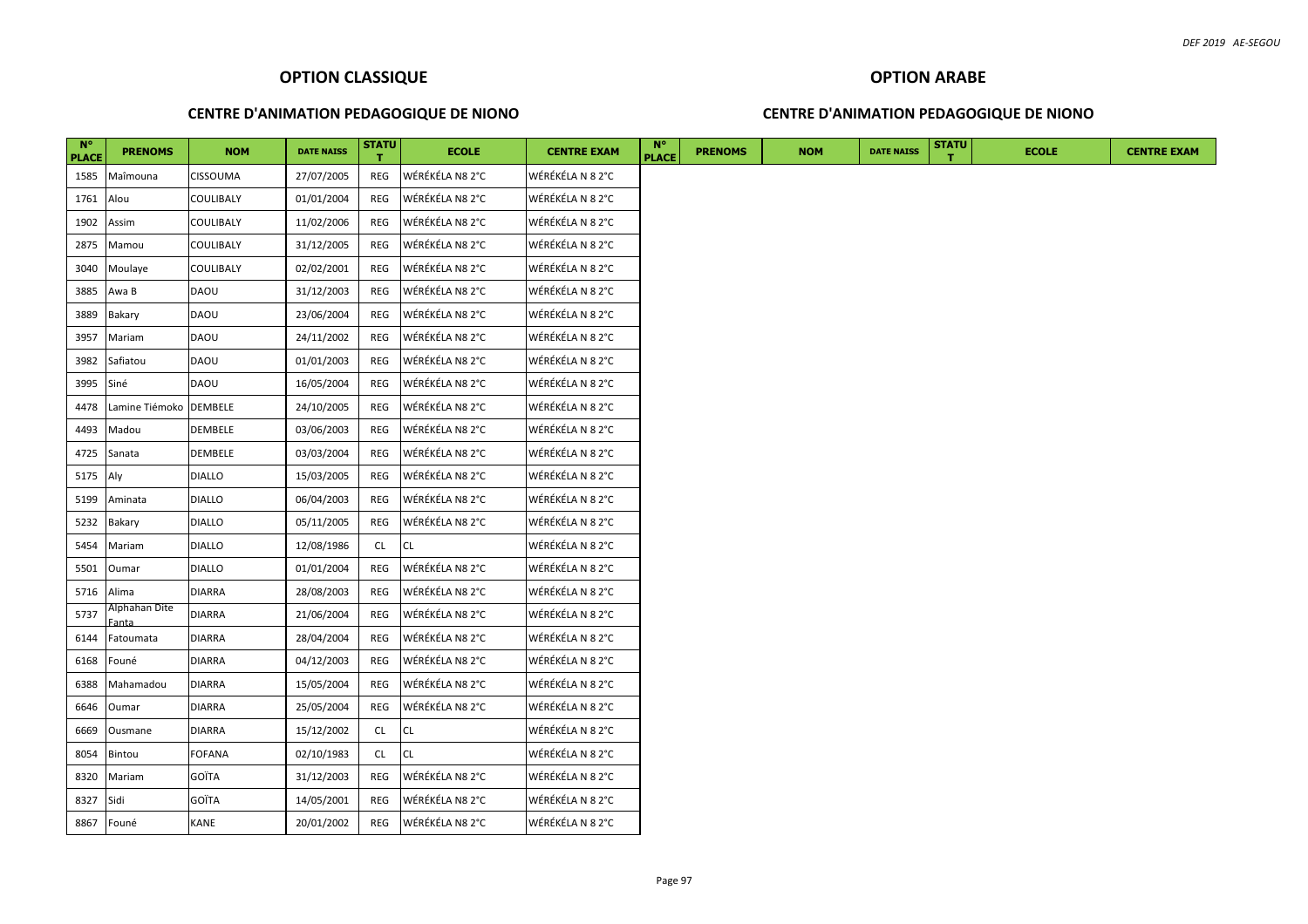## OPTION CLASSIQUE

### CENTRE D'ANIMATION PEDAGOGIQUE DE NIONO

| N° PLACE | PRENOMS | NOM | DATE NAISS | STATUT | ECOLE | CENTRE EXAM |
|---|---|---|---|---|---|---|
| 1585 | Maîmouna | CISSOUMA | 27/07/2005 | REG | WÉRÉKÉLA N8 2°C | WÉRÉKÉLA N 8 2°C |
| 1761 | Alou | COULIBALY | 01/01/2004 | REG | WÉRÉKÉLA N8 2°C | WÉRÉKÉLA N 8 2°C |
| 1902 | Assim | COULIBALY | 11/02/2006 | REG | WÉRÉKÉLA N8 2°C | WÉRÉKÉLA N 8 2°C |
| 2875 | Mamou | COULIBALY | 31/12/2005 | REG | WÉRÉKÉLA N8 2°C | WÉRÉKÉLA N 8 2°C |
| 3040 | Moulaye | COULIBALY | 02/02/2001 | REG | WÉRÉKÉLA N8 2°C | WÉRÉKÉLA N 8 2°C |
| 3885 | Awa B | DAOU | 31/12/2003 | REG | WÉRÉKÉLA N8 2°C | WÉRÉKÉLA N 8 2°C |
| 3889 | Bakary | DAOU | 23/06/2004 | REG | WÉRÉKÉLA N8 2°C | WÉRÉKÉLA N 8 2°C |
| 3957 | Mariam | DAOU | 24/11/2002 | REG | WÉRÉKÉLA N8 2°C | WÉRÉKÉLA N 8 2°C |
| 3982 | Safiatou | DAOU | 01/01/2003 | REG | WÉRÉKÉLA N8 2°C | WÉRÉKÉLA N 8 2°C |
| 3995 | Siné | DAOU | 16/05/2004 | REG | WÉRÉKÉLA N8 2°C | WÉRÉKÉLA N 8 2°C |
| 4478 | Lamine Tiémoko | DEMBELE | 24/10/2005 | REG | WÉRÉKÉLA N8 2°C | WÉRÉKÉLA N 8 2°C |
| 4493 | Madou | DEMBELE | 03/06/2003 | REG | WÉRÉKÉLA N8 2°C | WÉRÉKÉLA N 8 2°C |
| 4725 | Sanata | DEMBELE | 03/03/2004 | REG | WÉRÉKÉLA N8 2°C | WÉRÉKÉLA N 8 2°C |
| 5175 | Aly | DIALLO | 15/03/2005 | REG | WÉRÉKÉLA N8 2°C | WÉRÉKÉLA N 8 2°C |
| 5199 | Aminata | DIALLO | 06/04/2003 | REG | WÉRÉKÉLA N8 2°C | WÉRÉKÉLA N 8 2°C |
| 5232 | Bakary | DIALLO | 05/11/2005 | REG | WÉRÉKÉLA N8 2°C | WÉRÉKÉLA N 8 2°C |
| 5454 | Mariam | DIALLO | 12/08/1986 | CL | CL | WÉRÉKÉLA N 8 2°C |
| 5501 | Oumar | DIALLO | 01/01/2004 | REG | WÉRÉKÉLA N8 2°C | WÉRÉKÉLA N 8 2°C |
| 5716 | Alima | DIARRA | 28/08/2003 | REG | WÉRÉKÉLA N8 2°C | WÉRÉKÉLA N 8 2°C |
| 5737 | Alphahan Dite Fanta | DIARRA | 21/06/2004 | REG | WÉRÉKÉLA N8 2°C | WÉRÉKÉLA N 8 2°C |
| 6144 | Fatoumata | DIARRA | 28/04/2004 | REG | WÉRÉKÉLA N8 2°C | WÉRÉKÉLA N 8 2°C |
| 6168 | Founé | DIARRA | 04/12/2003 | REG | WÉRÉKÉLA N8 2°C | WÉRÉKÉLA N 8 2°C |
| 6388 | Mahamadou | DIARRA | 15/05/2004 | REG | WÉRÉKÉLA N8 2°C | WÉRÉKÉLA N 8 2°C |
| 6646 | Oumar | DIARRA | 25/05/2004 | REG | WÉRÉKÉLA N8 2°C | WÉRÉKÉLA N 8 2°C |
| 6669 | Ousmane | DIARRA | 15/12/2002 | CL | CL | WÉRÉKÉLA N 8 2°C |
| 8054 | Bintou | FOFANA | 02/10/1983 | CL | CL | WÉRÉKÉLA N 8 2°C |
| 8320 | Mariam | GOÏTA | 31/12/2003 | REG | WÉRÉKÉLA N8 2°C | WÉRÉKÉLA N 8 2°C |
| 8327 | Sidi | GOÏTA | 14/05/2001 | REG | WÉRÉKÉLA N8 2°C | WÉRÉKÉLA N 8 2°C |
| 8867 | Founé | KANE | 20/01/2002 | REG | WÉRÉKÉLA N8 2°C | WÉRÉKÉLA N 8 2°C |

## OPTION ARABE

### CENTRE D'ANIMATION PEDAGOGIQUE DE NIONO

| N° PLACE | PRENOMS | NOM | DATE NAISS | STATUT | ECOLE | CENTRE EXAM |
|---|---|---|---|---|---|---|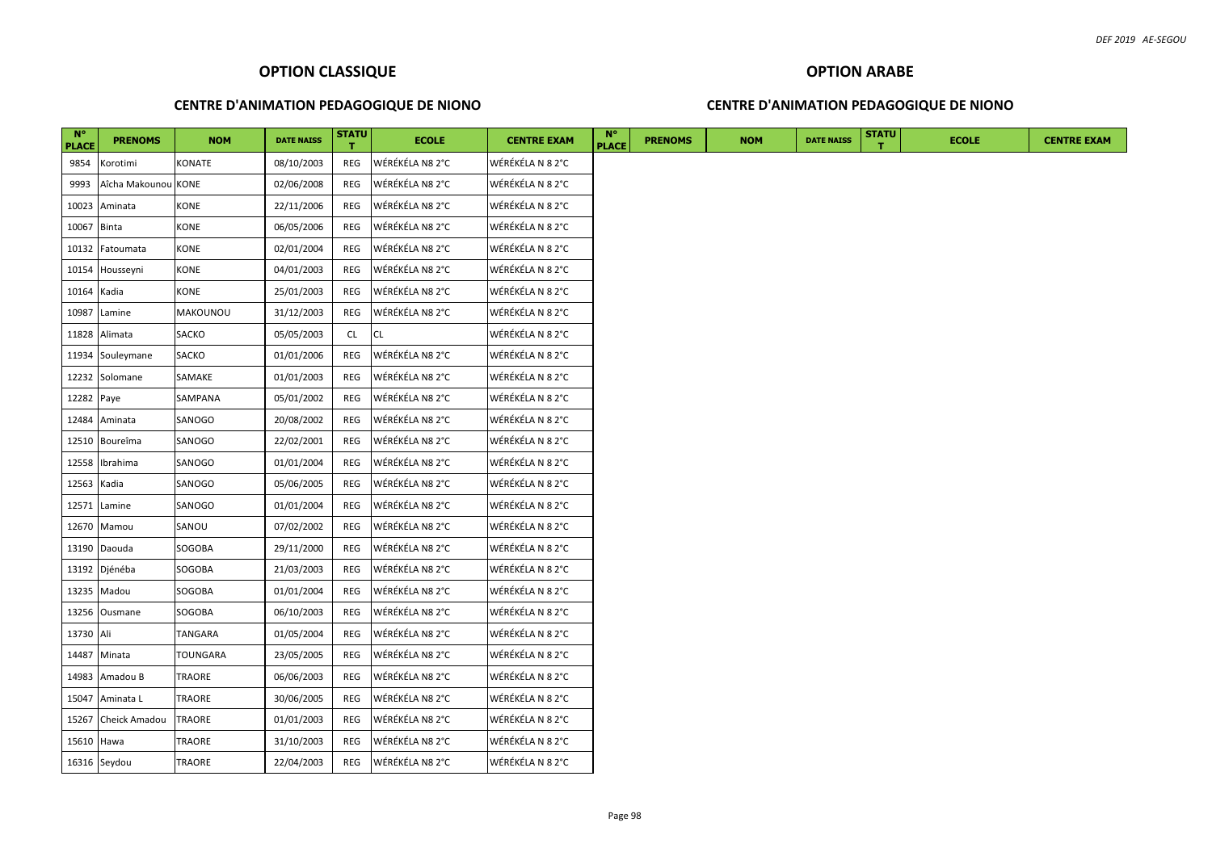## OPTION CLASSIQUE

### CENTRE D'ANIMATION PEDAGOGIQUE DE NIONO

## OPTION ARABE

### CENTRE D'ANIMATION PEDAGOGIQUE DE NIONO

| N° PLACE | PRENOMS | NOM | DATE NAISS | STATUT | ECOLE | CENTRE EXAM | N° PLACE | PRENOMS | NOM | DATE NAISS | STATUT | ECOLE | CENTRE EXAM |
|---|---|---|---|---|---|---|---|---|---|---|---|---|---|
| 9854 | Korotimi | KONATE | 08/10/2003 | REG | WÉRÉKÉLA N8 2°C | WÉRÉKÉLA N 8 2°C | | | | | | | |
| 9993 | Aïcha Makounou | KONE | 02/06/2008 | REG | WÉRÉKÉLA N8 2°C | WÉRÉKÉLA N 8 2°C | | | | | | | |
| 10023 | Aminata | KONE | 22/11/2006 | REG | WÉRÉKÉLA N8 2°C | WÉRÉKÉLA N 8 2°C | | | | | | | |
| 10067 | Binta | KONE | 06/05/2006 | REG | WÉRÉKÉLA N8 2°C | WÉRÉKÉLA N 8 2°C | | | | | | | |
| 10132 | Fatoumata | KONE | 02/01/2004 | REG | WÉRÉKÉLA N8 2°C | WÉRÉKÉLA N 8 2°C | | | | | | | |
| 10154 | Housseyni | KONE | 04/01/2003 | REG | WÉRÉKÉLA N8 2°C | WÉRÉKÉLA N 8 2°C | | | | | | | |
| 10164 | Kadia | KONE | 25/01/2003 | REG | WÉRÉKÉLA N8 2°C | WÉRÉKÉLA N 8 2°C | | | | | | | |
| 10987 | Lamine | MAKOUNOU | 31/12/2003 | REG | WÉRÉKÉLA N8 2°C | WÉRÉKÉLA N 8 2°C | | | | | | | |
| 11828 | Alimata | SACKO | 05/05/2003 | CL | CL | WÉRÉKÉLA N 8 2°C | | | | | | | |
| 11934 | Souleymane | SACKO | 01/01/2006 | REG | WÉRÉKÉLA N8 2°C | WÉRÉKÉLA N 8 2°C | | | | | | | |
| 12232 | Solomane | SAMAKE | 01/01/2003 | REG | WÉRÉKÉLA N8 2°C | WÉRÉKÉLA N 8 2°C | | | | | | | |
| 12282 | Paye | SAMPANA | 05/01/2002 | REG | WÉRÉKÉLA N8 2°C | WÉRÉKÉLA N 8 2°C | | | | | | | |
| 12484 | Aminata | SANOGO | 20/08/2002 | REG | WÉRÉKÉLA N8 2°C | WÉRÉKÉLA N 8 2°C | | | | | | | |
| 12510 | Boureîma | SANOGO | 22/02/2001 | REG | WÉRÉKÉLA N8 2°C | WÉRÉKÉLA N 8 2°C | | | | | | | |
| 12558 | Ibrahima | SANOGO | 01/01/2004 | REG | WÉRÉKÉLA N8 2°C | WÉRÉKÉLA N 8 2°C | | | | | | | |
| 12563 | Kadia | SANOGO | 05/06/2005 | REG | WÉRÉKÉLA N8 2°C | WÉRÉKÉLA N 8 2°C | | | | | | | |
| 12571 | Lamine | SANOGO | 01/01/2004 | REG | WÉRÉKÉLA N8 2°C | WÉRÉKÉLA N 8 2°C | | | | | | | |
| 12670 | Mamou | SANOU | 07/02/2002 | REG | WÉRÉKÉLA N8 2°C | WÉRÉKÉLA N 8 2°C | | | | | | | |
| 13190 | Daouda | SOGOBA | 29/11/2000 | REG | WÉRÉKÉLA N8 2°C | WÉRÉKÉLA N 8 2°C | | | | | | | |
| 13192 | Djénéba | SOGOBA | 21/03/2003 | REG | WÉRÉKÉLA N8 2°C | WÉRÉKÉLA N 8 2°C | | | | | | | |
| 13235 | Madou | SOGOBA | 01/01/2004 | REG | WÉRÉKÉLA N8 2°C | WÉRÉKÉLA N 8 2°C | | | | | | | |
| 13256 | Ousmane | SOGOBA | 06/10/2003 | REG | WÉRÉKÉLA N8 2°C | WÉRÉKÉLA N 8 2°C | | | | | | | |
| 13730 | Ali | TANGARA | 01/05/2004 | REG | WÉRÉKÉLA N8 2°C | WÉRÉKÉLA N 8 2°C | | | | | | | |
| 14487 | Minata | TOUNGARA | 23/05/2005 | REG | WÉRÉKÉLA N8 2°C | WÉRÉKÉLA N 8 2°C | | | | | | | |
| 14983 | Amadou B | TRAORE | 06/06/2003 | REG | WÉRÉKÉLA N8 2°C | WÉRÉKÉLA N 8 2°C | | | | | | | |
| 15047 | Aminata L | TRAORE | 30/06/2005 | REG | WÉRÉKÉLA N8 2°C | WÉRÉKÉLA N 8 2°C | | | | | | | |
| 15267 | Cheick Amadou | TRAORE | 01/01/2003 | REG | WÉRÉKÉLA N8 2°C | WÉRÉKÉLA N 8 2°C | | | | | | | |
| 15610 | Hawa | TRAORE | 31/10/2003 | REG | WÉRÉKÉLA N8 2°C | WÉRÉKÉLA N 8 2°C | | | | | | | |
| 16316 | Seydou | TRAORE | 22/04/2003 | REG | WÉRÉKÉLA N8 2°C | WÉRÉKÉLA N 8 2°C | | | | | | | |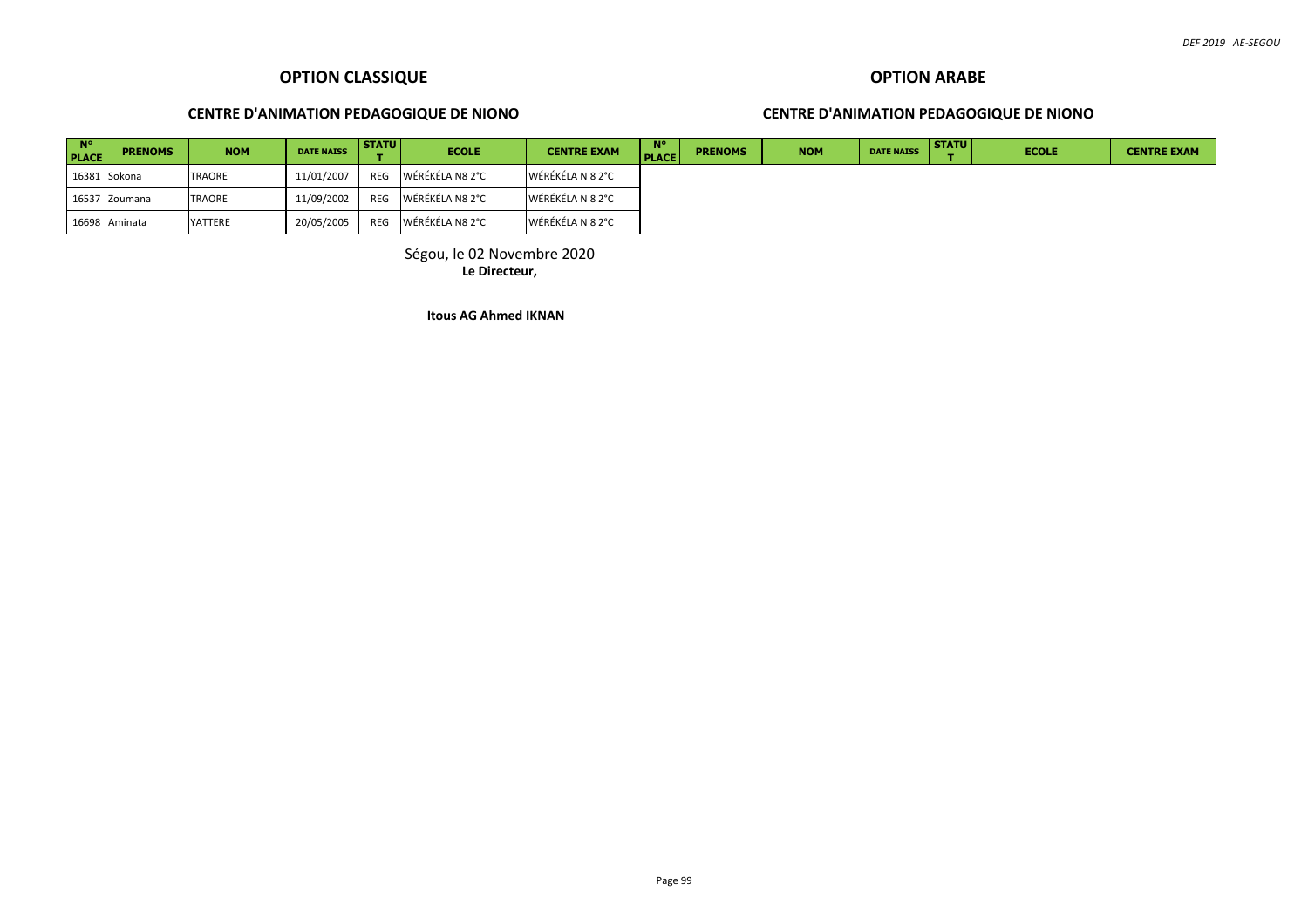## OPTION CLASSIQUE

### CENTRE D'ANIMATION PEDAGOGIQUE DE NIONO

| N° PLACE | PRENOMS | NOM | DATE NAISS | STATUT | ECOLE | CENTRE EXAM |
|---|---|---|---|---|---|---|
| 16381 | Sokona | TRAORE | 11/01/2007 | REG | WÉRÉKÉLA N8 2°C | WÉRÉKÉLA N 8 2°C |
| 16537 | Zoumana | TRAORE | 11/09/2002 | REG | WÉRÉKÉLA N8 2°C | WÉRÉKÉLA N 8 2°C |
| 16698 | Aminata | YATTERE | 20/05/2005 | REG | WÉRÉKÉLA N8 2°C | WÉRÉKÉLA N 8 2°C |

## OPTION ARABE

### CENTRE D'ANIMATION PEDAGOGIQUE DE NIONO

| N° PLACE | PRENOMS | NOM | DATE NAISS | STATUT | ECOLE | CENTRE EXAM |
|---|---|---|---|---|---|---|

Ségou, le 02 Novembre 2020

**Le Directeur,**

**Itous AG Ahmed IKNAN**